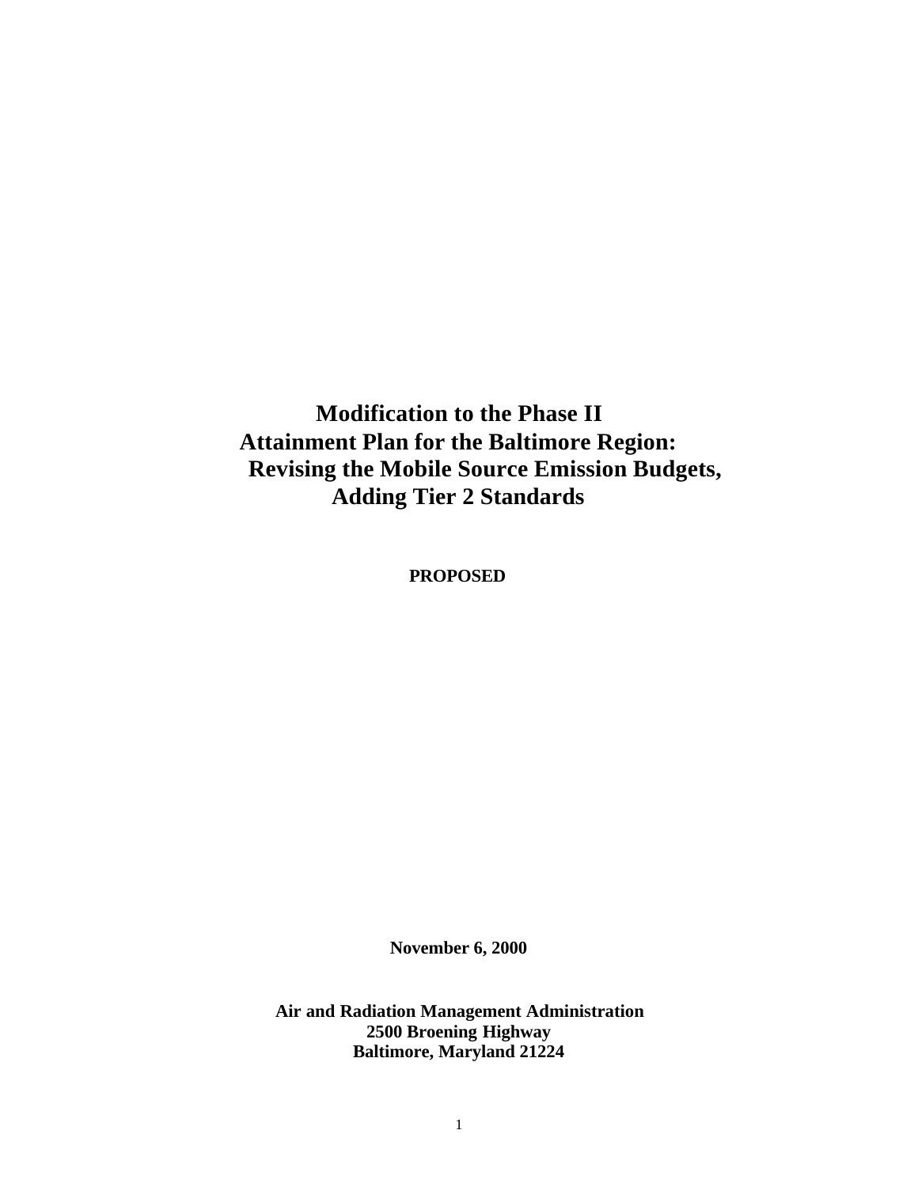# Modification to the Phase II Attainment Plan for the Baltimore Region: Revising the Mobile Source Emission Budgets, Adding Tier 2 Standards

**PROPOSED**

**November 6, 2000**

**Air and Radiation Management Administration**
**2500 Broening Highway**
**Baltimore, Maryland 21224**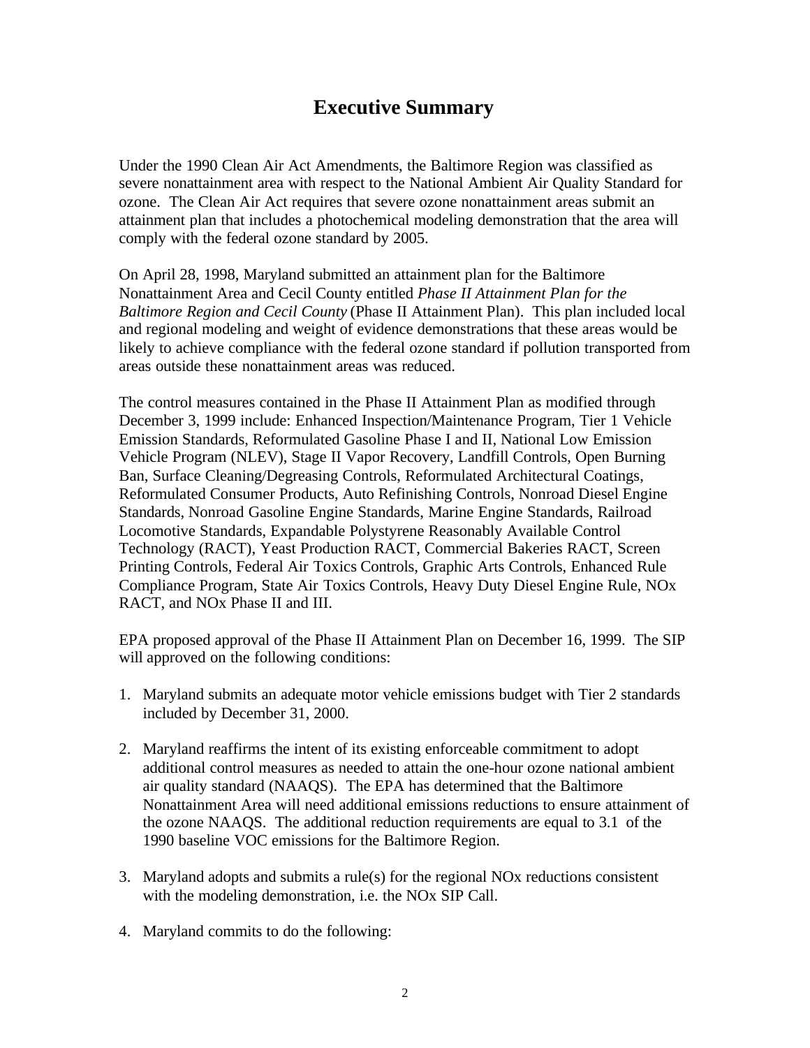# Executive Summary

Under the 1990 Clean Air Act Amendments, the Baltimore Region was classified as severe nonattainment area with respect to the National Ambient Air Quality Standard for ozone. The Clean Air Act requires that severe ozone nonattainment areas submit an attainment plan that includes a photochemical modeling demonstration that the area will comply with the federal ozone standard by 2005.

On April 28, 1998, Maryland submitted an attainment plan for the Baltimore Nonattainment Area and Cecil County entitled *Phase II Attainment Plan for the Baltimore Region and Cecil County* (Phase II Attainment Plan). This plan included local and regional modeling and weight of evidence demonstrations that these areas would be likely to achieve compliance with the federal ozone standard if pollution transported from areas outside these nonattainment areas was reduced.

The control measures contained in the Phase II Attainment Plan as modified through December 3, 1999 include: Enhanced Inspection/Maintenance Program, Tier 1 Vehicle Emission Standards, Reformulated Gasoline Phase I and II, National Low Emission Vehicle Program (NLEV), Stage II Vapor Recovery, Landfill Controls, Open Burning Ban, Surface Cleaning/Degreasing Controls, Reformulated Architectural Coatings, Reformulated Consumer Products, Auto Refinishing Controls, Nonroad Diesel Engine Standards, Nonroad Gasoline Engine Standards, Marine Engine Standards, Railroad Locomotive Standards, Expandable Polystyrene Reasonably Available Control Technology (RACT), Yeast Production RACT, Commercial Bakeries RACT, Screen Printing Controls, Federal Air Toxics Controls, Graphic Arts Controls, Enhanced Rule Compliance Program, State Air Toxics Controls, Heavy Duty Diesel Engine Rule, NOx RACT, and NOx Phase II and III.

EPA proposed approval of the Phase II Attainment Plan on December 16, 1999. The SIP will approved on the following conditions:

1. Maryland submits an adequate motor vehicle emissions budget with Tier 2 standards included by December 31, 2000.

2. Maryland reaffirms the intent of its existing enforceable commitment to adopt additional control measures as needed to attain the one-hour ozone national ambient air quality standard (NAAQS). The EPA has determined that the Baltimore Nonattainment Area will need additional emissions reductions to ensure attainment of the ozone NAAQS. The additional reduction requirements are equal to 3.1 of the 1990 baseline VOC emissions for the Baltimore Region.

3. Maryland adopts and submits a rule(s) for the regional NOx reductions consistent with the modeling demonstration, i.e. the NOx SIP Call.

4. Maryland commits to do the following: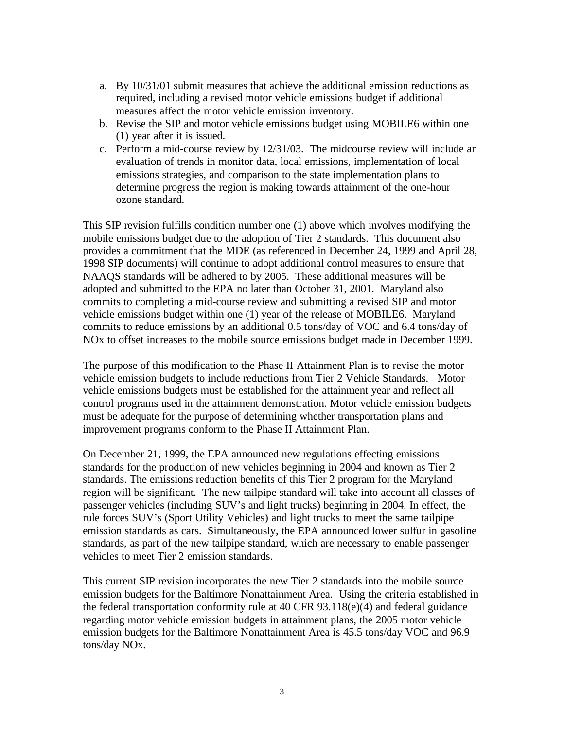a. By 10/31/01 submit measures that achieve the additional emission reductions as required, including a revised motor vehicle emissions budget if additional measures affect the motor vehicle emission inventory.
b. Revise the SIP and motor vehicle emissions budget using MOBILE6 within one (1) year after it is issued.
c. Perform a mid-course review by 12/31/03. The midcourse review will include an evaluation of trends in monitor data, local emissions, implementation of local emissions strategies, and comparison to the state implementation plans to determine progress the region is making towards attainment of the one-hour ozone standard.

This SIP revision fulfills condition number one (1) above which involves modifying the mobile emissions budget due to the adoption of Tier 2 standards. This document also provides a commitment that the MDE (as referenced in December 24, 1999 and April 28, 1998 SIP documents) will continue to adopt additional control measures to ensure that NAAQS standards will be adhered to by 2005. These additional measures will be adopted and submitted to the EPA no later than October 31, 2001. Maryland also commits to completing a mid-course review and submitting a revised SIP and motor vehicle emissions budget within one (1) year of the release of MOBILE6. Maryland commits to reduce emissions by an additional 0.5 tons/day of VOC and 6.4 tons/day of NOx to offset increases to the mobile source emissions budget made in December 1999.

The purpose of this modification to the Phase II Attainment Plan is to revise the motor vehicle emission budgets to include reductions from Tier 2 Vehicle Standards. Motor vehicle emissions budgets must be established for the attainment year and reflect all control programs used in the attainment demonstration. Motor vehicle emission budgets must be adequate for the purpose of determining whether transportation plans and improvement programs conform to the Phase II Attainment Plan.

On December 21, 1999, the EPA announced new regulations effecting emissions standards for the production of new vehicles beginning in 2004 and known as Tier 2 standards. The emissions reduction benefits of this Tier 2 program for the Maryland region will be significant. The new tailpipe standard will take into account all classes of passenger vehicles (including SUV's and light trucks) beginning in 2004. In effect, the rule forces SUV's (Sport Utility Vehicles) and light trucks to meet the same tailpipe emission standards as cars. Simultaneously, the EPA announced lower sulfur in gasoline standards, as part of the new tailpipe standard, which are necessary to enable passenger vehicles to meet Tier 2 emission standards.

This current SIP revision incorporates the new Tier 2 standards into the mobile source emission budgets for the Baltimore Nonattainment Area. Using the criteria established in the federal transportation conformity rule at 40 CFR 93.118(e)(4) and federal guidance regarding motor vehicle emission budgets in attainment plans, the 2005 motor vehicle emission budgets for the Baltimore Nonattainment Area is 45.5 tons/day VOC and 96.9 tons/day NOx.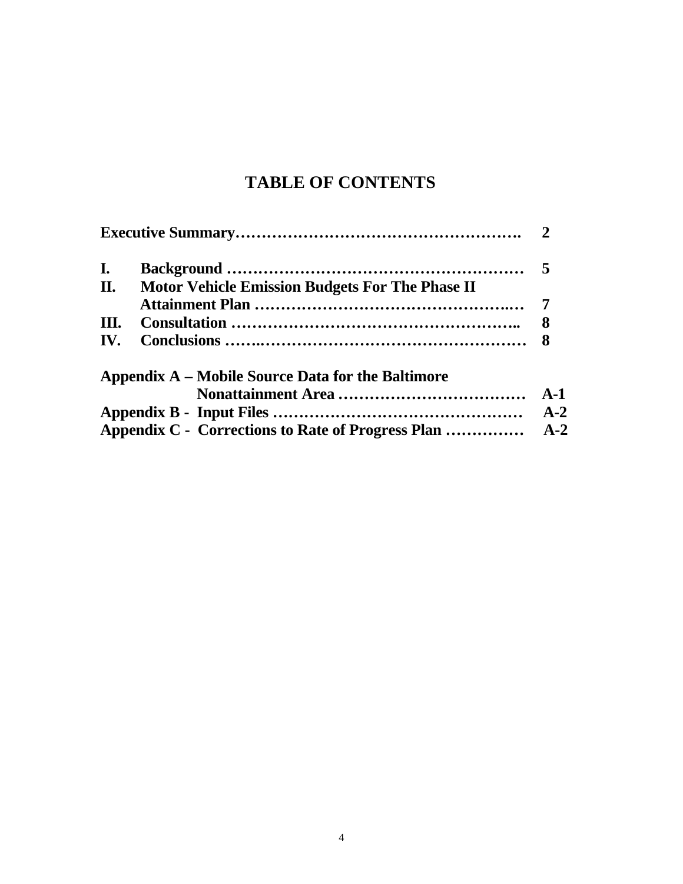# TABLE OF CONTENTS

| | | |
|---|---|---|
| **Executive Summary** | | **2** |
| **I.** | **Background** | **5** |
| **II.** | **Motor Vehicle Emission Budgets For The Phase II Attainment Plan** | **7** |
| **III.** | **Consultation** | **8** |
| **IV.** | **Conclusions** | **8** |
| **Appendix A – Mobile Source Data for the Baltimore Nonattainment Area** | | **A-1** |
| **Appendix B - Input Files** | | **A-2** |
| **Appendix C - Corrections to Rate of Progress Plan** | | **A-2** |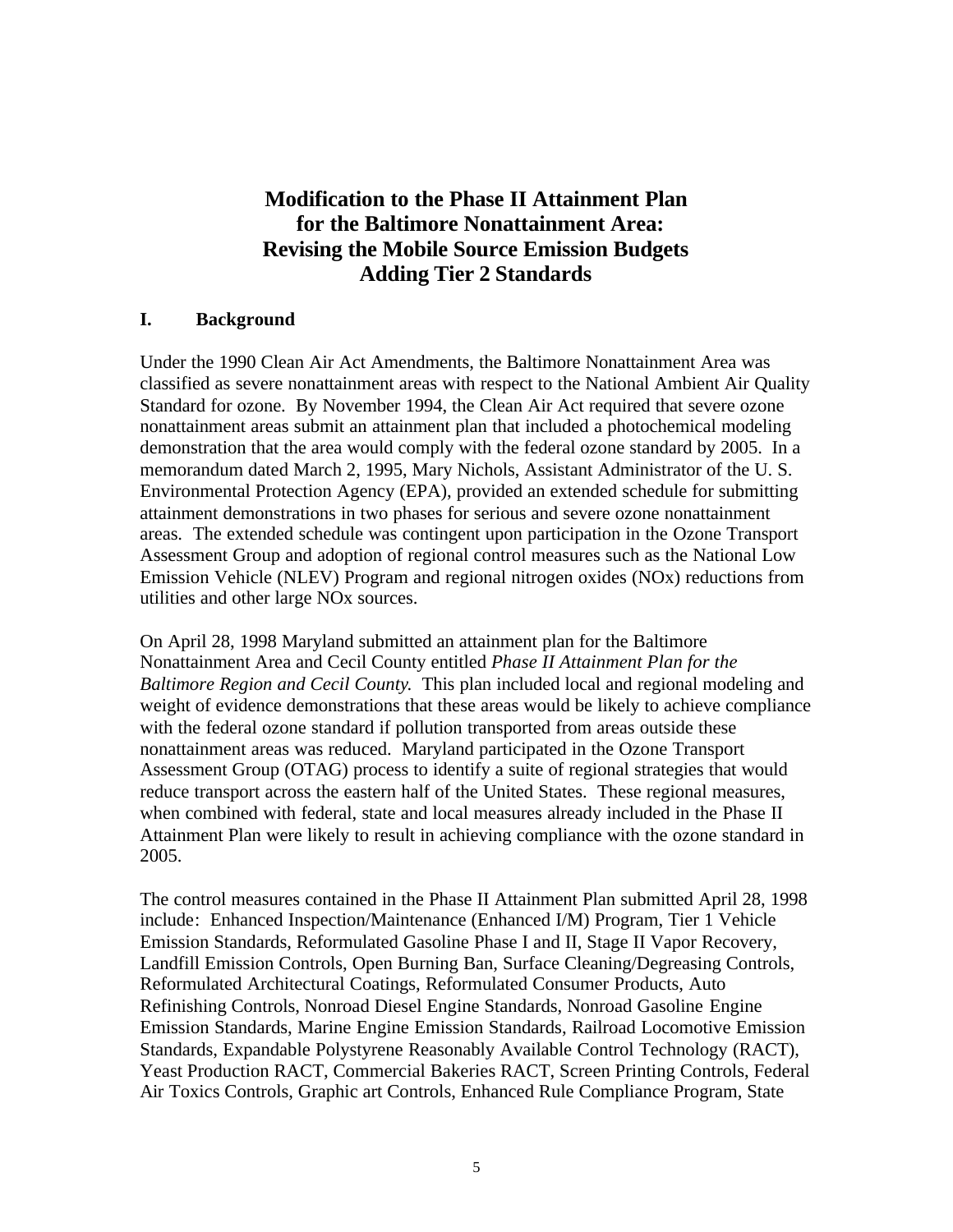# Modification to the Phase II Attainment Plan for the Baltimore Nonattainment Area: Revising the Mobile Source Emission Budgets Adding Tier 2 Standards

## I. Background

Under the 1990 Clean Air Act Amendments, the Baltimore Nonattainment Area was classified as severe nonattainment areas with respect to the National Ambient Air Quality Standard for ozone. By November 1994, the Clean Air Act required that severe ozone nonattainment areas submit an attainment plan that included a photochemical modeling demonstration that the area would comply with the federal ozone standard by 2005. In a memorandum dated March 2, 1995, Mary Nichols, Assistant Administrator of the U. S. Environmental Protection Agency (EPA), provided an extended schedule for submitting attainment demonstrations in two phases for serious and severe ozone nonattainment areas. The extended schedule was contingent upon participation in the Ozone Transport Assessment Group and adoption of regional control measures such as the National Low Emission Vehicle (NLEV) Program and regional nitrogen oxides (NOx) reductions from utilities and other large NOx sources.

On April 28, 1998 Maryland submitted an attainment plan for the Baltimore Nonattainment Area and Cecil County entitled *Phase II Attainment Plan for the Baltimore Region and Cecil County.* This plan included local and regional modeling and weight of evidence demonstrations that these areas would be likely to achieve compliance with the federal ozone standard if pollution transported from areas outside these nonattainment areas was reduced. Maryland participated in the Ozone Transport Assessment Group (OTAG) process to identify a suite of regional strategies that would reduce transport across the eastern half of the United States. These regional measures, when combined with federal, state and local measures already included in the Phase II Attainment Plan were likely to result in achieving compliance with the ozone standard in 2005.

The control measures contained in the Phase II Attainment Plan submitted April 28, 1998 include: Enhanced Inspection/Maintenance (Enhanced I/M) Program, Tier 1 Vehicle Emission Standards, Reformulated Gasoline Phase I and II, Stage II Vapor Recovery, Landfill Emission Controls, Open Burning Ban, Surface Cleaning/Degreasing Controls, Reformulated Architectural Coatings, Reformulated Consumer Products, Auto Refinishing Controls, Nonroad Diesel Engine Standards, Nonroad Gasoline Engine Emission Standards, Marine Engine Emission Standards, Railroad Locomotive Emission Standards, Expandable Polystyrene Reasonably Available Control Technology (RACT), Yeast Production RACT, Commercial Bakeries RACT, Screen Printing Controls, Federal Air Toxics Controls, Graphic art Controls, Enhanced Rule Compliance Program, State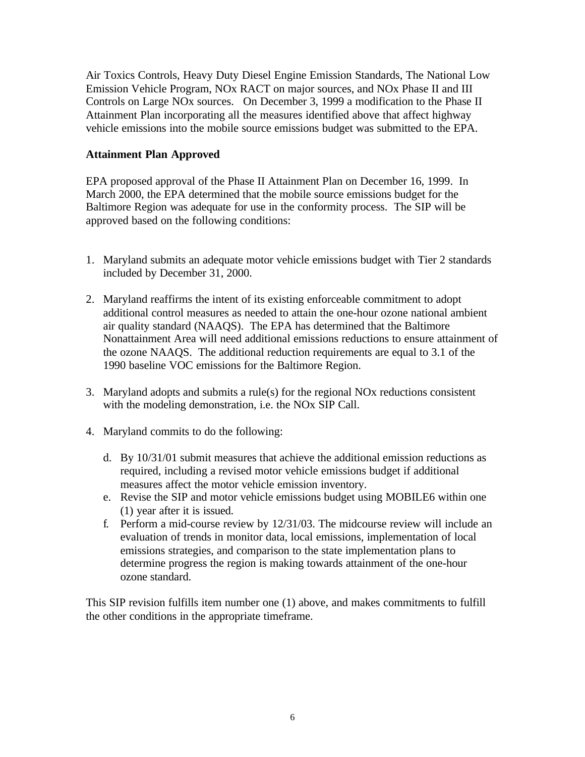Air Toxics Controls, Heavy Duty Diesel Engine Emission Standards, The National Low Emission Vehicle Program, NOx RACT on major sources, and NOx Phase II and III Controls on Large NOx sources. On December 3, 1999 a modification to the Phase II Attainment Plan incorporating all the measures identified above that affect highway vehicle emissions into the mobile source emissions budget was submitted to the EPA.

**Attainment Plan Approved**

EPA proposed approval of the Phase II Attainment Plan on December 16, 1999. In March 2000, the EPA determined that the mobile source emissions budget for the Baltimore Region was adequate for use in the conformity process. The SIP will be approved based on the following conditions:

1. Maryland submits an adequate motor vehicle emissions budget with Tier 2 standards included by December 31, 2000.
2. Maryland reaffirms the intent of its existing enforceable commitment to adopt additional control measures as needed to attain the one-hour ozone national ambient air quality standard (NAAQS). The EPA has determined that the Baltimore Nonattainment Area will need additional emissions reductions to ensure attainment of the ozone NAAQS. The additional reduction requirements are equal to 3.1 of the 1990 baseline VOC emissions for the Baltimore Region.
3. Maryland adopts and submits a rule(s) for the regional NOx reductions consistent with the modeling demonstration, i.e. the NOx SIP Call.
4. Maryland commits to do the following:

   d. By 10/31/01 submit measures that achieve the additional emission reductions as required, including a revised motor vehicle emissions budget if additional measures affect the motor vehicle emission inventory.

   e. Revise the SIP and motor vehicle emissions budget using MOBILE6 within one (1) year after it is issued.

   f. Perform a mid-course review by 12/31/03. The midcourse review will include an evaluation of trends in monitor data, local emissions, implementation of local emissions strategies, and comparison to the state implementation plans to determine progress the region is making towards attainment of the one-hour ozone standard.

This SIP revision fulfills item number one (1) above, and makes commitments to fulfill the other conditions in the appropriate timeframe.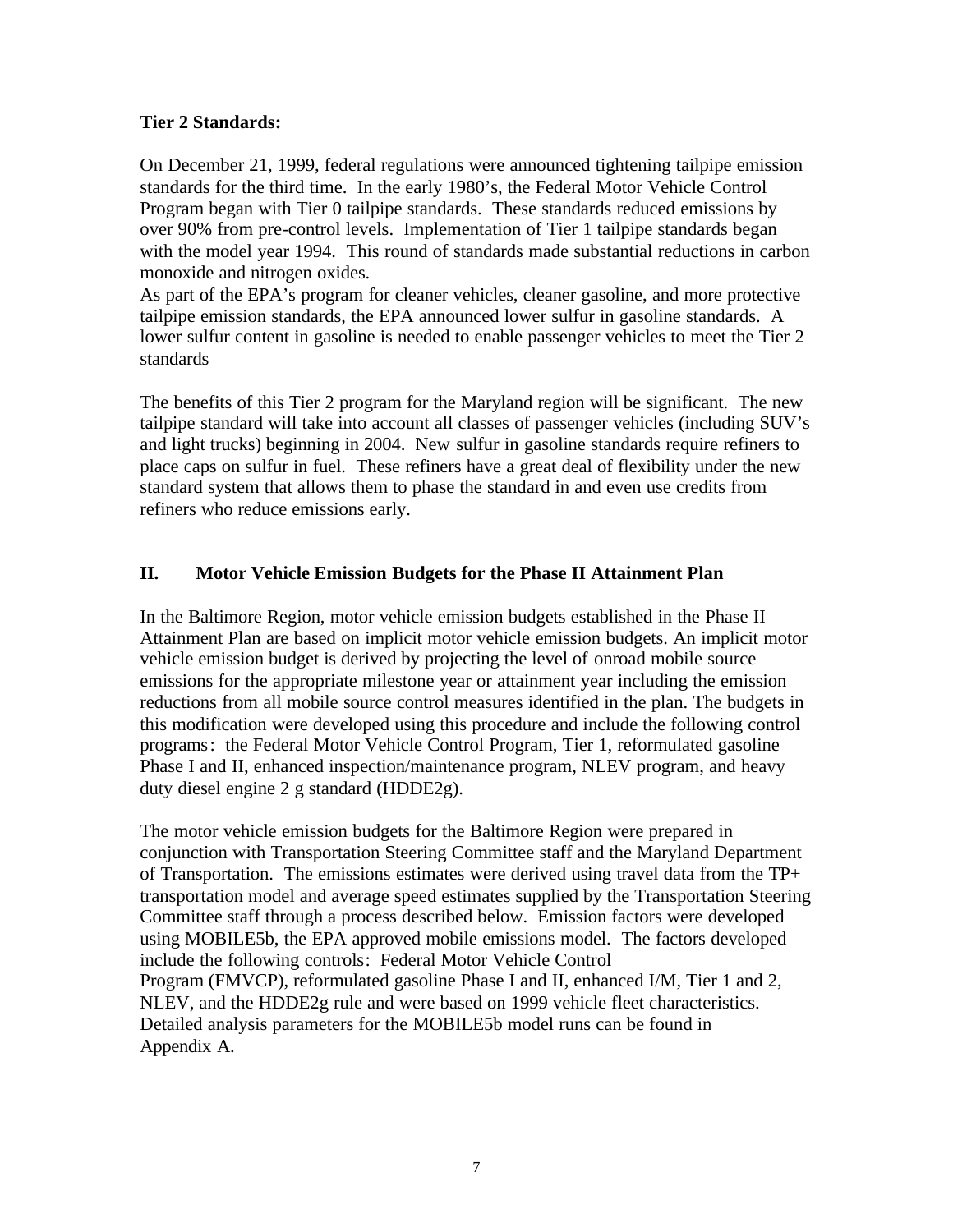**Tier 2 Standards:**

On December 21, 1999, federal regulations were announced tightening tailpipe emission standards for the third time. In the early 1980's, the Federal Motor Vehicle Control Program began with Tier 0 tailpipe standards. These standards reduced emissions by over 90% from pre-control levels. Implementation of Tier 1 tailpipe standards began with the model year 1994. This round of standards made substantial reductions in carbon monoxide and nitrogen oxides.
As part of the EPA's program for cleaner vehicles, cleaner gasoline, and more protective tailpipe emission standards, the EPA announced lower sulfur in gasoline standards. A lower sulfur content in gasoline is needed to enable passenger vehicles to meet the Tier 2 standards

The benefits of this Tier 2 program for the Maryland region will be significant. The new tailpipe standard will take into account all classes of passenger vehicles (including SUV's and light trucks) beginning in 2004. New sulfur in gasoline standards require refiners to place caps on sulfur in fuel. These refiners have a great deal of flexibility under the new standard system that allows them to phase the standard in and even use credits from refiners who reduce emissions early.

## II. Motor Vehicle Emission Budgets for the Phase II Attainment Plan

In the Baltimore Region, motor vehicle emission budgets established in the Phase II Attainment Plan are based on implicit motor vehicle emission budgets. An implicit motor vehicle emission budget is derived by projecting the level of onroad mobile source emissions for the appropriate milestone year or attainment year including the emission reductions from all mobile source control measures identified in the plan. The budgets in this modification were developed using this procedure and include the following control programs: the Federal Motor Vehicle Control Program, Tier 1, reformulated gasoline Phase I and II, enhanced inspection/maintenance program, NLEV program, and heavy duty diesel engine 2 g standard (HDDE2g).

The motor vehicle emission budgets for the Baltimore Region were prepared in conjunction with Transportation Steering Committee staff and the Maryland Department of Transportation. The emissions estimates were derived using travel data from the TP+ transportation model and average speed estimates supplied by the Transportation Steering Committee staff through a process described below. Emission factors were developed using MOBILE5b, the EPA approved mobile emissions model. The factors developed include the following controls: Federal Motor Vehicle Control Program (FMVCP), reformulated gasoline Phase I and II, enhanced I/M, Tier 1 and 2, NLEV, and the HDDE2g rule and were based on 1999 vehicle fleet characteristics. Detailed analysis parameters for the MOBILE5b model runs can be found in Appendix A.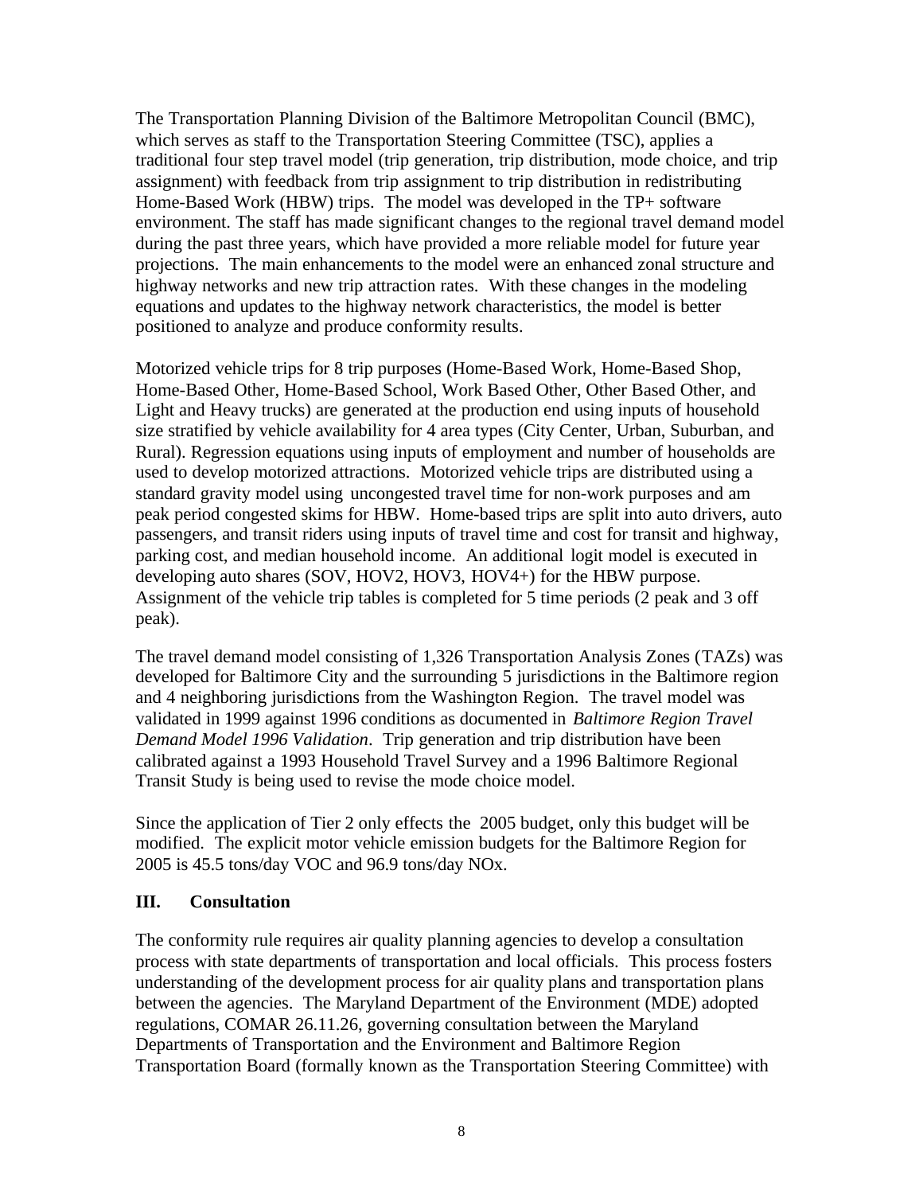The Transportation Planning Division of the Baltimore Metropolitan Council (BMC), which serves as staff to the Transportation Steering Committee (TSC), applies a traditional four step travel model (trip generation, trip distribution, mode choice, and trip assignment) with feedback from trip assignment to trip distribution in redistributing Home-Based Work (HBW) trips. The model was developed in the TP+ software environment. The staff has made significant changes to the regional travel demand model during the past three years, which have provided a more reliable model for future year projections. The main enhancements to the model were an enhanced zonal structure and highway networks and new trip attraction rates. With these changes in the modeling equations and updates to the highway network characteristics, the model is better positioned to analyze and produce conformity results.

Motorized vehicle trips for 8 trip purposes (Home-Based Work, Home-Based Shop, Home-Based Other, Home-Based School, Work Based Other, Other Based Other, and Light and Heavy trucks) are generated at the production end using inputs of household size stratified by vehicle availability for 4 area types (City Center, Urban, Suburban, and Rural). Regression equations using inputs of employment and number of households are used to develop motorized attractions. Motorized vehicle trips are distributed using a standard gravity model using uncongested travel time for non-work purposes and am peak period congested skims for HBW. Home-based trips are split into auto drivers, auto passengers, and transit riders using inputs of travel time and cost for transit and highway, parking cost, and median household income. An additional logit model is executed in developing auto shares (SOV, HOV2, HOV3, HOV4+) for the HBW purpose. Assignment of the vehicle trip tables is completed for 5 time periods (2 peak and 3 off peak).

The travel demand model consisting of 1,326 Transportation Analysis Zones (TAZs) was developed for Baltimore City and the surrounding 5 jurisdictions in the Baltimore region and 4 neighboring jurisdictions from the Washington Region. The travel model was validated in 1999 against 1996 conditions as documented in *Baltimore Region Travel Demand Model 1996 Validation*. Trip generation and trip distribution have been calibrated against a 1993 Household Travel Survey and a 1996 Baltimore Regional Transit Study is being used to revise the mode choice model.

Since the application of Tier 2 only effects the 2005 budget, only this budget will be modified. The explicit motor vehicle emission budgets for the Baltimore Region for 2005 is 45.5 tons/day VOC and 96.9 tons/day NOx.

## III. Consultation

The conformity rule requires air quality planning agencies to develop a consultation process with state departments of transportation and local officials. This process fosters understanding of the development process for air quality plans and transportation plans between the agencies. The Maryland Department of the Environment (MDE) adopted regulations, COMAR 26.11.26, governing consultation between the Maryland Departments of Transportation and the Environment and Baltimore Region Transportation Board (formally known as the Transportation Steering Committee) with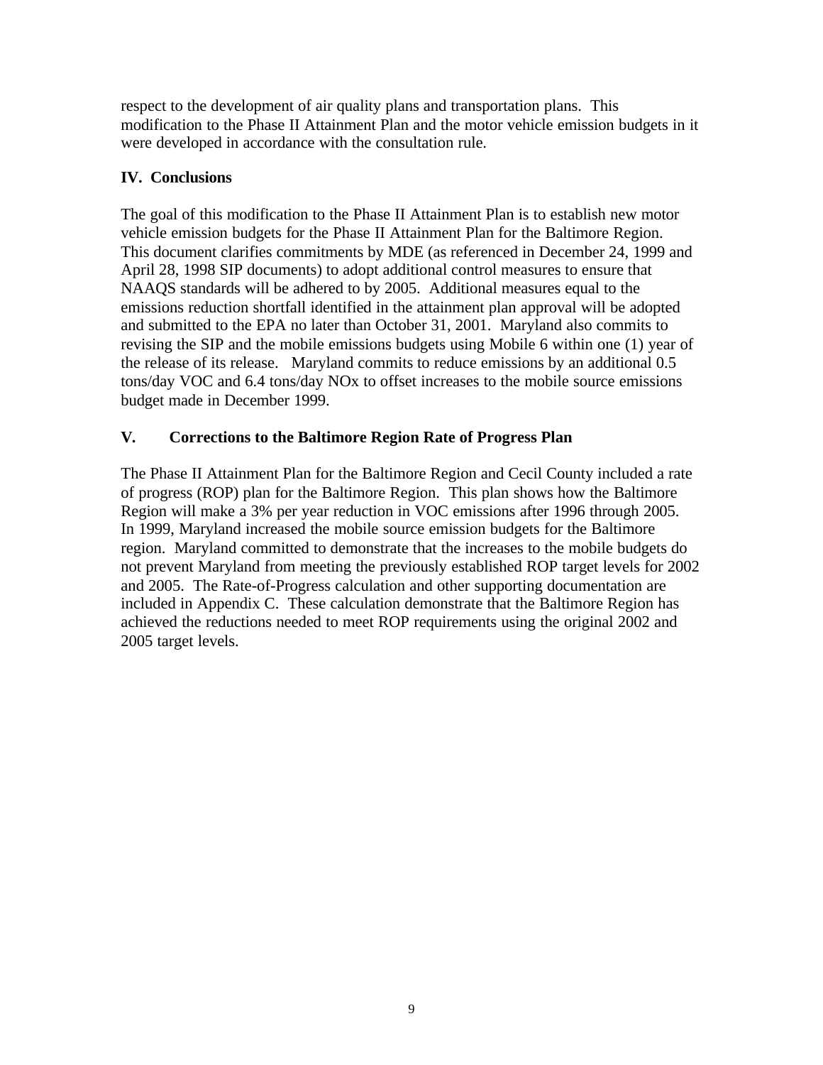respect to the development of air quality plans and transportation plans. This modification to the Phase II Attainment Plan and the motor vehicle emission budgets in it were developed in accordance with the consultation rule.

## IV. Conclusions

The goal of this modification to the Phase II Attainment Plan is to establish new motor vehicle emission budgets for the Phase II Attainment Plan for the Baltimore Region. This document clarifies commitments by MDE (as referenced in December 24, 1999 and April 28, 1998 SIP documents) to adopt additional control measures to ensure that NAAQS standards will be adhered to by 2005. Additional measures equal to the emissions reduction shortfall identified in the attainment plan approval will be adopted and submitted to the EPA no later than October 31, 2001. Maryland also commits to revising the SIP and the mobile emissions budgets using Mobile 6 within one (1) year of the release of its release. Maryland commits to reduce emissions by an additional 0.5 tons/day VOC and 6.4 tons/day NOx to offset increases to the mobile source emissions budget made in December 1999.

## V. Corrections to the Baltimore Region Rate of Progress Plan

The Phase II Attainment Plan for the Baltimore Region and Cecil County included a rate of progress (ROP) plan for the Baltimore Region. This plan shows how the Baltimore Region will make a 3% per year reduction in VOC emissions after 1996 through 2005. In 1999, Maryland increased the mobile source emission budgets for the Baltimore region. Maryland committed to demonstrate that the increases to the mobile budgets do not prevent Maryland from meeting the previously established ROP target levels for 2002 and 2005. The Rate-of-Progress calculation and other supporting documentation are included in Appendix C. These calculation demonstrate that the Baltimore Region has achieved the reductions needed to meet ROP requirements using the original 2002 and 2005 target levels.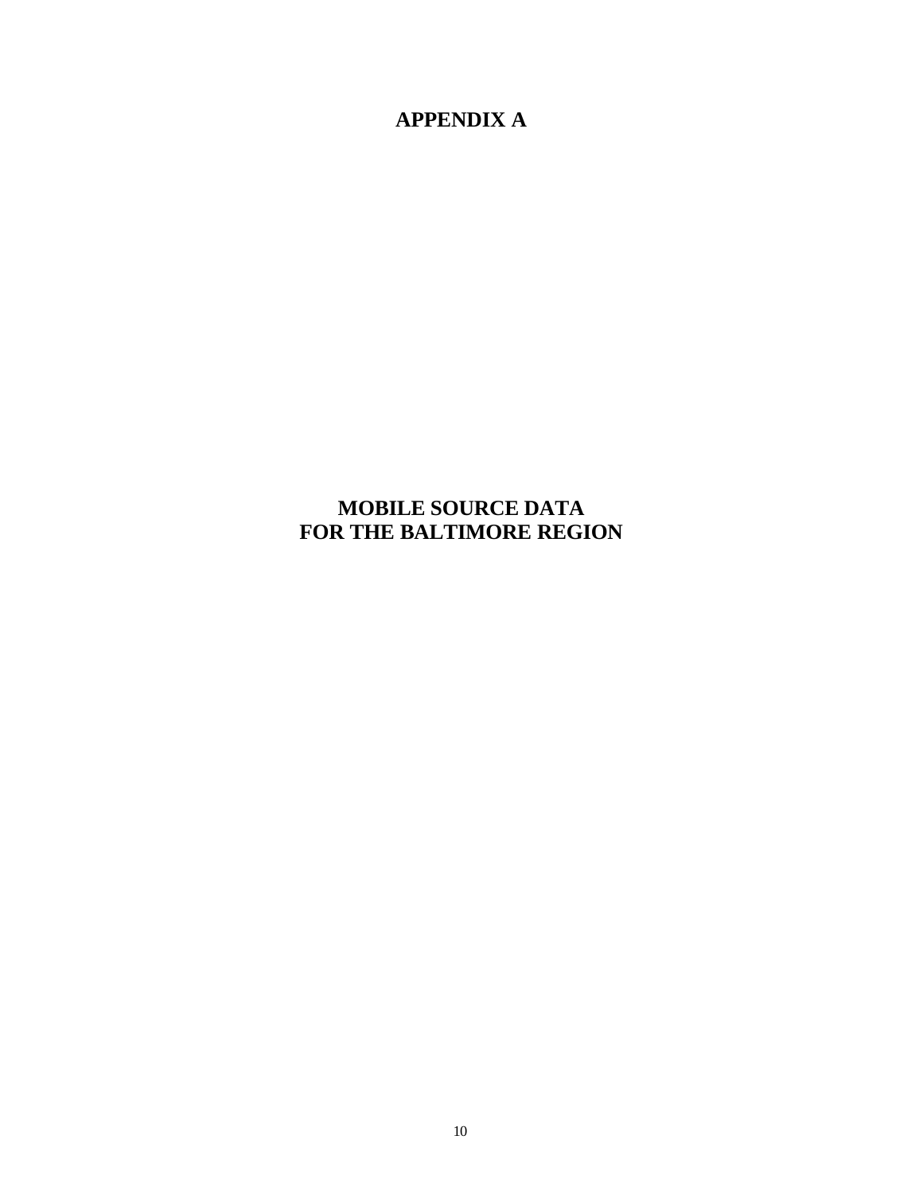# APPENDIX A

## MOBILE SOURCE DATA
## FOR THE BALTIMORE REGION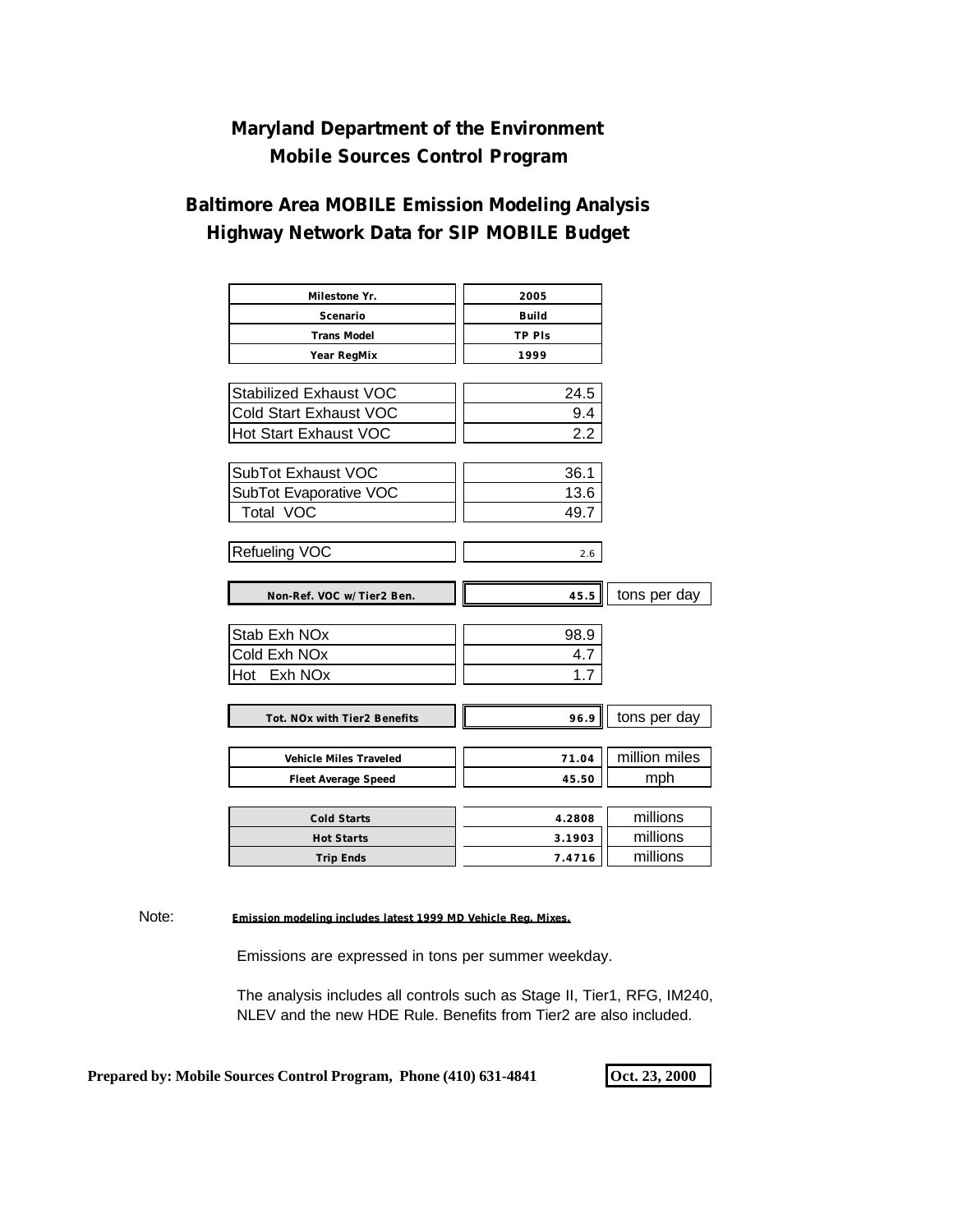## Maryland Department of the Environment
## Mobile Sources Control Program

## Baltimore Area MOBILE Emission Modeling Analysis
## Highway Network Data for SIP MOBILE Budget

| | | |
|---|---|---|
| **Milestone Yr.** | **2005** | |
| **Scenario** | **Build** | |
| **Trans Model** | **TP Pls** | |
| **Year RegMix** | **1999** | |
| | | |
| Stabilized Exhaust VOC | 24.5 | |
| Cold Start Exhaust VOC | 9.4 | |
| Hot Start Exhaust VOC | 2.2 | |
| | | |
| SubTot Exhaust VOC | 36.1 | |
| SubTot Evaporative VOC | 13.6 | |
| Total VOC | 49.7 | |
| | | |
| Refueling VOC | 2.6 | |
| | | |
| **Non-Ref. VOC w/Tier2 Ben.** | **45.5** | tons per day |
| | | |
| Stab Exh NOx | 98.9 | |
| Cold Exh NOx | 4.7 | |
| Hot Exh NOx | 1.7 | |
| | | |
| **Tot. NOx with Tier2 Benefits** | **96.9** | tons per day |
| | | |
| **Vehicle Miles Traveled** | **71.04** | million miles |
| **Fleet Average Speed** | **45.50** | mph |
| | | |
| **Cold Starts** | **4.2808** | millions |
| **Hot Starts** | **3.1903** | millions |
| **Trip Ends** | **7.4716** | millions |

Note: **Emission modeling includes latest 1999 MD Vehicle Reg. Mixes.**

Emissions are expressed in tons per summer weekday.

The analysis includes all controls such as Stage II, Tier1, RFG, IM240, NLEV and the new HDE Rule. Benefits from Tier2 are also included.

**Prepared by: Mobile Sources Control Program, Phone (410) 631-4841** **Oct. 23, 2000**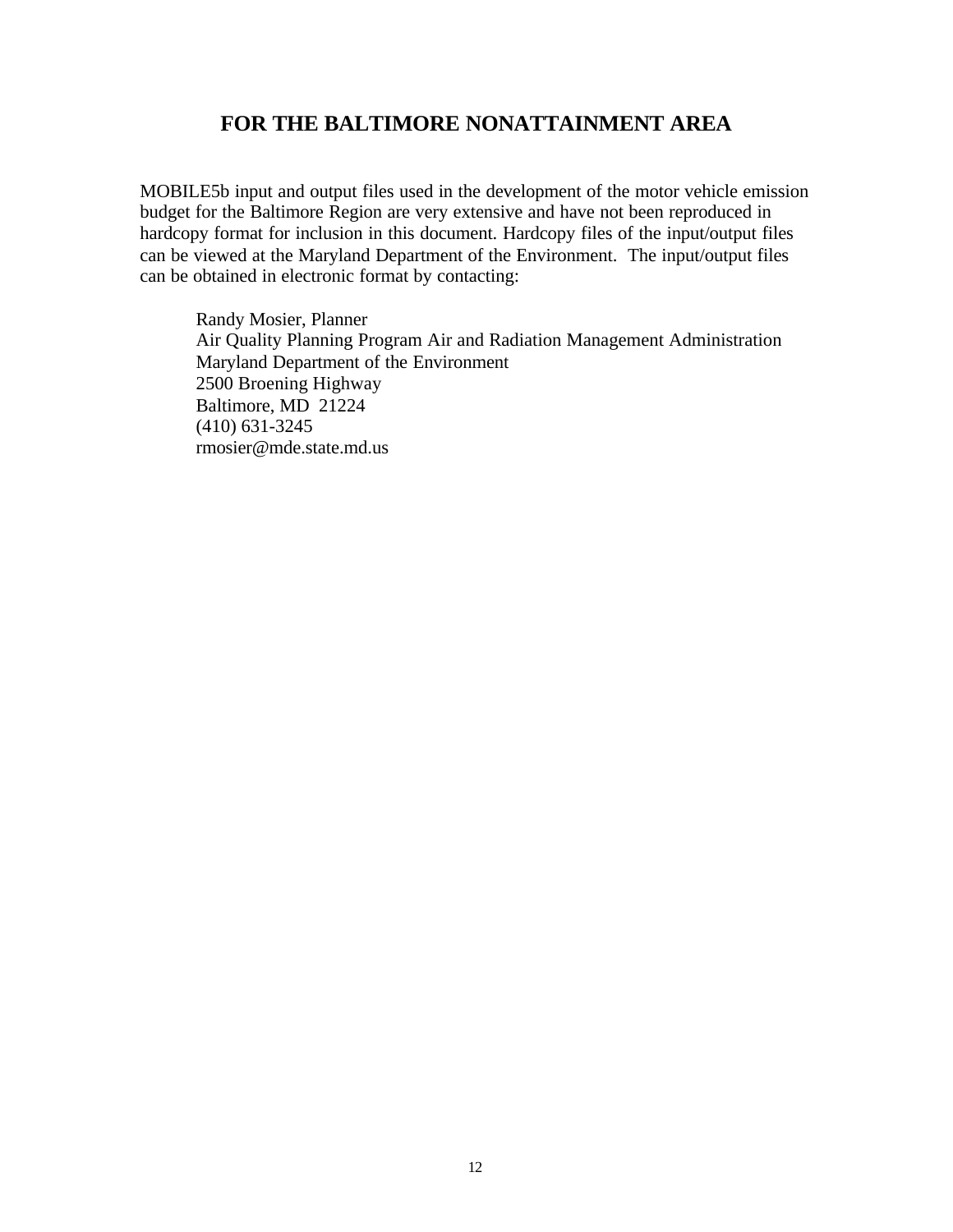## FOR THE BALTIMORE NONATTAINMENT AREA

MOBILE5b input and output files used in the development of the motor vehicle emission budget for the Baltimore Region are very extensive and have not been reproduced in hardcopy format for inclusion in this document. Hardcopy files of the input/output files can be viewed at the Maryland Department of the Environment. The input/output files can be obtained in electronic format by contacting:

Randy Mosier, Planner
Air Quality Planning Program Air and Radiation Management Administration
Maryland Department of the Environment
2500 Broening Highway
Baltimore, MD 21224
(410) 631-3245
rmosier@mde.state.md.us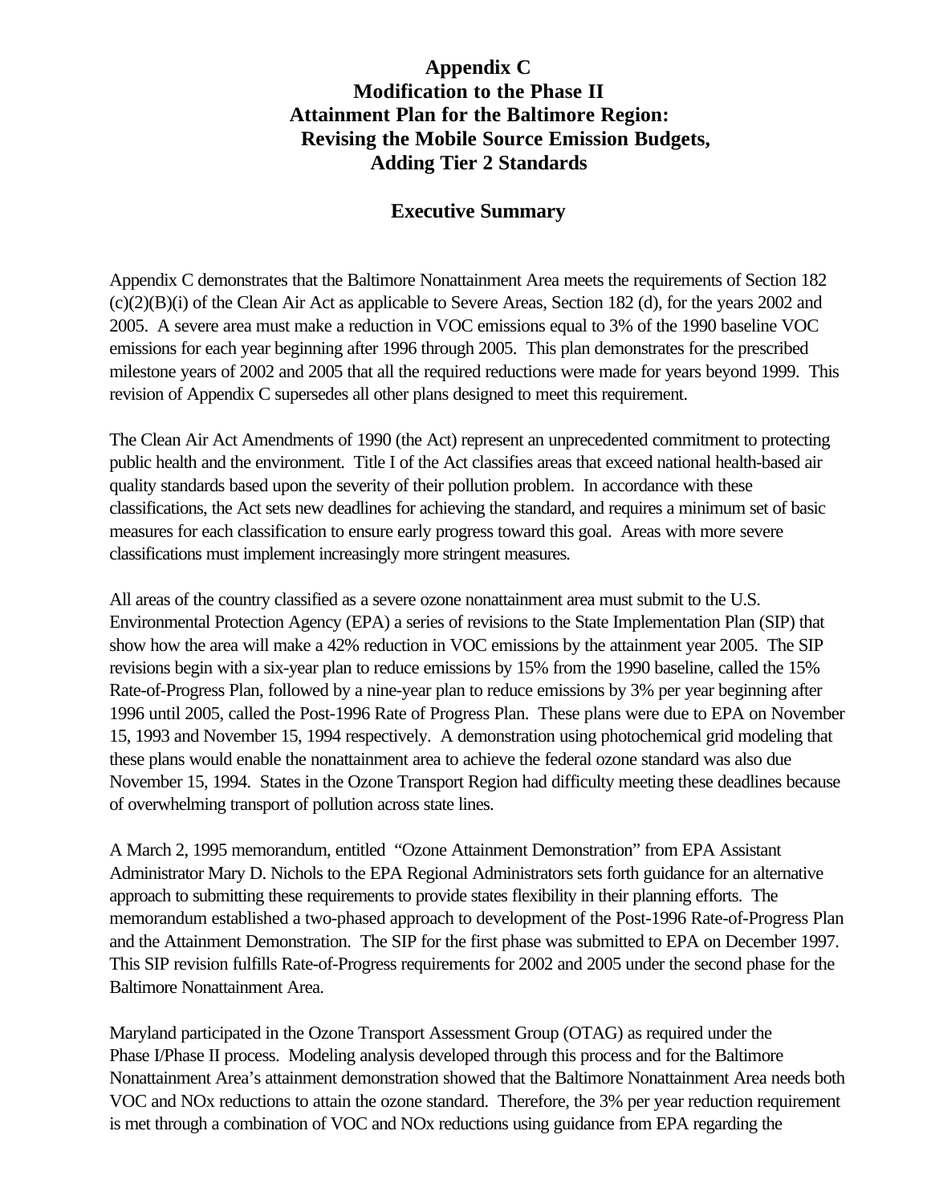# Appendix C
# Modification to the Phase II Attainment Plan for the Baltimore Region: Revising the Mobile Source Emission Budgets, Adding Tier 2 Standards

## Executive Summary

Appendix C demonstrates that the Baltimore Nonattainment Area meets the requirements of Section 182 (c)(2)(B)(i) of the Clean Air Act as applicable to Severe Areas, Section 182 (d), for the years 2002 and 2005. A severe area must make a reduction in VOC emissions equal to 3% of the 1990 baseline VOC emissions for each year beginning after 1996 through 2005. This plan demonstrates for the prescribed milestone years of 2002 and 2005 that all the required reductions were made for years beyond 1999. This revision of Appendix C supersedes all other plans designed to meet this requirement.

The Clean Air Act Amendments of 1990 (the Act) represent an unprecedented commitment to protecting public health and the environment. Title I of the Act classifies areas that exceed national health-based air quality standards based upon the severity of their pollution problem. In accordance with these classifications, the Act sets new deadlines for achieving the standard, and requires a minimum set of basic measures for each classification to ensure early progress toward this goal. Areas with more severe classifications must implement increasingly more stringent measures.

All areas of the country classified as a severe ozone nonattainment area must submit to the U.S. Environmental Protection Agency (EPA) a series of revisions to the State Implementation Plan (SIP) that show how the area will make a 42% reduction in VOC emissions by the attainment year 2005. The SIP revisions begin with a six-year plan to reduce emissions by 15% from the 1990 baseline, called the 15% Rate-of-Progress Plan, followed by a nine-year plan to reduce emissions by 3% per year beginning after 1996 until 2005, called the Post-1996 Rate of Progress Plan. These plans were due to EPA on November 15, 1993 and November 15, 1994 respectively. A demonstration using photochemical grid modeling that these plans would enable the nonattainment area to achieve the federal ozone standard was also due November 15, 1994. States in the Ozone Transport Region had difficulty meeting these deadlines because of overwhelming transport of pollution across state lines.

A March 2, 1995 memorandum, entitled "Ozone Attainment Demonstration" from EPA Assistant Administrator Mary D. Nichols to the EPA Regional Administrators sets forth guidance for an alternative approach to submitting these requirements to provide states flexibility in their planning efforts. The memorandum established a two-phased approach to development of the Post-1996 Rate-of-Progress Plan and the Attainment Demonstration. The SIP for the first phase was submitted to EPA on December 1997. This SIP revision fulfills Rate-of-Progress requirements for 2002 and 2005 under the second phase for the Baltimore Nonattainment Area.

Maryland participated in the Ozone Transport Assessment Group (OTAG) as required under the Phase I/Phase II process. Modeling analysis developed through this process and for the Baltimore Nonattainment Area's attainment demonstration showed that the Baltimore Nonattainment Area needs both VOC and NOx reductions to attain the ozone standard. Therefore, the 3% per year reduction requirement is met through a combination of VOC and NOx reductions using guidance from EPA regarding the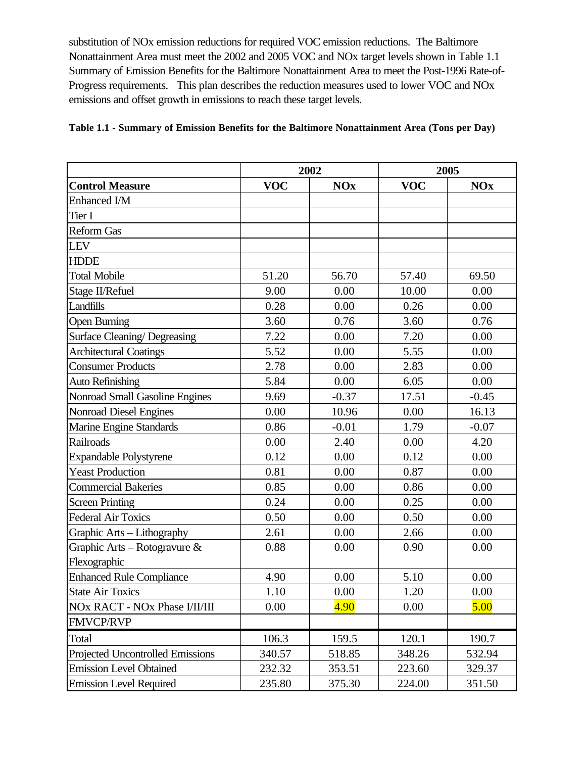substitution of NOx emission reductions for required VOC emission reductions. The Baltimore Nonattainment Area must meet the 2002 and 2005 VOC and NOx target levels shown in Table 1.1 Summary of Emission Benefits for the Baltimore Nonattainment Area to meet the Post-1996 Rate-of-Progress requirements. This plan describes the reduction measures used to lower VOC and NOx emissions and offset growth in emissions to reach these target levels.

**Table 1.1 - Summary of Emission Benefits for the Baltimore Nonattainment Area (Tons per Day)**

| | 2002 | | 2005 | |
|---|---|---|---|---|
| **Control Measure** | **VOC** | **NOx** | **VOC** | **NOx** |
| Enhanced I/M | | | | |
| Tier I | | | | |
| Reform Gas | | | | |
| LEV | | | | |
| HDDE | | | | |
| Total Mobile | 51.20 | 56.70 | 57.40 | 69.50 |
| Stage II/Refuel | 9.00 | 0.00 | 10.00 | 0.00 |
| Landfills | 0.28 | 0.00 | 0.26 | 0.00 |
| Open Burning | 3.60 | 0.76 | 3.60 | 0.76 |
| Surface Cleaning/ Degreasing | 7.22 | 0.00 | 7.20 | 0.00 |
| Architectural Coatings | 5.52 | 0.00 | 5.55 | 0.00 |
| Consumer Products | 2.78 | 0.00 | 2.83 | 0.00 |
| Auto Refinishing | 5.84 | 0.00 | 6.05 | 0.00 |
| Nonroad Small Gasoline Engines | 9.69 | -0.37 | 17.51 | -0.45 |
| Nonroad Diesel Engines | 0.00 | 10.96 | 0.00 | 16.13 |
| Marine Engine Standards | 0.86 | -0.01 | 1.79 | -0.07 |
| Railroads | 0.00 | 2.40 | 0.00 | 4.20 |
| Expandable Polystyrene | 0.12 | 0.00 | 0.12 | 0.00 |
| Yeast Production | 0.81 | 0.00 | 0.87 | 0.00 |
| Commercial Bakeries | 0.85 | 0.00 | 0.86 | 0.00 |
| Screen Printing | 0.24 | 0.00 | 0.25 | 0.00 |
| Federal Air Toxics | 0.50 | 0.00 | 0.50 | 0.00 |
| Graphic Arts – Lithography | 2.61 | 0.00 | 2.66 | 0.00 |
| Graphic Arts – Rotogravure & Flexographic | 0.88 | 0.00 | 0.90 | 0.00 |
| Enhanced Rule Compliance | 4.90 | 0.00 | 5.10 | 0.00 |
| State Air Toxics | 1.10 | 0.00 | 1.20 | 0.00 |
| NOx RACT - NOx Phase I/II/III | 0.00 | 4.90 | 0.00 | 5.00 |
| FMVCP/RVP | | | | |
| Total | 106.3 | 159.5 | 120.1 | 190.7 |
| Projected Uncontrolled Emissions | 340.57 | 518.85 | 348.26 | 532.94 |
| Emission Level Obtained | 232.32 | 353.51 | 223.60 | 329.37 |
| Emission Level Required | 235.80 | 375.30 | 224.00 | 351.50 |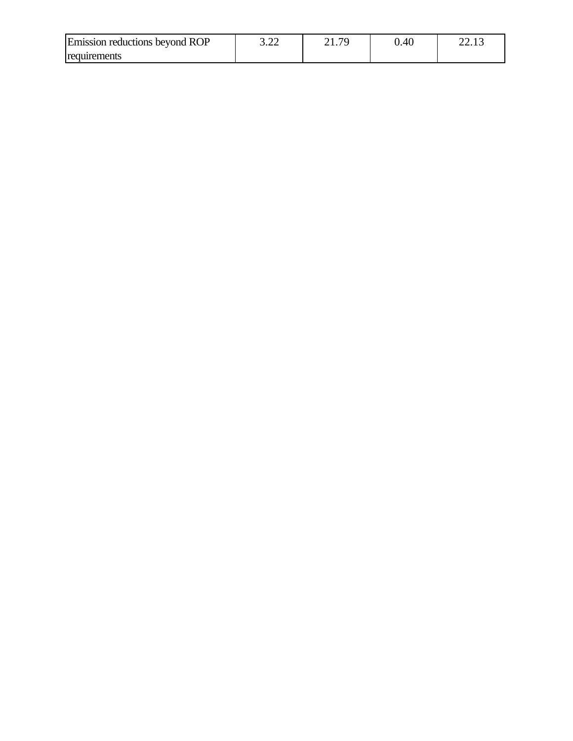| Emission reductions beyond ROP requirements | 3.22 | 21.79 | 0.40 | 22.13 |
|---|---|---|---|---|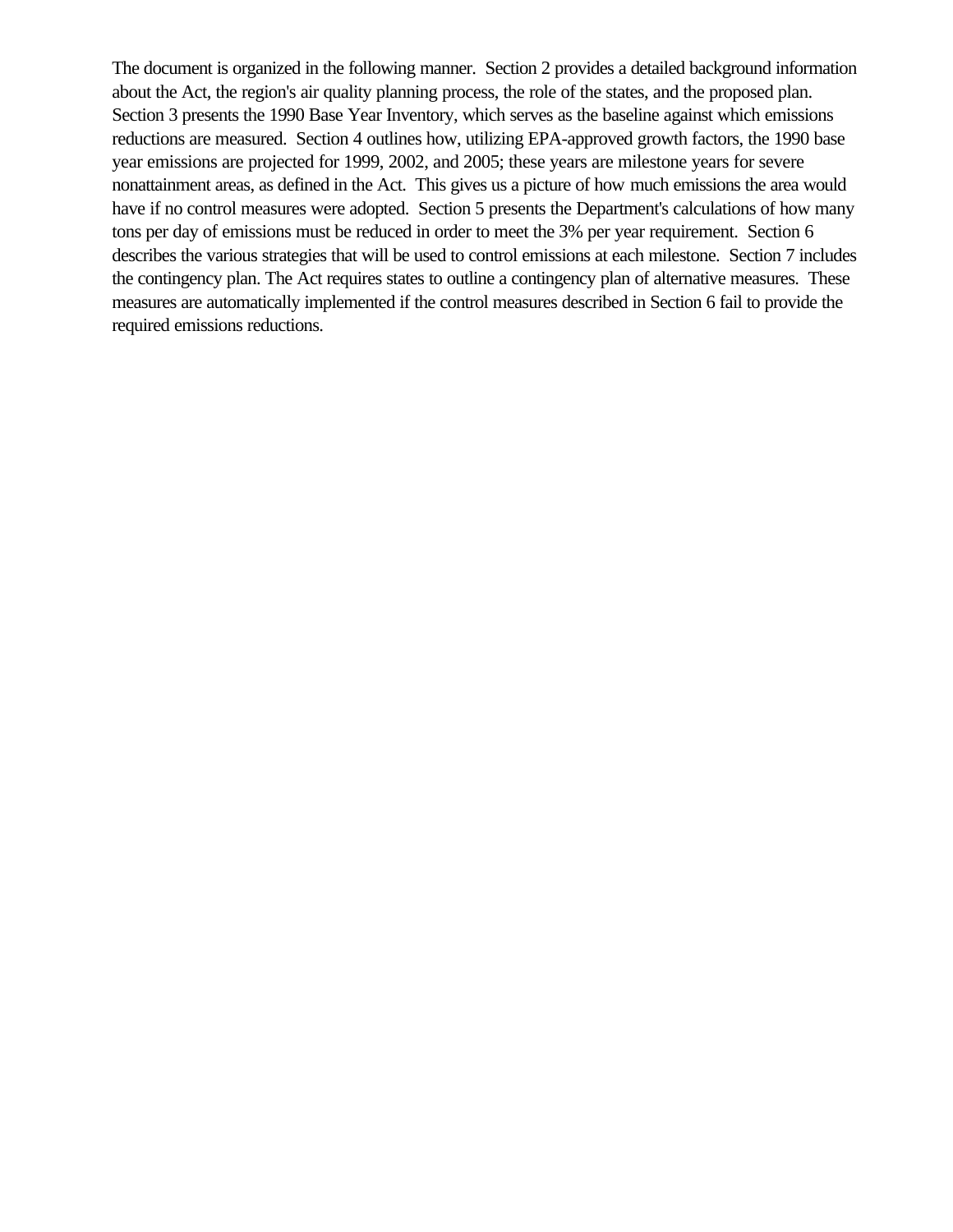The document is organized in the following manner. Section 2 provides a detailed background information about the Act, the region's air quality planning process, the role of the states, and the proposed plan. Section 3 presents the 1990 Base Year Inventory, which serves as the baseline against which emissions reductions are measured. Section 4 outlines how, utilizing EPA-approved growth factors, the 1990 base year emissions are projected for 1999, 2002, and 2005; these years are milestone years for severe nonattainment areas, as defined in the Act. This gives us a picture of how much emissions the area would have if no control measures were adopted. Section 5 presents the Department's calculations of how many tons per day of emissions must be reduced in order to meet the 3% per year requirement. Section 6 describes the various strategies that will be used to control emissions at each milestone. Section 7 includes the contingency plan. The Act requires states to outline a contingency plan of alternative measures. These measures are automatically implemented if the control measures described in Section 6 fail to provide the required emissions reductions.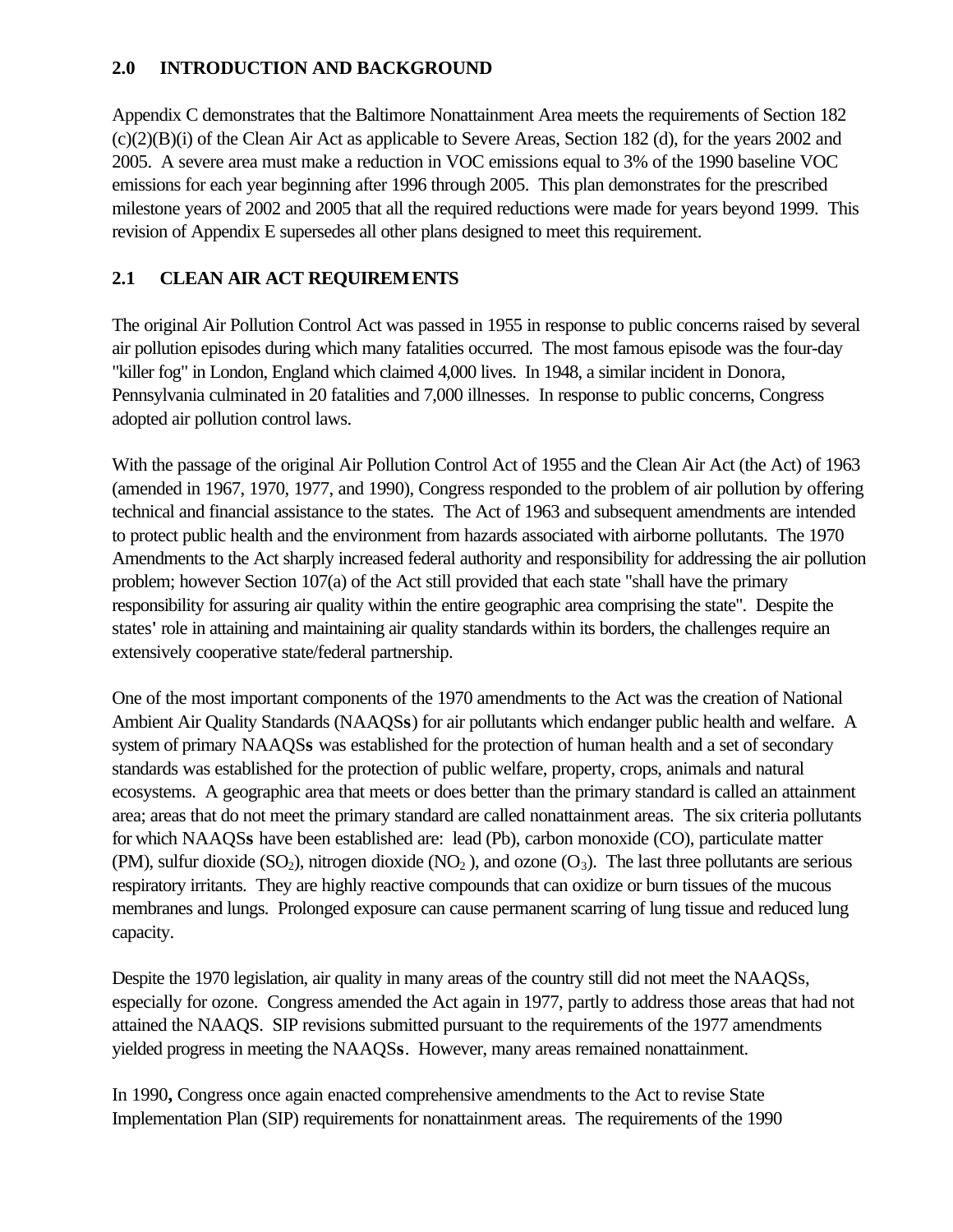## 2.0 INTRODUCTION AND BACKGROUND

Appendix C demonstrates that the Baltimore Nonattainment Area meets the requirements of Section 182 (c)(2)(B)(i) of the Clean Air Act as applicable to Severe Areas, Section 182 (d), for the years 2002 and 2005. A severe area must make a reduction in VOC emissions equal to 3% of the 1990 baseline VOC emissions for each year beginning after 1996 through 2005. This plan demonstrates for the prescribed milestone years of 2002 and 2005 that all the required reductions were made for years beyond 1999. This revision of Appendix E supersedes all other plans designed to meet this requirement.

## 2.1 CLEAN AIR ACT REQUIREMENTS

The original Air Pollution Control Act was passed in 1955 in response to public concerns raised by several air pollution episodes during which many fatalities occurred. The most famous episode was the four-day "killer fog" in London, England which claimed 4,000 lives. In 1948, a similar incident in Donora, Pennsylvania culminated in 20 fatalities and 7,000 illnesses. In response to public concerns, Congress adopted air pollution control laws.

With the passage of the original Air Pollution Control Act of 1955 and the Clean Air Act (the Act) of 1963 (amended in 1967, 1970, 1977, and 1990), Congress responded to the problem of air pollution by offering technical and financial assistance to the states. The Act of 1963 and subsequent amendments are intended to protect public health and the environment from hazards associated with airborne pollutants. The 1970 Amendments to the Act sharply increased federal authority and responsibility for addressing the air pollution problem; however Section 107(a) of the Act still provided that each state "shall have the primary responsibility for assuring air quality within the entire geographic area comprising the state". Despite the states' role in attaining and maintaining air quality standards within its borders, the challenges require an extensively cooperative state/federal partnership.

One of the most important components of the 1970 amendments to the Act was the creation of National Ambient Air Quality Standards (NAAQS**s**) for air pollutants which endanger public health and welfare. A system of primary NAAQS**s** was established for the protection of human health and a set of secondary standards was established for the protection of public welfare, property, crops, animals and natural ecosystems. A geographic area that meets or does better than the primary standard is called an attainment area; areas that do not meet the primary standard are called nonattainment areas. The six criteria pollutants for which NAAQS**s** have been established are: lead (Pb), carbon monoxide (CO), particulate matter (PM), sulfur dioxide ($SO_2$), nitrogen dioxide ($NO_2$), and ozone ($O_3$). The last three pollutants are serious respiratory irritants. They are highly reactive compounds that can oxidize or burn tissues of the mucous membranes and lungs. Prolonged exposure can cause permanent scarring of lung tissue and reduced lung capacity.

Despite the 1970 legislation, air quality in many areas of the country still did not meet the NAAQSs, especially for ozone. Congress amended the Act again in 1977, partly to address those areas that had not attained the NAAQS. SIP revisions submitted pursuant to the requirements of the 1977 amendments yielded progress in meeting the NAAQS**s**. However, many areas remained nonattainment.

In 1990**,** Congress once again enacted comprehensive amendments to the Act to revise State Implementation Plan (SIP) requirements for nonattainment areas. The requirements of the 1990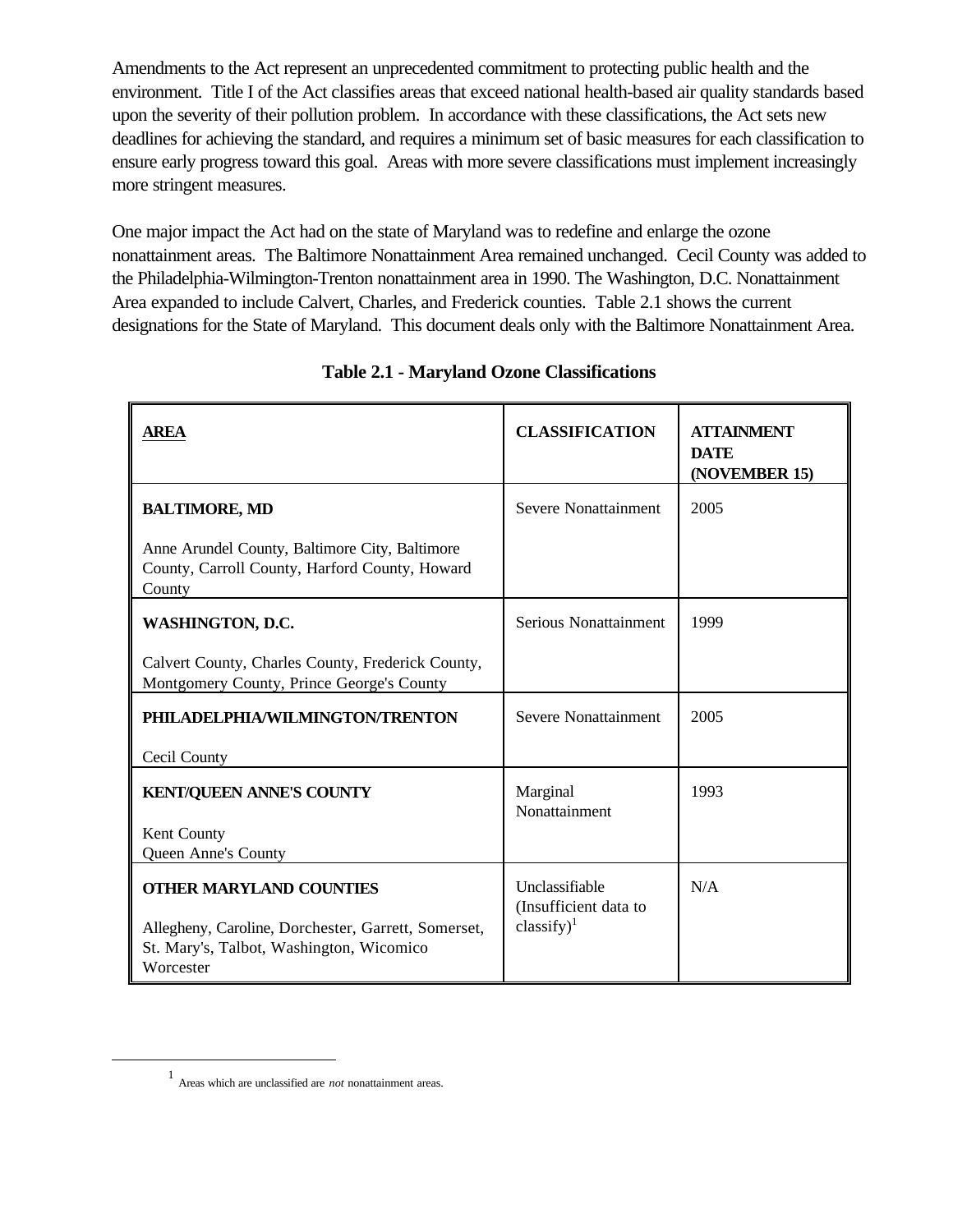Amendments to the Act represent an unprecedented commitment to protecting public health and the environment. Title I of the Act classifies areas that exceed national health-based air quality standards based upon the severity of their pollution problem. In accordance with these classifications, the Act sets new deadlines for achieving the standard, and requires a minimum set of basic measures for each classification to ensure early progress toward this goal. Areas with more severe classifications must implement increasingly more stringent measures.

One major impact the Act had on the state of Maryland was to redefine and enlarge the ozone nonattainment areas. The Baltimore Nonattainment Area remained unchanged. Cecil County was added to the Philadelphia-Wilmington-Trenton nonattainment area in 1990. The Washington, D.C. Nonattainment Area expanded to include Calvert, Charles, and Frederick counties. Table 2.1 shows the current designations for the State of Maryland. This document deals only with the Baltimore Nonattainment Area.

**Table 2.1 - Maryland Ozone Classifications**

| **AREA** | **CLASSIFICATION** | **ATTAINMENT DATE (NOVEMBER 15)** |
|---|---|---|
| **BALTIMORE, MD**<br><br>Anne Arundel County, Baltimore City, Baltimore County, Carroll County, Harford County, Howard County | Severe Nonattainment | 2005 |
| **WASHINGTON, D.C.**<br><br>Calvert County, Charles County, Frederick County, Montgomery County, Prince George's County | Serious Nonattainment | 1999 |
| **PHILADELPHIA/WILMINGTON/TRENTON**<br><br>Cecil County | Severe Nonattainment | 2005 |
| **KENT/QUEEN ANNE'S COUNTY**<br><br>Kent County<br>Queen Anne's County | Marginal Nonattainment | 1993 |
| **OTHER MARYLAND COUNTIES**<br><br>Allegheny, Caroline, Dorchester, Garrett, Somerset, St. Mary's, Talbot, Washington, Wicomico Worcester | Unclassifiable (Insufficient data to classify)[1] | N/A |

[1] Areas which are unclassified are *not* nonattainment areas.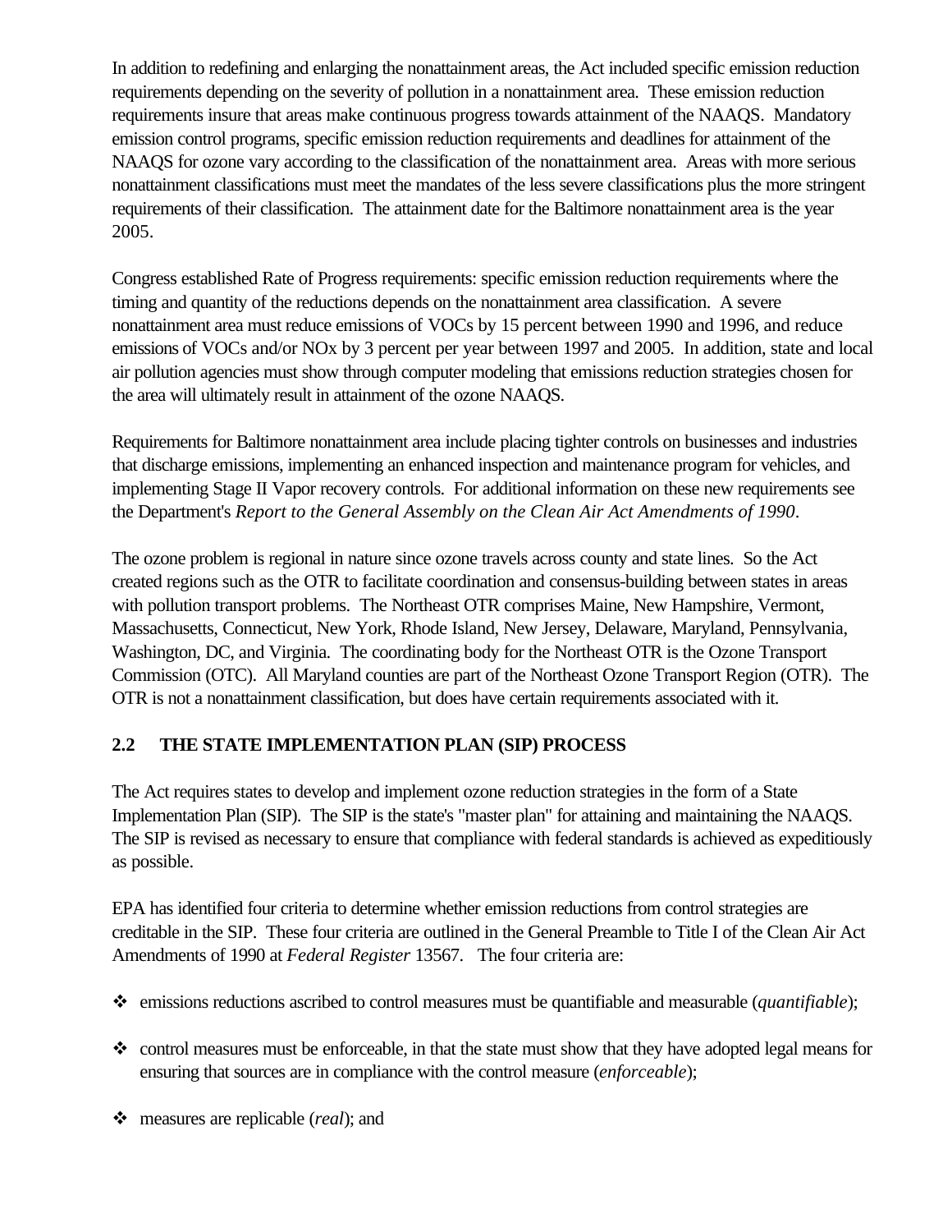In addition to redefining and enlarging the nonattainment areas, the Act included specific emission reduction requirements depending on the severity of pollution in a nonattainment area. These emission reduction requirements insure that areas make continuous progress towards attainment of the NAAQS. Mandatory emission control programs, specific emission reduction requirements and deadlines for attainment of the NAAQS for ozone vary according to the classification of the nonattainment area. Areas with more serious nonattainment classifications must meet the mandates of the less severe classifications plus the more stringent requirements of their classification. The attainment date for the Baltimore nonattainment area is the year 2005.

Congress established Rate of Progress requirements: specific emission reduction requirements where the timing and quantity of the reductions depends on the nonattainment area classification. A severe nonattainment area must reduce emissions of VOCs by 15 percent between 1990 and 1996, and reduce emissions of VOCs and/or NOx by 3 percent per year between 1997 and 2005. In addition, state and local air pollution agencies must show through computer modeling that emissions reduction strategies chosen for the area will ultimately result in attainment of the ozone NAAQS.

Requirements for Baltimore nonattainment area include placing tighter controls on businesses and industries that discharge emissions, implementing an enhanced inspection and maintenance program for vehicles, and implementing Stage II Vapor recovery controls. For additional information on these new requirements see the Department's *Report to the General Assembly on the Clean Air Act Amendments of 1990*.

The ozone problem is regional in nature since ozone travels across county and state lines. So the Act created regions such as the OTR to facilitate coordination and consensus-building between states in areas with pollution transport problems. The Northeast OTR comprises Maine, New Hampshire, Vermont, Massachusetts, Connecticut, New York, Rhode Island, New Jersey, Delaware, Maryland, Pennsylvania, Washington, DC, and Virginia. The coordinating body for the Northeast OTR is the Ozone Transport Commission (OTC). All Maryland counties are part of the Northeast Ozone Transport Region (OTR). The OTR is not a nonattainment classification, but does have certain requirements associated with it.

## 2.2 THE STATE IMPLEMENTATION PLAN (SIP) PROCESS

The Act requires states to develop and implement ozone reduction strategies in the form of a State Implementation Plan (SIP). The SIP is the state's "master plan" for attaining and maintaining the NAAQS. The SIP is revised as necessary to ensure that compliance with federal standards is achieved as expeditiously as possible.

EPA has identified four criteria to determine whether emission reductions from control strategies are creditable in the SIP. These four criteria are outlined in the General Preamble to Title I of the Clean Air Act Amendments of 1990 at *Federal Register* 13567. The four criteria are:

- emissions reductions ascribed to control measures must be quantifiable and measurable (*quantifiable*);
- control measures must be enforceable, in that the state must show that they have adopted legal means for ensuring that sources are in compliance with the control measure (*enforceable*);
- measures are replicable (*real*); and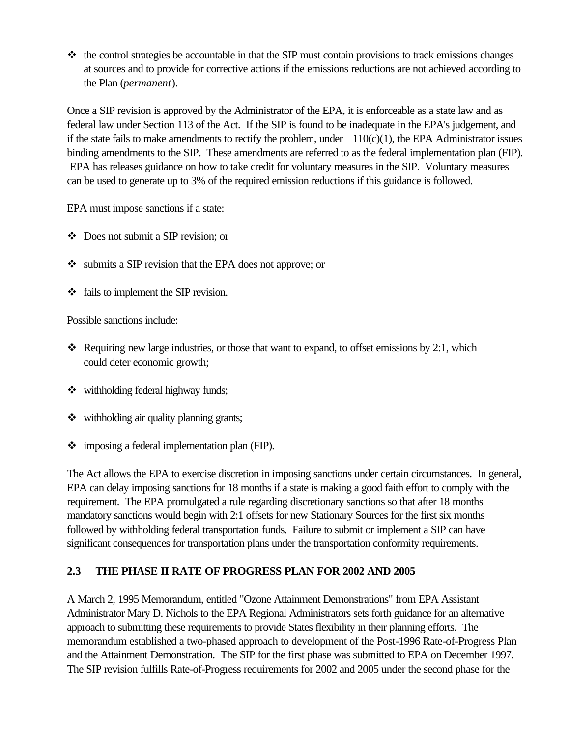- the control strategies be accountable in that the SIP must contain provisions to track emissions changes at sources and to provide for corrective actions if the emissions reductions are not achieved according to the Plan (*permanent*).

Once a SIP revision is approved by the Administrator of the EPA, it is enforceable as a state law and as federal law under Section 113 of the Act. If the SIP is found to be inadequate in the EPA's judgement, and if the state fails to make amendments to rectify the problem, under 110(c)(1), the EPA Administrator issues binding amendments to the SIP. These amendments are referred to as the federal implementation plan (FIP). EPA has releases guidance on how to take credit for voluntary measures in the SIP. Voluntary measures can be used to generate up to 3% of the required emission reductions if this guidance is followed.

EPA must impose sanctions if a state:

- Does not submit a SIP revision; or
- submits a SIP revision that the EPA does not approve; or
- fails to implement the SIP revision.

Possible sanctions include:

- Requiring new large industries, or those that want to expand, to offset emissions by 2:1, which could deter economic growth;
- withholding federal highway funds;
- withholding air quality planning grants;
- imposing a federal implementation plan (FIP).

The Act allows the EPA to exercise discretion in imposing sanctions under certain circumstances. In general, EPA can delay imposing sanctions for 18 months if a state is making a good faith effort to comply with the requirement. The EPA promulgated a rule regarding discretionary sanctions so that after 18 months mandatory sanctions would begin with 2:1 offsets for new Stationary Sources for the first six months followed by withholding federal transportation funds. Failure to submit or implement a SIP can have significant consequences for transportation plans under the transportation conformity requirements.

## 2.3 THE PHASE II RATE OF PROGRESS PLAN FOR 2002 AND 2005

A March 2, 1995 Memorandum, entitled "Ozone Attainment Demonstrations" from EPA Assistant Administrator Mary D. Nichols to the EPA Regional Administrators sets forth guidance for an alternative approach to submitting these requirements to provide States flexibility in their planning efforts. The memorandum established a two-phased approach to development of the Post-1996 Rate-of-Progress Plan and the Attainment Demonstration. The SIP for the first phase was submitted to EPA on December 1997. The SIP revision fulfills Rate-of-Progress requirements for 2002 and 2005 under the second phase for the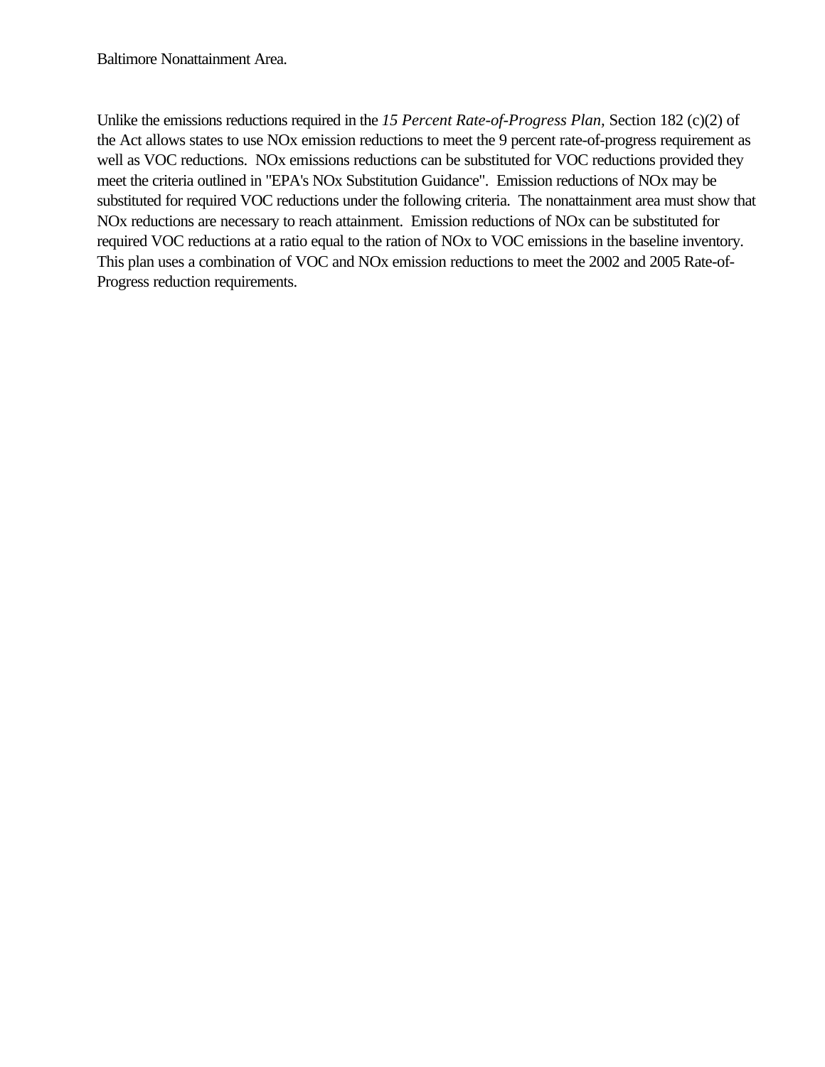Baltimore Nonattainment Area.

Unlike the emissions reductions required in the *15 Percent Rate-of-Progress Plan,* Section 182 (c)(2) of the Act allows states to use NOx emission reductions to meet the 9 percent rate-of-progress requirement as well as VOC reductions. NOx emissions reductions can be substituted for VOC reductions provided they meet the criteria outlined in "EPA's NOx Substitution Guidance". Emission reductions of NOx may be substituted for required VOC reductions under the following criteria. The nonattainment area must show that NOx reductions are necessary to reach attainment. Emission reductions of NOx can be substituted for required VOC reductions at a ratio equal to the ration of NOx to VOC emissions in the baseline inventory. This plan uses a combination of VOC and NOx emission reductions to meet the 2002 and 2005 Rate-of-Progress reduction requirements.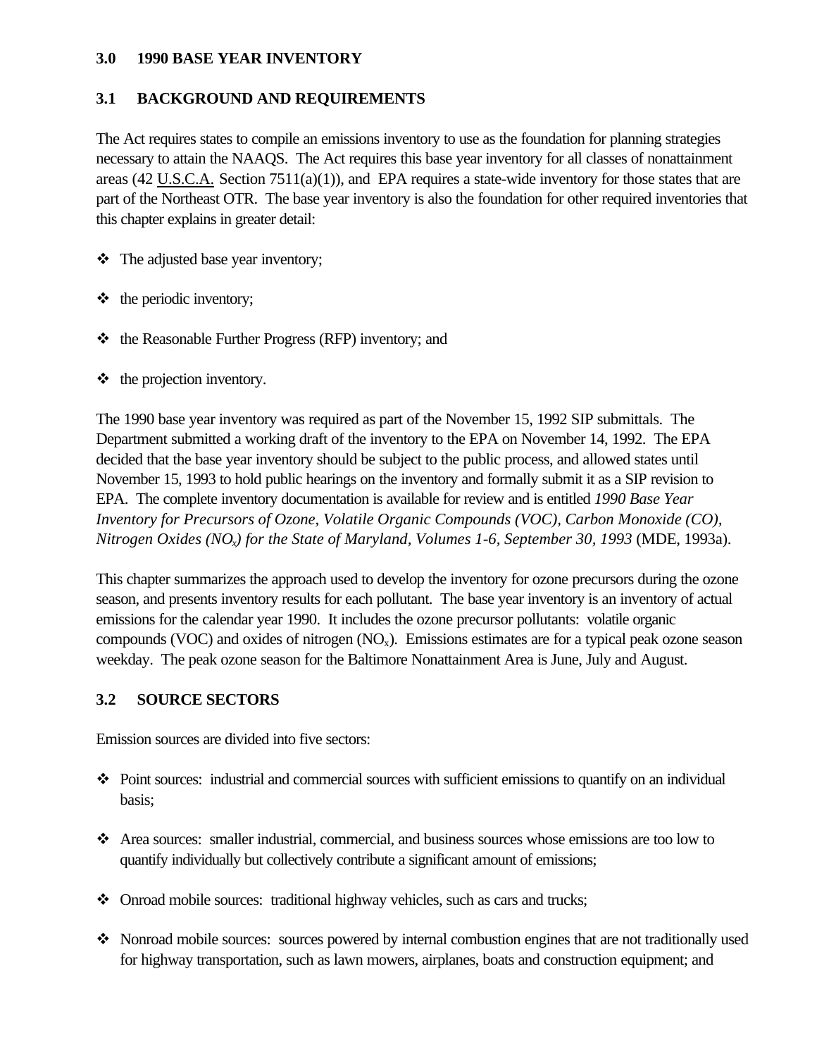## 3.0 1990 BASE YEAR INVENTORY

### 3.1 BACKGROUND AND REQUIREMENTS

The Act requires states to compile an emissions inventory to use as the foundation for planning strategies necessary to attain the NAAQS. The Act requires this base year inventory for all classes of nonattainment areas (42 U.S.C.A. Section 7511(a)(1)), and EPA requires a state-wide inventory for those states that are part of the Northeast OTR. The base year inventory is also the foundation for other required inventories that this chapter explains in greater detail:

- The adjusted base year inventory;
- the periodic inventory;
- the Reasonable Further Progress (RFP) inventory; and
- the projection inventory.

The 1990 base year inventory was required as part of the November 15, 1992 SIP submittals. The Department submitted a working draft of the inventory to the EPA on November 14, 1992. The EPA decided that the base year inventory should be subject to the public process, and allowed states until November 15, 1993 to hold public hearings on the inventory and formally submit it as a SIP revision to EPA. The complete inventory documentation is available for review and is entitled *1990 Base Year Inventory for Precursors of Ozone, Volatile Organic Compounds (VOC), Carbon Monoxide (CO), Nitrogen Oxides ($NO_x$) for the State of Maryland, Volumes 1-6, September 30, 1993* (MDE, 1993a).

This chapter summarizes the approach used to develop the inventory for ozone precursors during the ozone season, and presents inventory results for each pollutant. The base year inventory is an inventory of actual emissions for the calendar year 1990. It includes the ozone precursor pollutants: volatile organic compounds (VOC) and oxides of nitrogen ($NO_x$). Emissions estimates are for a typical peak ozone season weekday. The peak ozone season for the Baltimore Nonattainment Area is June, July and August.

### 3.2 SOURCE SECTORS

Emission sources are divided into five sectors:

- Point sources: industrial and commercial sources with sufficient emissions to quantify on an individual basis;
- Area sources: smaller industrial, commercial, and business sources whose emissions are too low to quantify individually but collectively contribute a significant amount of emissions;
- Onroad mobile sources: traditional highway vehicles, such as cars and trucks;
- Nonroad mobile sources: sources powered by internal combustion engines that are not traditionally used for highway transportation, such as lawn mowers, airplanes, boats and construction equipment; and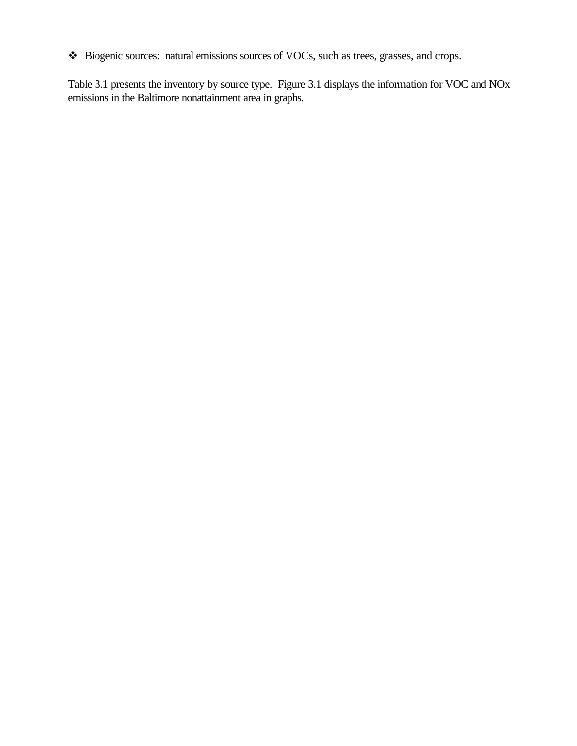- Biogenic sources: natural emissions sources of VOCs, such as trees, grasses, and crops.

Table 3.1 presents the inventory by source type. Figure 3.1 displays the information for VOC and NOx emissions in the Baltimore nonattainment area in graphs.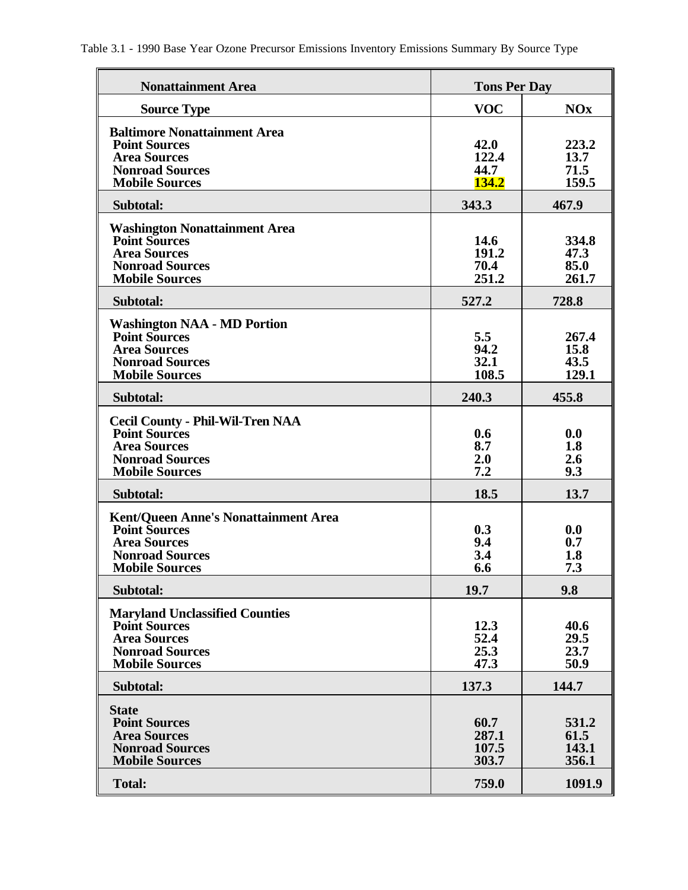Table 3.1 - 1990 Base Year Ozone Precursor Emissions Inventory Emissions Summary By Source Type

| Nonattainment Area | Tons Per Day | |
|---|---|---|
| **Source Type** | **VOC** | **NOx** |
| **Baltimore Nonattainment Area** | | |
| Point Sources | 42.0 | 223.2 |
| Area Sources | 122.4 | 13.7 |
| Nonroad Sources | 44.7 | 71.5 |
| Mobile Sources | 134.2 | 159.5 |
| **Subtotal:** | **343.3** | **467.9** |
| **Washington Nonattainment Area** | | |
| Point Sources | 14.6 | 334.8 |
| Area Sources | 191.2 | 47.3 |
| Nonroad Sources | 70.4 | 85.0 |
| Mobile Sources | 251.2 | 261.7 |
| **Subtotal:** | **527.2** | **728.8** |
| **Washington NAA - MD Portion** | | |
| Point Sources | 5.5 | 267.4 |
| Area Sources | 94.2 | 15.8 |
| Nonroad Sources | 32.1 | 43.5 |
| Mobile Sources | 108.5 | 129.1 |
| **Subtotal:** | **240.3** | **455.8** |
| **Cecil County - Phil-Wil-Tren NAA** | | |
| Point Sources | 0.6 | 0.0 |
| Area Sources | 8.7 | 1.8 |
| Nonroad Sources | 2.0 | 2.6 |
| Mobile Sources | 7.2 | 9.3 |
| **Subtotal:** | **18.5** | **13.7** |
| **Kent/Queen Anne's Nonattainment Area** | | |
| Point Sources | 0.3 | 0.0 |
| Area Sources | 9.4 | 0.7 |
| Nonroad Sources | 3.4 | 1.8 |
| Mobile Sources | 6.6 | 7.3 |
| **Subtotal:** | **19.7** | **9.8** |
| **Maryland Unclassified Counties** | | |
| Point Sources | 12.3 | 40.6 |
| Area Sources | 52.4 | 29.5 |
| Nonroad Sources | 25.3 | 23.7 |
| Mobile Sources | 47.3 | 50.9 |
| **Subtotal:** | **137.3** | **144.7** |
| **State** | | |
| Point Sources | 60.7 | 531.2 |
| Area Sources | 287.1 | 61.5 |
| Nonroad Sources | 107.5 | 143.1 |
| Mobile Sources | 303.7 | 356.1 |
| **Total:** | **759.0** | **1091.9** |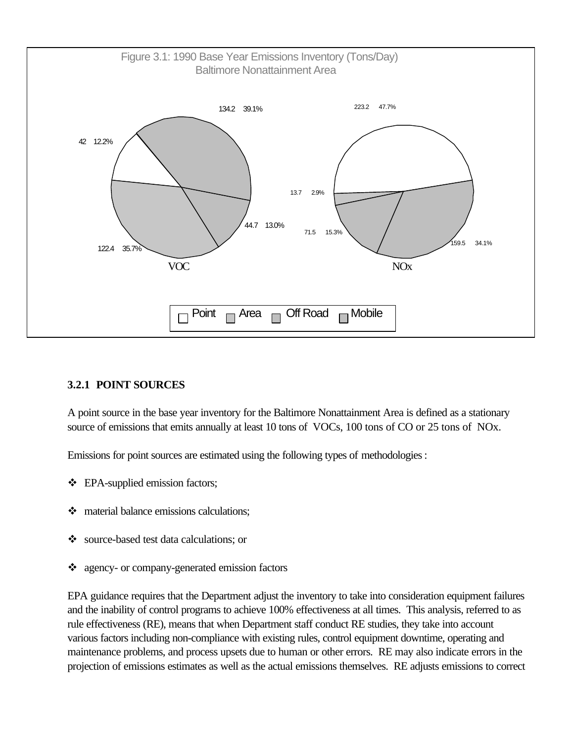Figure 3.1: 1990 Base Year Emissions Inventory (Tons/Day)
Baltimore Nonattainment Area

134.2 39.1%

42 12.2%

44.7 13.0%

122.4 35.7%

VOC

223.2 47.7%

13.7 2.9%

71.5 15.3%

159.5 34.1%

NOx

Point Area Off Road Mobile

### 3.2.1 POINT SOURCES

A point source in the base year inventory for the Baltimore Nonattainment Area is defined as a stationary source of emissions that emits annually at least 10 tons of VOCs, 100 tons of CO or 25 tons of NOx.

Emissions for point sources are estimated using the following types of methodologies :

- EPA-supplied emission factors;
- material balance emissions calculations;
- source-based test data calculations; or
- agency- or company-generated emission factors

EPA guidance requires that the Department adjust the inventory to take into consideration equipment failures and the inability of control programs to achieve 100% effectiveness at all times. This analysis, referred to as rule effectiveness (RE), means that when Department staff conduct RE studies, they take into account various factors including non-compliance with existing rules, control equipment downtime, operating and maintenance problems, and process upsets due to human or other errors. RE may also indicate errors in the projection of emissions estimates as well as the actual emissions themselves. RE adjusts emissions to correct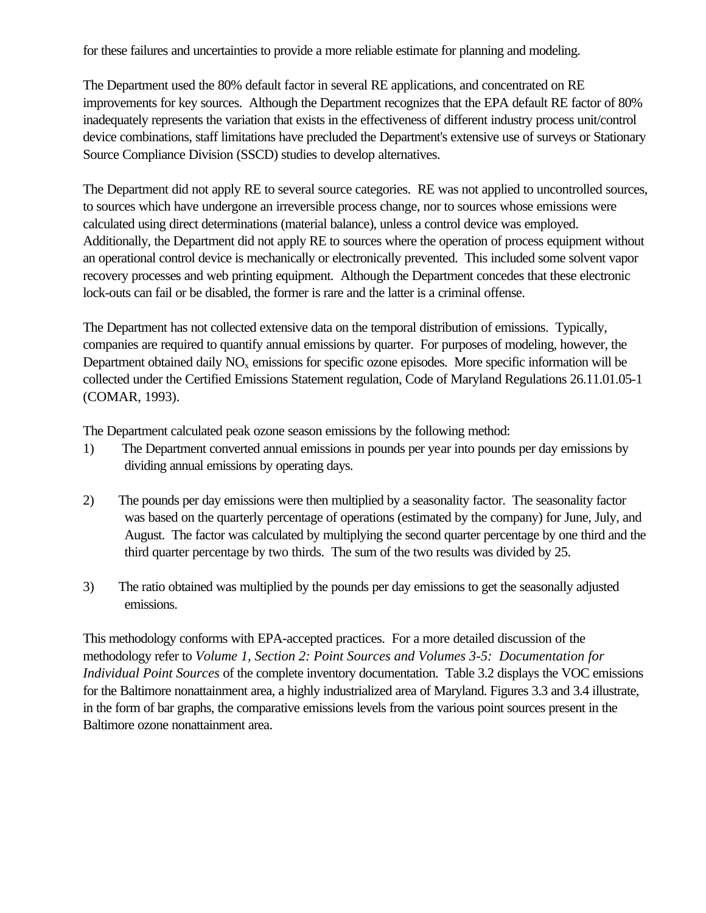for these failures and uncertainties to provide a more reliable estimate for planning and modeling.

The Department used the 80% default factor in several RE applications, and concentrated on RE improvements for key sources. Although the Department recognizes that the EPA default RE factor of 80% inadequately represents the variation that exists in the effectiveness of different industry process unit/control device combinations, staff limitations have precluded the Department's extensive use of surveys or Stationary Source Compliance Division (SSCD) studies to develop alternatives.

The Department did not apply RE to several source categories. RE was not applied to uncontrolled sources, to sources which have undergone an irreversible process change, nor to sources whose emissions were calculated using direct determinations (material balance), unless a control device was employed. Additionally, the Department did not apply RE to sources where the operation of process equipment without an operational control device is mechanically or electronically prevented. This included some solvent vapor recovery processes and web printing equipment. Although the Department concedes that these electronic lock-outs can fail or be disabled, the former is rare and the latter is a criminal offense.

The Department has not collected extensive data on the temporal distribution of emissions. Typically, companies are required to quantify annual emissions by quarter. For purposes of modeling, however, the Department obtained daily $NO_x$ emissions for specific ozone episodes. More specific information will be collected under the Certified Emissions Statement regulation, Code of Maryland Regulations 26.11.01.05-1 (COMAR, 1993).

The Department calculated peak ozone season emissions by the following method:

1) The Department converted annual emissions in pounds per year into pounds per day emissions by dividing annual emissions by operating days.

2) The pounds per day emissions were then multiplied by a seasonality factor. The seasonality factor was based on the quarterly percentage of operations (estimated by the company) for June, July, and August. The factor was calculated by multiplying the second quarter percentage by one third and the third quarter percentage by two thirds. The sum of the two results was divided by 25.

3) The ratio obtained was multiplied by the pounds per day emissions to get the seasonally adjusted emissions.

This methodology conforms with EPA-accepted practices. For a more detailed discussion of the methodology refer to *Volume 1, Section 2: Point Sources and Volumes 3-5: Documentation for Individual Point Sources* of the complete inventory documentation. Table 3.2 displays the VOC emissions for the Baltimore nonattainment area, a highly industrialized area of Maryland. Figures 3.3 and 3.4 illustrate, in the form of bar graphs, the comparative emissions levels from the various point sources present in the Baltimore ozone nonattainment area.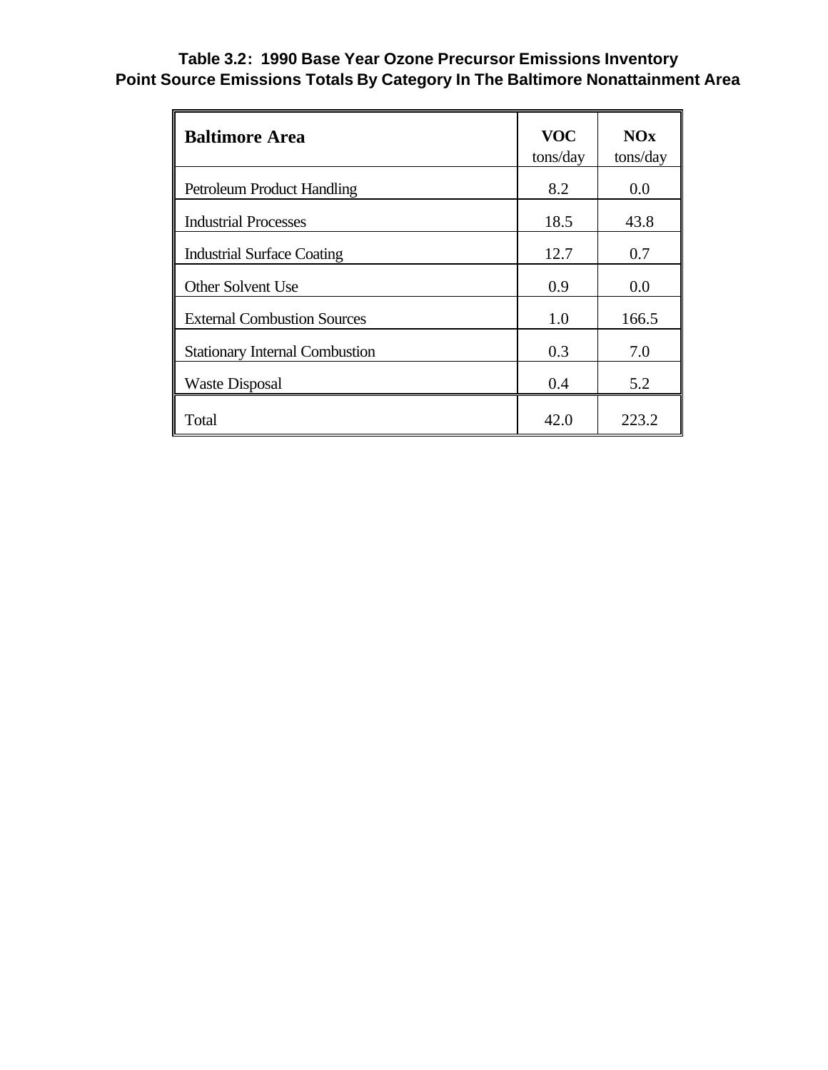**Table 3.2: 1990 Base Year Ozone Precursor Emissions Inventory Point Source Emissions Totals By Category In The Baltimore Nonattainment Area**

| **Baltimore Area** | **VOC** tons/day | **NOx** tons/day |
|---|---|---|
| Petroleum Product Handling | 8.2 | 0.0 |
| Industrial Processes | 18.5 | 43.8 |
| Industrial Surface Coating | 12.7 | 0.7 |
| Other Solvent Use | 0.9 | 0.0 |
| External Combustion Sources | 1.0 | 166.5 |
| Stationary Internal Combustion | 0.3 | 7.0 |
| Waste Disposal | 0.4 | 5.2 |
| Total | 42.0 | 223.2 |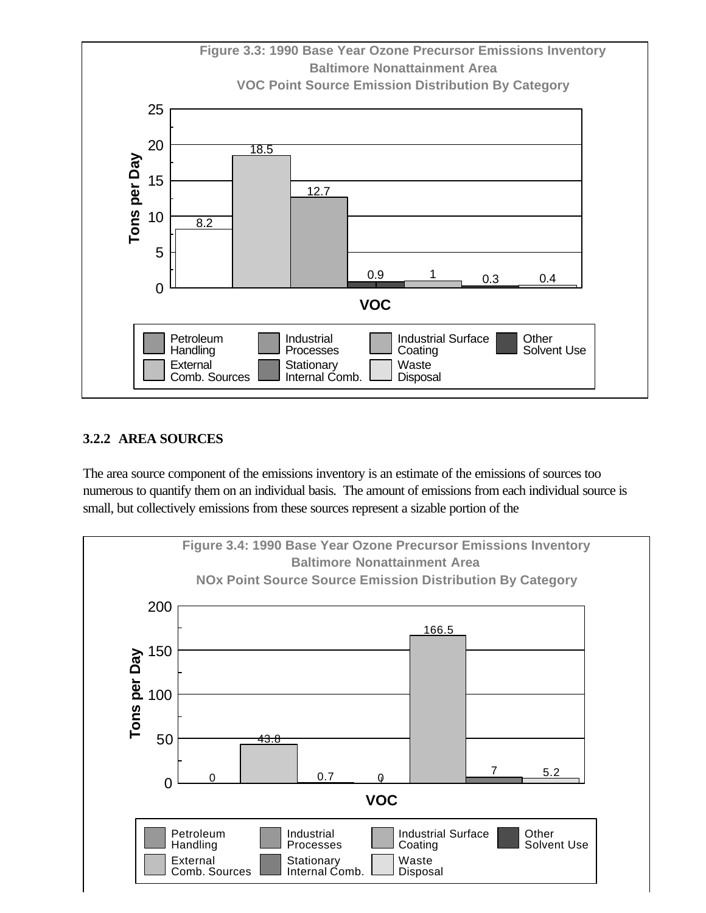Figure 3.3: 1990 Base Year Ozone Precursor Emissions Inventory
Baltimore Nonattainment Area
VOC Point Source Emission Distribution By Category

Tons per Day

25
20
15
10
5
0

8.2
18.5
12.7
0.9
1
0.3
0.4

VOC

Petroleum Handling
Industrial Processes
Industrial Surface Coating
Other Solvent Use
External Comb. Sources
Stationary Internal Comb.
Waste Disposal

### 3.2.2 AREA SOURCES

The area source component of the emissions inventory is an estimate of the emissions of sources too numerous to quantify them on an individual basis. The amount of emissions from each individual source is small, but collectively emissions from these sources represent a sizable portion of the

Figure 3.4: 1990 Base Year Ozone Precursor Emissions Inventory
Baltimore Nonattainment Area
NOx Point Source Source Emission Distribution By Category

Tons per Day

200
150
100
50
0

0
43.8
0.7
0
166.5
7
5.2

VOC

Petroleum Handling
Industrial Processes
Industrial Surface Coating
Other Solvent Use
External Comb. Sources
Stationary Internal Comb.
Waste Disposal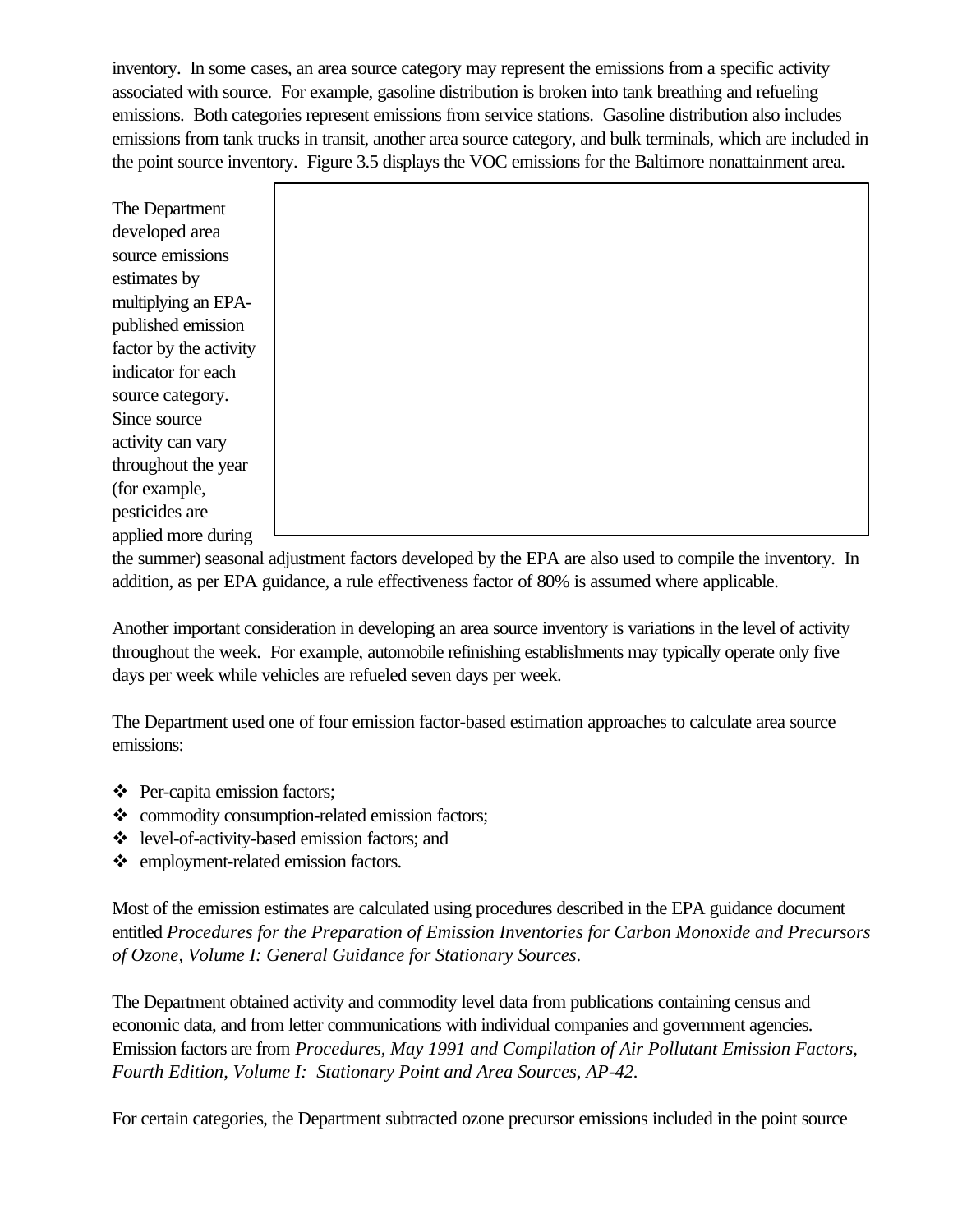inventory. In some cases, an area source category may represent the emissions from a specific activity associated with source. For example, gasoline distribution is broken into tank breathing and refueling emissions. Both categories represent emissions from service stations. Gasoline distribution also includes emissions from tank trucks in transit, another area source category, and bulk terminals, which are included in the point source inventory. Figure 3.5 displays the VOC emissions for the Baltimore nonattainment area.

The Department developed area source emissions estimates by multiplying an EPA-published emission factor by the activity indicator for each source category. Since source activity can vary throughout the year (for example, pesticides are applied more during the summer) seasonal adjustment factors developed by the EPA are also used to compile the inventory. In addition, as per EPA guidance, a rule effectiveness factor of 80% is assumed where applicable.

Another important consideration in developing an area source inventory is variations in the level of activity throughout the week. For example, automobile refinishing establishments may typically operate only five days per week while vehicles are refueled seven days per week.

The Department used one of four emission factor-based estimation approaches to calculate area source emissions:

- Per-capita emission factors;
- commodity consumption-related emission factors;
- level-of-activity-based emission factors; and
- employment-related emission factors.

Most of the emission estimates are calculated using procedures described in the EPA guidance document entitled *Procedures for the Preparation of Emission Inventories for Carbon Monoxide and Precursors of Ozone, Volume I: General Guidance for Stationary Sources*.

The Department obtained activity and commodity level data from publications containing census and economic data, and from letter communications with individual companies and government agencies. Emission factors are from *Procedures, May 1991 and Compilation of Air Pollutant Emission Factors, Fourth Edition, Volume I: Stationary Point and Area Sources, AP-42.*

For certain categories, the Department subtracted ozone precursor emissions included in the point source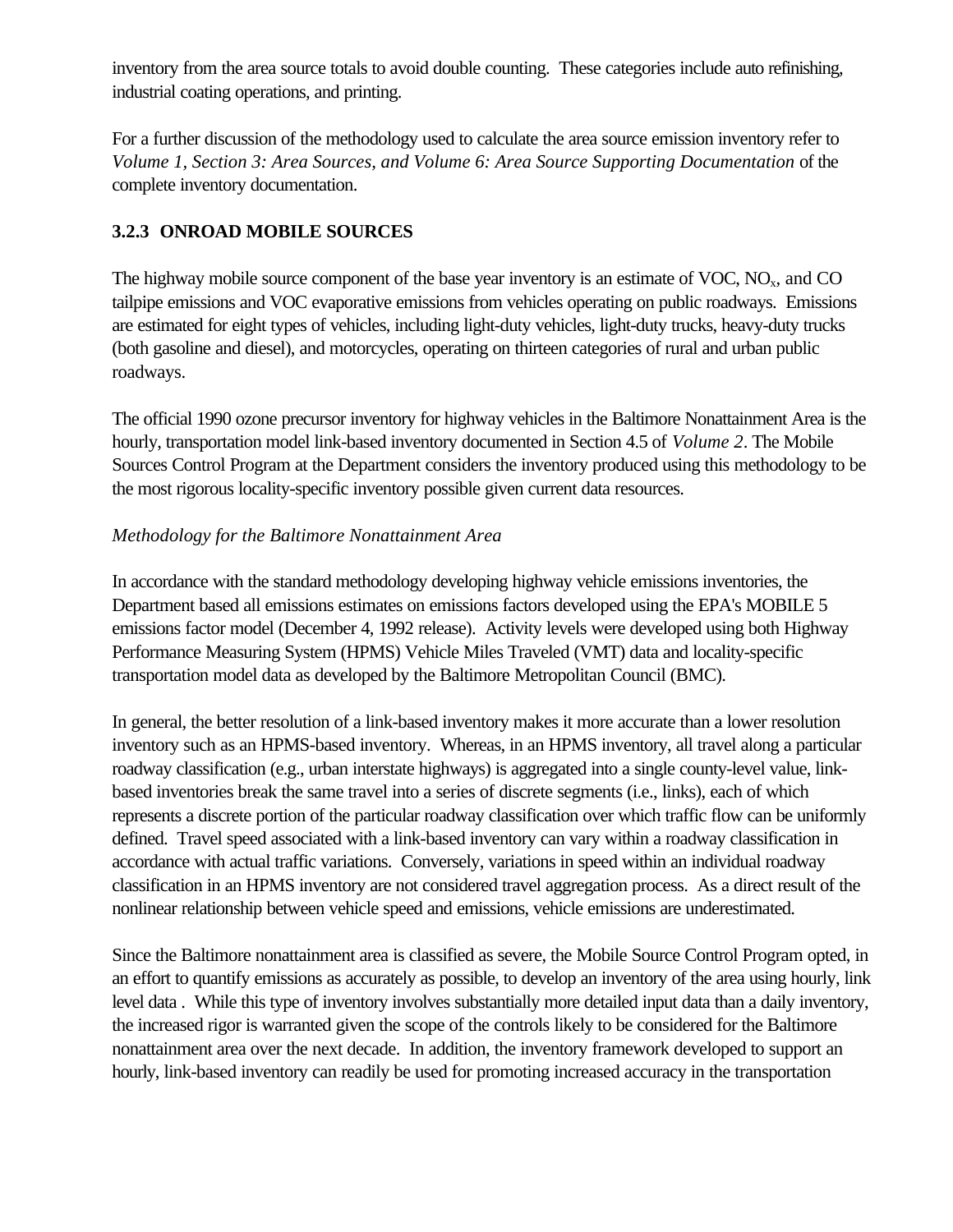inventory from the area source totals to avoid double counting. These categories include auto refinishing, industrial coating operations, and printing.

For a further discussion of the methodology used to calculate the area source emission inventory refer to *Volume 1, Section 3: Area Sources, and Volume 6: Area Source Supporting Documentation* of the complete inventory documentation.

### 3.2.3 ONROAD MOBILE SOURCES

The highway mobile source component of the base year inventory is an estimate of VOC, $NO_x$, and CO tailpipe emissions and VOC evaporative emissions from vehicles operating on public roadways. Emissions are estimated for eight types of vehicles, including light-duty vehicles, light-duty trucks, heavy-duty trucks (both gasoline and diesel), and motorcycles, operating on thirteen categories of rural and urban public roadways.

The official 1990 ozone precursor inventory for highway vehicles in the Baltimore Nonattainment Area is the hourly, transportation model link-based inventory documented in Section 4.5 of *Volume 2*. The Mobile Sources Control Program at the Department considers the inventory produced using this methodology to be the most rigorous locality-specific inventory possible given current data resources.

*Methodology for the Baltimore Nonattainment Area*

In accordance with the standard methodology developing highway vehicle emissions inventories, the Department based all emissions estimates on emissions factors developed using the EPA's MOBILE 5 emissions factor model (December 4, 1992 release). Activity levels were developed using both Highway Performance Measuring System (HPMS) Vehicle Miles Traveled (VMT) data and locality-specific transportation model data as developed by the Baltimore Metropolitan Council (BMC).

In general, the better resolution of a link-based inventory makes it more accurate than a lower resolution inventory such as an HPMS-based inventory. Whereas, in an HPMS inventory, all travel along a particular roadway classification (e.g., urban interstate highways) is aggregated into a single county-level value, link-based inventories break the same travel into a series of discrete segments (i.e., links), each of which represents a discrete portion of the particular roadway classification over which traffic flow can be uniformly defined. Travel speed associated with a link-based inventory can vary within a roadway classification in accordance with actual traffic variations. Conversely, variations in speed within an individual roadway classification in an HPMS inventory are not considered travel aggregation process. As a direct result of the nonlinear relationship between vehicle speed and emissions, vehicle emissions are underestimated.

Since the Baltimore nonattainment area is classified as severe, the Mobile Source Control Program opted, in an effort to quantify emissions as accurately as possible, to develop an inventory of the area using hourly, link level data . While this type of inventory involves substantially more detailed input data than a daily inventory, the increased rigor is warranted given the scope of the controls likely to be considered for the Baltimore nonattainment area over the next decade. In addition, the inventory framework developed to support an hourly, link-based inventory can readily be used for promoting increased accuracy in the transportation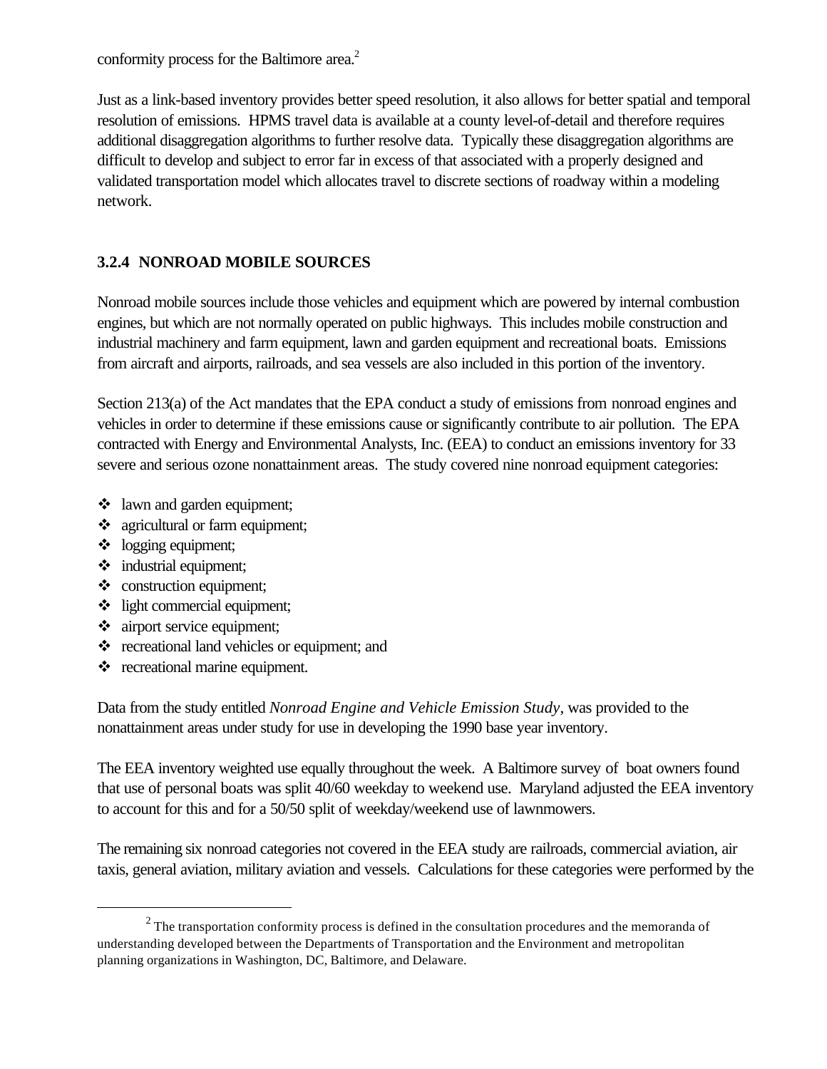conformity process for the Baltimore area.[2]

Just as a link-based inventory provides better speed resolution, it also allows for better spatial and temporal resolution of emissions. HPMS travel data is available at a county level-of-detail and therefore requires additional disaggregation algorithms to further resolve data. Typically these disaggregation algorithms are difficult to develop and subject to error far in excess of that associated with a properly designed and validated transportation model which allocates travel to discrete sections of roadway within a modeling network.

### 3.2.4 NONROAD MOBILE SOURCES

Nonroad mobile sources include those vehicles and equipment which are powered by internal combustion engines, but which are not normally operated on public highways. This includes mobile construction and industrial machinery and farm equipment, lawn and garden equipment and recreational boats. Emissions from aircraft and airports, railroads, and sea vessels are also included in this portion of the inventory.

Section 213(a) of the Act mandates that the EPA conduct a study of emissions from nonroad engines and vehicles in order to determine if these emissions cause or significantly contribute to air pollution. The EPA contracted with Energy and Environmental Analysts, Inc. (EEA) to conduct an emissions inventory for 33 severe and serious ozone nonattainment areas. The study covered nine nonroad equipment categories:

- lawn and garden equipment;
- agricultural or farm equipment;
- logging equipment;
- industrial equipment;
- construction equipment;
- light commercial equipment;
- airport service equipment;
- recreational land vehicles or equipment; and
- recreational marine equipment.

Data from the study entitled *Nonroad Engine and Vehicle Emission Study*, was provided to the nonattainment areas under study for use in developing the 1990 base year inventory.

The EEA inventory weighted use equally throughout the week. A Baltimore survey of boat owners found that use of personal boats was split 40/60 weekday to weekend use. Maryland adjusted the EEA inventory to account for this and for a 50/50 split of weekday/weekend use of lawnmowers.

The remaining six nonroad categories not covered in the EEA study are railroads, commercial aviation, air taxis, general aviation, military aviation and vessels. Calculations for these categories were performed by the

---

[2] The transportation conformity process is defined in the consultation procedures and the memoranda of understanding developed between the Departments of Transportation and the Environment and metropolitan planning organizations in Washington, DC, Baltimore, and Delaware.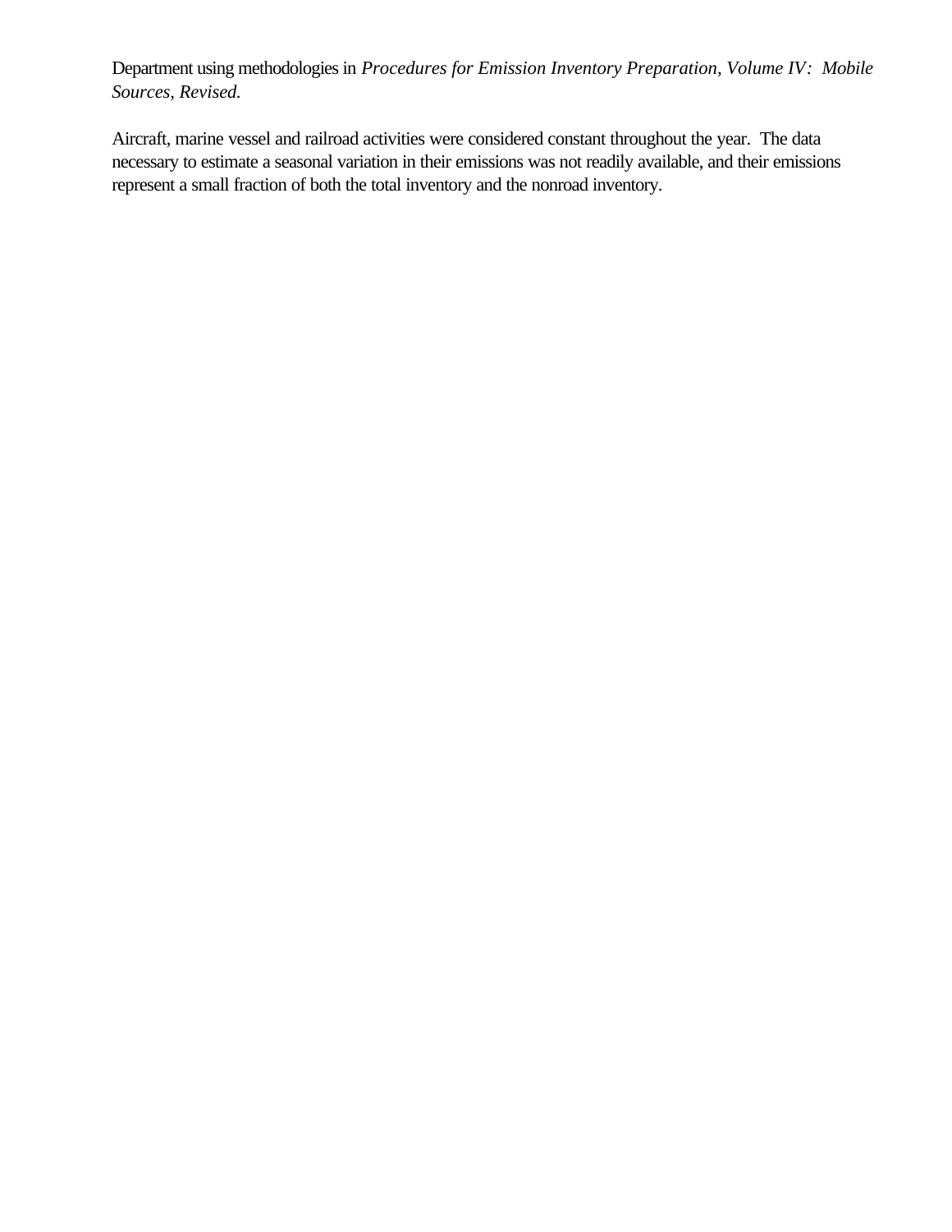Department using methodologies in *Procedures for Emission Inventory Preparation, Volume IV: Mobile Sources, Revised.*

Aircraft, marine vessel and railroad activities were considered constant throughout the year. The data necessary to estimate a seasonal variation in their emissions was not readily available, and their emissions represent a small fraction of both the total inventory and the nonroad inventory.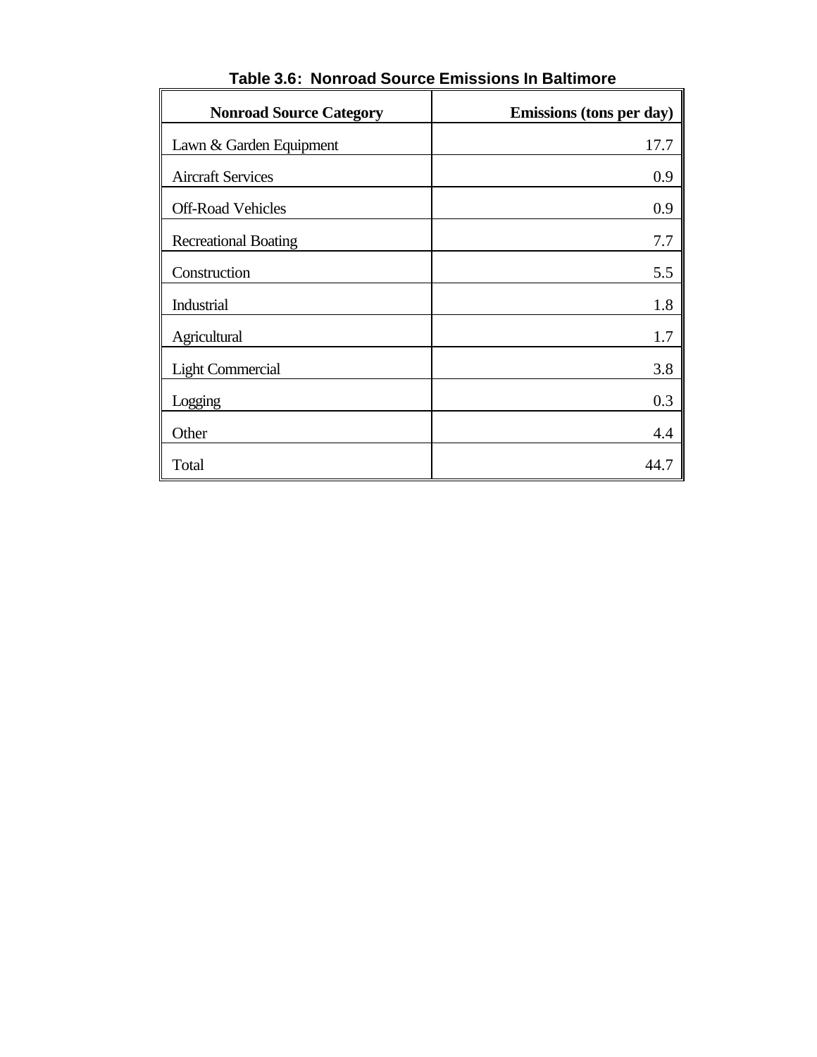**Table 3.6: Nonroad Source Emissions In Baltimore**

| Nonroad Source Category | Emissions (tons per day) |
|---|---|
| Lawn & Garden Equipment | 17.7 |
| Aircraft Services | 0.9 |
| Off-Road Vehicles | 0.9 |
| Recreational Boating | 7.7 |
| Construction | 5.5 |
| Industrial | 1.8 |
| Agricultural | 1.7 |
| Light Commercial | 3.8 |
| Logging | 0.3 |
| Other | 4.4 |
| Total | 44.7 |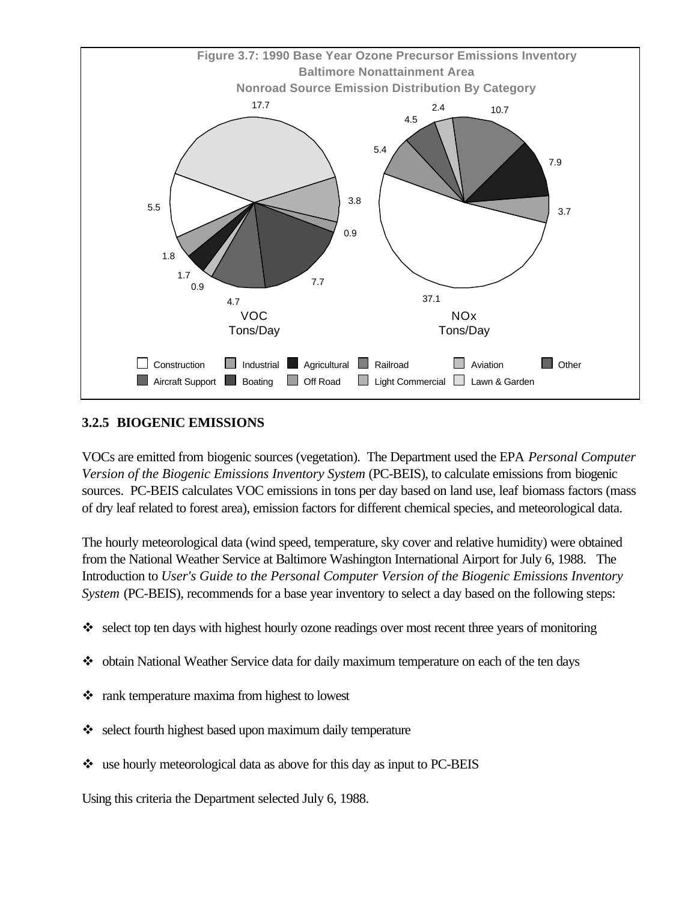Figure 3.7: 1990 Base Year Ozone Precursor Emissions Inventory
Baltimore Nonattainment Area
Nonroad Source Emission Distribution By Category

17.7
3.8
0.9
7.7
4.7
0.9
1.7
1.8
5.5

VOC
Tons/Day

2.4
10.7
4.5
5.4
7.9
3.7
37.1

NOx
Tons/Day

Construction, Industrial, Agricultural, Railroad, Aviation, Other, Aircraft Support, Boating, Off Road, Light Commercial, Lawn & Garden

### 3.2.5 BIOGENIC EMISSIONS

VOCs are emitted from biogenic sources (vegetation). The Department used the EPA *Personal Computer Version of the Biogenic Emissions Inventory System* (PC-BEIS), to calculate emissions from biogenic sources. PC-BEIS calculates VOC emissions in tons per day based on land use, leaf biomass factors (mass of dry leaf related to forest area), emission factors for different chemical species, and meteorological data.

The hourly meteorological data (wind speed, temperature, sky cover and relative humidity) were obtained from the National Weather Service at Baltimore Washington International Airport for July 6, 1988. The Introduction to *User's Guide to the Personal Computer Version of the Biogenic Emissions Inventory System* (PC-BEIS), recommends for a base year inventory to select a day based on the following steps:

- select top ten days with highest hourly ozone readings over most recent three years of monitoring
- obtain National Weather Service data for daily maximum temperature on each of the ten days
- rank temperature maxima from highest to lowest
- select fourth highest based upon maximum daily temperature
- use hourly meteorological data as above for this day as input to PC-BEIS

Using this criteria the Department selected July 6, 1988.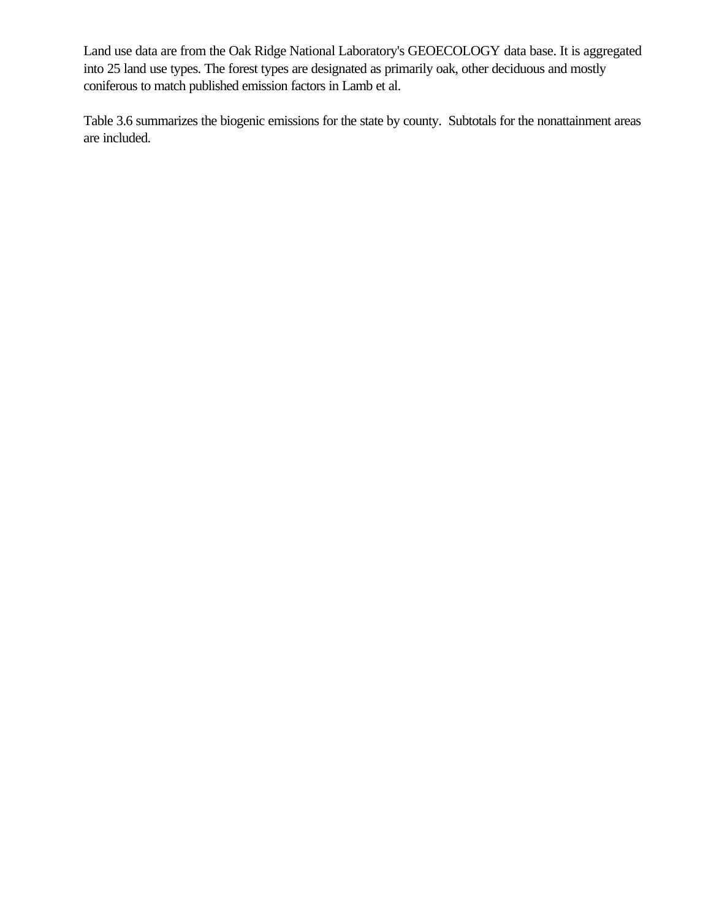Land use data are from the Oak Ridge National Laboratory's GEOECOLOGY data base. It is aggregated into 25 land use types. The forest types are designated as primarily oak, other deciduous and mostly coniferous to match published emission factors in Lamb et al.

Table 3.6 summarizes the biogenic emissions for the state by county. Subtotals for the nonattainment areas are included.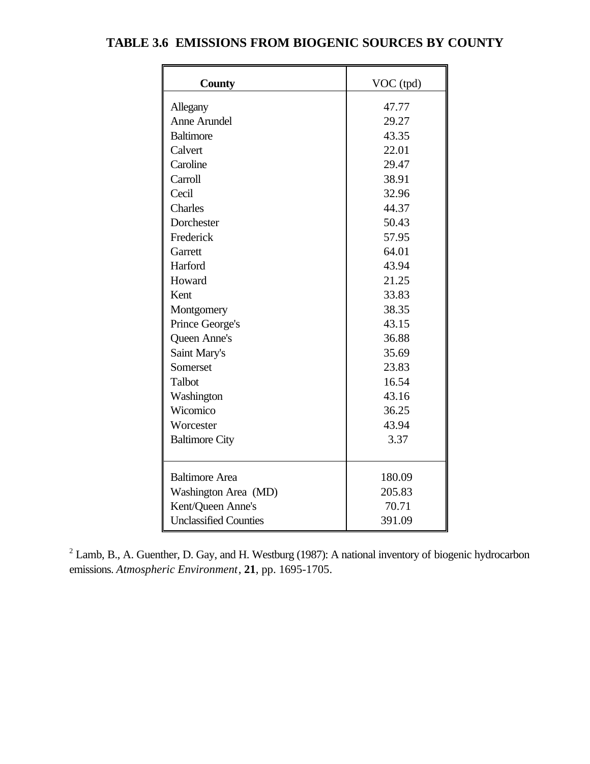### TABLE 3.6 EMISSIONS FROM BIOGENIC SOURCES BY COUNTY

| County | VOC (tpd) |
|---|---|
| Allegany | 47.77 |
| Anne Arundel | 29.27 |
| Baltimore | 43.35 |
| Calvert | 22.01 |
| Caroline | 29.47 |
| Carroll | 38.91 |
| Cecil | 32.96 |
| Charles | 44.37 |
| Dorchester | 50.43 |
| Frederick | 57.95 |
| Garrett | 64.01 |
| Harford | 43.94 |
| Howard | 21.25 |
| Kent | 33.83 |
| Montgomery | 38.35 |
| Prince George's | 43.15 |
| Queen Anne's | 36.88 |
| Saint Mary's | 35.69 |
| Somerset | 23.83 |
| Talbot | 16.54 |
| Washington | 43.16 |
| Wicomico | 36.25 |
| Worcester | 43.94 |
| Baltimore City | 3.37 |
| Baltimore Area | 180.09 |
| Washington Area (MD) | 205.83 |
| Kent/Queen Anne's | 70.71 |
| Unclassified Counties | 391.09 |

[2] Lamb, B., A. Guenther, D. Gay, and H. Westburg (1987): A national inventory of biogenic hydrocarbon emissions. *Atmospheric Environment*, **21**, pp. 1695-1705.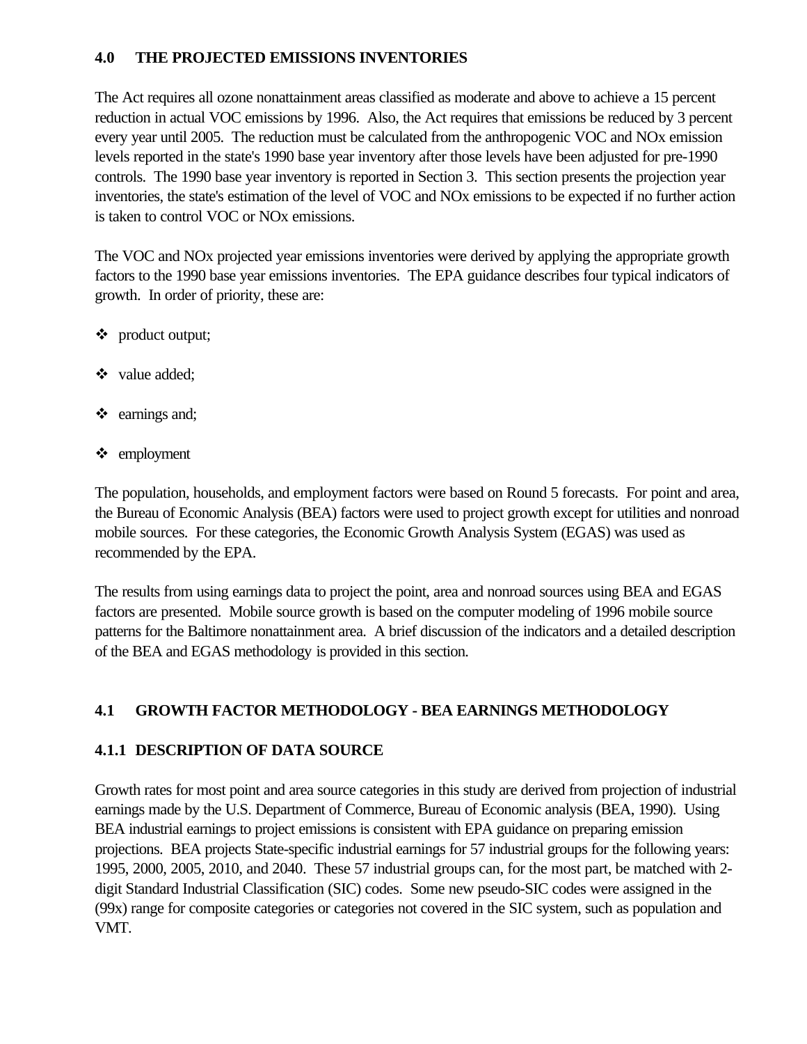## 4.0 THE PROJECTED EMISSIONS INVENTORIES

The Act requires all ozone nonattainment areas classified as moderate and above to achieve a 15 percent reduction in actual VOC emissions by 1996. Also, the Act requires that emissions be reduced by 3 percent every year until 2005. The reduction must be calculated from the anthropogenic VOC and NOx emission levels reported in the state's 1990 base year inventory after those levels have been adjusted for pre-1990 controls. The 1990 base year inventory is reported in Section 3. This section presents the projection year inventories, the state's estimation of the level of VOC and NOx emissions to be expected if no further action is taken to control VOC or NOx emissions.

The VOC and NOx projected year emissions inventories were derived by applying the appropriate growth factors to the 1990 base year emissions inventories. The EPA guidance describes four typical indicators of growth. In order of priority, these are:

- product output;
- value added;
- earnings and;
- employment

The population, households, and employment factors were based on Round 5 forecasts. For point and area, the Bureau of Economic Analysis (BEA) factors were used to project growth except for utilities and nonroad mobile sources. For these categories, the Economic Growth Analysis System (EGAS) was used as recommended by the EPA.

The results from using earnings data to project the point, area and nonroad sources using BEA and EGAS factors are presented. Mobile source growth is based on the computer modeling of 1996 mobile source patterns for the Baltimore nonattainment area. A brief discussion of the indicators and a detailed description of the BEA and EGAS methodology is provided in this section.

## 4.1 GROWTH FACTOR METHODOLOGY - BEA EARNINGS METHODOLOGY

### 4.1.1 DESCRIPTION OF DATA SOURCE

Growth rates for most point and area source categories in this study are derived from projection of industrial earnings made by the U.S. Department of Commerce, Bureau of Economic analysis (BEA, 1990). Using BEA industrial earnings to project emissions is consistent with EPA guidance on preparing emission projections. BEA projects State-specific industrial earnings for 57 industrial groups for the following years: 1995, 2000, 2005, 2010, and 2040. These 57 industrial groups can, for the most part, be matched with 2-digit Standard Industrial Classification (SIC) codes. Some new pseudo-SIC codes were assigned in the (99x) range for composite categories or categories not covered in the SIC system, such as population and VMT.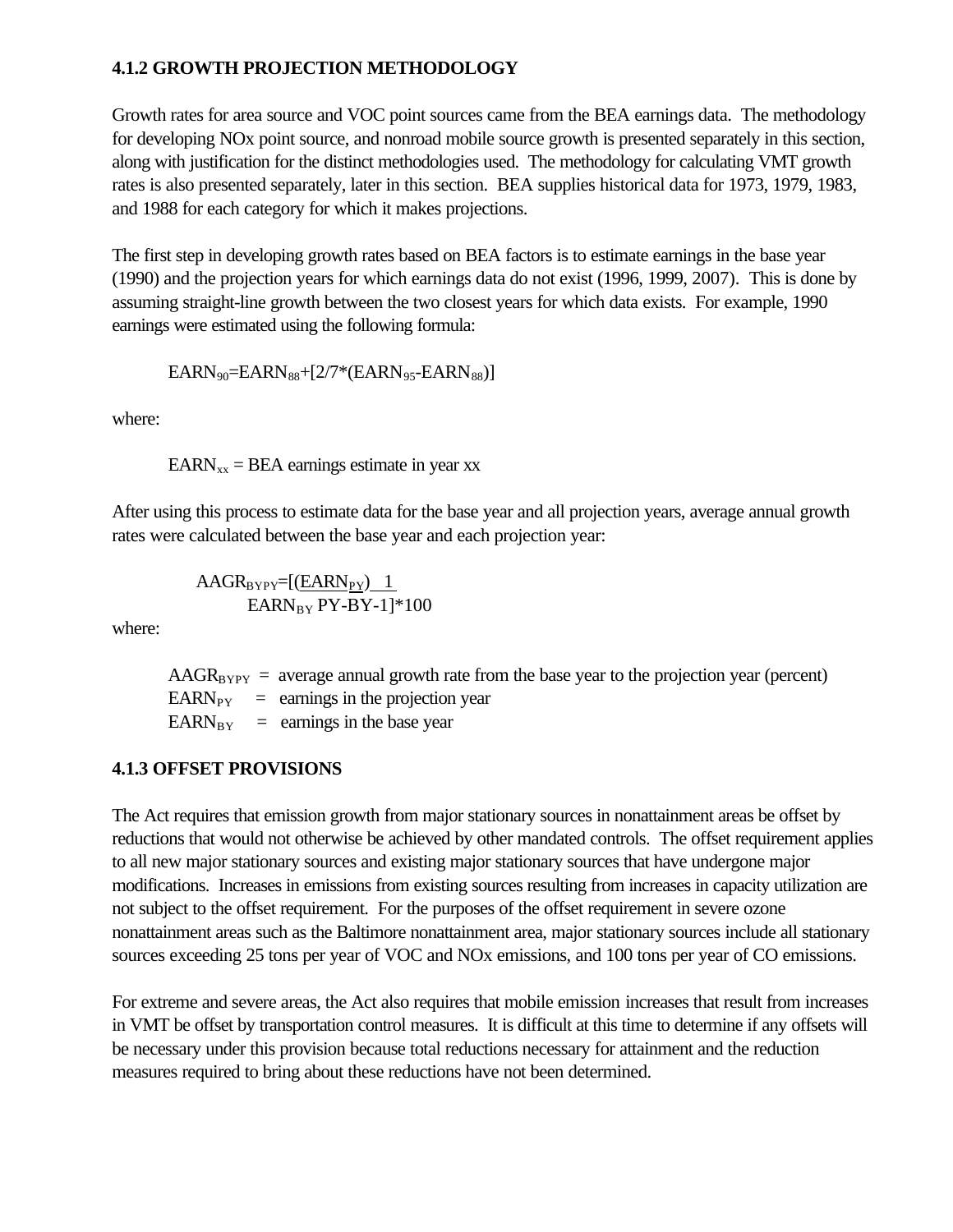### 4.1.2 GROWTH PROJECTION METHODOLOGY

Growth rates for area source and VOC point sources came from the BEA earnings data. The methodology for developing NOx point source, and nonroad mobile source growth is presented separately in this section, along with justification for the distinct methodologies used. The methodology for calculating VMT growth rates is also presented separately, later in this section. BEA supplies historical data for 1973, 1979, 1983, and 1988 for each category for which it makes projections.

The first step in developing growth rates based on BEA factors is to estimate earnings in the base year (1990) and the projection years for which earnings data do not exist (1996, 1999, 2007). This is done by assuming straight-line growth between the two closest years for which data exists. For example, 1990 earnings were estimated using the following formula:

$$EARN_{90}=EARN_{88}+[2/7*(EARN_{95}-EARN_{88})]$$

where:

$EARN_{xx}$ = BEA earnings estimate in year xx

After using this process to estimate data for the base year and all projection years, average annual growth rates were calculated between the base year and each projection year:

$$AAGR_{BYPY}=\left[\left(\frac{EARN_{PY}}{EARN_{BY}}\right)^{\frac{1}{PY-BY}}-1\right]*100$$

where:

$AAGR_{BYPY}$ = average annual growth rate from the base year to the projection year (percent)
$EARN_{PY}$ = earnings in the projection year
$EARN_{BY}$ = earnings in the base year

### 4.1.3 OFFSET PROVISIONS

The Act requires that emission growth from major stationary sources in nonattainment areas be offset by reductions that would not otherwise be achieved by other mandated controls. The offset requirement applies to all new major stationary sources and existing major stationary sources that have undergone major modifications. Increases in emissions from existing sources resulting from increases in capacity utilization are not subject to the offset requirement. For the purposes of the offset requirement in severe ozone nonattainment areas such as the Baltimore nonattainment area, major stationary sources include all stationary sources exceeding 25 tons per year of VOC and NOx emissions, and 100 tons per year of CO emissions.

For extreme and severe areas, the Act also requires that mobile emission increases that result from increases in VMT be offset by transportation control measures. It is difficult at this time to determine if any offsets will be necessary under this provision because total reductions necessary for attainment and the reduction measures required to bring about these reductions have not been determined.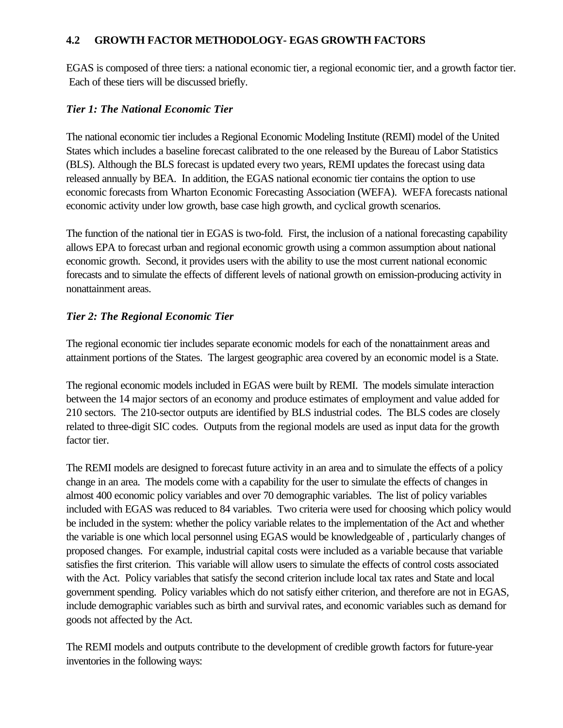### 4.2 GROWTH FACTOR METHODOLOGY- EGAS GROWTH FACTORS

EGAS is composed of three tiers: a national economic tier, a regional economic tier, and a growth factor tier. Each of these tiers will be discussed briefly.

***Tier 1: The National Economic Tier***

The national economic tier includes a Regional Economic Modeling Institute (REMI) model of the United States which includes a baseline forecast calibrated to the one released by the Bureau of Labor Statistics (BLS). Although the BLS forecast is updated every two years, REMI updates the forecast using data released annually by BEA. In addition, the EGAS national economic tier contains the option to use economic forecasts from Wharton Economic Forecasting Association (WEFA). WEFA forecasts national economic activity under low growth, base case high growth, and cyclical growth scenarios.

The function of the national tier in EGAS is two-fold. First, the inclusion of a national forecasting capability allows EPA to forecast urban and regional economic growth using a common assumption about national economic growth. Second, it provides users with the ability to use the most current national economic forecasts and to simulate the effects of different levels of national growth on emission-producing activity in nonattainment areas.

***Tier 2: The Regional Economic Tier***

The regional economic tier includes separate economic models for each of the nonattainment areas and attainment portions of the States. The largest geographic area covered by an economic model is a State.

The regional economic models included in EGAS were built by REMI. The models simulate interaction between the 14 major sectors of an economy and produce estimates of employment and value added for 210 sectors. The 210-sector outputs are identified by BLS industrial codes. The BLS codes are closely related to three-digit SIC codes. Outputs from the regional models are used as input data for the growth factor tier.

The REMI models are designed to forecast future activity in an area and to simulate the effects of a policy change in an area. The models come with a capability for the user to simulate the effects of changes in almost 400 economic policy variables and over 70 demographic variables. The list of policy variables included with EGAS was reduced to 84 variables. Two criteria were used for choosing which policy would be included in the system: whether the policy variable relates to the implementation of the Act and whether the variable is one which local personnel using EGAS would be knowledgeable of , particularly changes of proposed changes. For example, industrial capital costs were included as a variable because that variable satisfies the first criterion. This variable will allow users to simulate the effects of control costs associated with the Act. Policy variables that satisfy the second criterion include local tax rates and State and local government spending. Policy variables which do not satisfy either criterion, and therefore are not in EGAS, include demographic variables such as birth and survival rates, and economic variables such as demand for goods not affected by the Act.

The REMI models and outputs contribute to the development of credible growth factors for future-year inventories in the following ways: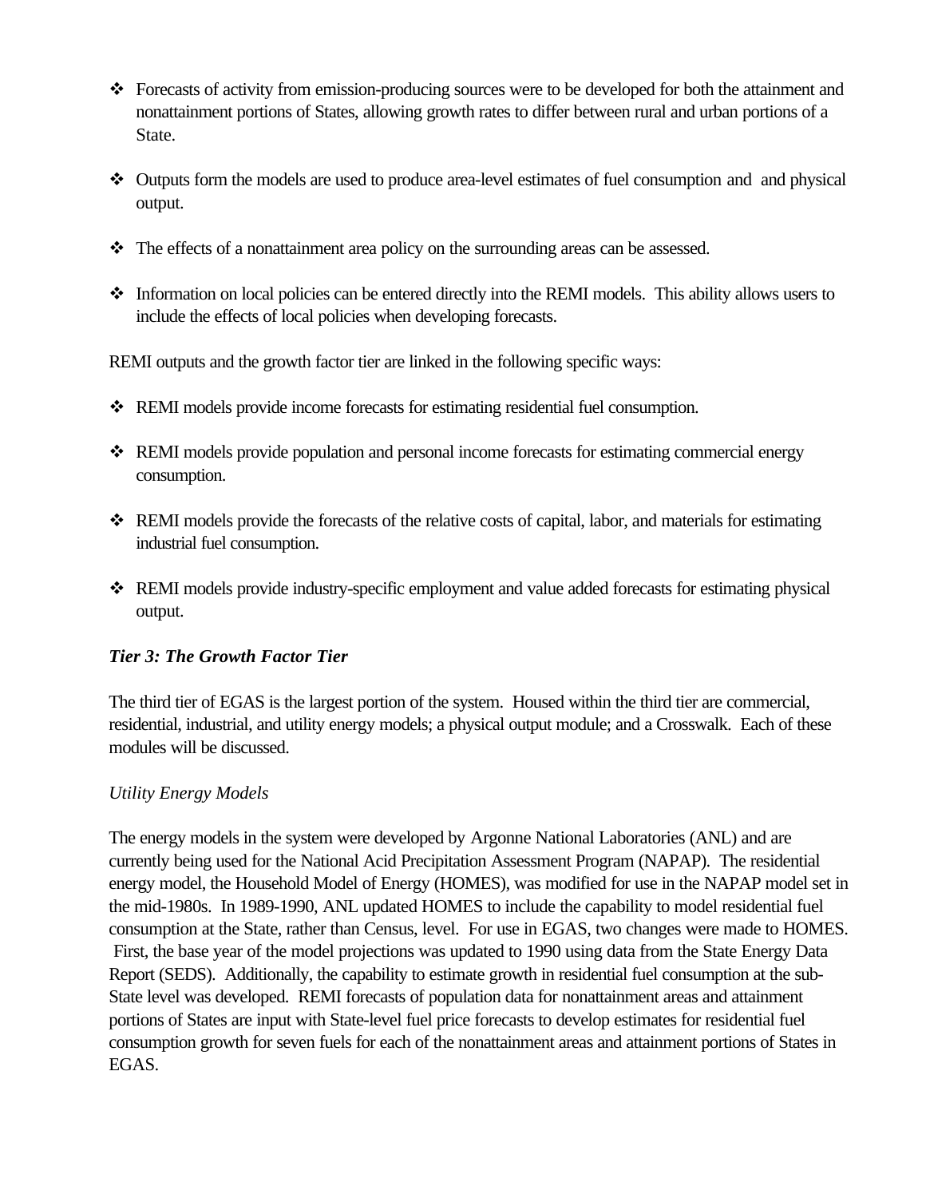- Forecasts of activity from emission-producing sources were to be developed for both the attainment and nonattainment portions of States, allowing growth rates to differ between rural and urban portions of a State.

- Outputs form the models are used to produce area-level estimates of fuel consumption and  and physical output.

- The effects of a nonattainment area policy on the surrounding areas can be assessed.

- Information on local policies can be entered directly into the REMI models.  This ability allows users to include the effects of local policies when developing forecasts.

REMI outputs and the growth factor tier are linked in the following specific ways:

- REMI models provide income forecasts for estimating residential fuel consumption.

- REMI models provide population and personal income forecasts for estimating commercial energy consumption.

- REMI models provide the forecasts of the relative costs of capital, labor, and materials for estimating industrial fuel consumption.

- REMI models provide industry-specific employment and value added forecasts for estimating physical output.

### *Tier 3: The Growth Factor Tier*

The third tier of EGAS is the largest portion of the system.  Housed within the third tier are commercial, residential, industrial, and utility energy models; a physical output module; and a Crosswalk.  Each of these modules will be discussed.

*Utility Energy Models*

The energy models in the system were developed by Argonne National Laboratories (ANL) and are currently being used for the National Acid Precipitation Assessment Program (NAPAP).  The residential energy model, the Household Model of Energy (HOMES), was modified for use in the NAPAP model set in the mid-1980s.  In 1989-1990, ANL updated HOMES to include the capability to model residential fuel consumption at the State, rather than Census, level.  For use in EGAS, two changes were made to HOMES.  First, the base year of the model projections was updated to 1990 using data from the State Energy Data Report (SEDS).  Additionally, the capability to estimate growth in residential fuel consumption at the sub-State level was developed.  REMI forecasts of population data for nonattainment areas and attainment portions of States are input with State-level fuel price forecasts to develop estimates for residential fuel consumption growth for seven fuels for each of the nonattainment areas and attainment portions of States in EGAS.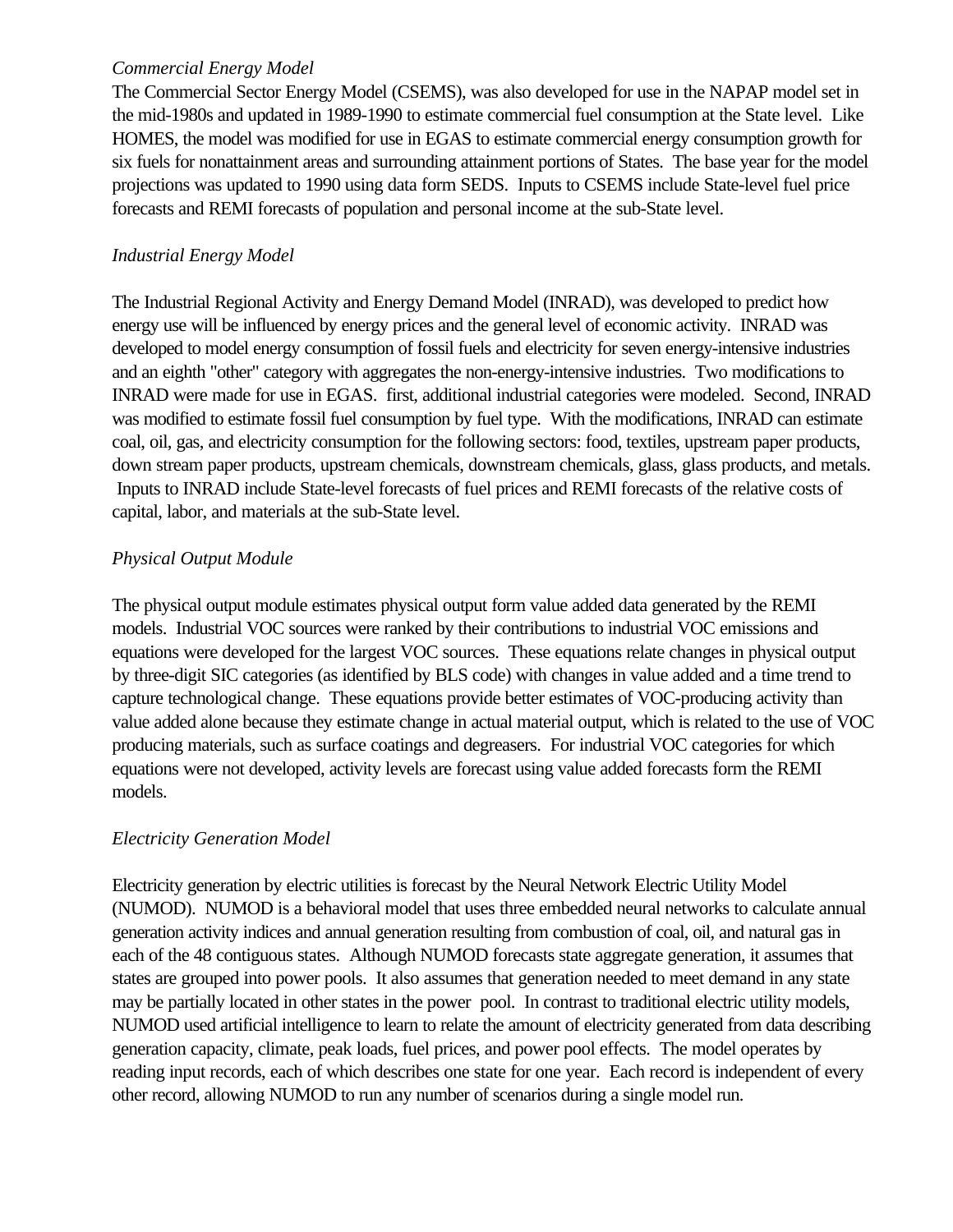*Commercial Energy Model*

The Commercial Sector Energy Model (CSEMS), was also developed for use in the NAPAP model set in the mid-1980s and updated in 1989-1990 to estimate commercial fuel consumption at the State level. Like HOMES, the model was modified for use in EGAS to estimate commercial energy consumption growth for six fuels for nonattainment areas and surrounding attainment portions of States. The base year for the model projections was updated to 1990 using data form SEDS. Inputs to CSEMS include State-level fuel price forecasts and REMI forecasts of population and personal income at the sub-State level.

*Industrial Energy Model*

The Industrial Regional Activity and Energy Demand Model (INRAD), was developed to predict how energy use will be influenced by energy prices and the general level of economic activity. INRAD was developed to model energy consumption of fossil fuels and electricity for seven energy-intensive industries and an eighth "other" category with aggregates the non-energy-intensive industries. Two modifications to INRAD were made for use in EGAS. first, additional industrial categories were modeled. Second, INRAD was modified to estimate fossil fuel consumption by fuel type. With the modifications, INRAD can estimate coal, oil, gas, and electricity consumption for the following sectors: food, textiles, upstream paper products, down stream paper products, upstream chemicals, downstream chemicals, glass, glass products, and metals. Inputs to INRAD include State-level forecasts of fuel prices and REMI forecasts of the relative costs of capital, labor, and materials at the sub-State level.

*Physical Output Module*

The physical output module estimates physical output form value added data generated by the REMI models. Industrial VOC sources were ranked by their contributions to industrial VOC emissions and equations were developed for the largest VOC sources. These equations relate changes in physical output by three-digit SIC categories (as identified by BLS code) with changes in value added and a time trend to capture technological change. These equations provide better estimates of VOC-producing activity than value added alone because they estimate change in actual material output, which is related to the use of VOC producing materials, such as surface coatings and degreasers. For industrial VOC categories for which equations were not developed, activity levels are forecast using value added forecasts form the REMI models.

*Electricity Generation Model*

Electricity generation by electric utilities is forecast by the Neural Network Electric Utility Model (NUMOD). NUMOD is a behavioral model that uses three embedded neural networks to calculate annual generation activity indices and annual generation resulting from combustion of coal, oil, and natural gas in each of the 48 contiguous states. Although NUMOD forecasts state aggregate generation, it assumes that states are grouped into power pools. It also assumes that generation needed to meet demand in any state may be partially located in other states in the power pool. In contrast to traditional electric utility models, NUMOD used artificial intelligence to learn to relate the amount of electricity generated from data describing generation capacity, climate, peak loads, fuel prices, and power pool effects. The model operates by reading input records, each of which describes one state for one year. Each record is independent of every other record, allowing NUMOD to run any number of scenarios during a single model run.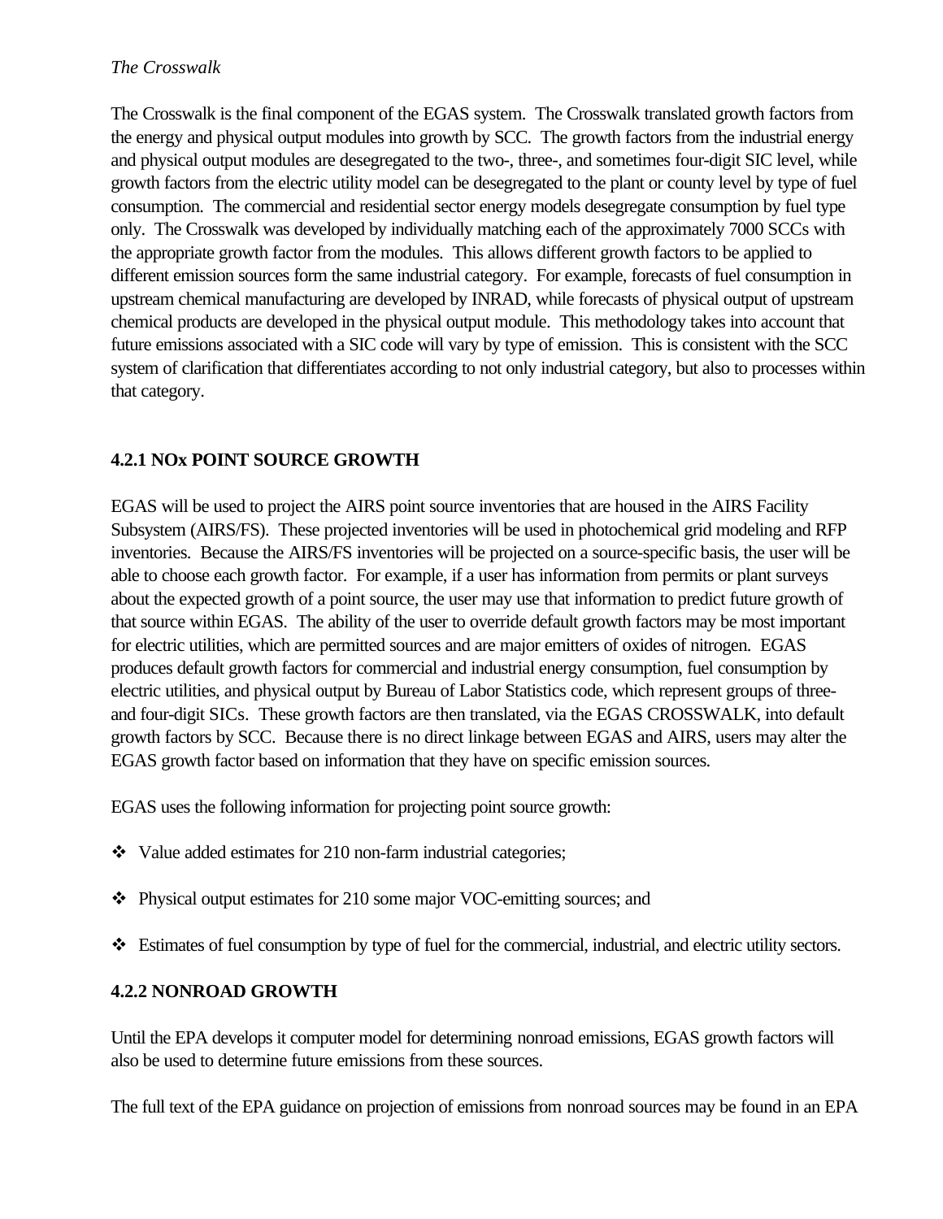*The Crosswalk*

The Crosswalk is the final component of the EGAS system. The Crosswalk translated growth factors from the energy and physical output modules into growth by SCC. The growth factors from the industrial energy and physical output modules are desegregated to the two-, three-, and sometimes four-digit SIC level, while growth factors from the electric utility model can be desegregated to the plant or county level by type of fuel consumption. The commercial and residential sector energy models desegregate consumption by fuel type only. The Crosswalk was developed by individually matching each of the approximately 7000 SCCs with the appropriate growth factor from the modules. This allows different growth factors to be applied to different emission sources form the same industrial category. For example, forecasts of fuel consumption in upstream chemical manufacturing are developed by INRAD, while forecasts of physical output of upstream chemical products are developed in the physical output module. This methodology takes into account that future emissions associated with a SIC code will vary by type of emission. This is consistent with the SCC system of clarification that differentiates according to not only industrial category, but also to processes within that category.

### 4.2.1 NOx POINT SOURCE GROWTH

EGAS will be used to project the AIRS point source inventories that are housed in the AIRS Facility Subsystem (AIRS/FS). These projected inventories will be used in photochemical grid modeling and RFP inventories. Because the AIRS/FS inventories will be projected on a source-specific basis, the user will be able to choose each growth factor. For example, if a user has information from permits or plant surveys about the expected growth of a point source, the user may use that information to predict future growth of that source within EGAS. The ability of the user to override default growth factors may be most important for electric utilities, which are permitted sources and are major emitters of oxides of nitrogen. EGAS produces default growth factors for commercial and industrial energy consumption, fuel consumption by electric utilities, and physical output by Bureau of Labor Statistics code, which represent groups of three- and four-digit SICs. These growth factors are then translated, via the EGAS CROSSWALK, into default growth factors by SCC. Because there is no direct linkage between EGAS and AIRS, users may alter the EGAS growth factor based on information that they have on specific emission sources.

EGAS uses the following information for projecting point source growth:

- Value added estimates for 210 non-farm industrial categories;
- Physical output estimates for 210 some major VOC-emitting sources; and
- Estimates of fuel consumption by type of fuel for the commercial, industrial, and electric utility sectors.

### 4.2.2 NONROAD GROWTH

Until the EPA develops it computer model for determining nonroad emissions, EGAS growth factors will also be used to determine future emissions from these sources.

The full text of the EPA guidance on projection of emissions from nonroad sources may be found in an EPA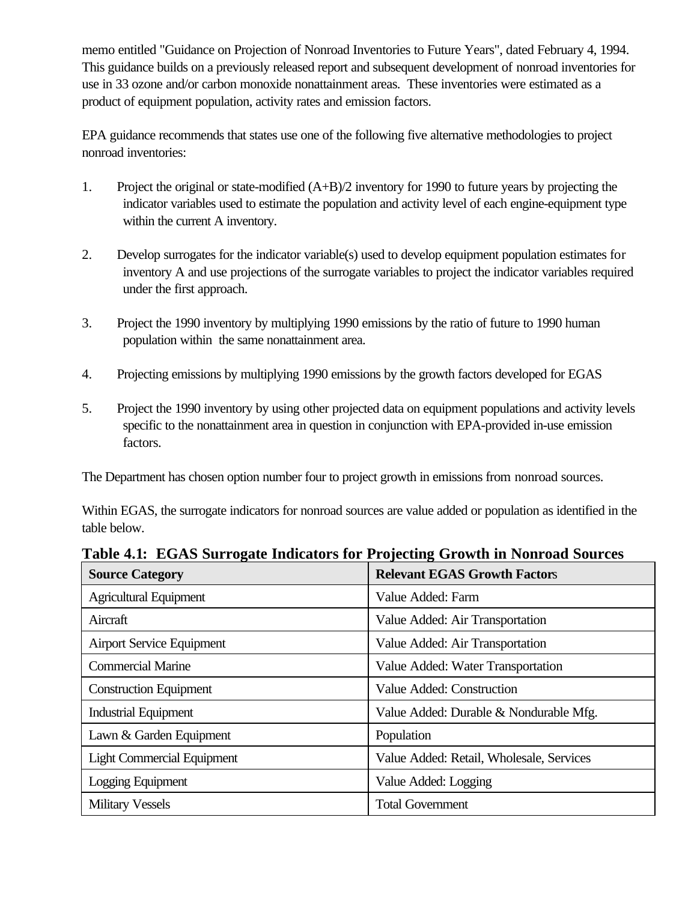memo entitled "Guidance on Projection of Nonroad Inventories to Future Years", dated February 4, 1994. This guidance builds on a previously released report and subsequent development of nonroad inventories for use in 33 ozone and/or carbon monoxide nonattainment areas. These inventories were estimated as a product of equipment population, activity rates and emission factors.

EPA guidance recommends that states use one of the following five alternative methodologies to project nonroad inventories:

1. Project the original or state-modified (A+B)/2 inventory for 1990 to future years by projecting the indicator variables used to estimate the population and activity level of each engine-equipment type within the current A inventory.

2. Develop surrogates for the indicator variable(s) used to develop equipment population estimates for inventory A and use projections of the surrogate variables to project the indicator variables required under the first approach.

3. Project the 1990 inventory by multiplying 1990 emissions by the ratio of future to 1990 human population within the same nonattainment area.

4. Projecting emissions by multiplying 1990 emissions by the growth factors developed for EGAS

5. Project the 1990 inventory by using other projected data on equipment populations and activity levels specific to the nonattainment area in question in conjunction with EPA-provided in-use emission factors.

The Department has chosen option number four to project growth in emissions from nonroad sources.

Within EGAS, the surrogate indicators for nonroad sources are value added or population as identified in the table below.

**Table 4.1: EGAS Surrogate Indicators for Projecting Growth in Nonroad Sources**

| **Source Category** | **Relevant EGAS Growth Factors** |
|---|---|
| Agricultural Equipment | Value Added: Farm |
| Aircraft | Value Added: Air Transportation |
| Airport Service Equipment | Value Added: Air Transportation |
| Commercial Marine | Value Added: Water Transportation |
| Construction Equipment | Value Added: Construction |
| Industrial Equipment | Value Added: Durable & Nondurable Mfg. |
| Lawn & Garden Equipment | Population |
| Light Commercial Equipment | Value Added: Retail, Wholesale, Services |
| Logging Equipment | Value Added: Logging |
| Military Vessels | Total Government |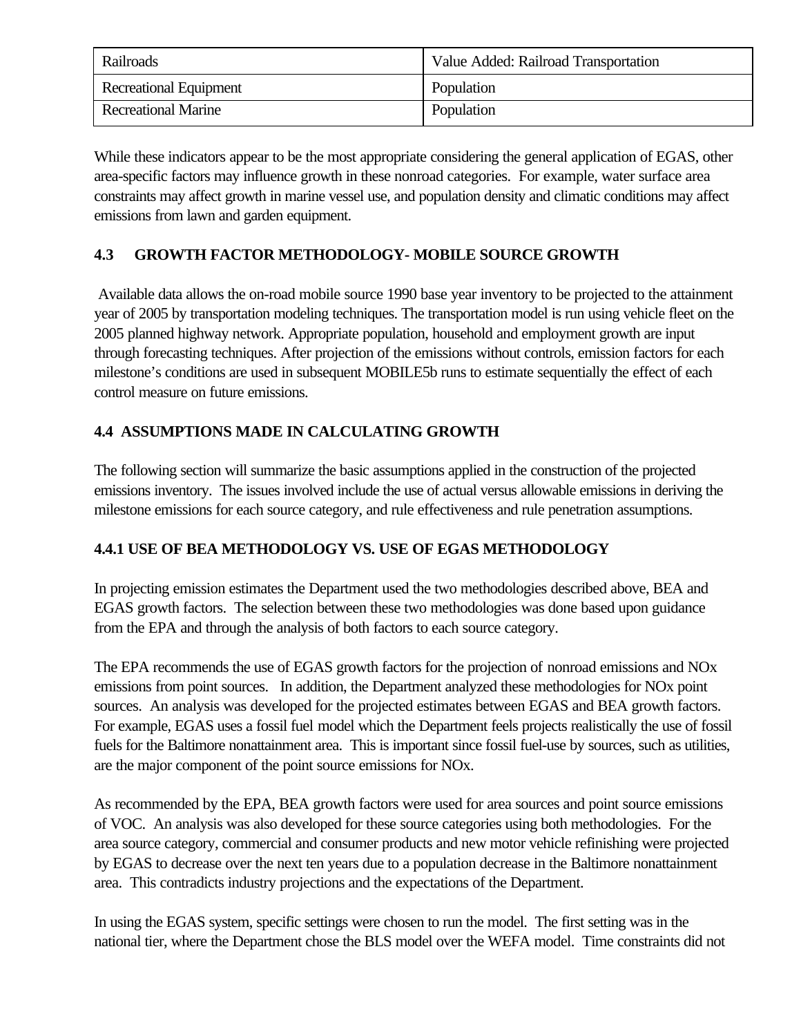| | |
|---|---|
| Railroads | Value Added: Railroad Transportation |
| Recreational Equipment | Population |
| Recreational Marine | Population |

While these indicators appear to be the most appropriate considering the general application of EGAS, other area-specific factors may influence growth in these nonroad categories. For example, water surface area constraints may affect growth in marine vessel use, and population density and climatic conditions may affect emissions from lawn and garden equipment.

### 4.3 GROWTH FACTOR METHODOLOGY- MOBILE SOURCE GROWTH

Available data allows the on-road mobile source 1990 base year inventory to be projected to the attainment year of 2005 by transportation modeling techniques. The transportation model is run using vehicle fleet on the 2005 planned highway network. Appropriate population, household and employment growth are input through forecasting techniques. After projection of the emissions without controls, emission factors for each milestone's conditions are used in subsequent MOBILE5b runs to estimate sequentially the effect of each control measure on future emissions.

### 4.4 ASSUMPTIONS MADE IN CALCULATING GROWTH

The following section will summarize the basic assumptions applied in the construction of the projected emissions inventory. The issues involved include the use of actual versus allowable emissions in deriving the milestone emissions for each source category, and rule effectiveness and rule penetration assumptions.

#### 4.4.1 USE OF BEA METHODOLOGY VS. USE OF EGAS METHODOLOGY

In projecting emission estimates the Department used the two methodologies described above, BEA and EGAS growth factors. The selection between these two methodologies was done based upon guidance from the EPA and through the analysis of both factors to each source category.

The EPA recommends the use of EGAS growth factors for the projection of nonroad emissions and NOx emissions from point sources. In addition, the Department analyzed these methodologies for NOx point sources. An analysis was developed for the projected estimates between EGAS and BEA growth factors. For example, EGAS uses a fossil fuel model which the Department feels projects realistically the use of fossil fuels for the Baltimore nonattainment area. This is important since fossil fuel-use by sources, such as utilities, are the major component of the point source emissions for NOx.

As recommended by the EPA, BEA growth factors were used for area sources and point source emissions of VOC. An analysis was also developed for these source categories using both methodologies. For the area source category, commercial and consumer products and new motor vehicle refinishing were projected by EGAS to decrease over the next ten years due to a population decrease in the Baltimore nonattainment area. This contradicts industry projections and the expectations of the Department.

In using the EGAS system, specific settings were chosen to run the model. The first setting was in the national tier, where the Department chose the BLS model over the WEFA model. Time constraints did not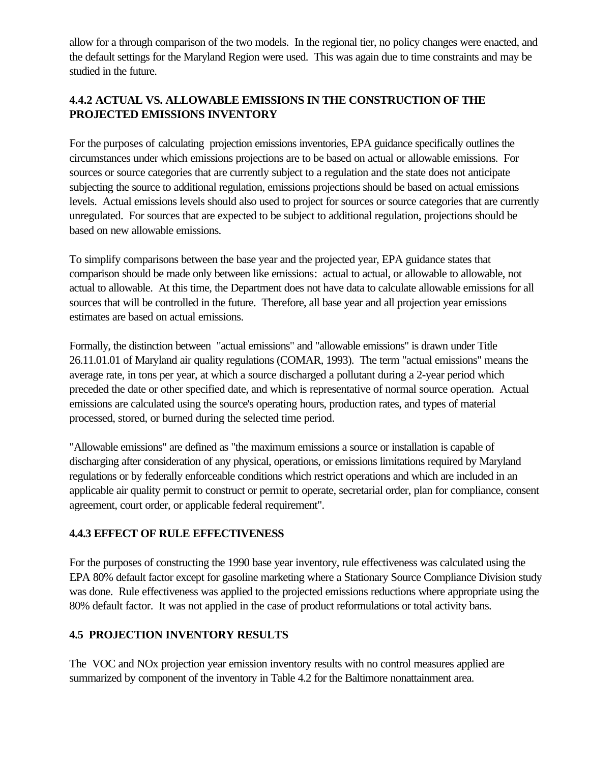allow for a through comparison of the two models. In the regional tier, no policy changes were enacted, and the default settings for the Maryland Region were used. This was again due to time constraints and may be studied in the future.

### 4.4.2 ACTUAL VS. ALLOWABLE EMISSIONS IN THE CONSTRUCTION OF THE PROJECTED EMISSIONS INVENTORY

For the purposes of calculating projection emissions inventories, EPA guidance specifically outlines the circumstances under which emissions projections are to be based on actual or allowable emissions. For sources or source categories that are currently subject to a regulation and the state does not anticipate subjecting the source to additional regulation, emissions projections should be based on actual emissions levels. Actual emissions levels should also used to project for sources or source categories that are currently unregulated. For sources that are expected to be subject to additional regulation, projections should be based on new allowable emissions.

To simplify comparisons between the base year and the projected year, EPA guidance states that comparison should be made only between like emissions: actual to actual, or allowable to allowable, not actual to allowable. At this time, the Department does not have data to calculate allowable emissions for all sources that will be controlled in the future. Therefore, all base year and all projection year emissions estimates are based on actual emissions.

Formally, the distinction between "actual emissions" and "allowable emissions" is drawn under Title 26.11.01.01 of Maryland air quality regulations (COMAR, 1993). The term "actual emissions" means the average rate, in tons per year, at which a source discharged a pollutant during a 2-year period which preceded the date or other specified date, and which is representative of normal source operation. Actual emissions are calculated using the source's operating hours, production rates, and types of material processed, stored, or burned during the selected time period.

"Allowable emissions" are defined as "the maximum emissions a source or installation is capable of discharging after consideration of any physical, operations, or emissions limitations required by Maryland regulations or by federally enforceable conditions which restrict operations and which are included in an applicable air quality permit to construct or permit to operate, secretarial order, plan for compliance, consent agreement, court order, or applicable federal requirement".

### 4.4.3 EFFECT OF RULE EFFECTIVENESS

For the purposes of constructing the 1990 base year inventory, rule effectiveness was calculated using the EPA 80% default factor except for gasoline marketing where a Stationary Source Compliance Division study was done. Rule effectiveness was applied to the projected emissions reductions where appropriate using the 80% default factor. It was not applied in the case of product reformulations or total activity bans.

## 4.5 PROJECTION INVENTORY RESULTS

The VOC and NOx projection year emission inventory results with no control measures applied are summarized by component of the inventory in Table 4.2 for the Baltimore nonattainment area.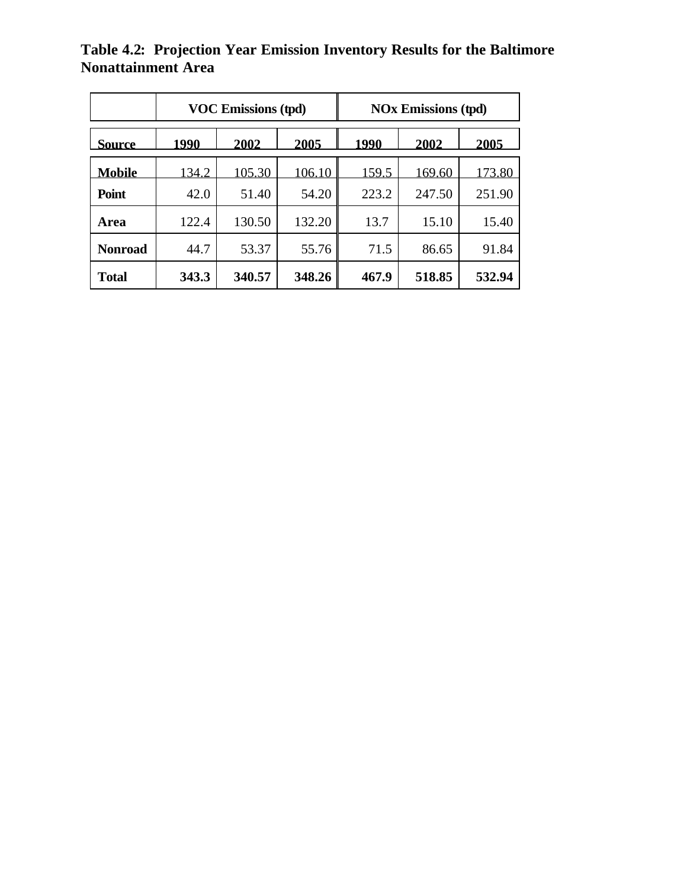**Table 4.2: Projection Year Emission Inventory Results for the Baltimore Nonattainment Area**

| | VOC Emissions (tpd) | | | NOx Emissions (tpd) | | |
|---|---|---|---|---|---|---|
| **Source** | **1990** | **2002** | **2005** | **1990** | **2002** | **2005** |
| **Mobile** | 134.2 | 105.30 | 106.10 | 159.5 | 169.60 | 173.80 |
| **Point** | 42.0 | 51.40 | 54.20 | 223.2 | 247.50 | 251.90 |
| **Area** | 122.4 | 130.50 | 132.20 | 13.7 | 15.10 | 15.40 |
| **Nonroad** | 44.7 | 53.37 | 55.76 | 71.5 | 86.65 | 91.84 |
| **Total** | **343.3** | **340.57** | **348.26** | **467.9** | **518.85** | **532.94** |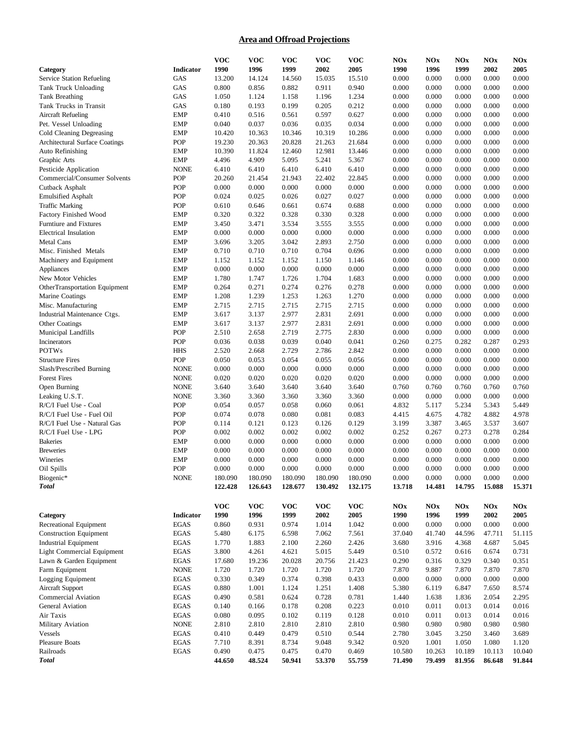## Area and Offroad Projections

| Category | Indicator | VOC 1990 | VOC 1996 | VOC 1999 | VOC 2002 | VOC 2005 | NOx 1990 | NOx 1996 | NOx 1999 | NOx 2002 | NOx 2005 |
|---|---|---|---|---|---|---|---|---|---|---|---|
| Service Station Refueling | GAS | 13.200 | 14.124 | 14.560 | 15.035 | 15.510 | 0.000 | 0.000 | 0.000 | 0.000 | 0.000 |
| Tank Truck Unloading | GAS | 0.800 | 0.856 | 0.882 | 0.911 | 0.940 | 0.000 | 0.000 | 0.000 | 0.000 | 0.000 |
| Tank Breathing | GAS | 1.050 | 1.124 | 1.158 | 1.196 | 1.234 | 0.000 | 0.000 | 0.000 | 0.000 | 0.000 |
| Tank Trucks in Transit | GAS | 0.180 | 0.193 | 0.199 | 0.205 | 0.212 | 0.000 | 0.000 | 0.000 | 0.000 | 0.000 |
| Aircraft Refueling | EMP | 0.410 | 0.516 | 0.561 | 0.597 | 0.627 | 0.000 | 0.000 | 0.000 | 0.000 | 0.000 |
| Pet. Vessel Unloading | EMP | 0.040 | 0.037 | 0.036 | 0.035 | 0.034 | 0.000 | 0.000 | 0.000 | 0.000 | 0.000 |
| Cold Cleaning Degreasing | EMP | 10.420 | 10.363 | 10.346 | 10.319 | 10.286 | 0.000 | 0.000 | 0.000 | 0.000 | 0.000 |
| Architectural Surface Coatings | POP | 19.230 | 20.363 | 20.828 | 21.263 | 21.684 | 0.000 | 0.000 | 0.000 | 0.000 | 0.000 |
| Auto Refinishing | EMP | 10.390 | 11.824 | 12.460 | 12.981 | 13.446 | 0.000 | 0.000 | 0.000 | 0.000 | 0.000 |
| Graphic Arts | EMP | 4.496 | 4.909 | 5.095 | 5.241 | 5.367 | 0.000 | 0.000 | 0.000 | 0.000 | 0.000 |
| Pesticide Application | NONE | 6.410 | 6.410 | 6.410 | 6.410 | 6.410 | 0.000 | 0.000 | 0.000 | 0.000 | 0.000 |
| Commercial/Consumer Solvents | POP | 20.260 | 21.454 | 21.943 | 22.402 | 22.845 | 0.000 | 0.000 | 0.000 | 0.000 | 0.000 |
| Cutback Asphalt | POP | 0.000 | 0.000 | 0.000 | 0.000 | 0.000 | 0.000 | 0.000 | 0.000 | 0.000 | 0.000 |
| Emulsified Asphalt | POP | 0.024 | 0.025 | 0.026 | 0.027 | 0.027 | 0.000 | 0.000 | 0.000 | 0.000 | 0.000 |
| Traffic Marking | POP | 0.610 | 0.646 | 0.661 | 0.674 | 0.688 | 0.000 | 0.000 | 0.000 | 0.000 | 0.000 |
| Factory Finished Wood | EMP | 0.320 | 0.322 | 0.328 | 0.330 | 0.328 | 0.000 | 0.000 | 0.000 | 0.000 | 0.000 |
| Furntiure and Fixtures | EMP | 3.450 | 3.471 | 3.534 | 3.555 | 3.555 | 0.000 | 0.000 | 0.000 | 0.000 | 0.000 |
| Electrical Insulation | EMP | 0.000 | 0.000 | 0.000 | 0.000 | 0.000 | 0.000 | 0.000 | 0.000 | 0.000 | 0.000 |
| Metal Cans | EMP | 3.696 | 3.205 | 3.042 | 2.893 | 2.750 | 0.000 | 0.000 | 0.000 | 0.000 | 0.000 |
| Misc. Finished Metals | EMP | 0.710 | 0.710 | 0.710 | 0.704 | 0.696 | 0.000 | 0.000 | 0.000 | 0.000 | 0.000 |
| Machinery and Equipment | EMP | 1.152 | 1.152 | 1.152 | 1.150 | 1.146 | 0.000 | 0.000 | 0.000 | 0.000 | 0.000 |
| Appliances | EMP | 0.000 | 0.000 | 0.000 | 0.000 | 0.000 | 0.000 | 0.000 | 0.000 | 0.000 | 0.000 |
| New Motor Vehicles | EMP | 1.780 | 1.747 | 1.726 | 1.704 | 1.683 | 0.000 | 0.000 | 0.000 | 0.000 | 0.000 |
| OtherTransportation Equipment | EMP | 0.264 | 0.271 | 0.274 | 0.276 | 0.278 | 0.000 | 0.000 | 0.000 | 0.000 | 0.000 |
| Marine Coatings | EMP | 1.208 | 1.239 | 1.253 | 1.263 | 1.270 | 0.000 | 0.000 | 0.000 | 0.000 | 0.000 |
| Misc. Manufacturing | EMP | 2.715 | 2.715 | 2.715 | 2.715 | 2.715 | 0.000 | 0.000 | 0.000 | 0.000 | 0.000 |
| Industrial Maintenance Ctgs. | EMP | 3.617 | 3.137 | 2.977 | 2.831 | 2.691 | 0.000 | 0.000 | 0.000 | 0.000 | 0.000 |
| Other Coatings | EMP | 3.617 | 3.137 | 2.977 | 2.831 | 2.691 | 0.000 | 0.000 | 0.000 | 0.000 | 0.000 |
| Municipal Landfills | POP | 2.510 | 2.658 | 2.719 | 2.775 | 2.830 | 0.000 | 0.000 | 0.000 | 0.000 | 0.000 |
| Incinerators | POP | 0.036 | 0.038 | 0.039 | 0.040 | 0.041 | 0.260 | 0.275 | 0.282 | 0.287 | 0.293 |
| POTWs | HHS | 2.520 | 2.668 | 2.729 | 2.786 | 2.842 | 0.000 | 0.000 | 0.000 | 0.000 | 0.000 |
| Structure Fires | POP | 0.050 | 0.053 | 0.054 | 0.055 | 0.056 | 0.000 | 0.000 | 0.000 | 0.000 | 0.000 |
| Slash/Prescribed Burning | NONE | 0.000 | 0.000 | 0.000 | 0.000 | 0.000 | 0.000 | 0.000 | 0.000 | 0.000 | 0.000 |
| Forest Fires | NONE | 0.020 | 0.020 | 0.020 | 0.020 | 0.020 | 0.000 | 0.000 | 0.000 | 0.000 | 0.000 |
| Open Burning | NONE | 3.640 | 3.640 | 3.640 | 3.640 | 3.640 | 0.760 | 0.760 | 0.760 | 0.760 | 0.760 |
| Leaking U.S.T. | NONE | 3.360 | 3.360 | 3.360 | 3.360 | 3.360 | 0.000 | 0.000 | 0.000 | 0.000 | 0.000 |
| R/C/I Fuel Use - Coal | POP | 0.054 | 0.057 | 0.058 | 0.060 | 0.061 | 4.832 | 5.117 | 5.234 | 5.343 | 5.449 |
| R/C/I Fuel Use - Fuel Oil | POP | 0.074 | 0.078 | 0.080 | 0.081 | 0.083 | 4.415 | 4.675 | 4.782 | 4.882 | 4.978 |
| R/C/I Fuel Use - Natural Gas | POP | 0.114 | 0.121 | 0.123 | 0.126 | 0.129 | 3.199 | 3.387 | 3.465 | 3.537 | 3.607 |
| R/C/I Fuel Use - LPG | POP | 0.002 | 0.002 | 0.002 | 0.002 | 0.002 | 0.252 | 0.267 | 0.273 | 0.278 | 0.284 |
| Bakeries | EMP | 0.000 | 0.000 | 0.000 | 0.000 | 0.000 | 0.000 | 0.000 | 0.000 | 0.000 | 0.000 |
| Breweries | EMP | 0.000 | 0.000 | 0.000 | 0.000 | 0.000 | 0.000 | 0.000 | 0.000 | 0.000 | 0.000 |
| Wineries | EMP | 0.000 | 0.000 | 0.000 | 0.000 | 0.000 | 0.000 | 0.000 | 0.000 | 0.000 | 0.000 |
| Oil Spills | POP | 0.000 | 0.000 | 0.000 | 0.000 | 0.000 | 0.000 | 0.000 | 0.000 | 0.000 | 0.000 |
| Biogenic* | NONE | 180.090 | 180.090 | 180.090 | 180.090 | 180.090 | 0.000 | 0.000 | 0.000 | 0.000 | 0.000 |
| ***Total*** | | **122.428** | **126.643** | **128.677** | **130.492** | **132.175** | **13.718** | **14.481** | **14.795** | **15.088** | **15.371** |

| Category | Indicator | VOC 1990 | VOC 1996 | VOC 1999 | VOC 2002 | VOC 2005 | NOx 1990 | NOx 1996 | NOx 1999 | NOx 2002 | NOx 2005 |
|---|---|---|---|---|---|---|---|---|---|---|---|
| Recreational Equipment | EGAS | 0.860 | 0.931 | 0.974 | 1.014 | 1.042 | 0.000 | 0.000 | 0.000 | 0.000 | 0.000 |
| Construction Equipment | EGAS | 5.480 | 6.175 | 6.598 | 7.062 | 7.561 | 37.040 | 41.740 | 44.596 | 47.711 | 51.115 |
| Industrial Equipment | EGAS | 1.770 | 1.883 | 2.100 | 2.260 | 2.426 | 3.680 | 3.916 | 4.368 | 4.687 | 5.045 |
| Light Commercial Equipment | EGAS | 3.800 | 4.261 | 4.621 | 5.015 | 5.449 | 0.510 | 0.572 | 0.616 | 0.674 | 0.731 |
| Lawn & Garden Equipment | EGAS | 17.680 | 19.236 | 20.028 | 20.756 | 21.423 | 0.290 | 0.316 | 0.329 | 0.340 | 0.351 |
| Farm Equipment | NONE | 1.720 | 1.720 | 1.720 | 1.720 | 1.720 | 7.870 | 9.887 | 7.870 | 7.870 | 7.870 |
| Logging Equipment | EGAS | 0.330 | 0.349 | 0.374 | 0.398 | 0.433 | 0.000 | 0.000 | 0.000 | 0.000 | 0.000 |
| Aircraft Support | EGAS | 0.880 | 1.001 | 1.124 | 1.251 | 1.408 | 5.380 | 6.119 | 6.847 | 7.650 | 8.574 |
| Commercial Aviation | EGAS | 0.490 | 0.581 | 0.624 | 0.728 | 0.781 | 1.440 | 1.638 | 1.836 | 2.054 | 2.295 |
| General Aviation | EGAS | 0.140 | 0.166 | 0.178 | 0.208 | 0.223 | 0.010 | 0.011 | 0.013 | 0.014 | 0.016 |
| Air Taxis | EGAS | 0.080 | 0.095 | 0.102 | 0.119 | 0.128 | 0.010 | 0.011 | 0.013 | 0.014 | 0.016 |
| Military Aviation | NONE | 2.810 | 2.810 | 2.810 | 2.810 | 2.810 | 0.980 | 0.980 | 0.980 | 0.980 | 0.980 |
| Vessels | EGAS | 0.410 | 0.449 | 0.479 | 0.510 | 0.544 | 2.780 | 3.045 | 3.250 | 3.460 | 3.689 |
| Pleasure Boats | EGAS | 7.710 | 8.391 | 8.734 | 9.048 | 9.342 | 0.920 | 1.001 | 1.050 | 1.080 | 1.120 |
| Railroads | EGAS | 0.490 | 0.475 | 0.475 | 0.470 | 0.469 | 10.580 | 10.263 | 10.189 | 10.113 | 10.040 |
| ***Total*** | | **44.650** | **48.524** | **50.941** | **53.370** | **55.759** | **71.490** | **79.499** | **81.956** | **86.648** | **91.844** |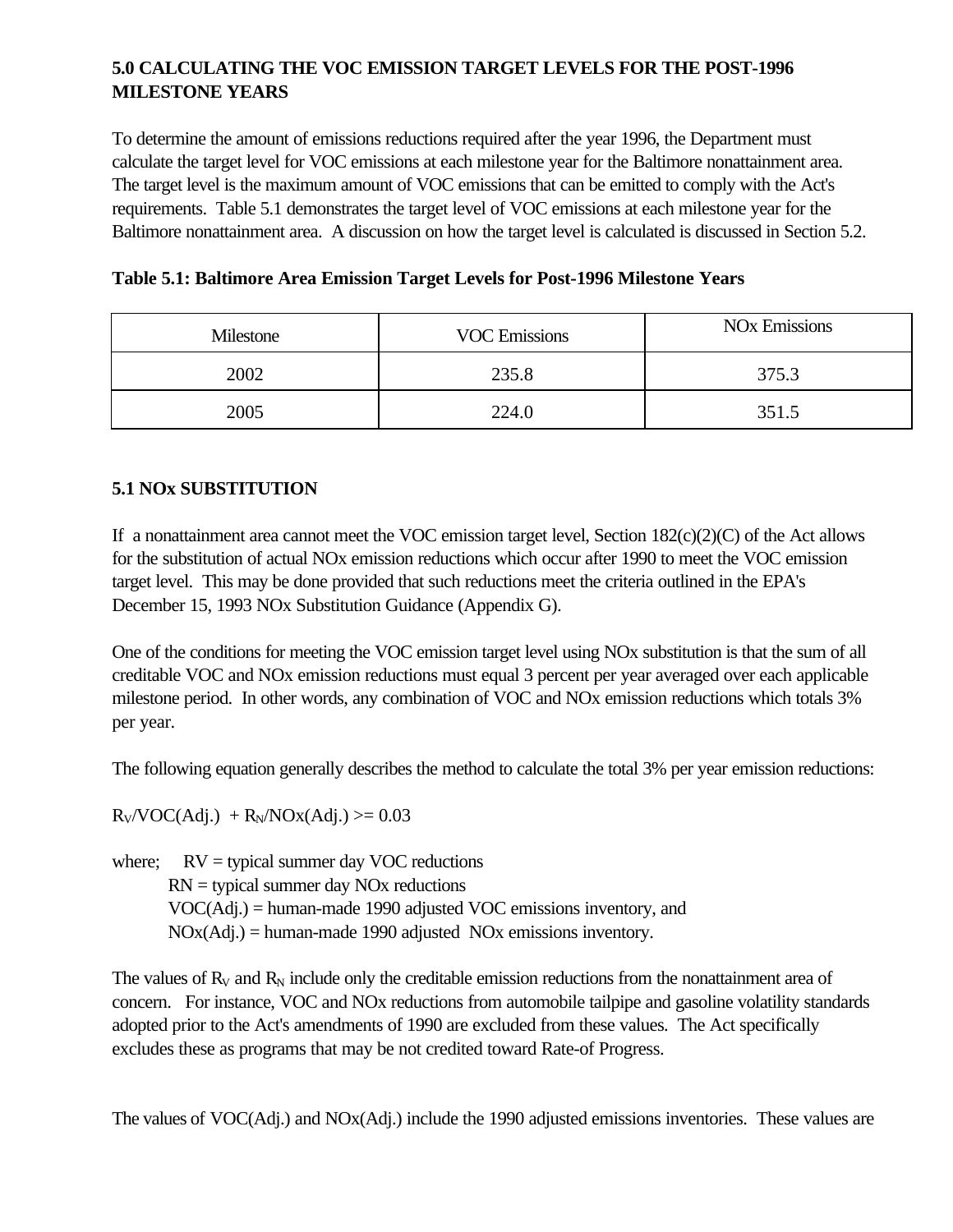## 5.0 CALCULATING THE VOC EMISSION TARGET LEVELS FOR THE POST-1996 MILESTONE YEARS

To determine the amount of emissions reductions required after the year 1996, the Department must calculate the target level for VOC emissions at each milestone year for the Baltimore nonattainment area. The target level is the maximum amount of VOC emissions that can be emitted to comply with the Act's requirements. Table 5.1 demonstrates the target level of VOC emissions at each milestone year for the Baltimore nonattainment area. A discussion on how the target level is calculated is discussed in Section 5.2.

**Table 5.1: Baltimore Area Emission Target Levels for Post-1996 Milestone Years**

| Milestone | VOC Emissions | NOx Emissions |
|---|---|---|
| 2002 | 235.8 | 375.3 |
| 2005 | 224.0 | 351.5 |

### 5.1 NOx SUBSTITUTION

If a nonattainment area cannot meet the VOC emission target level, Section 182(c)(2)(C) of the Act allows for the substitution of actual NOx emission reductions which occur after 1990 to meet the VOC emission target level. This may be done provided that such reductions meet the criteria outlined in the EPA's December 15, 1993 NOx Substitution Guidance (Appendix G).

One of the conditions for meeting the VOC emission target level using NOx substitution is that the sum of all creditable VOC and NOx emission reductions must equal 3 percent per year averaged over each applicable milestone period. In other words, any combination of VOC and NOx emission reductions which totals 3% per year.

The following equation generally describes the method to calculate the total 3% per year emission reductions:

$$R_V/VOC(Adj.) + R_N/NOx(Adj.) >= 0.03$$

where; RV = typical summer day VOC reductions
RN = typical summer day NOx reductions
VOC(Adj.) = human-made 1990 adjusted VOC emissions inventory, and
NOx(Adj.) = human-made 1990 adjusted NOx emissions inventory.

The values of $R_V$ and $R_N$ include only the creditable emission reductions from the nonattainment area of concern. For instance, VOC and NOx reductions from automobile tailpipe and gasoline volatility standards adopted prior to the Act's amendments of 1990 are excluded from these values. The Act specifically excludes these as programs that may be not credited toward Rate-of Progress.

The values of VOC(Adj.) and NOx(Adj.) include the 1990 adjusted emissions inventories. These values are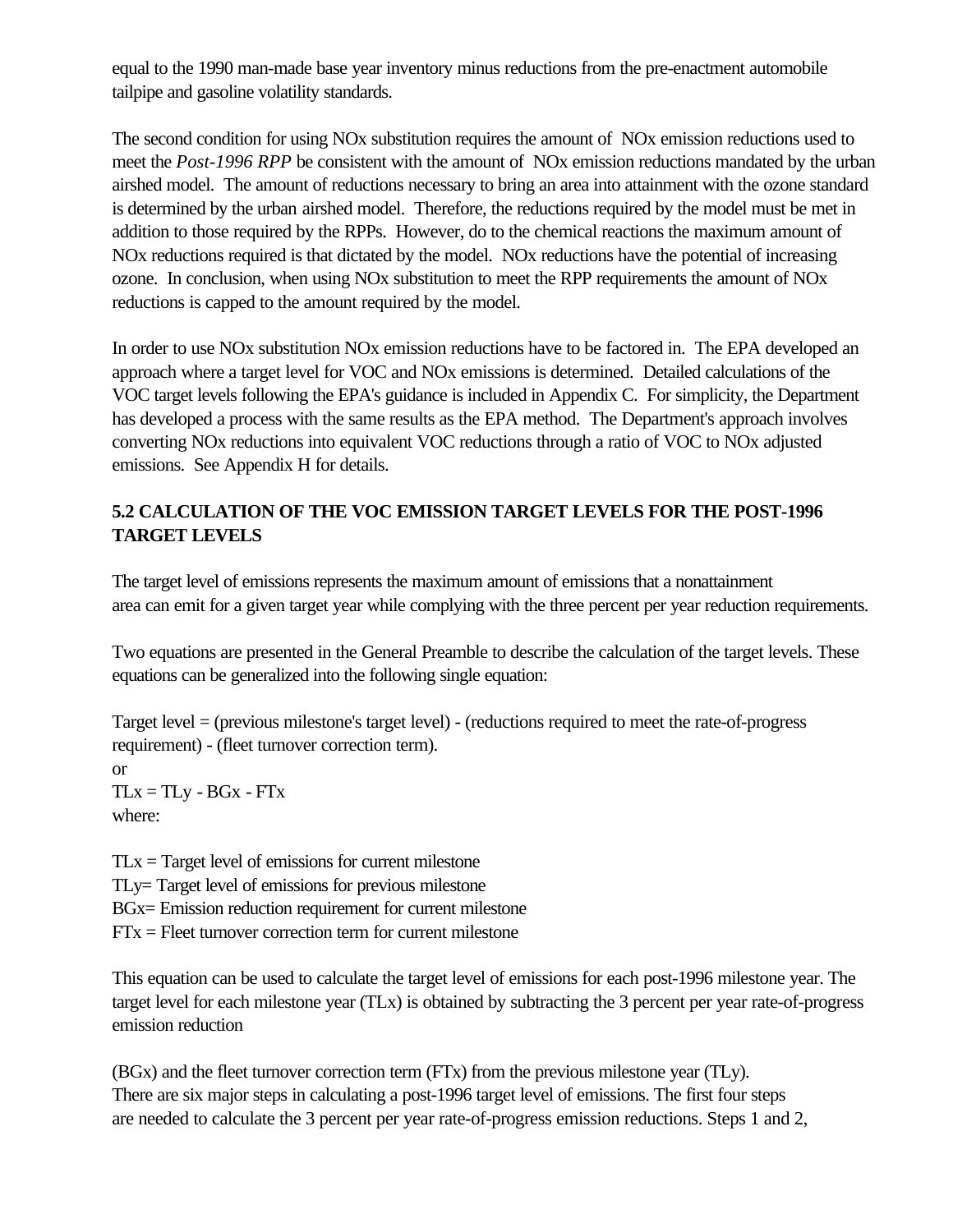equal to the 1990 man-made base year inventory minus reductions from the pre-enactment automobile tailpipe and gasoline volatility standards.

The second condition for using NOx substitution requires the amount of NOx emission reductions used to meet the *Post-1996 RPP* be consistent with the amount of NOx emission reductions mandated by the urban airshed model. The amount of reductions necessary to bring an area into attainment with the ozone standard is determined by the urban airshed model. Therefore, the reductions required by the model must be met in addition to those required by the RPPs. However, do to the chemical reactions the maximum amount of NOx reductions required is that dictated by the model. NOx reductions have the potential of increasing ozone. In conclusion, when using NOx substitution to meet the RPP requirements the amount of NOx reductions is capped to the amount required by the model.

In order to use NOx substitution NOx emission reductions have to be factored in. The EPA developed an approach where a target level for VOC and NOx emissions is determined. Detailed calculations of the VOC target levels following the EPA's guidance is included in Appendix C. For simplicity, the Department has developed a process with the same results as the EPA method. The Department's approach involves converting NOx reductions into equivalent VOC reductions through a ratio of VOC to NOx adjusted emissions. See Appendix H for details.

## 5.2 CALCULATION OF THE VOC EMISSION TARGET LEVELS FOR THE POST-1996 TARGET LEVELS

The target level of emissions represents the maximum amount of emissions that a nonattainment area can emit for a given target year while complying with the three percent per year reduction requirements.

Two equations are presented in the General Preamble to describe the calculation of the target levels. These equations can be generalized into the following single equation:

Target level = (previous milestone's target level) - (reductions required to meet the rate-of-progress requirement) - (fleet turnover correction term).

or

$TL_x = TL_y - BG_x - FT_x$

where:

$TL_x$ = Target level of emissions for current milestone

$TL_y$ = Target level of emissions for previous milestone

$BG_x$ = Emission reduction requirement for current milestone

$FT_x$ = Fleet turnover correction term for current milestone

This equation can be used to calculate the target level of emissions for each post-1996 milestone year. The target level for each milestone year ($TL_x$) is obtained by subtracting the 3 percent per year rate-of-progress emission reduction

($BG_x$) and the fleet turnover correction term ($FT_x$) from the previous milestone year ($TL_y$).

There are six major steps in calculating a post-1996 target level of emissions. The first four steps are needed to calculate the 3 percent per year rate-of-progress emission reductions. Steps 1 and 2,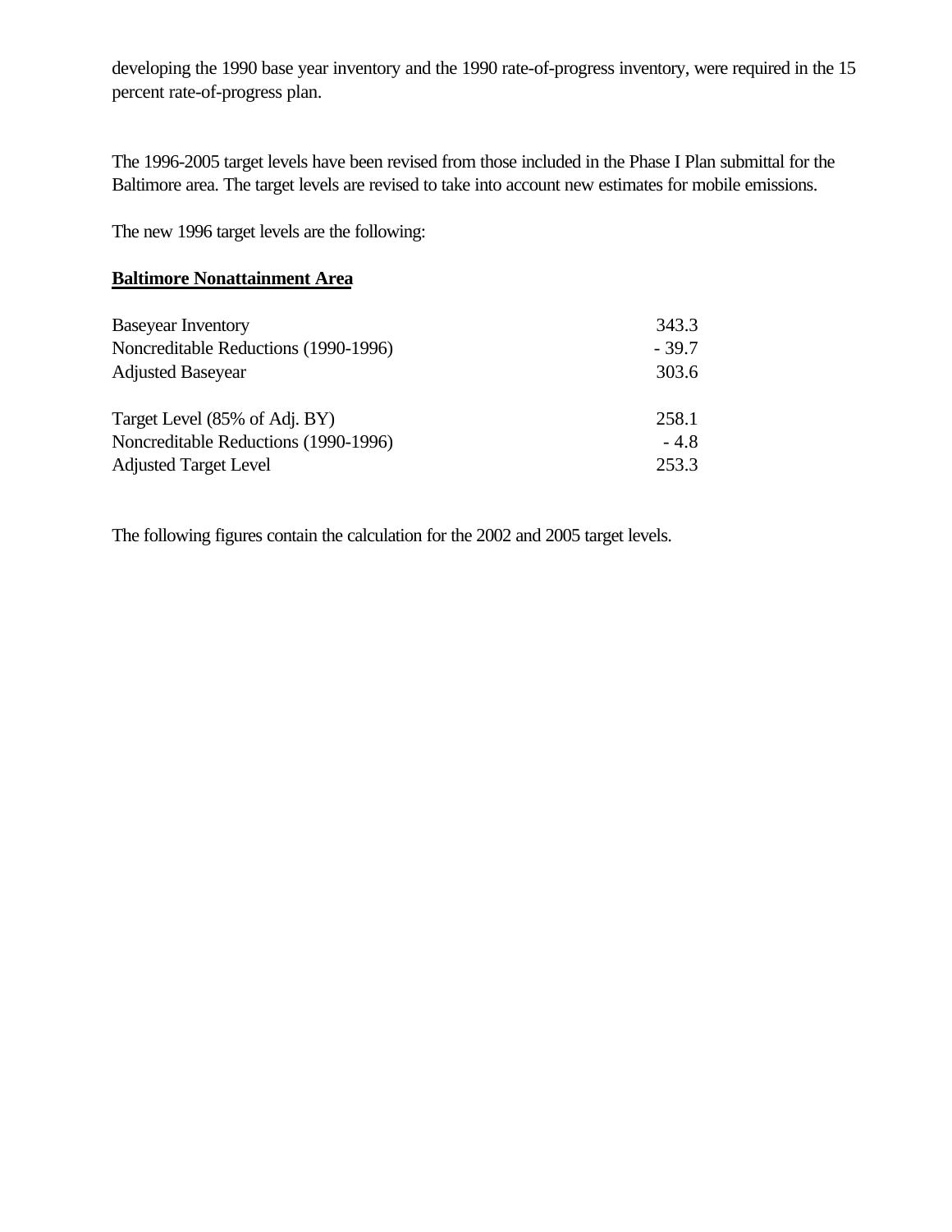developing the 1990 base year inventory and the 1990 rate-of-progress inventory, were required in the 15 percent rate-of-progress plan.

The 1996-2005 target levels have been revised from those included in the Phase I Plan submittal for the Baltimore area. The target levels are revised to take into account new estimates for mobile emissions.

The new 1996 target levels are the following:

**Baltimore Nonattainment Area**

| | |
|---|---|
| Baseyear Inventory | 343.3 |
| Noncreditable Reductions (1990-1996) | - 39.7 |
| Adjusted Baseyear | 303.6 |
| | |
| Target Level (85% of Adj. BY) | 258.1 |
| Noncreditable Reductions (1990-1996) | - 4.8 |
| Adjusted Target Level | 253.3 |

The following figures contain the calculation for the 2002 and 2005 target levels.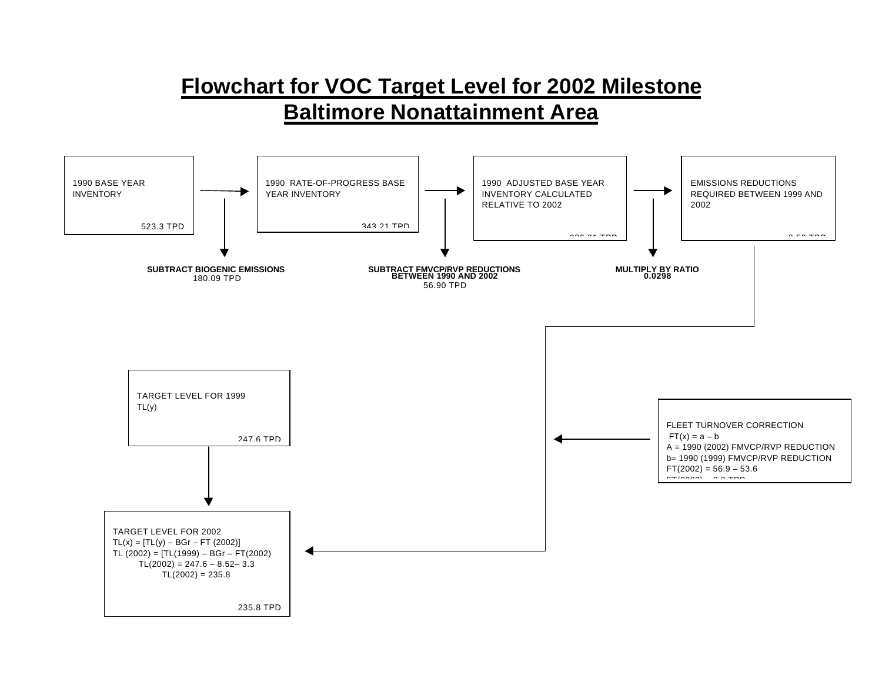# Flowchart for VOC Target Level for 2002 Milestone
# Baltimore Nonattainment Area

1990 BASE YEAR INVENTORY

523.3 TPD

SUBTRACT BIOGENIC EMISSIONS
180.09 TPD

1990 RATE-OF-PROGRESS BASE YEAR INVENTORY

343.21 TPD

SUBTRACT FMVCP/RVP REDUCTIONS BETWEEN 1990 AND 2002
56.90 TPD

1990 ADJUSTED BASE YEAR INVENTORY CALCULATED RELATIVE TO 2002

286.31 TPD

MULTIPLY BY RATIO
0.0298

EMISSIONS REDUCTIONS REQUIRED BETWEEN 1999 AND 2002

8.52 TPD

TARGET LEVEL FOR 1999
TL(y)

247.6 TPD

FLEET TURNOVER CORRECTION
FT(x) = a – b
A = 1990 (2002) FMVCP/RVP REDUCTION
b= 1990 (1999) FMVCP/RVP REDUCTION
FT(2002) = 56.9 – 53.6
FT(2002) = 3.3 TPD

TARGET LEVEL FOR 2002
TL(x) = [TL(y) – BGr – FT (2002)]
TL (2002) = [TL(1999) – BGr – FT(2002)
TL(2002) = 247.6 – 8.52– 3.3
TL(2002) = 235.8

235.8 TPD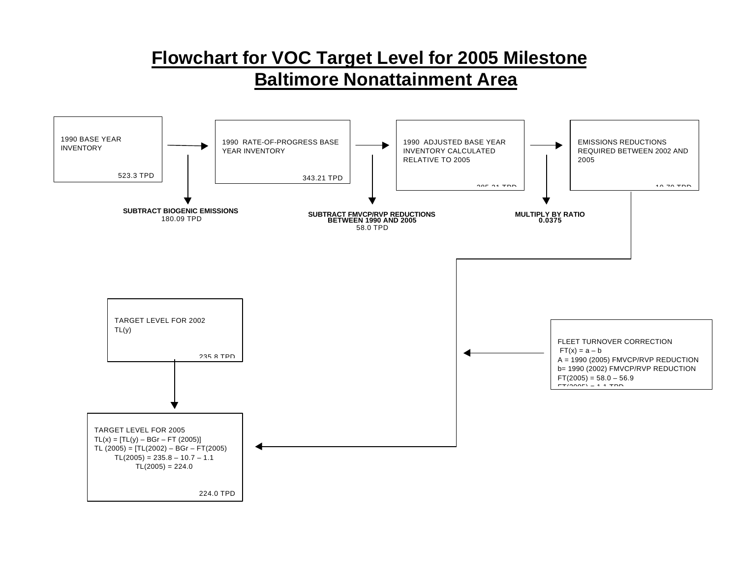# Flowchart for VOC Target Level for 2005 Milestone
# Baltimore Nonattainment Area

1990 BASE YEAR INVENTORY

523.3 TPD

SUBTRACT BIOGENIC EMISSIONS
180.09 TPD

1990 RATE-OF-PROGRESS BASE YEAR INVENTORY

343.21 TPD

SUBTRACT FMVCP/RVP REDUCTIONS BETWEEN 1990 AND 2005
58.0 TPD

1990 ADJUSTED BASE YEAR INVENTORY CALCULATED RELATIVE TO 2005

285.21 TPD

MULTIPLY BY RATIO
0.0375

EMISSIONS REDUCTIONS REQUIRED BETWEEN 2002 AND 2005

10.70 TPD

FLEET TURNOVER CORRECTION
FT(x) = a – b
A = 1990 (2005) FMVCP/RVP REDUCTION
b= 1990 (2002) FMVCP/RVP REDUCTION
FT(2005) = 58.0 – 56.9
FT(2005) = 1.1 TPD

TARGET LEVEL FOR 2002
TL(y)

235.8 TPD

TARGET LEVEL FOR 2005
TL(x) = [TL(y) – BGr – FT (2005)]
TL (2005) = [TL(2002) – BGr – FT(2005)
TL(2005) = 235.8 – 10.7 – 1.1
TL(2005) = 224.0

224.0 TPD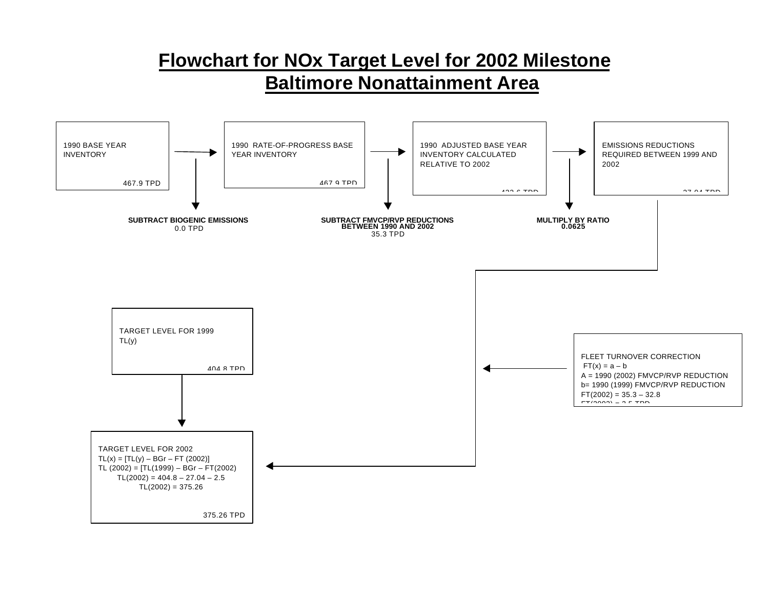# Flowchart for NOx Target Level for 2002 Milestone
## Baltimore Nonattainment Area

1990 BASE YEAR INVENTORY

467.9 TPD

**SUBTRACT BIOGENIC EMISSIONS**
0.0 TPD

1990 RATE-OF-PROGRESS BASE YEAR INVENTORY

467.9 TPD

**SUBTRACT FMVCP/RVP REDUCTIONS BETWEEN 1990 AND 2002**
35.3 TPD

1990 ADJUSTED BASE YEAR INVENTORY CALCULATED RELATIVE TO 2002

432.6 TPD

**MULTIPLY BY RATIO**
**0.0625**

EMISSIONS REDUCTIONS REQUIRED BETWEEN 1999 AND 2002

27.04 TPD

FLEET TURNOVER CORRECTION
FT(x) = a – b
A = 1990 (2002) FMVCP/RVP REDUCTION
b= 1990 (1999) FMVCP/RVP REDUCTION
FT(2002) = 35.3 – 32.8
FT(2002) = 2.5 TPD

TARGET LEVEL FOR 1999
TL(y)

404.8 TPD

TARGET LEVEL FOR 2002
TL(x) = [TL(y) – BGr – FT (2002)]
TL (2002) = [TL(1999) – BGr – FT(2002)
TL(2002) = 404.8 – 27.04 – 2.5
TL(2002) = 375.26

375.26 TPD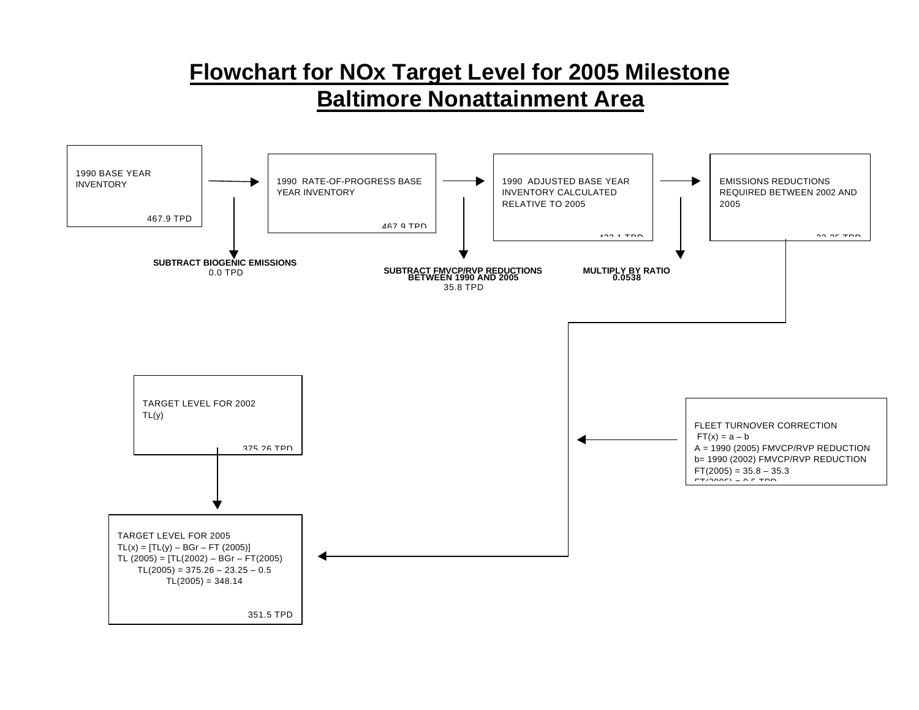# Flowchart for NOx Target Level for 2005 Milestone
## Baltimore Nonattainment Area

1990 BASE YEAR INVENTORY

467.9 TPD

SUBTRACT BIOGENIC EMISSIONS
0.0 TPD

1990 RATE-OF-PROGRESS BASE YEAR INVENTORY

467.9 TPD

SUBTRACT FMVCP/RVP REDUCTIONS BETWEEN 1990 AND 2005
35.8 TPD

1990 ADJUSTED BASE YEAR INVENTORY CALCULATED RELATIVE TO 2005

432.1 TPD

MULTIPLY BY RATIO
0.0538

EMISSIONS REDUCTIONS REQUIRED BETWEEN 2002 AND 2005

23.25 TPD

TARGET LEVEL FOR 2002
TL(y)

375.26 TPD

FLEET TURNOVER CORRECTION
FT(x) = a – b
A = 1990 (2005) FMVCP/RVP REDUCTION
b= 1990 (2002) FMVCP/RVP REDUCTION
FT(2005) = 35.8 – 35.3
FT(2005) = 0.5 TPD

TARGET LEVEL FOR 2005
TL(x) = [TL(y) – BGr – FT (2005)]
TL (2005) = [TL(2002) – BGr – FT(2005)
TL(2005) = 375.26 – 23.25 – 0.5
TL(2005) = 348.14

351.5 TPD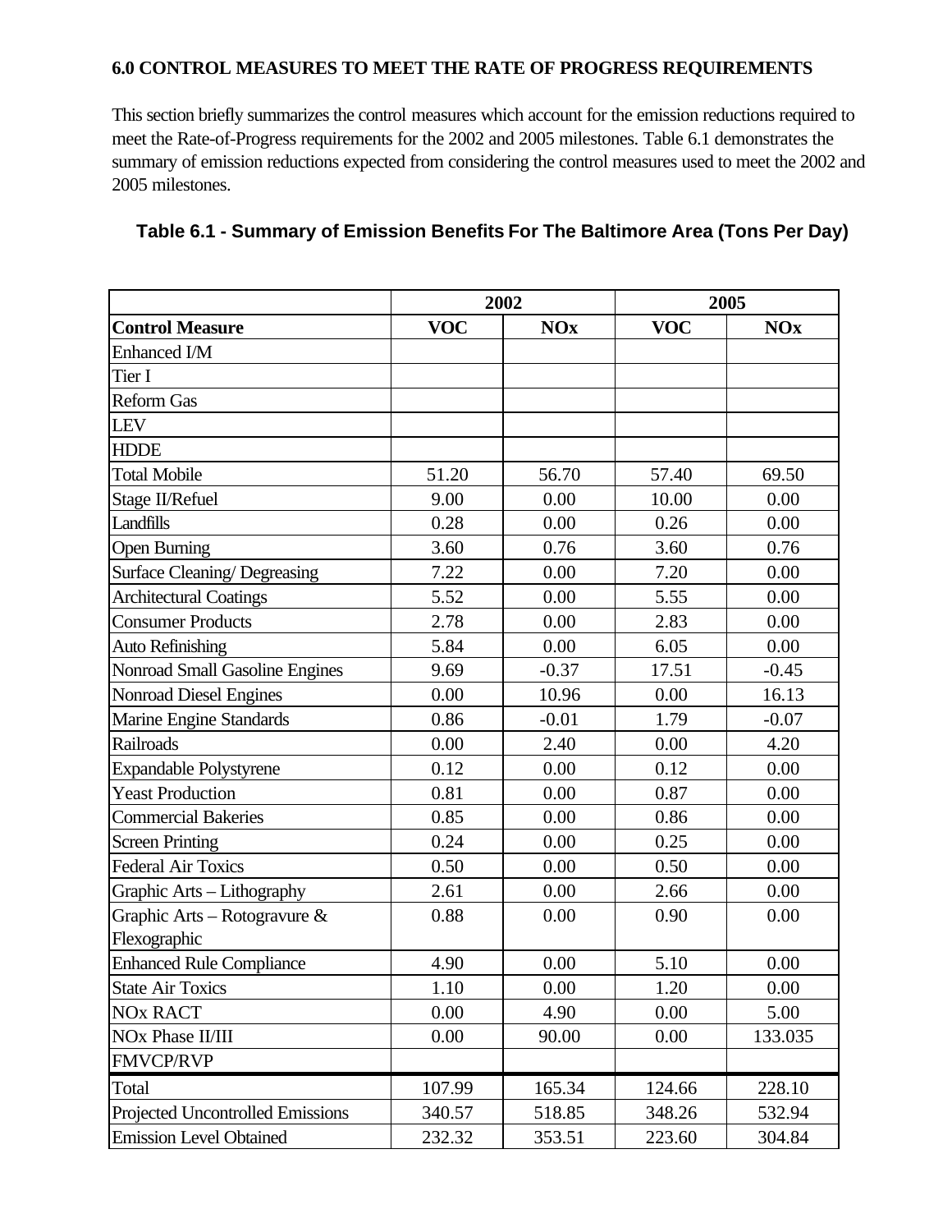## 6.0 CONTROL MEASURES TO MEET THE RATE OF PROGRESS REQUIREMENTS

This section briefly summarizes the control measures which account for the emission reductions required to meet the Rate-of-Progress requirements for the 2002 and 2005 milestones. Table 6.1 demonstrates the summary of emission reductions expected from considering the control measures used to meet the 2002 and 2005 milestones.

### Table 6.1 - Summary of Emission Benefits For The Baltimore Area (Tons Per Day)

| | 2002 | | 2005 | |
|---|---|---|---|---|
| **Control Measure** | **VOC** | **NOx** | **VOC** | **NOx** |
| Enhanced I/M | | | | |
| Tier I | | | | |
| Reform Gas | | | | |
| LEV | | | | |
| HDDE | | | | |
| Total Mobile | 51.20 | 56.70 | 57.40 | 69.50 |
| Stage II/Refuel | 9.00 | 0.00 | 10.00 | 0.00 |
| Landfills | 0.28 | 0.00 | 0.26 | 0.00 |
| Open Burning | 3.60 | 0.76 | 3.60 | 0.76 |
| Surface Cleaning/ Degreasing | 7.22 | 0.00 | 7.20 | 0.00 |
| Architectural Coatings | 5.52 | 0.00 | 5.55 | 0.00 |
| Consumer Products | 2.78 | 0.00 | 2.83 | 0.00 |
| Auto Refinishing | 5.84 | 0.00 | 6.05 | 0.00 |
| Nonroad Small Gasoline Engines | 9.69 | -0.37 | 17.51 | -0.45 |
| Nonroad Diesel Engines | 0.00 | 10.96 | 0.00 | 16.13 |
| Marine Engine Standards | 0.86 | -0.01 | 1.79 | -0.07 |
| Railroads | 0.00 | 2.40 | 0.00 | 4.20 |
| Expandable Polystyrene | 0.12 | 0.00 | 0.12 | 0.00 |
| Yeast Production | 0.81 | 0.00 | 0.87 | 0.00 |
| Commercial Bakeries | 0.85 | 0.00 | 0.86 | 0.00 |
| Screen Printing | 0.24 | 0.00 | 0.25 | 0.00 |
| Federal Air Toxics | 0.50 | 0.00 | 0.50 | 0.00 |
| Graphic Arts – Lithography | 2.61 | 0.00 | 2.66 | 0.00 |
| Graphic Arts – Rotogravure & Flexographic | 0.88 | 0.00 | 0.90 | 0.00 |
| Enhanced Rule Compliance | 4.90 | 0.00 | 5.10 | 0.00 |
| State Air Toxics | 1.10 | 0.00 | 1.20 | 0.00 |
| NOx RACT | 0.00 | 4.90 | 0.00 | 5.00 |
| NOx Phase II/III | 0.00 | 90.00 | 0.00 | 133.035 |
| FMVCP/RVP | | | | |
| Total | 107.99 | 165.34 | 124.66 | 228.10 |
| Projected Uncontrolled Emissions | 340.57 | 518.85 | 348.26 | 532.94 |
| Emission Level Obtained | 232.32 | 353.51 | 223.60 | 304.84 |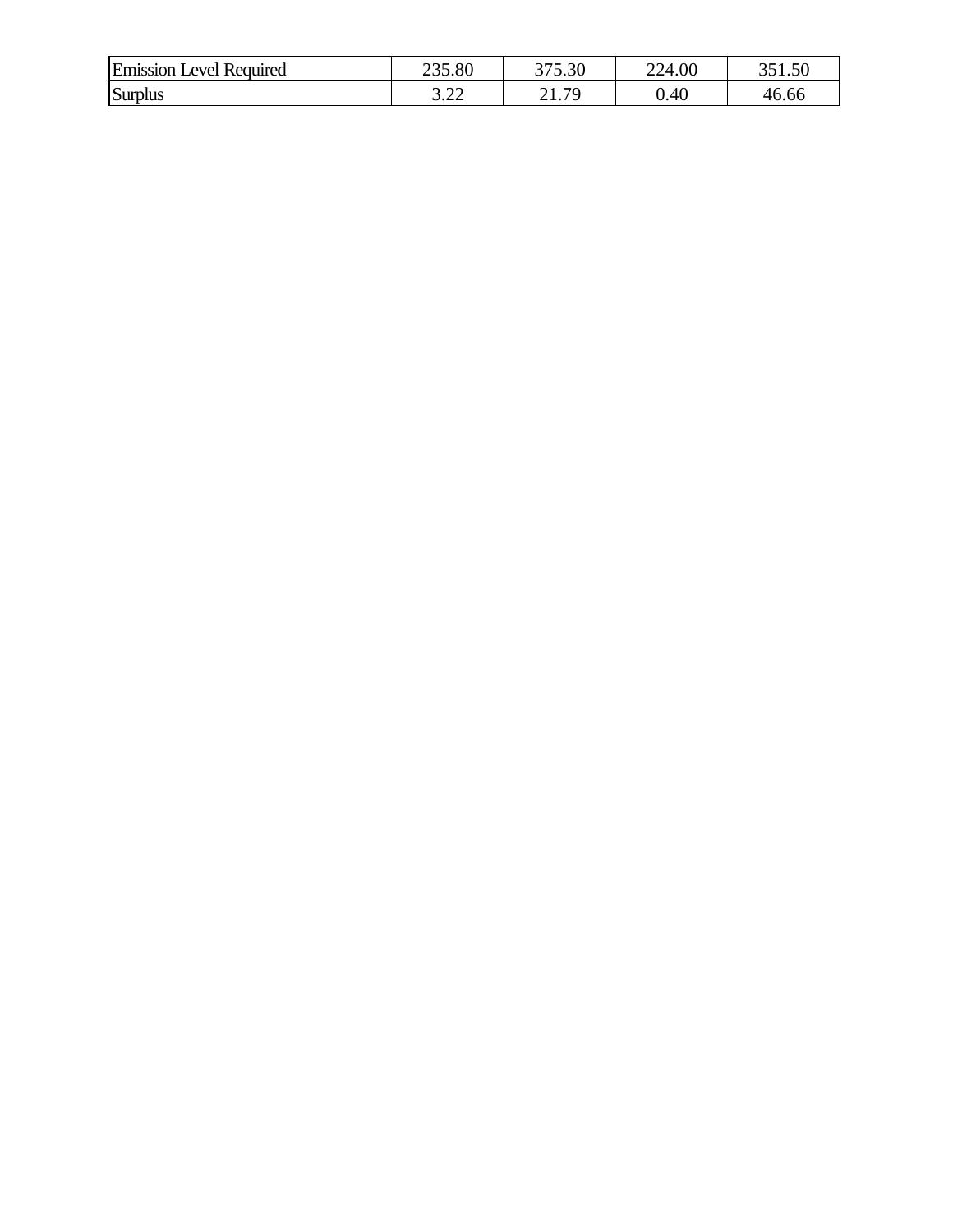| Emission Level Required | 235.80 | 375.30 | 224.00 | 351.50 |
| --- | --- | --- | --- | --- |
| Surplus | 3.22 | 21.79 | 0.40 | 46.66 |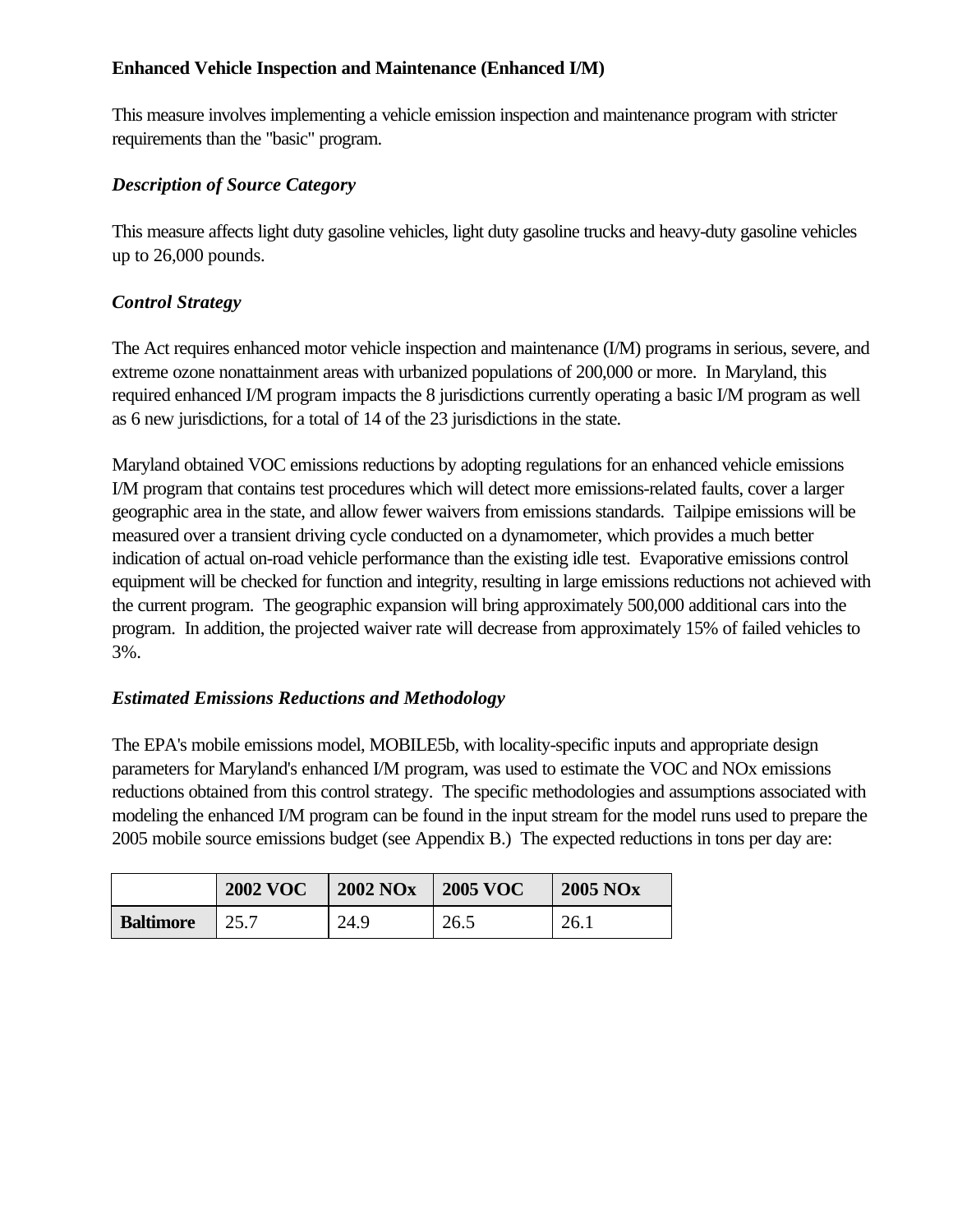**Enhanced Vehicle Inspection and Maintenance (Enhanced I/M)**

This measure involves implementing a vehicle emission inspection and maintenance program with stricter requirements than the "basic" program.

***Description of Source Category***

This measure affects light duty gasoline vehicles, light duty gasoline trucks and heavy-duty gasoline vehicles up to 26,000 pounds.

***Control Strategy***

The Act requires enhanced motor vehicle inspection and maintenance (I/M) programs in serious, severe, and extreme ozone nonattainment areas with urbanized populations of 200,000 or more. In Maryland, this required enhanced I/M program impacts the 8 jurisdictions currently operating a basic I/M program as well as 6 new jurisdictions, for a total of 14 of the 23 jurisdictions in the state.

Maryland obtained VOC emissions reductions by adopting regulations for an enhanced vehicle emissions I/M program that contains test procedures which will detect more emissions-related faults, cover a larger geographic area in the state, and allow fewer waivers from emissions standards. Tailpipe emissions will be measured over a transient driving cycle conducted on a dynamometer, which provides a much better indication of actual on-road vehicle performance than the existing idle test. Evaporative emissions control equipment will be checked for function and integrity, resulting in large emissions reductions not achieved with the current program. The geographic expansion will bring approximately 500,000 additional cars into the program. In addition, the projected waiver rate will decrease from approximately 15% of failed vehicles to 3%.

***Estimated Emissions Reductions and Methodology***

The EPA's mobile emissions model, MOBILE5b, with locality-specific inputs and appropriate design parameters for Maryland's enhanced I/M program, was used to estimate the VOC and NOx emissions reductions obtained from this control strategy. The specific methodologies and assumptions associated with modeling the enhanced I/M program can be found in the input stream for the model runs used to prepare the 2005 mobile source emissions budget (see Appendix B.) The expected reductions in tons per day are:

| | 2002 VOC | 2002 NOx | 2005 VOC | 2005 NOx |
|---|---|---|---|---|
| **Baltimore** | 25.7 | 24.9 | 26.5 | 26.1 |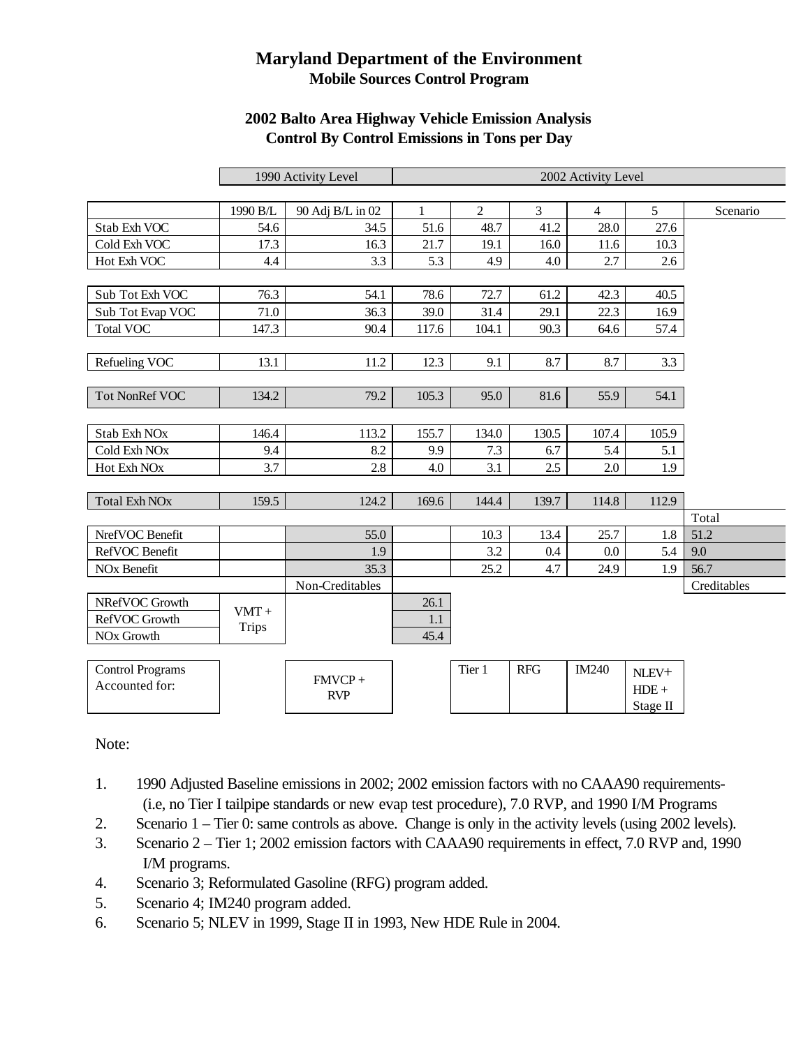# Maryland Department of the Environment
## Mobile Sources Control Program

### 2002 Balto Area Highway Vehicle Emission Analysis
### Control By Control Emissions in Tons per Day

| | 1990 Activity Level | | 2002 Activity Level | | | | | |
|---|---|---|---|---|---|---|---|---|
| | 1990 B/L | 90 Adj B/L in 02 | 1 | 2 | 3 | 4 | 5 | Scenario |
| Stab Exh VOC | 54.6 | 34.5 | 51.6 | 48.7 | 41.2 | 28.0 | 27.6 | |
| Cold Exh VOC | 17.3 | 16.3 | 21.7 | 19.1 | 16.0 | 11.6 | 10.3 | |
| Hot Exh VOC | 4.4 | 3.3 | 5.3 | 4.9 | 4.0 | 2.7 | 2.6 | |
| Sub Tot Exh VOC | 76.3 | 54.1 | 78.6 | 72.7 | 61.2 | 42.3 | 40.5 | |
| Sub Tot Evap VOC | 71.0 | 36.3 | 39.0 | 31.4 | 29.1 | 22.3 | 16.9 | |
| Total VOC | 147.3 | 90.4 | 117.6 | 104.1 | 90.3 | 64.6 | 57.4 | |
| Refueling VOC | 13.1 | 11.2 | 12.3 | 9.1 | 8.7 | 8.7 | 3.3 | |
| Tot NonRef VOC | 134.2 | 79.2 | 105.3 | 95.0 | 81.6 | 55.9 | 54.1 | |
| Stab Exh NOx | 146.4 | 113.2 | 155.7 | 134.0 | 130.5 | 107.4 | 105.9 | |
| Cold Exh NOx | 9.4 | 8.2 | 9.9 | 7.3 | 6.7 | 5.4 | 5.1 | |
| Hot Exh NOx | 3.7 | 2.8 | 4.0 | 3.1 | 2.5 | 2.0 | 1.9 | |
| Total Exh NOx | 159.5 | 124.2 | 169.6 | 144.4 | 139.7 | 114.8 | 112.9 | |
| | | | | | | | | Total |
| NrefVOC Benefit | | 55.0 | | 10.3 | 13.4 | 25.7 | 1.8 | 51.2 |
| RefVOC Benefit | | 1.9 | | 3.2 | 0.4 | 0.0 | 5.4 | 9.0 |
| NOx Benefit | | 35.3 | | 25.2 | 4.7 | 24.9 | 1.9 | 56.7 |
| | | Non-Creditables | | | | | | Creditables |
| NRefVOC Growth | VMT + Trips | | 26.1 | | | | | |
| RefVOC Growth | | | 1.1 | | | | | |
| NOx Growth | | | 45.4 | | | | | |
| Control Programs Accounted for: | | FMVCP + RVP | | Tier 1 | RFG | IM240 | NLEV+ HDE + Stage II | |

Note:

1. 1990 Adjusted Baseline emissions in 2002; 2002 emission factors with no CAAA90 requirements- (i.e, no Tier I tailpipe standards or new evap test procedure), 7.0 RVP, and 1990 I/M Programs
2. Scenario 1 – Tier 0: same controls as above. Change is only in the activity levels (using 2002 levels).
3. Scenario 2 – Tier 1; 2002 emission factors with CAAA90 requirements in effect, 7.0 RVP and, 1990 I/M programs.
4. Scenario 3; Reformulated Gasoline (RFG) program added.
5. Scenario 4; IM240 program added.
6. Scenario 5; NLEV in 1999, Stage II in 1993, New HDE Rule in 2004.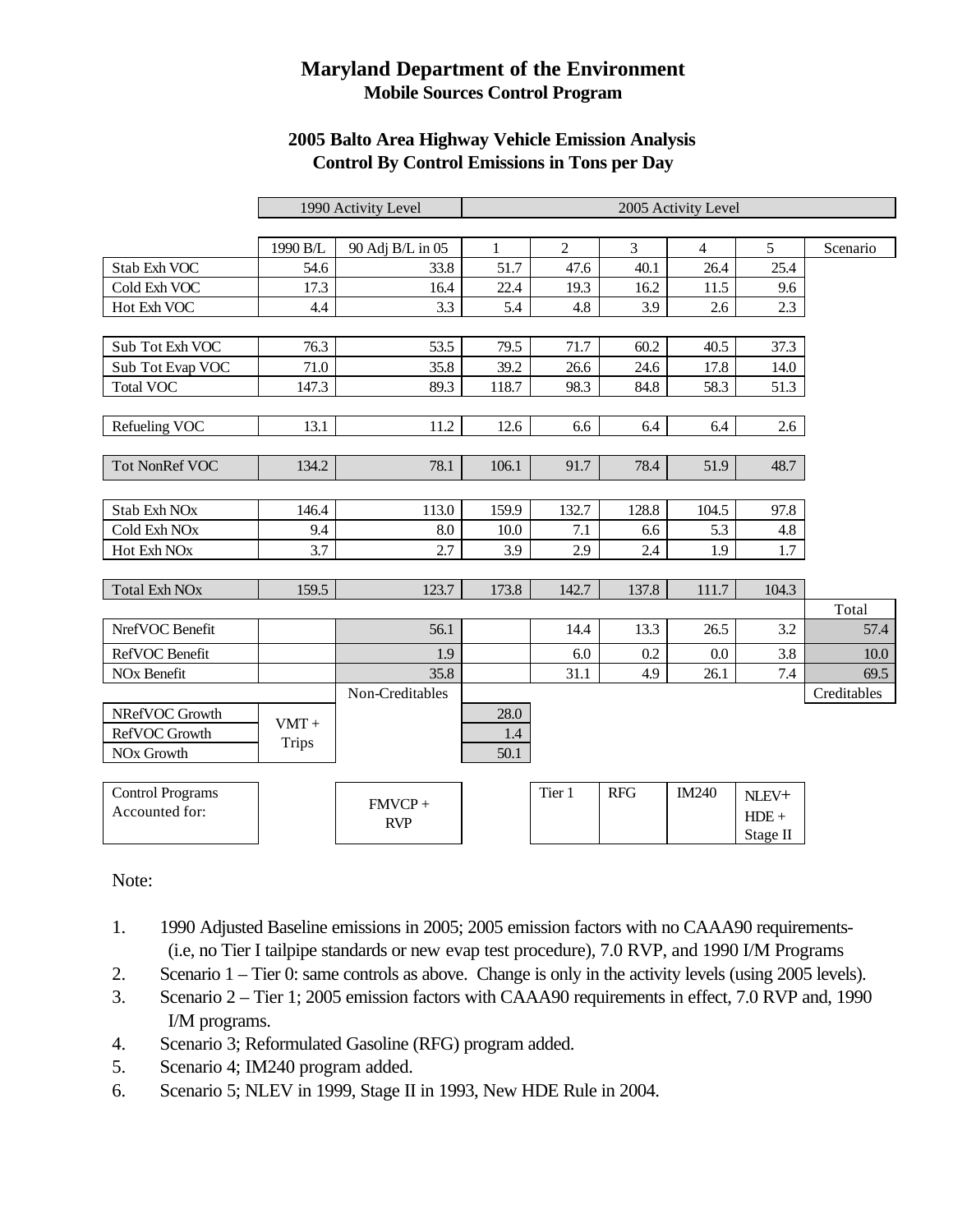# Maryland Department of the Environment
## Mobile Sources Control Program

### 2005 Balto Area Highway Vehicle Emission Analysis
### Control By Control Emissions in Tons per Day

| | 1990 Activity Level | | 2005 Activity Level | | | | | |
|---|---|---|---|---|---|---|---|---|
| | 1990 B/L | 90 Adj B/L in 05 | 1 | 2 | 3 | 4 | 5 | Scenario |
| Stab Exh VOC | 54.6 | 33.8 | 51.7 | 47.6 | 40.1 | 26.4 | 25.4 | |
| Cold Exh VOC | 17.3 | 16.4 | 22.4 | 19.3 | 16.2 | 11.5 | 9.6 | |
| Hot Exh VOC | 4.4 | 3.3 | 5.4 | 4.8 | 3.9 | 2.6 | 2.3 | |
| Sub Tot Exh VOC | 76.3 | 53.5 | 79.5 | 71.7 | 60.2 | 40.5 | 37.3 | |
| Sub Tot Evap VOC | 71.0 | 35.8 | 39.2 | 26.6 | 24.6 | 17.8 | 14.0 | |
| Total VOC | 147.3 | 89.3 | 118.7 | 98.3 | 84.8 | 58.3 | 51.3 | |
| Refueling VOC | 13.1 | 11.2 | 12.6 | 6.6 | 6.4 | 6.4 | 2.6 | |
| Tot NonRef VOC | 134.2 | 78.1 | 106.1 | 91.7 | 78.4 | 51.9 | 48.7 | |
| Stab Exh NOx | 146.4 | 113.0 | 159.9 | 132.7 | 128.8 | 104.5 | 97.8 | |
| Cold Exh NOx | 9.4 | 8.0 | 10.0 | 7.1 | 6.6 | 5.3 | 4.8 | |
| Hot Exh NOx | 3.7 | 2.7 | 3.9 | 2.9 | 2.4 | 1.9 | 1.7 | |
| Total Exh NOx | 159.5 | 123.7 | 173.8 | 142.7 | 137.8 | 111.7 | 104.3 | |
| | | | | | | | | Total |
| NrefVOC Benefit | | 56.1 | | 14.4 | 13.3 | 26.5 | 3.2 | 57.4 |
| RefVOC Benefit | | 1.9 | | 6.0 | 0.2 | 0.0 | 3.8 | 10.0 |
| NOx Benefit | | 35.8 | | 31.1 | 4.9 | 26.1 | 7.4 | 69.5 |
| | | Non-Creditables | | | | | | Creditables |
| NRefVOC Growth | VMT + Trips | | 28.0 | | | | | |
| RefVOC Growth | | | 1.4 | | | | | |
| NOx Growth | | | 50.1 | | | | | |
| Control Programs Accounted for: | | FMVCP + RVP | | Tier 1 | RFG | IM240 | NLEV+ HDE + Stage II | |

Note:

1. 1990 Adjusted Baseline emissions in 2005; 2005 emission factors with no CAAA90 requirements- (i.e, no Tier I tailpipe standards or new evap test procedure), 7.0 RVP, and 1990 I/M Programs
2. Scenario 1 – Tier 0: same controls as above. Change is only in the activity levels (using 2005 levels).
3. Scenario 2 – Tier 1; 2005 emission factors with CAAA90 requirements in effect, 7.0 RVP and, 1990 I/M programs.
4. Scenario 3; Reformulated Gasoline (RFG) program added.
5. Scenario 4; IM240 program added.
6. Scenario 5; NLEV in 1999, Stage II in 1993, New HDE Rule in 2004.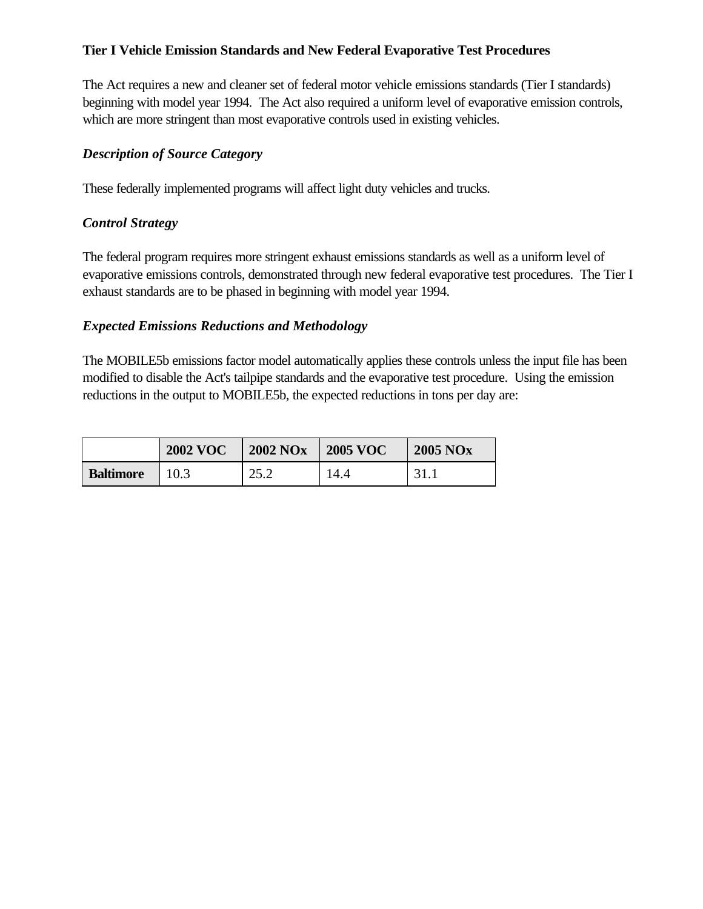**Tier I Vehicle Emission Standards and New Federal Evaporative Test Procedures**

The Act requires a new and cleaner set of federal motor vehicle emissions standards (Tier I standards) beginning with model year 1994. The Act also required a uniform level of evaporative emission controls, which are more stringent than most evaporative controls used in existing vehicles.

***Description of Source Category***

These federally implemented programs will affect light duty vehicles and trucks.

***Control Strategy***

The federal program requires more stringent exhaust emissions standards as well as a uniform level of evaporative emissions controls, demonstrated through new federal evaporative test procedures. The Tier I exhaust standards are to be phased in beginning with model year 1994.

***Expected Emissions Reductions and Methodology***

The MOBILE5b emissions factor model automatically applies these controls unless the input file has been modified to disable the Act's tailpipe standards and the evaporative test procedure. Using the emission reductions in the output to MOBILE5b, the expected reductions in tons per day are:

| | 2002 VOC | 2002 NOx | 2005 VOC | 2005 NOx |
|---|---|---|---|---|
| **Baltimore** | 10.3 | 25.2 | 14.4 | 31.1 |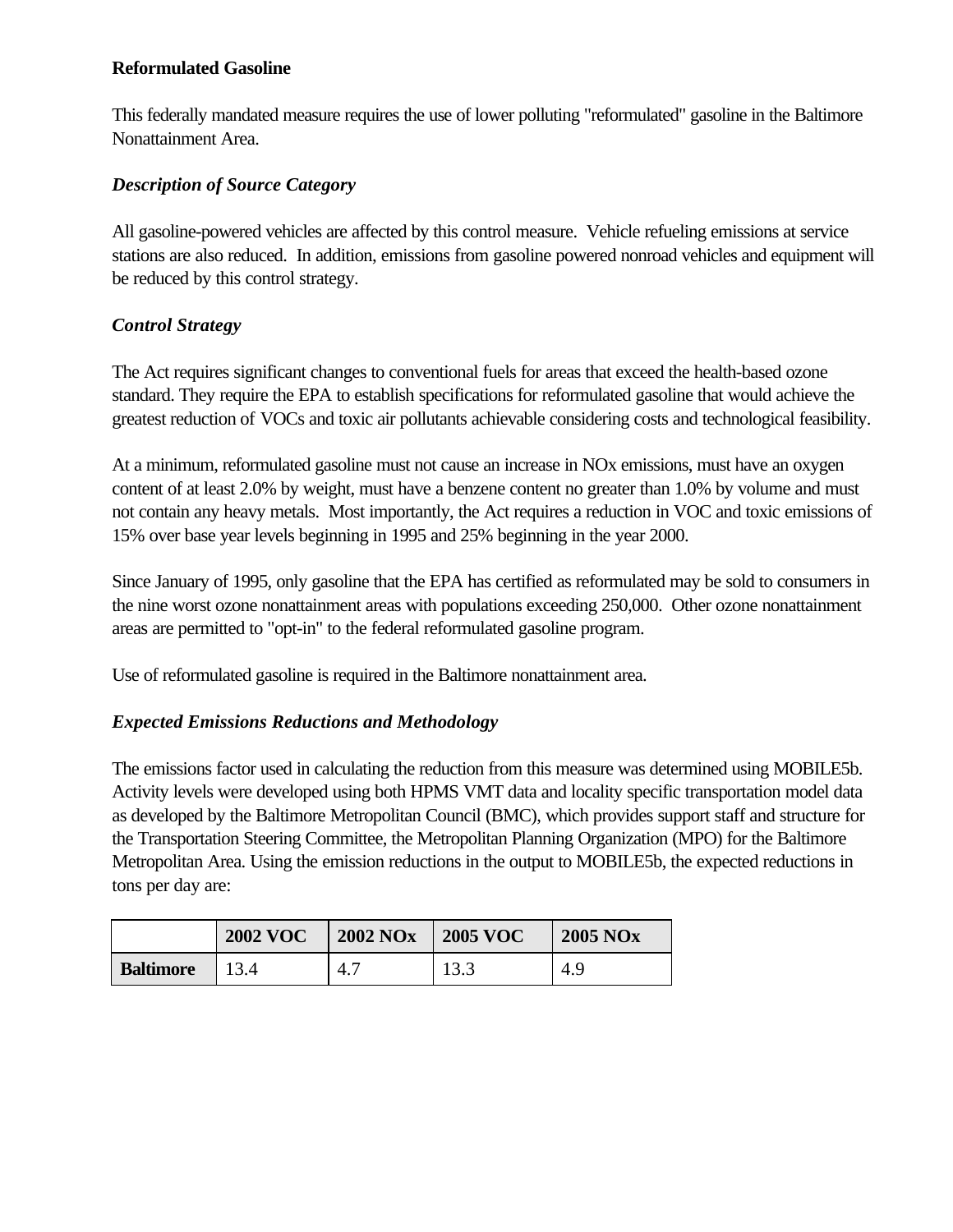**Reformulated Gasoline**

This federally mandated measure requires the use of lower polluting "reformulated" gasoline in the Baltimore Nonattainment Area.

***Description of Source Category***

All gasoline-powered vehicles are affected by this control measure. Vehicle refueling emissions at service stations are also reduced. In addition, emissions from gasoline powered nonroad vehicles and equipment will be reduced by this control strategy.

***Control Strategy***

The Act requires significant changes to conventional fuels for areas that exceed the health-based ozone standard. They require the EPA to establish specifications for reformulated gasoline that would achieve the greatest reduction of VOCs and toxic air pollutants achievable considering costs and technological feasibility.

At a minimum, reformulated gasoline must not cause an increase in NOx emissions, must have an oxygen content of at least 2.0% by weight, must have a benzene content no greater than 1.0% by volume and must not contain any heavy metals. Most importantly, the Act requires a reduction in VOC and toxic emissions of 15% over base year levels beginning in 1995 and 25% beginning in the year 2000.

Since January of 1995, only gasoline that the EPA has certified as reformulated may be sold to consumers in the nine worst ozone nonattainment areas with populations exceeding 250,000. Other ozone nonattainment areas are permitted to "opt-in" to the federal reformulated gasoline program.

Use of reformulated gasoline is required in the Baltimore nonattainment area.

***Expected Emissions Reductions and Methodology***

The emissions factor used in calculating the reduction from this measure was determined using MOBILE5b. Activity levels were developed using both HPMS VMT data and locality specific transportation model data as developed by the Baltimore Metropolitan Council (BMC), which provides support staff and structure for the Transportation Steering Committee, the Metropolitan Planning Organization (MPO) for the Baltimore Metropolitan Area. Using the emission reductions in the output to MOBILE5b, the expected reductions in tons per day are:

| | 2002 VOC | 2002 NOx | 2005 VOC | 2005 NOx |
|---|---|---|---|---|
| **Baltimore** | 13.4 | 4.7 | 13.3 | 4.9 |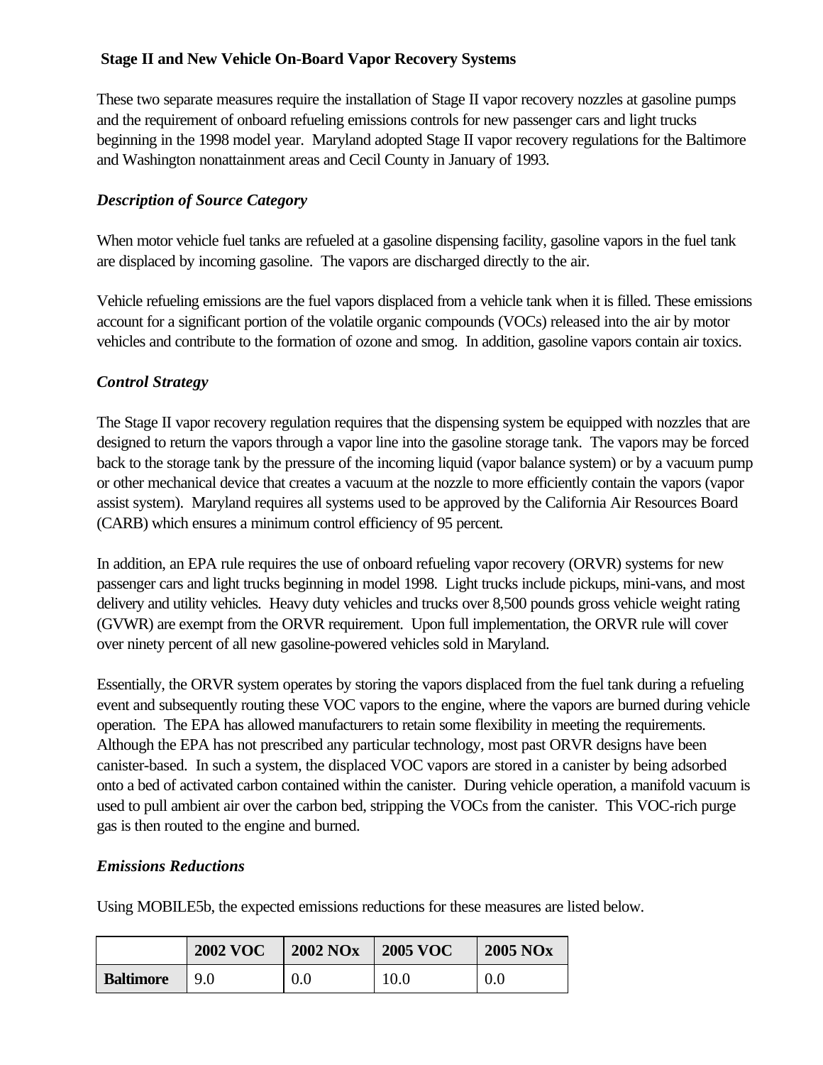**Stage II and New Vehicle On-Board Vapor Recovery Systems**

These two separate measures require the installation of Stage II vapor recovery nozzles at gasoline pumps and the requirement of onboard refueling emissions controls for new passenger cars and light trucks beginning in the 1998 model year. Maryland adopted Stage II vapor recovery regulations for the Baltimore and Washington nonattainment areas and Cecil County in January of 1993.

***Description of Source Category***

When motor vehicle fuel tanks are refueled at a gasoline dispensing facility, gasoline vapors in the fuel tank are displaced by incoming gasoline. The vapors are discharged directly to the air.

Vehicle refueling emissions are the fuel vapors displaced from a vehicle tank when it is filled. These emissions account for a significant portion of the volatile organic compounds (VOCs) released into the air by motor vehicles and contribute to the formation of ozone and smog. In addition, gasoline vapors contain air toxics.

***Control Strategy***

The Stage II vapor recovery regulation requires that the dispensing system be equipped with nozzles that are designed to return the vapors through a vapor line into the gasoline storage tank. The vapors may be forced back to the storage tank by the pressure of the incoming liquid (vapor balance system) or by a vacuum pump or other mechanical device that creates a vacuum at the nozzle to more efficiently contain the vapors (vapor assist system). Maryland requires all systems used to be approved by the California Air Resources Board (CARB) which ensures a minimum control efficiency of 95 percent.

In addition, an EPA rule requires the use of onboard refueling vapor recovery (ORVR) systems for new passenger cars and light trucks beginning in model 1998. Light trucks include pickups, mini-vans, and most delivery and utility vehicles. Heavy duty vehicles and trucks over 8,500 pounds gross vehicle weight rating (GVWR) are exempt from the ORVR requirement. Upon full implementation, the ORVR rule will cover over ninety percent of all new gasoline-powered vehicles sold in Maryland.

Essentially, the ORVR system operates by storing the vapors displaced from the fuel tank during a refueling event and subsequently routing these VOC vapors to the engine, where the vapors are burned during vehicle operation. The EPA has allowed manufacturers to retain some flexibility in meeting the requirements. Although the EPA has not prescribed any particular technology, most past ORVR designs have been canister-based. In such a system, the displaced VOC vapors are stored in a canister by being adsorbed onto a bed of activated carbon contained within the canister. During vehicle operation, a manifold vacuum is used to pull ambient air over the carbon bed, stripping the VOCs from the canister. This VOC-rich purge gas is then routed to the engine and burned.

***Emissions Reductions***

Using MOBILE5b, the expected emissions reductions for these measures are listed below.

| | 2002 VOC | 2002 NOx | 2005 VOC | 2005 NOx |
|---|---|---|---|---|
| **Baltimore** | 9.0 | 0.0 | 10.0 | 0.0 |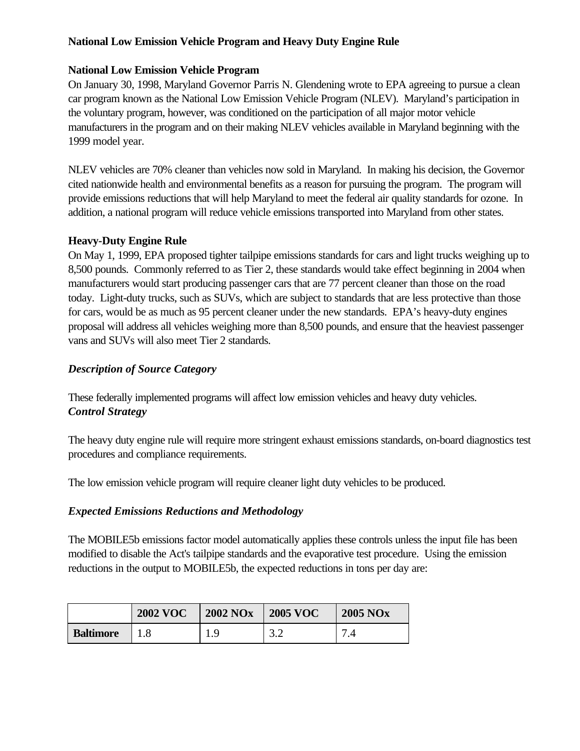**National Low Emission Vehicle Program and Heavy Duty Engine Rule**

**National Low Emission Vehicle Program**

On January 30, 1998, Maryland Governor Parris N. Glendening wrote to EPA agreeing to pursue a clean car program known as the National Low Emission Vehicle Program (NLEV). Maryland's participation in the voluntary program, however, was conditioned on the participation of all major motor vehicle manufacturers in the program and on their making NLEV vehicles available in Maryland beginning with the 1999 model year.

NLEV vehicles are 70% cleaner than vehicles now sold in Maryland. In making his decision, the Governor cited nationwide health and environmental benefits as a reason for pursuing the program. The program will provide emissions reductions that will help Maryland to meet the federal air quality standards for ozone. In addition, a national program will reduce vehicle emissions transported into Maryland from other states.

**Heavy-Duty Engine Rule**

On May 1, 1999, EPA proposed tighter tailpipe emissions standards for cars and light trucks weighing up to 8,500 pounds. Commonly referred to as Tier 2, these standards would take effect beginning in 2004 when manufacturers would start producing passenger cars that are 77 percent cleaner than those on the road today. Light-duty trucks, such as SUVs, which are subject to standards that are less protective than those for cars, would be as much as 95 percent cleaner under the new standards. EPA's heavy-duty engines proposal will address all vehicles weighing more than 8,500 pounds, and ensure that the heaviest passenger vans and SUVs will also meet Tier 2 standards.

***Description of Source Category***

These federally implemented programs will affect low emission vehicles and heavy duty vehicles.

***Control Strategy***

The heavy duty engine rule will require more stringent exhaust emissions standards, on-board diagnostics test procedures and compliance requirements.

The low emission vehicle program will require cleaner light duty vehicles to be produced.

***Expected Emissions Reductions and Methodology***

The MOBILE5b emissions factor model automatically applies these controls unless the input file has been modified to disable the Act's tailpipe standards and the evaporative test procedure. Using the emission reductions in the output to MOBILE5b, the expected reductions in tons per day are:

| | 2002 VOC | 2002 NOx | 2005 VOC | 2005 NOx |
|---|---|---|---|---|
| **Baltimore** | 1.8 | 1.9 | 3.2 | 7.4 |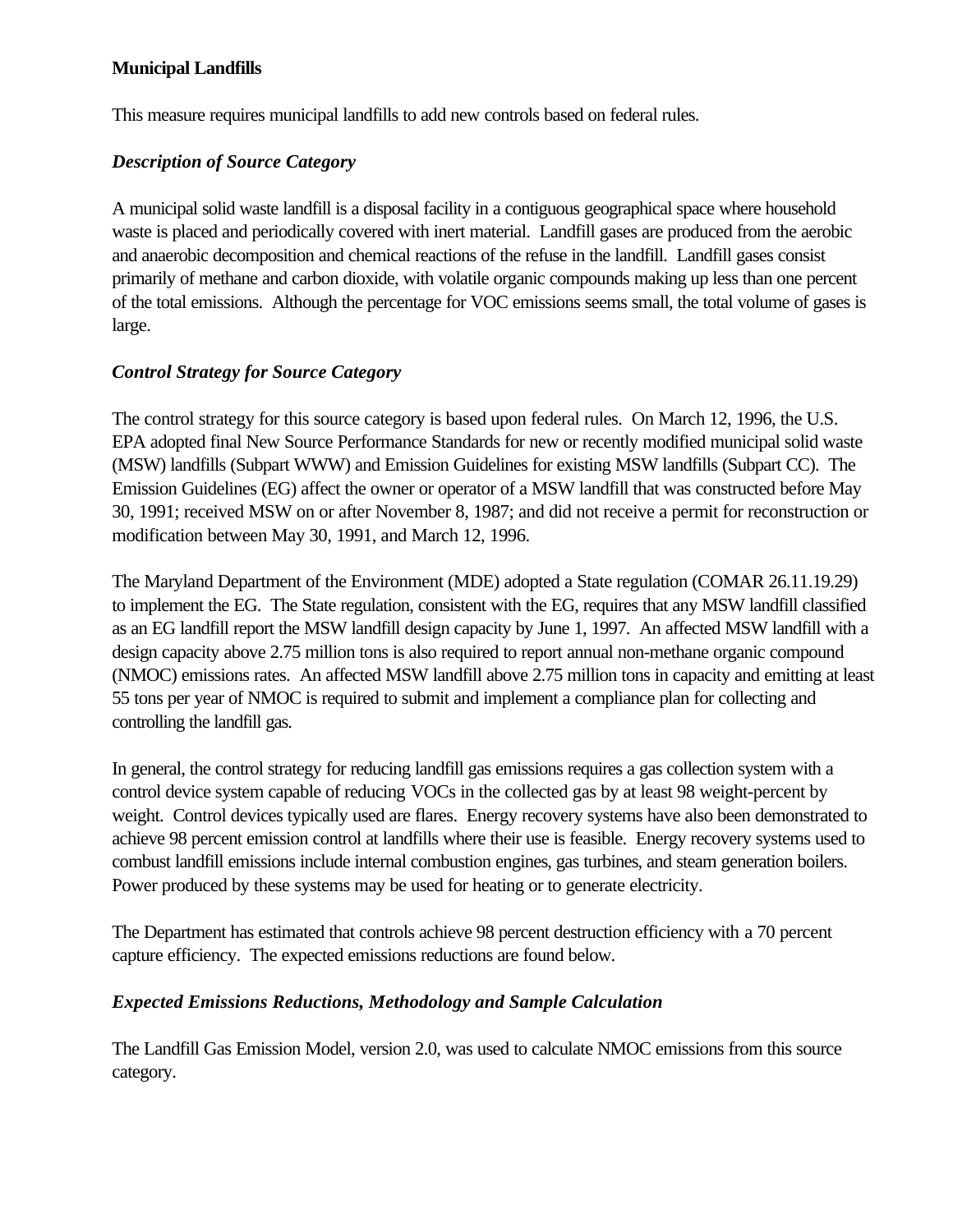**Municipal Landfills**

This measure requires municipal landfills to add new controls based on federal rules.

### *Description of Source Category*

A municipal solid waste landfill is a disposal facility in a contiguous geographical space where household waste is placed and periodically covered with inert material. Landfill gases are produced from the aerobic and anaerobic decomposition and chemical reactions of the refuse in the landfill. Landfill gases consist primarily of methane and carbon dioxide, with volatile organic compounds making up less than one percent of the total emissions. Although the percentage for VOC emissions seems small, the total volume of gases is large.

### *Control Strategy for Source Category*

The control strategy for this source category is based upon federal rules. On March 12, 1996, the U.S. EPA adopted final New Source Performance Standards for new or recently modified municipal solid waste (MSW) landfills (Subpart WWW) and Emission Guidelines for existing MSW landfills (Subpart CC). The Emission Guidelines (EG) affect the owner or operator of a MSW landfill that was constructed before May 30, 1991; received MSW on or after November 8, 1987; and did not receive a permit for reconstruction or modification between May 30, 1991, and March 12, 1996.

The Maryland Department of the Environment (MDE) adopted a State regulation (COMAR 26.11.19.29) to implement the EG. The State regulation, consistent with the EG, requires that any MSW landfill classified as an EG landfill report the MSW landfill design capacity by June 1, 1997. An affected MSW landfill with a design capacity above 2.75 million tons is also required to report annual non-methane organic compound (NMOC) emissions rates. An affected MSW landfill above 2.75 million tons in capacity and emitting at least 55 tons per year of NMOC is required to submit and implement a compliance plan for collecting and controlling the landfill gas.

In general, the control strategy for reducing landfill gas emissions requires a gas collection system with a control device system capable of reducing VOCs in the collected gas by at least 98 weight-percent by weight. Control devices typically used are flares. Energy recovery systems have also been demonstrated to achieve 98 percent emission control at landfills where their use is feasible. Energy recovery systems used to combust landfill emissions include internal combustion engines, gas turbines, and steam generation boilers. Power produced by these systems may be used for heating or to generate electricity.

The Department has estimated that controls achieve 98 percent destruction efficiency with a 70 percent capture efficiency. The expected emissions reductions are found below.

### *Expected Emissions Reductions, Methodology and Sample Calculation*

The Landfill Gas Emission Model, version 2.0, was used to calculate NMOC emissions from this source category.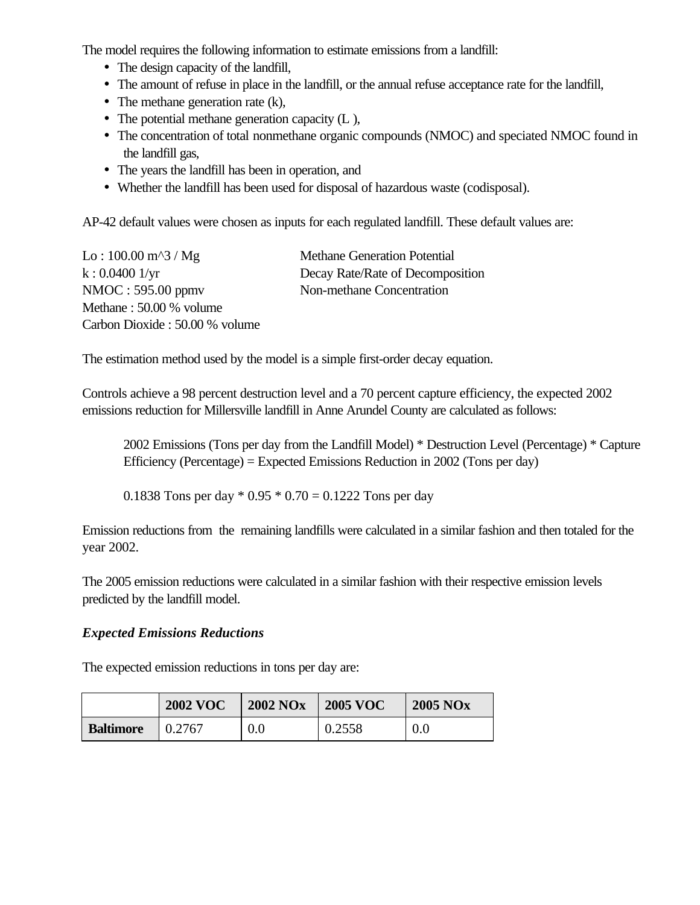The model requires the following information to estimate emissions from a landfill:

- The design capacity of the landfill,
- The amount of refuse in place in the landfill, or the annual refuse acceptance rate for the landfill,
- The methane generation rate (k),
- The potential methane generation capacity (L ),
- The concentration of total nonmethane organic compounds (NMOC) and speciated NMOC found in the landfill gas,
- The years the landfill has been in operation, and
- Whether the landfill has been used for disposal of hazardous waste (codisposal).

AP-42 default values were chosen as inputs for each regulated landfill. These default values are:

| | |
|---|---|
| Lo : 100.00 m^3 / Mg | Methane Generation Potential |
| k : 0.0400 1/yr | Decay Rate/Rate of Decomposition |
| NMOC : 595.00 ppmv | Non-methane Concentration |
| Methane : 50.00 % volume | |
| Carbon Dioxide : 50.00 % volume | |

The estimation method used by the model is a simple first-order decay equation.

Controls achieve a 98 percent destruction level and a 70 percent capture efficiency, the expected 2002 emissions reduction for Millersville landfill in Anne Arundel County are calculated as follows:

> 2002 Emissions (Tons per day from the Landfill Model) * Destruction Level (Percentage) * Capture Efficiency (Percentage) = Expected Emissions Reduction in 2002 (Tons per day)
>
> 0.1838 Tons per day * 0.95 * 0.70 = 0.1222 Tons per day

Emission reductions from the remaining landfills were calculated in a similar fashion and then totaled for the year 2002.

The 2005 emission reductions were calculated in a similar fashion with their respective emission levels predicted by the landfill model.

***Expected Emissions Reductions***

The expected emission reductions in tons per day are:

| | 2002 VOC | 2002 NOx | 2005 VOC | 2005 NOx |
|---|---|---|---|---|
| **Baltimore** | 0.2767 | 0.0 | 0.2558 | 0.0 |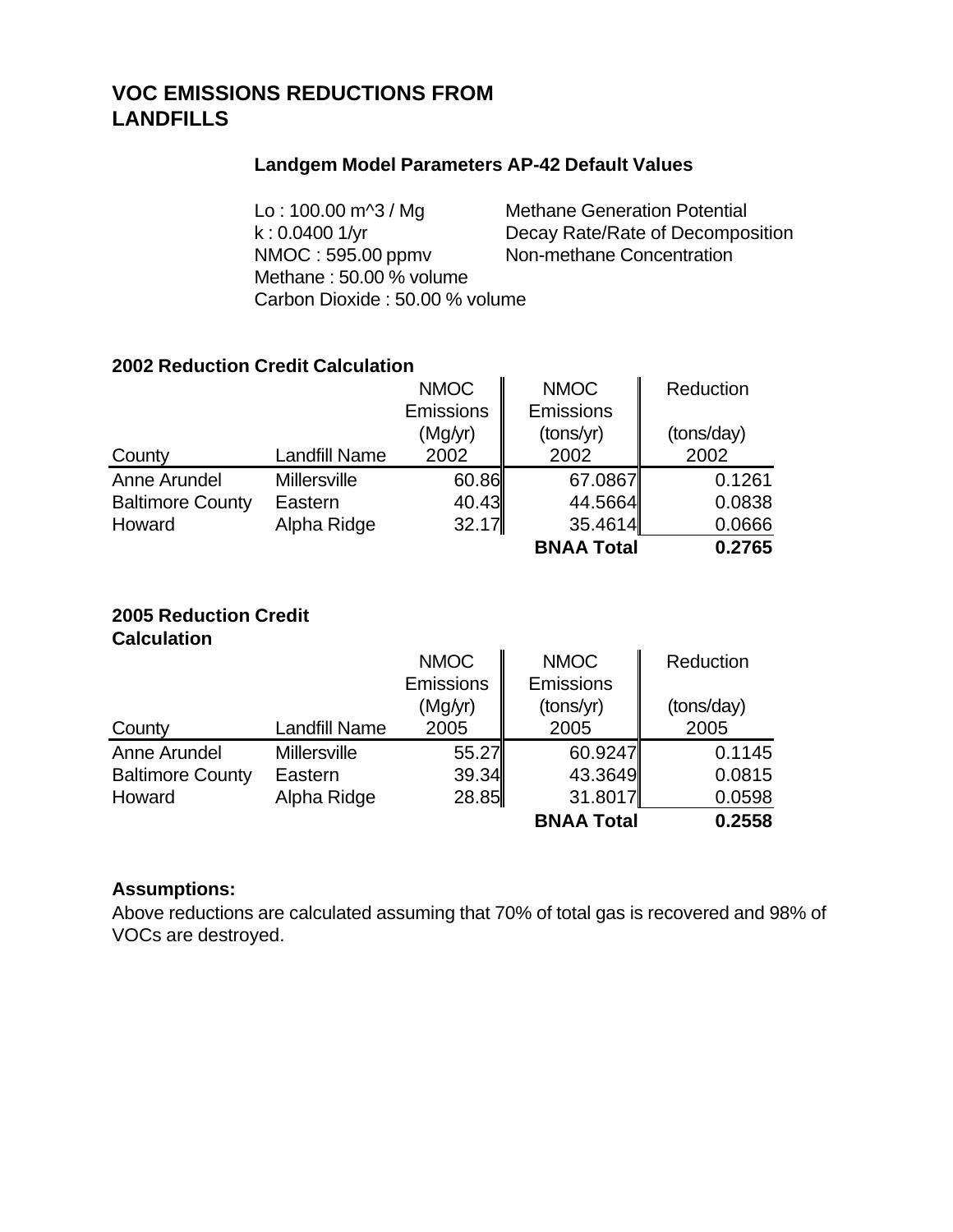# VOC EMISSIONS REDUCTIONS FROM LANDFILLS

### Landgem Model Parameters AP-42 Default Values

Lo : 100.00 m^3 / Mg — Methane Generation Potential
k : 0.0400 1/yr — Decay Rate/Rate of Decomposition
NMOC : 595.00 ppmv — Non-methane Concentration
Methane : 50.00 % volume
Carbon Dioxide : 50.00 % volume

### 2002 Reduction Credit Calculation

| County | Landfill Name | NMOC Emissions (Mg/yr) 2002 | NMOC Emissions (tons/yr) 2002 | Reduction (tons/day) 2002 |
|---|---|---|---|---|
| Anne Arundel | Millersville | 60.86 | 67.0867 | 0.1261 |
| Baltimore County | Eastern | 40.43 | 44.5664 | 0.0838 |
| Howard | Alpha Ridge | 32.17 | 35.4614 | 0.0666 |
| | | | **BNAA Total** | **0.2765** |

### 2005 Reduction Credit Calculation

| County | Landfill Name | NMOC Emissions (Mg/yr) 2005 | NMOC Emissions (tons/yr) 2005 | Reduction (tons/day) 2005 |
|---|---|---|---|---|
| Anne Arundel | Millersville | 55.27 | 60.9247 | 0.1145 |
| Baltimore County | Eastern | 39.34 | 43.3649 | 0.0815 |
| Howard | Alpha Ridge | 28.85 | 31.8017 | 0.0598 |
| | | | **BNAA Total** | **0.2558** |

### Assumptions:

Above reductions are calculated assuming that 70% of total gas is recovered and 98% of VOCs are destroyed.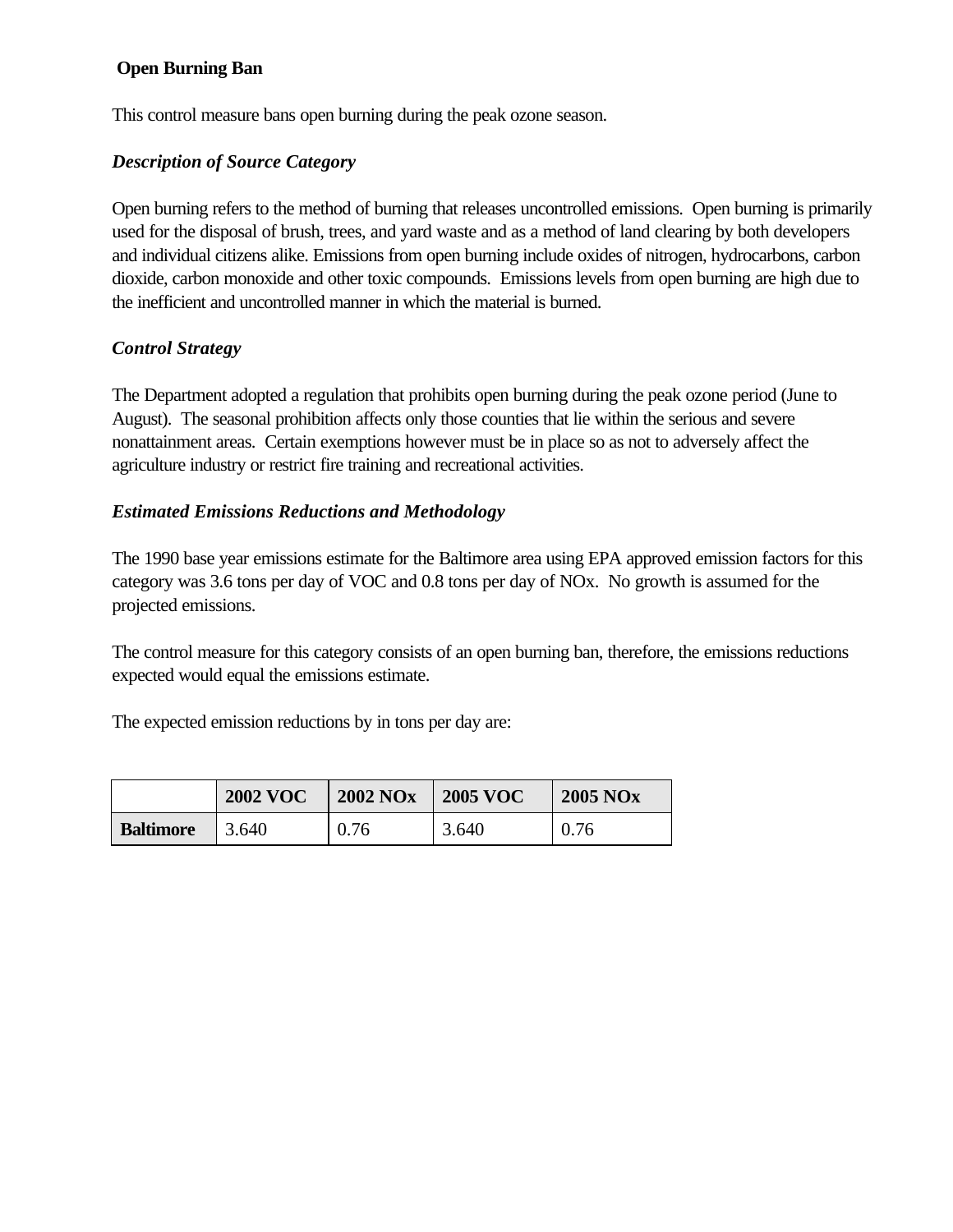### Open Burning Ban

This control measure bans open burning during the peak ozone season.

***Description of Source Category***

Open burning refers to the method of burning that releases uncontrolled emissions. Open burning is primarily used for the disposal of brush, trees, and yard waste and as a method of land clearing by both developers and individual citizens alike. Emissions from open burning include oxides of nitrogen, hydrocarbons, carbon dioxide, carbon monoxide and other toxic compounds. Emissions levels from open burning are high due to the inefficient and uncontrolled manner in which the material is burned.

***Control Strategy***

The Department adopted a regulation that prohibits open burning during the peak ozone period (June to August). The seasonal prohibition affects only those counties that lie within the serious and severe nonattainment areas. Certain exemptions however must be in place so as not to adversely affect the agriculture industry or restrict fire training and recreational activities.

***Estimated Emissions Reductions and Methodology***

The 1990 base year emissions estimate for the Baltimore area using EPA approved emission factors for this category was 3.6 tons per day of VOC and 0.8 tons per day of NOx. No growth is assumed for the projected emissions.

The control measure for this category consists of an open burning ban, therefore, the emissions reductions expected would equal the emissions estimate.

The expected emission reductions by in tons per day are:

| | 2002 VOC | 2002 NOx | 2005 VOC | 2005 NOx |
|---|---|---|---|---|
| **Baltimore** | 3.640 | 0.76 | 3.640 | 0.76 |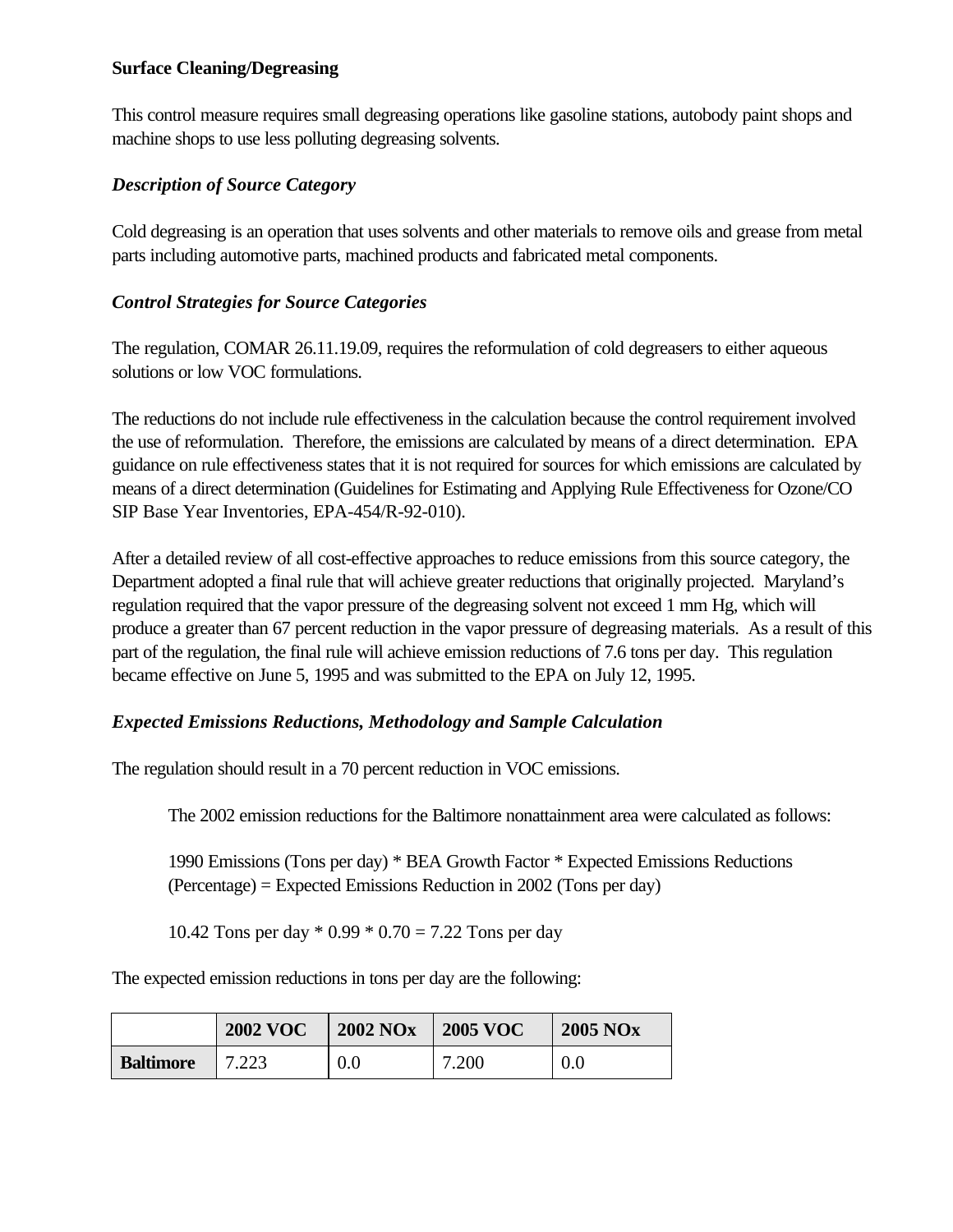**Surface Cleaning/Degreasing**

This control measure requires small degreasing operations like gasoline stations, autobody paint shops and machine shops to use less polluting degreasing solvents.

***Description of Source Category***

Cold degreasing is an operation that uses solvents and other materials to remove oils and grease from metal parts including automotive parts, machined products and fabricated metal components.

***Control Strategies for Source Categories***

The regulation, COMAR 26.11.19.09, requires the reformulation of cold degreasers to either aqueous solutions or low VOC formulations.

The reductions do not include rule effectiveness in the calculation because the control requirement involved the use of reformulation. Therefore, the emissions are calculated by means of a direct determination. EPA guidance on rule effectiveness states that it is not required for sources for which emissions are calculated by means of a direct determination (Guidelines for Estimating and Applying Rule Effectiveness for Ozone/CO SIP Base Year Inventories, EPA-454/R-92-010).

After a detailed review of all cost-effective approaches to reduce emissions from this source category, the Department adopted a final rule that will achieve greater reductions that originally projected. Maryland's regulation required that the vapor pressure of the degreasing solvent not exceed 1 mm Hg, which will produce a greater than 67 percent reduction in the vapor pressure of degreasing materials. As a result of this part of the regulation, the final rule will achieve emission reductions of 7.6 tons per day. This regulation became effective on June 5, 1995 and was submitted to the EPA on July 12, 1995.

***Expected Emissions Reductions, Methodology and Sample Calculation***

The regulation should result in a 70 percent reduction in VOC emissions.

The 2002 emission reductions for the Baltimore nonattainment area were calculated as follows:

1990 Emissions (Tons per day) * BEA Growth Factor * Expected Emissions Reductions (Percentage) = Expected Emissions Reduction in 2002 (Tons per day)

10.42 Tons per day * 0.99 * 0.70 = 7.22 Tons per day

The expected emission reductions in tons per day are the following:

| | 2002 VOC | 2002 NOx | 2005 VOC | 2005 NOx |
|---|---|---|---|---|
| **Baltimore** | 7.223 | 0.0 | 7.200 | 0.0 |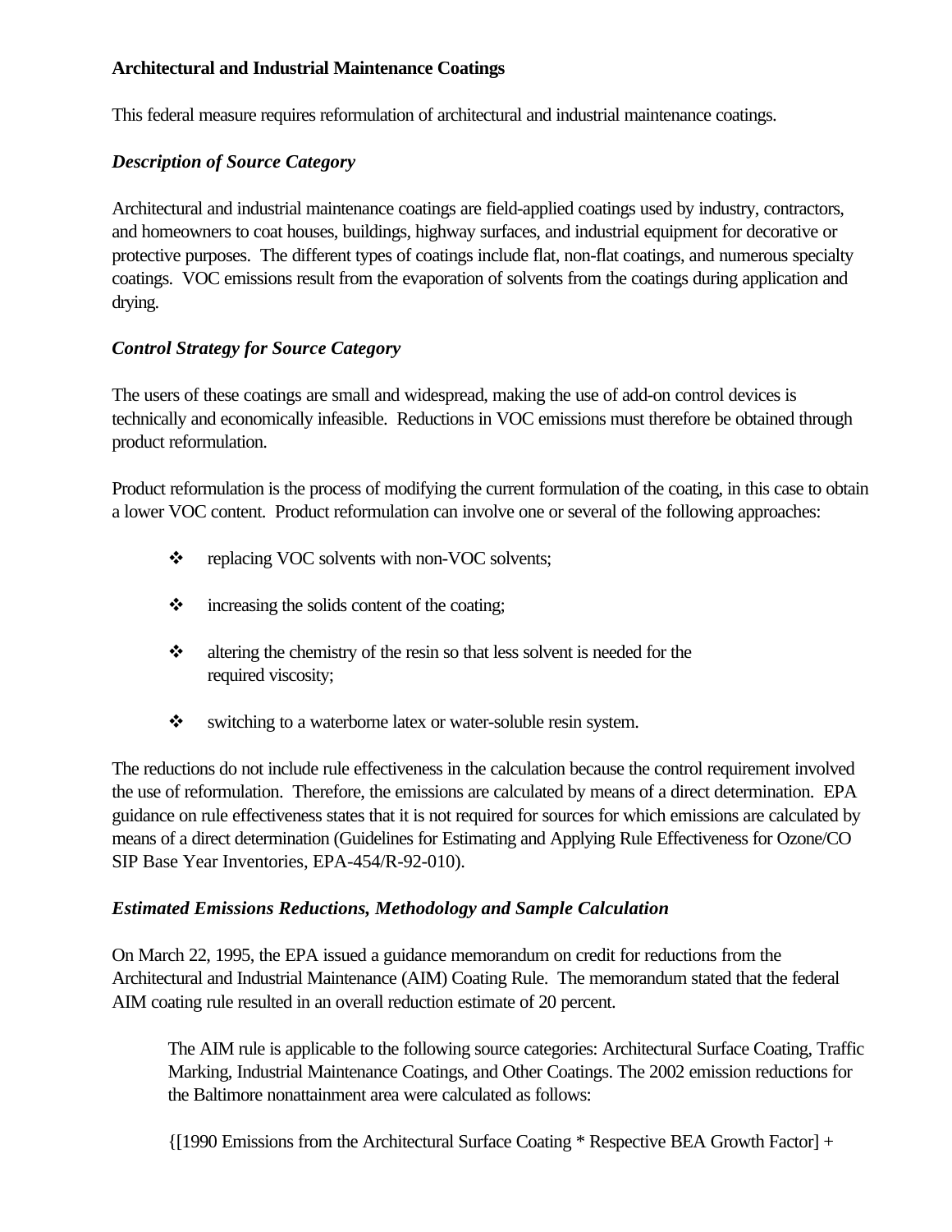**Architectural and Industrial Maintenance Coatings**

This federal measure requires reformulation of architectural and industrial maintenance coatings.

***Description of Source Category***

Architectural and industrial maintenance coatings are field-applied coatings used by industry, contractors, and homeowners to coat houses, buildings, highway surfaces, and industrial equipment for decorative or protective purposes. The different types of coatings include flat, non-flat coatings, and numerous specialty coatings. VOC emissions result from the evaporation of solvents from the coatings during application and drying.

***Control Strategy for Source Category***

The users of these coatings are small and widespread, making the use of add-on control devices is technically and economically infeasible. Reductions in VOC emissions must therefore be obtained through product reformulation.

Product reformulation is the process of modifying the current formulation of the coating, in this case to obtain a lower VOC content. Product reformulation can involve one or several of the following approaches:

- replacing VOC solvents with non-VOC solvents;
- increasing the solids content of the coating;
- altering the chemistry of the resin so that less solvent is needed for the required viscosity;
- switching to a waterborne latex or water-soluble resin system.

The reductions do not include rule effectiveness in the calculation because the control requirement involved the use of reformulation. Therefore, the emissions are calculated by means of a direct determination. EPA guidance on rule effectiveness states that it is not required for sources for which emissions are calculated by means of a direct determination (Guidelines for Estimating and Applying Rule Effectiveness for Ozone/CO SIP Base Year Inventories, EPA-454/R-92-010).

***Estimated Emissions Reductions, Methodology and Sample Calculation***

On March 22, 1995, the EPA issued a guidance memorandum on credit for reductions from the Architectural and Industrial Maintenance (AIM) Coating Rule. The memorandum stated that the federal AIM coating rule resulted in an overall reduction estimate of 20 percent.

> The AIM rule is applicable to the following source categories: Architectural Surface Coating, Traffic Marking, Industrial Maintenance Coatings, and Other Coatings. The 2002 emission reductions for the Baltimore nonattainment area were calculated as follows:
>
> {[1990 Emissions from the Architectural Surface Coating * Respective BEA Growth Factor] +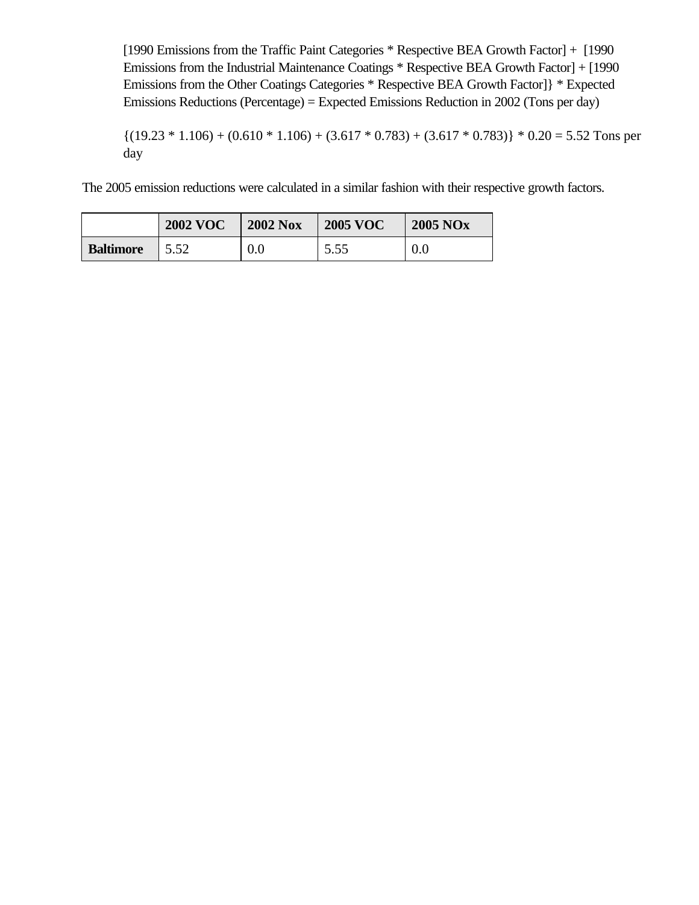[1990 Emissions from the Traffic Paint Categories * Respective BEA Growth Factor] + [1990 Emissions from the Industrial Maintenance Coatings * Respective BEA Growth Factor] + [1990 Emissions from the Other Coatings Categories * Respective BEA Growth Factor]} * Expected Emissions Reductions (Percentage) = Expected Emissions Reduction in 2002 (Tons per day)

{(19.23 * 1.106) + (0.610 * 1.106) + (3.617 * 0.783) + (3.617 * 0.783)} * 0.20 = 5.52 Tons per day

The 2005 emission reductions were calculated in a similar fashion with their respective growth factors.

| | 2002 VOC | 2002 Nox | 2005 VOC | 2005 NOx |
|---|---|---|---|---|
| **Baltimore** | 5.52 | 0.0 | 5.55 | 0.0 |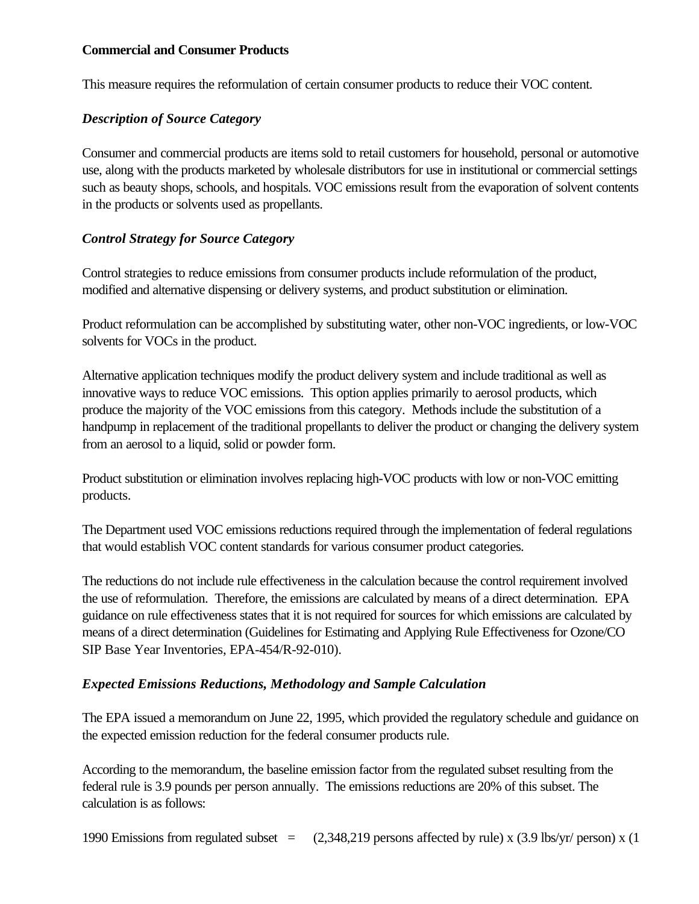**Commercial and Consumer Products**

This measure requires the reformulation of certain consumer products to reduce their VOC content.

### *Description of Source Category*

Consumer and commercial products are items sold to retail customers for household, personal or automotive use, along with the products marketed by wholesale distributors for use in institutional or commercial settings such as beauty shops, schools, and hospitals. VOC emissions result from the evaporation of solvent contents in the products or solvents used as propellants.

### *Control Strategy for Source Category*

Control strategies to reduce emissions from consumer products include reformulation of the product, modified and alternative dispensing or delivery systems, and product substitution or elimination.

Product reformulation can be accomplished by substituting water, other non-VOC ingredients, or low-VOC solvents for VOCs in the product.

Alternative application techniques modify the product delivery system and include traditional as well as innovative ways to reduce VOC emissions. This option applies primarily to aerosol products, which produce the majority of the VOC emissions from this category. Methods include the substitution of a handpump in replacement of the traditional propellants to deliver the product or changing the delivery system from an aerosol to a liquid, solid or powder form.

Product substitution or elimination involves replacing high-VOC products with low or non-VOC emitting products.

The Department used VOC emissions reductions required through the implementation of federal regulations that would establish VOC content standards for various consumer product categories.

The reductions do not include rule effectiveness in the calculation because the control requirement involved the use of reformulation. Therefore, the emissions are calculated by means of a direct determination. EPA guidance on rule effectiveness states that it is not required for sources for which emissions are calculated by means of a direct determination (Guidelines for Estimating and Applying Rule Effectiveness for Ozone/CO SIP Base Year Inventories, EPA-454/R-92-010).

### *Expected Emissions Reductions, Methodology and Sample Calculation*

The EPA issued a memorandum on June 22, 1995, which provided the regulatory schedule and guidance on the expected emission reduction for the federal consumer products rule.

According to the memorandum, the baseline emission factor from the regulated subset resulting from the federal rule is 3.9 pounds per person annually. The emissions reductions are 20% of this subset. The calculation is as follows:

1990 Emissions from regulated subset = (2,348,219 persons affected by rule) x (3.9 lbs/yr/ person) x (1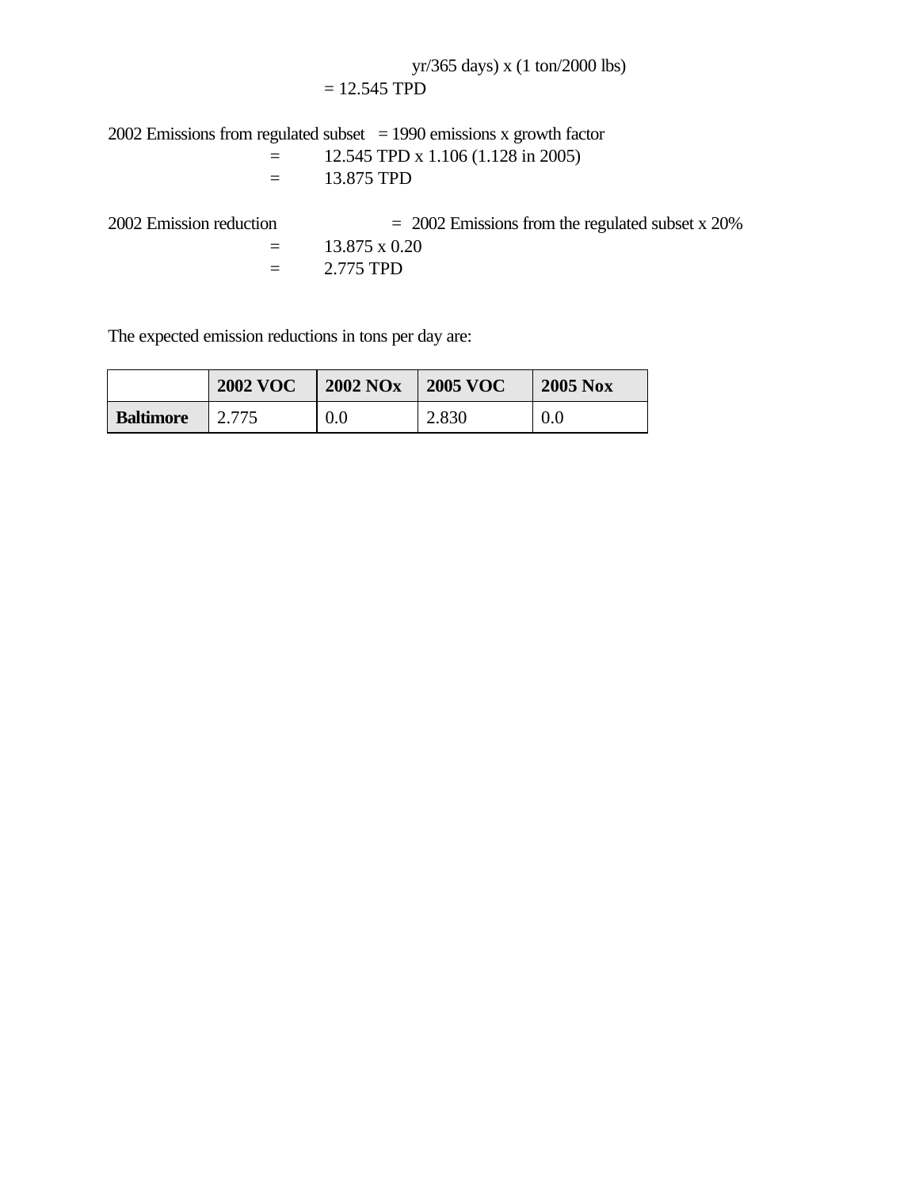yr/365 days) x (1 ton/2000 lbs)

= 12.545 TPD

2002 Emissions from regulated subset = 1990 emissions x growth factor

= 12.545 TPD x 1.106 (1.128 in 2005)

= 13.875 TPD

2002 Emission reduction = 2002 Emissions from the regulated subset x 20%

= 13.875 x 0.20

= 2.775 TPD

The expected emission reductions in tons per day are:

| | 2002 VOC | 2002 NOx | 2005 VOC | 2005 Nox |
|---|---|---|---|---|
| **Baltimore** | 2.775 | 0.0 | 2.830 | 0.0 |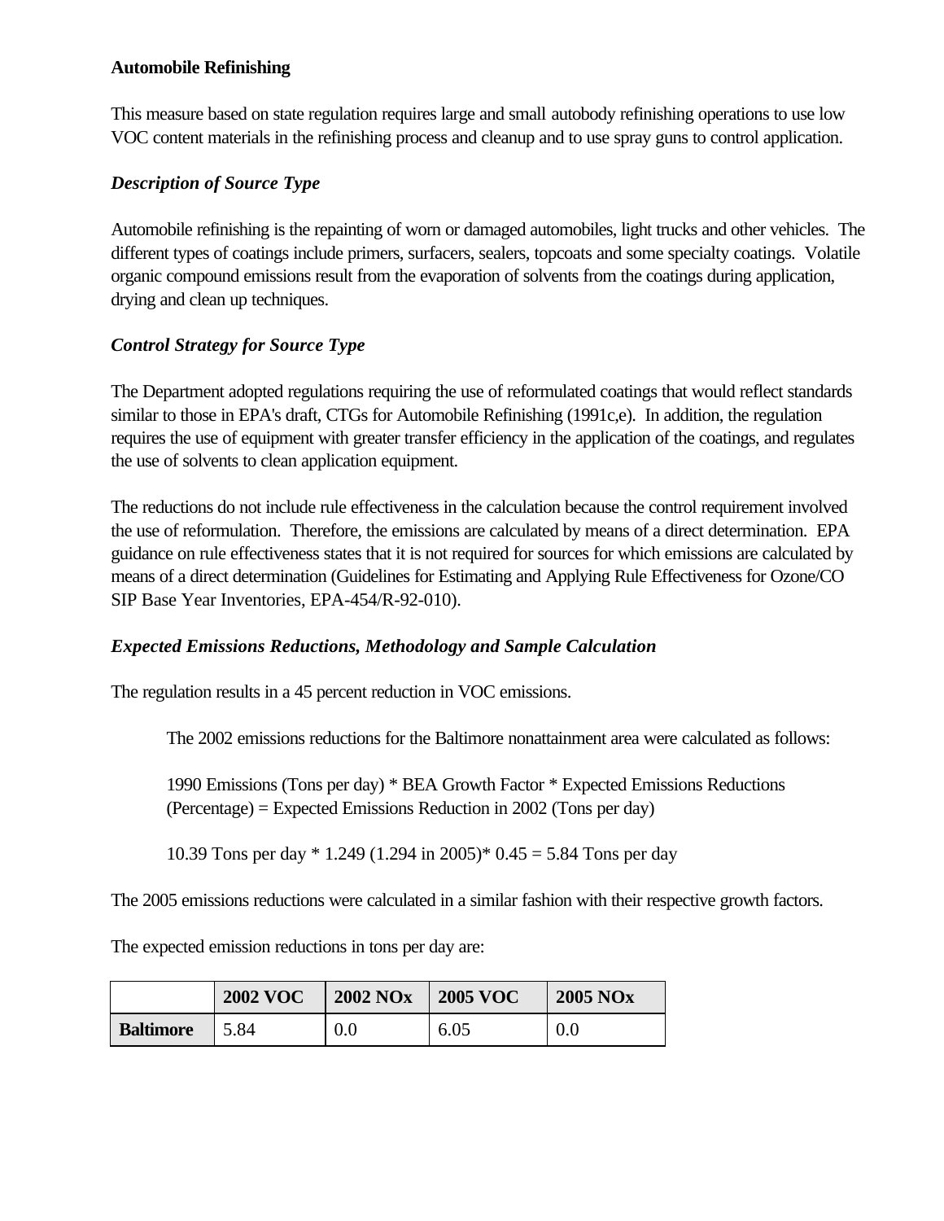**Automobile Refinishing**

This measure based on state regulation requires large and small autobody refinishing operations to use low VOC content materials in the refinishing process and cleanup and to use spray guns to control application.

***Description of Source Type***

Automobile refinishing is the repainting of worn or damaged automobiles, light trucks and other vehicles. The different types of coatings include primers, surfacers, sealers, topcoats and some specialty coatings. Volatile organic compound emissions result from the evaporation of solvents from the coatings during application, drying and clean up techniques.

***Control Strategy for Source Type***

The Department adopted regulations requiring the use of reformulated coatings that would reflect standards similar to those in EPA's draft, CTGs for Automobile Refinishing (1991c,e). In addition, the regulation requires the use of equipment with greater transfer efficiency in the application of the coatings, and regulates the use of solvents to clean application equipment.

The reductions do not include rule effectiveness in the calculation because the control requirement involved the use of reformulation. Therefore, the emissions are calculated by means of a direct determination. EPA guidance on rule effectiveness states that it is not required for sources for which emissions are calculated by means of a direct determination (Guidelines for Estimating and Applying Rule Effectiveness for Ozone/CO SIP Base Year Inventories, EPA-454/R-92-010).

***Expected Emissions Reductions, Methodology and Sample Calculation***

The regulation results in a 45 percent reduction in VOC emissions.

> The 2002 emissions reductions for the Baltimore nonattainment area were calculated as follows:
>
> 1990 Emissions (Tons per day) * BEA Growth Factor * Expected Emissions Reductions (Percentage) = Expected Emissions Reduction in 2002 (Tons per day)
>
> 10.39 Tons per day * 1.249 (1.294 in 2005)* 0.45 = 5.84 Tons per day

The 2005 emissions reductions were calculated in a similar fashion with their respective growth factors.

The expected emission reductions in tons per day are:

| | 2002 VOC | 2002 NOx | 2005 VOC | 2005 NOx |
|---|---|---|---|---|
| **Baltimore** | 5.84 | 0.0 | 6.05 | 0.0 |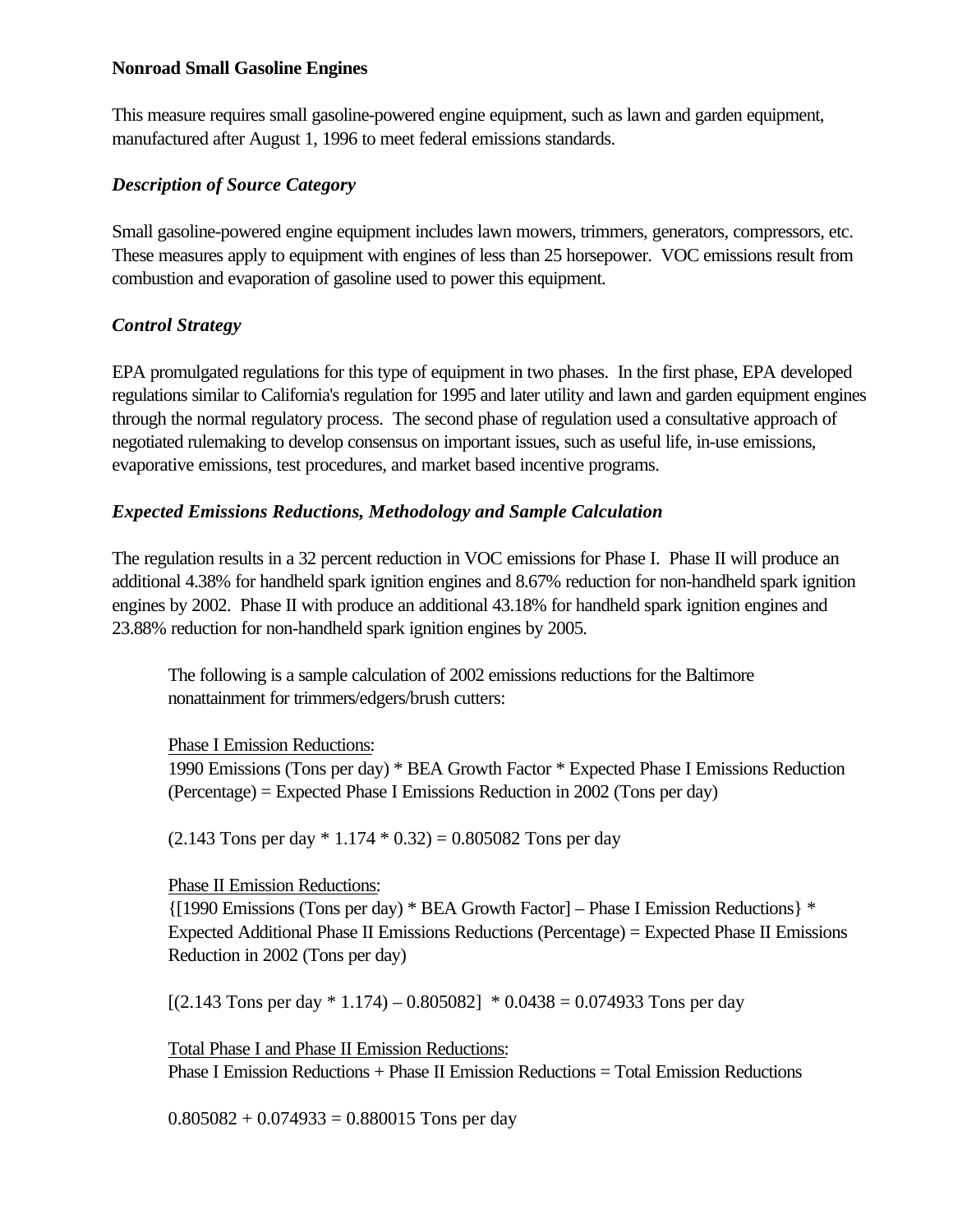**Nonroad Small Gasoline Engines**

This measure requires small gasoline-powered engine equipment, such as lawn and garden equipment, manufactured after August 1, 1996 to meet federal emissions standards.

***Description of Source Category***

Small gasoline-powered engine equipment includes lawn mowers, trimmers, generators, compressors, etc. These measures apply to equipment with engines of less than 25 horsepower. VOC emissions result from combustion and evaporation of gasoline used to power this equipment.

***Control Strategy***

EPA promulgated regulations for this type of equipment in two phases. In the first phase, EPA developed regulations similar to California's regulation for 1995 and later utility and lawn and garden equipment engines through the normal regulatory process. The second phase of regulation used a consultative approach of negotiated rulemaking to develop consensus on important issues, such as useful life, in-use emissions, evaporative emissions, test procedures, and market based incentive programs.

***Expected Emissions Reductions, Methodology and Sample Calculation***

The regulation results in a 32 percent reduction in VOC emissions for Phase I. Phase II will produce an additional 4.38% for handheld spark ignition engines and 8.67% reduction for non-handheld spark ignition engines by 2002. Phase II with produce an additional 43.18% for handheld spark ignition engines and 23.88% reduction for non-handheld spark ignition engines by 2005.

The following is a sample calculation of 2002 emissions reductions for the Baltimore nonattainment for trimmers/edgers/brush cutters:

Phase I Emission Reductions:
1990 Emissions (Tons per day) * BEA Growth Factor * Expected Phase I Emissions Reduction (Percentage) = Expected Phase I Emissions Reduction in 2002 (Tons per day)

(2.143 Tons per day * 1.174 * 0.32) = 0.805082 Tons per day

Phase II Emission Reductions:
{[1990 Emissions (Tons per day) * BEA Growth Factor] – Phase I Emission Reductions} * Expected Additional Phase II Emissions Reductions (Percentage) = Expected Phase II Emissions Reduction in 2002 (Tons per day)

[(2.143 Tons per day * 1.174) – 0.805082] * 0.0438 = 0.074933 Tons per day

Total Phase I and Phase II Emission Reductions:
Phase I Emission Reductions + Phase II Emission Reductions = Total Emission Reductions

0.805082 + 0.074933 = 0.880015 Tons per day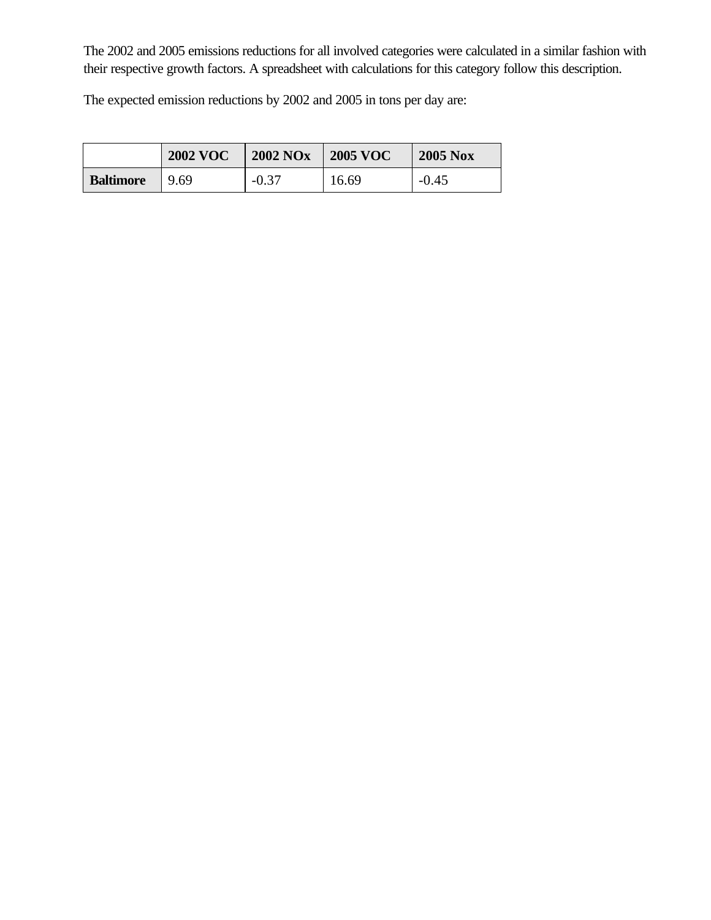The 2002 and 2005 emissions reductions for all involved categories were calculated in a similar fashion with their respective growth factors. A spreadsheet with calculations for this category follow this description.

The expected emission reductions by 2002 and 2005 in tons per day are:

| | 2002 VOC | 2002 NOx | 2005 VOC | 2005 Nox |
|---|---|---|---|---|
| **Baltimore** | 9.69 | -0.37 | 16.69 | -0.45 |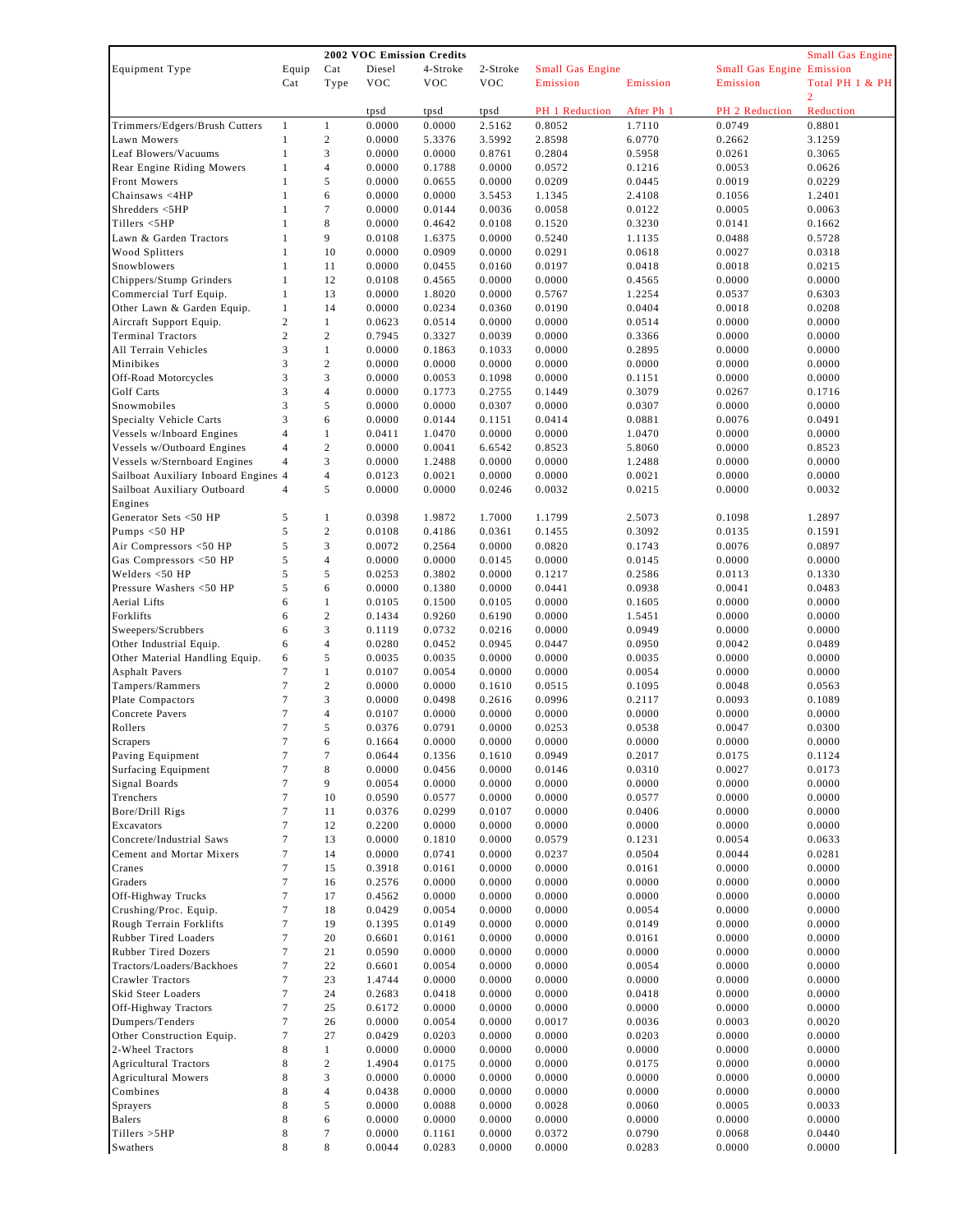| Equipment Type | Equip Cat | Cat Type | 2002 VOC Emission Credits Diesel VOC tpsd | 4-Stroke VOC tpsd | 2-Stroke VOC tpsd | Small Gas Engine Emission PH 1 Reduction | Emission After Ph 1 | Small Gas Engine Emission PH 2 Reduction | Small Gas Engine Emission Total PH 1 & PH 2 Reduction |
|---|---|---|---|---|---|---|---|---|---|
| Trimmers/Edgers/Brush Cutters | 1 | 1 | 0.0000 | 0.0000 | 2.5162 | 0.8052 | 1.7110 | 0.0749 | 0.8801 |
| Lawn Mowers | 1 | 2 | 0.0000 | 5.3376 | 3.5992 | 2.8598 | 6.0770 | 0.2662 | 3.1259 |
| Leaf Blowers/Vacuums | 1 | 3 | 0.0000 | 0.0000 | 0.8761 | 0.2804 | 0.5958 | 0.0261 | 0.3065 |
| Rear Engine Riding Mowers | 1 | 4 | 0.0000 | 0.1788 | 0.0000 | 0.0572 | 0.1216 | 0.0053 | 0.0626 |
| Front Mowers | 1 | 5 | 0.0000 | 0.0655 | 0.0000 | 0.0209 | 0.0445 | 0.0019 | 0.0229 |
| Chainsaws <4HP | 1 | 6 | 0.0000 | 0.0000 | 3.5453 | 1.1345 | 2.4108 | 0.1056 | 1.2401 |
| Shredders <5HP | 1 | 7 | 0.0000 | 0.0144 | 0.0036 | 0.0058 | 0.0122 | 0.0005 | 0.0063 |
| Tillers <5HP | 1 | 8 | 0.0000 | 0.4642 | 0.0108 | 0.1520 | 0.3230 | 0.0141 | 0.1662 |
| Lawn & Garden Tractors | 1 | 9 | 0.0108 | 1.6375 | 0.0000 | 0.5240 | 1.1135 | 0.0488 | 0.5728 |
| Wood Splitters | 1 | 10 | 0.0000 | 0.0909 | 0.0000 | 0.0291 | 0.0618 | 0.0027 | 0.0318 |
| Snowblowers | 1 | 11 | 0.0000 | 0.0455 | 0.0160 | 0.0197 | 0.0418 | 0.0018 | 0.0215 |
| Chippers/Stump Grinders | 1 | 12 | 0.0108 | 0.4565 | 0.0000 | 0.0000 | 0.4565 | 0.0000 | 0.0000 |
| Commercial Turf Equip. | 1 | 13 | 0.0000 | 1.8020 | 0.0000 | 0.5767 | 1.2254 | 0.0537 | 0.6303 |
| Other Lawn & Garden Equip. | 1 | 14 | 0.0000 | 0.0234 | 0.0360 | 0.0190 | 0.0404 | 0.0018 | 0.0208 |
| Aircraft Support Equip. | 2 | 1 | 0.0623 | 0.0514 | 0.0000 | 0.0000 | 0.0514 | 0.0000 | 0.0000 |
| Terminal Tractors | 2 | 2 | 0.7945 | 0.3327 | 0.0039 | 0.0000 | 0.3366 | 0.0000 | 0.0000 |
| All Terrain Vehicles | 3 | 1 | 0.0000 | 0.1863 | 0.1033 | 0.0000 | 0.2895 | 0.0000 | 0.0000 |
| Minibikes | 3 | 2 | 0.0000 | 0.0000 | 0.0000 | 0.0000 | 0.0000 | 0.0000 | 0.0000 |
| Off-Road Motorcycles | 3 | 3 | 0.0000 | 0.0053 | 0.1098 | 0.0000 | 0.1151 | 0.0000 | 0.0000 |
| Golf Carts | 3 | 4 | 0.0000 | 0.1773 | 0.2755 | 0.1449 | 0.3079 | 0.0267 | 0.1716 |
| Snowmobiles | 3 | 5 | 0.0000 | 0.0000 | 0.0307 | 0.0000 | 0.0307 | 0.0000 | 0.0000 |
| Specialty Vehicle Carts | 3 | 6 | 0.0000 | 0.0144 | 0.1151 | 0.0414 | 0.0881 | 0.0076 | 0.0491 |
| Vessels w/Inboard Engines | 4 | 1 | 0.0411 | 1.0470 | 0.0000 | 0.0000 | 1.0470 | 0.0000 | 0.0000 |
| Vessels w/Outboard Engines | 4 | 2 | 0.0000 | 0.0041 | 6.6542 | 0.8523 | 5.8060 | 0.0000 | 0.8523 |
| Vessels w/Sternboard Engines | 4 | 3 | 0.0000 | 1.2488 | 0.0000 | 0.0000 | 1.2488 | 0.0000 | 0.0000 |
| Sailboat Auxiliary Inboard Engines | 4 | 4 | 0.0123 | 0.0021 | 0.0000 | 0.0000 | 0.0021 | 0.0000 | 0.0000 |
| Sailboat Auxiliary Outboard Engines | 4 | 5 | 0.0000 | 0.0000 | 0.0246 | 0.0032 | 0.0215 | 0.0000 | 0.0032 |
| Generator Sets <50 HP | 5 | 1 | 0.0398 | 1.9872 | 1.7000 | 1.1799 | 2.5073 | 0.1098 | 1.2897 |
| Pumps <50 HP | 5 | 2 | 0.0108 | 0.4186 | 0.0361 | 0.1455 | 0.3092 | 0.0135 | 0.1591 |
| Air Compressors <50 HP | 5 | 3 | 0.0072 | 0.2564 | 0.0000 | 0.0820 | 0.1743 | 0.0076 | 0.0897 |
| Gas Compressors <50 HP | 5 | 4 | 0.0000 | 0.0000 | 0.0145 | 0.0000 | 0.0145 | 0.0000 | 0.0000 |
| Welders <50 HP | 5 | 5 | 0.0253 | 0.3802 | 0.0000 | 0.1217 | 0.2586 | 0.0113 | 0.1330 |
| Pressure Washers <50 HP | 5 | 6 | 0.0000 | 0.1380 | 0.0000 | 0.0441 | 0.0938 | 0.0041 | 0.0483 |
| Aerial Lifts | 6 | 1 | 0.0105 | 0.1500 | 0.0105 | 0.0000 | 0.1605 | 0.0000 | 0.0000 |
| Forklifts | 6 | 2 | 0.1434 | 0.9260 | 0.6190 | 0.0000 | 1.5451 | 0.0000 | 0.0000 |
| Sweepers/Scrubbers | 6 | 3 | 0.1119 | 0.0732 | 0.0216 | 0.0000 | 0.0949 | 0.0000 | 0.0000 |
| Other Industrial Equip. | 6 | 4 | 0.0280 | 0.0452 | 0.0945 | 0.0447 | 0.0950 | 0.0042 | 0.0489 |
| Other Material Handling Equip. | 6 | 5 | 0.0035 | 0.0035 | 0.0000 | 0.0000 | 0.0035 | 0.0000 | 0.0000 |
| Asphalt Pavers | 7 | 1 | 0.0107 | 0.0054 | 0.0000 | 0.0000 | 0.0054 | 0.0000 | 0.0000 |
| Tampers/Rammers | 7 | 2 | 0.0000 | 0.0000 | 0.1610 | 0.0515 | 0.1095 | 0.0048 | 0.0563 |
| Plate Compactors | 7 | 3 | 0.0000 | 0.0498 | 0.2616 | 0.0996 | 0.2117 | 0.0093 | 0.1089 |
| Concrete Pavers | 7 | 4 | 0.0107 | 0.0000 | 0.0000 | 0.0000 | 0.0000 | 0.0000 | 0.0000 |
| Rollers | 7 | 5 | 0.0376 | 0.0791 | 0.0000 | 0.0253 | 0.0538 | 0.0047 | 0.0300 |
| Scrapers | 7 | 6 | 0.1664 | 0.0000 | 0.0000 | 0.0000 | 0.0000 | 0.0000 | 0.0000 |
| Paving Equipment | 7 | 7 | 0.0644 | 0.1356 | 0.1610 | 0.0949 | 0.2017 | 0.0175 | 0.1124 |
| Surfacing Equipment | 7 | 8 | 0.0000 | 0.0456 | 0.0000 | 0.0146 | 0.0310 | 0.0027 | 0.0173 |
| Signal Boards | 7 | 9 | 0.0054 | 0.0000 | 0.0000 | 0.0000 | 0.0000 | 0.0000 | 0.0000 |
| Trenchers | 7 | 10 | 0.0590 | 0.0577 | 0.0000 | 0.0000 | 0.0577 | 0.0000 | 0.0000 |
| Bore/Drill Rigs | 7 | 11 | 0.0376 | 0.0299 | 0.0107 | 0.0000 | 0.0406 | 0.0000 | 0.0000 |
| Excavators | 7 | 12 | 0.2200 | 0.0000 | 0.0000 | 0.0000 | 0.0000 | 0.0000 | 0.0000 |
| Concrete/Industrial Saws | 7 | 13 | 0.0000 | 0.1810 | 0.0000 | 0.0579 | 0.1231 | 0.0054 | 0.0633 |
| Cement and Mortar Mixers | 7 | 14 | 0.0000 | 0.0741 | 0.0000 | 0.0237 | 0.0504 | 0.0044 | 0.0281 |
| Cranes | 7 | 15 | 0.3918 | 0.0161 | 0.0000 | 0.0000 | 0.0161 | 0.0000 | 0.0000 |
| Graders | 7 | 16 | 0.2576 | 0.0000 | 0.0000 | 0.0000 | 0.0000 | 0.0000 | 0.0000 |
| Off-Highway Trucks | 7 | 17 | 0.4562 | 0.0000 | 0.0000 | 0.0000 | 0.0000 | 0.0000 | 0.0000 |
| Crushing/Proc. Equip. | 7 | 18 | 0.0429 | 0.0054 | 0.0000 | 0.0000 | 0.0054 | 0.0000 | 0.0000 |
| Rough Terrain Forklifts | 7 | 19 | 0.1395 | 0.0149 | 0.0000 | 0.0000 | 0.0149 | 0.0000 | 0.0000 |
| Rubber Tired Loaders | 7 | 20 | 0.6601 | 0.0161 | 0.0000 | 0.0000 | 0.0161 | 0.0000 | 0.0000 |
| Rubber Tired Dozers | 7 | 21 | 0.0590 | 0.0000 | 0.0000 | 0.0000 | 0.0000 | 0.0000 | 0.0000 |
| Tractors/Loaders/Backhoes | 7 | 22 | 0.6601 | 0.0054 | 0.0000 | 0.0000 | 0.0054 | 0.0000 | 0.0000 |
| Crawler Tractors | 7 | 23 | 1.4744 | 0.0000 | 0.0000 | 0.0000 | 0.0000 | 0.0000 | 0.0000 |
| Skid Steer Loaders | 7 | 24 | 0.2683 | 0.0418 | 0.0000 | 0.0000 | 0.0418 | 0.0000 | 0.0000 |
| Off-Highway Tractors | 7 | 25 | 0.6172 | 0.0000 | 0.0000 | 0.0000 | 0.0000 | 0.0000 | 0.0000 |
| Dumpers/Tenders | 7 | 26 | 0.0000 | 0.0054 | 0.0000 | 0.0017 | 0.0036 | 0.0003 | 0.0020 |
| Other Construction Equip. | 7 | 27 | 0.0429 | 0.0203 | 0.0000 | 0.0000 | 0.0203 | 0.0000 | 0.0000 |
| 2-Wheel Tractors | 8 | 1 | 0.0000 | 0.0000 | 0.0000 | 0.0000 | 0.0000 | 0.0000 | 0.0000 |
| Agricultural Tractors | 8 | 2 | 1.4904 | 0.0175 | 0.0000 | 0.0000 | 0.0175 | 0.0000 | 0.0000 |
| Agricultural Mowers | 8 | 3 | 0.0000 | 0.0000 | 0.0000 | 0.0000 | 0.0000 | 0.0000 | 0.0000 |
| Combines | 8 | 4 | 0.0438 | 0.0000 | 0.0000 | 0.0000 | 0.0000 | 0.0000 | 0.0000 |
| Sprayers | 8 | 5 | 0.0000 | 0.0088 | 0.0000 | 0.0028 | 0.0060 | 0.0005 | 0.0033 |
| Balers | 8 | 6 | 0.0000 | 0.0000 | 0.0000 | 0.0000 | 0.0000 | 0.0000 | 0.0000 |
| Tillers >5HP | 8 | 7 | 0.0000 | 0.1161 | 0.0000 | 0.0372 | 0.0790 | 0.0068 | 0.0440 |
| Swathers | 8 | 8 | 0.0044 | 0.0283 | 0.0000 | 0.0000 | 0.0283 | 0.0000 | 0.0000 |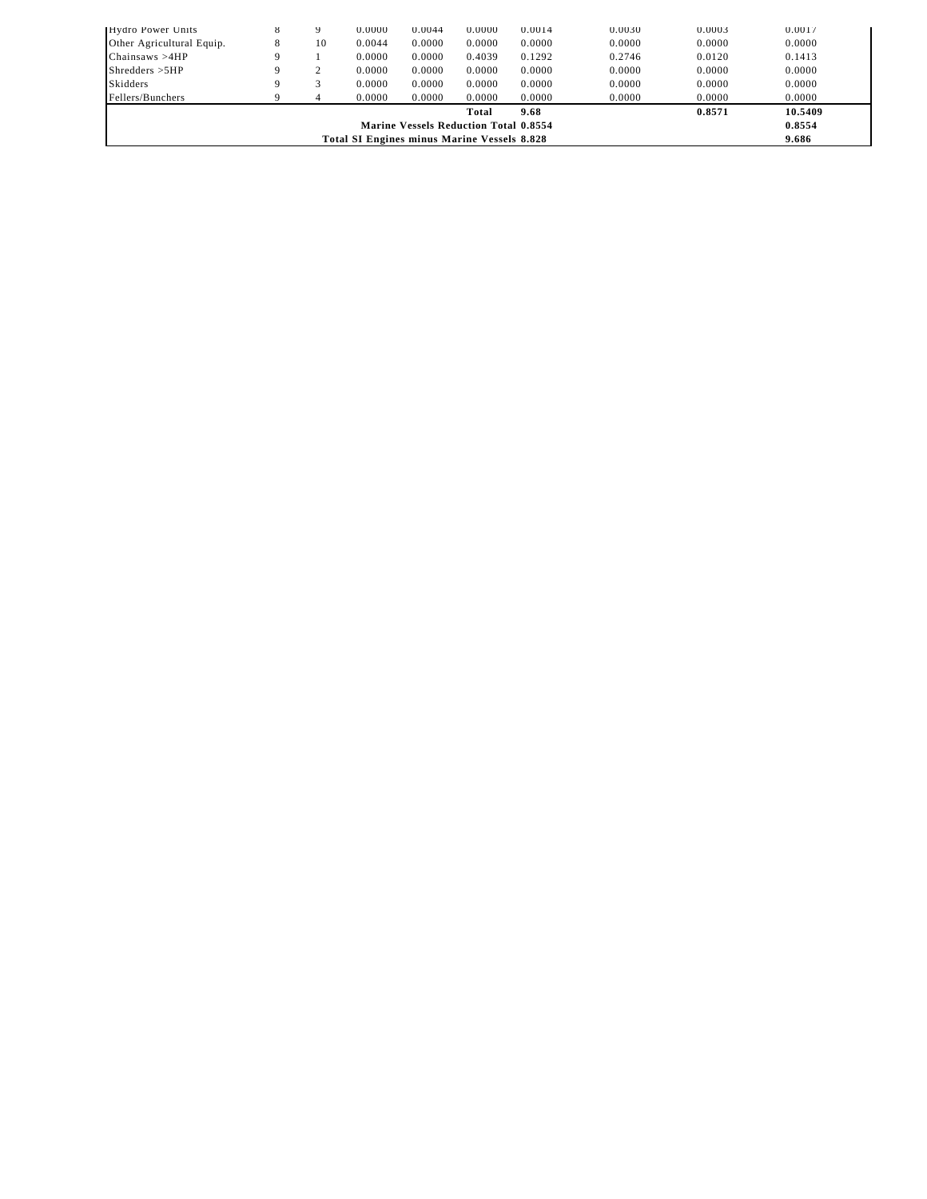| | | | | | | | | | |
|---|---|---|---|---|---|---|---|---|---|
| Hydro Power Units | 8 | 9 | 0.0000 | 0.0044 | 0.0000 | 0.0014 | 0.0030 | 0.0003 | 0.0017 |
| Other Agricultural Equip. | 8 | 10 | 0.0044 | 0.0000 | 0.0000 | 0.0000 | 0.0000 | 0.0000 | 0.0000 |
| Chainsaws >4HP | 9 | 1 | 0.0000 | 0.0000 | 0.4039 | 0.1292 | 0.2746 | 0.0120 | 0.1413 |
| Shredders >5HP | 9 | 2 | 0.0000 | 0.0000 | 0.0000 | 0.0000 | 0.0000 | 0.0000 | 0.0000 |
| Skidders | 9 | 3 | 0.0000 | 0.0000 | 0.0000 | 0.0000 | 0.0000 | 0.0000 | 0.0000 |
| Fellers/Bunchers | 9 | 4 | 0.0000 | 0.0000 | 0.0000 | 0.0000 | 0.0000 | 0.0000 | 0.0000 |
| | | | | | **Total** | **9.68** | | **0.8571** | **10.5409** |
| | | | **Marine Vessels Reduction Total 0.8554** | | | | | | **0.8554** |
| | | | **Total SI Engines minus Marine Vessels 8.828** | | | | | | **9.686** |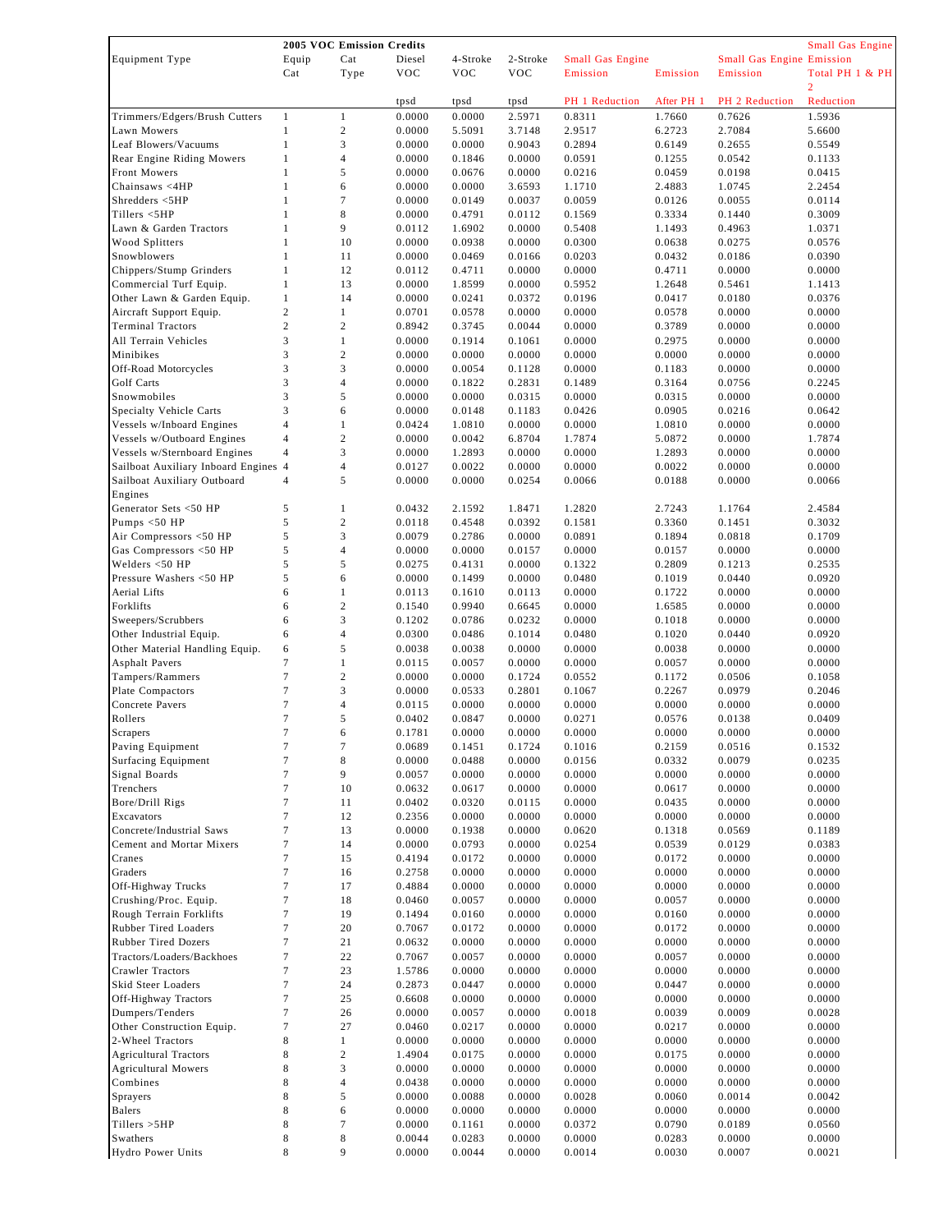| Equipment Type | 2005 VOC Emission Credits Equip Cat | Cat Type | Diesel VOC tpsd | 4-Stroke VOC tpsd | 2-Stroke VOC tpsd | Small Gas Engine Emission PH 1 Reduction | Emission After PH 1 | Small Gas Engine Emission PH 2 Reduction | Small Gas Engine Emission Total PH 1 & PH 2 Reduction |
|---|---|---|---|---|---|---|---|---|---|
| Trimmers/Edgers/Brush Cutters | 1 | 1 | 0.0000 | 0.0000 | 2.5971 | 0.8311 | 1.7660 | 0.7626 | 1.5936 |
| Lawn Mowers | 1 | 2 | 0.0000 | 5.5091 | 3.7148 | 2.9517 | 6.2723 | 2.7084 | 5.6600 |
| Leaf Blowers/Vacuums | 1 | 3 | 0.0000 | 0.0000 | 0.9043 | 0.2894 | 0.6149 | 0.2655 | 0.5549 |
| Rear Engine Riding Mowers | 1 | 4 | 0.0000 | 0.1846 | 0.0000 | 0.0591 | 0.1255 | 0.0542 | 0.1133 |
| Front Mowers | 1 | 5 | 0.0000 | 0.0676 | 0.0000 | 0.0216 | 0.0459 | 0.0198 | 0.0415 |
| Chainsaws <4HP | 1 | 6 | 0.0000 | 0.0000 | 3.6593 | 1.1710 | 2.4883 | 1.0745 | 2.2454 |
| Shredders <5HP | 1 | 7 | 0.0000 | 0.0149 | 0.0037 | 0.0059 | 0.0126 | 0.0055 | 0.0114 |
| Tillers <5HP | 1 | 8 | 0.0000 | 0.4791 | 0.0112 | 0.1569 | 0.3334 | 0.1440 | 0.3009 |
| Lawn & Garden Tractors | 1 | 9 | 0.0112 | 1.6902 | 0.0000 | 0.5408 | 1.1493 | 0.4963 | 1.0371 |
| Wood Splitters | 1 | 10 | 0.0000 | 0.0938 | 0.0000 | 0.0300 | 0.0638 | 0.0275 | 0.0576 |
| Snowblowers | 1 | 11 | 0.0000 | 0.0469 | 0.0166 | 0.0203 | 0.0432 | 0.0186 | 0.0390 |
| Chippers/Stump Grinders | 1 | 12 | 0.0112 | 0.4711 | 0.0000 | 0.0000 | 0.4711 | 0.0000 | 0.0000 |
| Commercial Turf Equip. | 1 | 13 | 0.0000 | 1.8599 | 0.0000 | 0.5952 | 1.2648 | 0.5461 | 1.1413 |
| Other Lawn & Garden Equip. | 1 | 14 | 0.0000 | 0.0241 | 0.0372 | 0.0196 | 0.0417 | 0.0180 | 0.0376 |
| Aircraft Support Equip. | 2 | 1 | 0.0701 | 0.0578 | 0.0000 | 0.0000 | 0.0578 | 0.0000 | 0.0000 |
| Terminal Tractors | 2 | 2 | 0.8942 | 0.3745 | 0.0044 | 0.0000 | 0.3789 | 0.0000 | 0.0000 |
| All Terrain Vehicles | 3 | 1 | 0.0000 | 0.1914 | 0.1061 | 0.0000 | 0.2975 | 0.0000 | 0.0000 |
| Minibikes | 3 | 2 | 0.0000 | 0.0000 | 0.0000 | 0.0000 | 0.0000 | 0.0000 | 0.0000 |
| Off-Road Motorcycles | 3 | 3 | 0.0000 | 0.0054 | 0.1128 | 0.0000 | 0.1183 | 0.0000 | 0.0000 |
| Golf Carts | 3 | 4 | 0.0000 | 0.1822 | 0.2831 | 0.1489 | 0.3164 | 0.0756 | 0.2245 |
| Snowmobiles | 3 | 5 | 0.0000 | 0.0000 | 0.0315 | 0.0000 | 0.0315 | 0.0000 | 0.0000 |
| Specialty Vehicle Carts | 3 | 6 | 0.0000 | 0.0148 | 0.1183 | 0.0426 | 0.0905 | 0.0216 | 0.0642 |
| Vessels w/Inboard Engines | 4 | 1 | 0.0424 | 1.0810 | 0.0000 | 0.0000 | 1.0810 | 0.0000 | 0.0000 |
| Vessels w/Outboard Engines | 4 | 2 | 0.0000 | 0.0042 | 6.8704 | 1.7874 | 5.0872 | 0.0000 | 1.7874 |
| Vessels w/Sternboard Engines | 4 | 3 | 0.0000 | 1.2893 | 0.0000 | 0.0000 | 1.2893 | 0.0000 | 0.0000 |
| Sailboat Auxiliary Inboard Engines | 4 | 4 | 0.0127 | 0.0022 | 0.0000 | 0.0000 | 0.0022 | 0.0000 | 0.0000 |
| Sailboat Auxiliary Outboard Engines | 4 | 5 | 0.0000 | 0.0000 | 0.0254 | 0.0066 | 0.0188 | 0.0000 | 0.0066 |
| Generator Sets <50 HP | 5 | 1 | 0.0432 | 2.1592 | 1.8471 | 1.2820 | 2.7243 | 1.1764 | 2.4584 |
| Pumps <50 HP | 5 | 2 | 0.0118 | 0.4548 | 0.0392 | 0.1581 | 0.3360 | 0.1451 | 0.3032 |
| Air Compressors <50 HP | 5 | 3 | 0.0079 | 0.2786 | 0.0000 | 0.0891 | 0.1894 | 0.0818 | 0.1709 |
| Gas Compressors <50 HP | 5 | 4 | 0.0000 | 0.0000 | 0.0157 | 0.0000 | 0.0157 | 0.0000 | 0.0000 |
| Welders <50 HP | 5 | 5 | 0.0275 | 0.4131 | 0.0000 | 0.1322 | 0.2809 | 0.1213 | 0.2535 |
| Pressure Washers <50 HP | 5 | 6 | 0.0000 | 0.1499 | 0.0000 | 0.0480 | 0.1019 | 0.0440 | 0.0920 |
| Aerial Lifts | 6 | 1 | 0.0113 | 0.1610 | 0.0113 | 0.0000 | 0.1722 | 0.0000 | 0.0000 |
| Forklifts | 6 | 2 | 0.1540 | 0.9940 | 0.6645 | 0.0000 | 1.6585 | 0.0000 | 0.0000 |
| Sweepers/Scrubbers | 6 | 3 | 0.1202 | 0.0786 | 0.0232 | 0.0000 | 0.1018 | 0.0000 | 0.0000 |
| Other Industrial Equip. | 6 | 4 | 0.0300 | 0.0486 | 0.1014 | 0.0480 | 0.1020 | 0.0440 | 0.0920 |
| Other Material Handling Equip. | 6 | 5 | 0.0038 | 0.0038 | 0.0000 | 0.0000 | 0.0038 | 0.0000 | 0.0000 |
| Asphalt Pavers | 7 | 1 | 0.0115 | 0.0057 | 0.0000 | 0.0000 | 0.0057 | 0.0000 | 0.0000 |
| Tampers/Rammers | 7 | 2 | 0.0000 | 0.0000 | 0.1724 | 0.0552 | 0.1172 | 0.0506 | 0.1058 |
| Plate Compactors | 7 | 3 | 0.0000 | 0.0533 | 0.2801 | 0.1067 | 0.2267 | 0.0979 | 0.2046 |
| Concrete Pavers | 7 | 4 | 0.0115 | 0.0000 | 0.0000 | 0.0000 | 0.0000 | 0.0000 | 0.0000 |
| Rollers | 7 | 5 | 0.0402 | 0.0847 | 0.0000 | 0.0271 | 0.0576 | 0.0138 | 0.0409 |
| Scrapers | 7 | 6 | 0.1781 | 0.0000 | 0.0000 | 0.0000 | 0.0000 | 0.0000 | 0.0000 |
| Paving Equipment | 7 | 7 | 0.0689 | 0.1451 | 0.1724 | 0.1016 | 0.2159 | 0.0516 | 0.1532 |
| Surfacing Equipment | 7 | 8 | 0.0000 | 0.0488 | 0.0000 | 0.0156 | 0.0332 | 0.0079 | 0.0235 |
| Signal Boards | 7 | 9 | 0.0057 | 0.0000 | 0.0000 | 0.0000 | 0.0000 | 0.0000 | 0.0000 |
| Trenchers | 7 | 10 | 0.0632 | 0.0617 | 0.0000 | 0.0000 | 0.0617 | 0.0000 | 0.0000 |
| Bore/Drill Rigs | 7 | 11 | 0.0402 | 0.0320 | 0.0115 | 0.0000 | 0.0435 | 0.0000 | 0.0000 |
| Excavators | 7 | 12 | 0.2356 | 0.0000 | 0.0000 | 0.0000 | 0.0000 | 0.0000 | 0.0000 |
| Concrete/Industrial Saws | 7 | 13 | 0.0000 | 0.1938 | 0.0000 | 0.0620 | 0.1318 | 0.0569 | 0.1189 |
| Cement and Mortar Mixers | 7 | 14 | 0.0000 | 0.0793 | 0.0000 | 0.0254 | 0.0539 | 0.0129 | 0.0383 |
| Cranes | 7 | 15 | 0.4194 | 0.0172 | 0.0000 | 0.0000 | 0.0172 | 0.0000 | 0.0000 |
| Graders | 7 | 16 | 0.2758 | 0.0000 | 0.0000 | 0.0000 | 0.0000 | 0.0000 | 0.0000 |
| Off-Highway Trucks | 7 | 17 | 0.4884 | 0.0000 | 0.0000 | 0.0000 | 0.0000 | 0.0000 | 0.0000 |
| Crushing/Proc. Equip. | 7 | 18 | 0.0460 | 0.0057 | 0.0000 | 0.0000 | 0.0057 | 0.0000 | 0.0000 |
| Rough Terrain Forklifts | 7 | 19 | 0.1494 | 0.0160 | 0.0000 | 0.0000 | 0.0160 | 0.0000 | 0.0000 |
| Rubber Tired Loaders | 7 | 20 | 0.7067 | 0.0172 | 0.0000 | 0.0000 | 0.0172 | 0.0000 | 0.0000 |
| Rubber Tired Dozers | 7 | 21 | 0.0632 | 0.0000 | 0.0000 | 0.0000 | 0.0000 | 0.0000 | 0.0000 |
| Tractors/Loaders/Backhoes | 7 | 22 | 0.7067 | 0.0057 | 0.0000 | 0.0000 | 0.0057 | 0.0000 | 0.0000 |
| Crawler Tractors | 7 | 23 | 1.5786 | 0.0000 | 0.0000 | 0.0000 | 0.0000 | 0.0000 | 0.0000 |
| Skid Steer Loaders | 7 | 24 | 0.2873 | 0.0447 | 0.0000 | 0.0000 | 0.0447 | 0.0000 | 0.0000 |
| Off-Highway Tractors | 7 | 25 | 0.6608 | 0.0000 | 0.0000 | 0.0000 | 0.0000 | 0.0000 | 0.0000 |
| Dumpers/Tenders | 7 | 26 | 0.0000 | 0.0057 | 0.0000 | 0.0018 | 0.0039 | 0.0009 | 0.0028 |
| Other Construction Equip. | 7 | 27 | 0.0460 | 0.0217 | 0.0000 | 0.0000 | 0.0217 | 0.0000 | 0.0000 |
| 2-Wheel Tractors | 8 | 1 | 0.0000 | 0.0000 | 0.0000 | 0.0000 | 0.0000 | 0.0000 | 0.0000 |
| Agricultural Tractors | 8 | 2 | 1.4904 | 0.0175 | 0.0000 | 0.0000 | 0.0175 | 0.0000 | 0.0000 |
| Agricultural Mowers | 8 | 3 | 0.0000 | 0.0000 | 0.0000 | 0.0000 | 0.0000 | 0.0000 | 0.0000 |
| Combines | 8 | 4 | 0.0438 | 0.0000 | 0.0000 | 0.0000 | 0.0000 | 0.0000 | 0.0000 |
| Sprayers | 8 | 5 | 0.0000 | 0.0088 | 0.0000 | 0.0028 | 0.0060 | 0.0014 | 0.0042 |
| Balers | 8 | 6 | 0.0000 | 0.0000 | 0.0000 | 0.0000 | 0.0000 | 0.0000 | 0.0000 |
| Tillers >5HP | 8 | 7 | 0.0000 | 0.1161 | 0.0000 | 0.0372 | 0.0790 | 0.0189 | 0.0560 |
| Swathers | 8 | 8 | 0.0044 | 0.0283 | 0.0000 | 0.0000 | 0.0283 | 0.0000 | 0.0000 |
| Hydro Power Units | 8 | 9 | 0.0000 | 0.0044 | 0.0000 | 0.0014 | 0.0030 | 0.0007 | 0.0021 |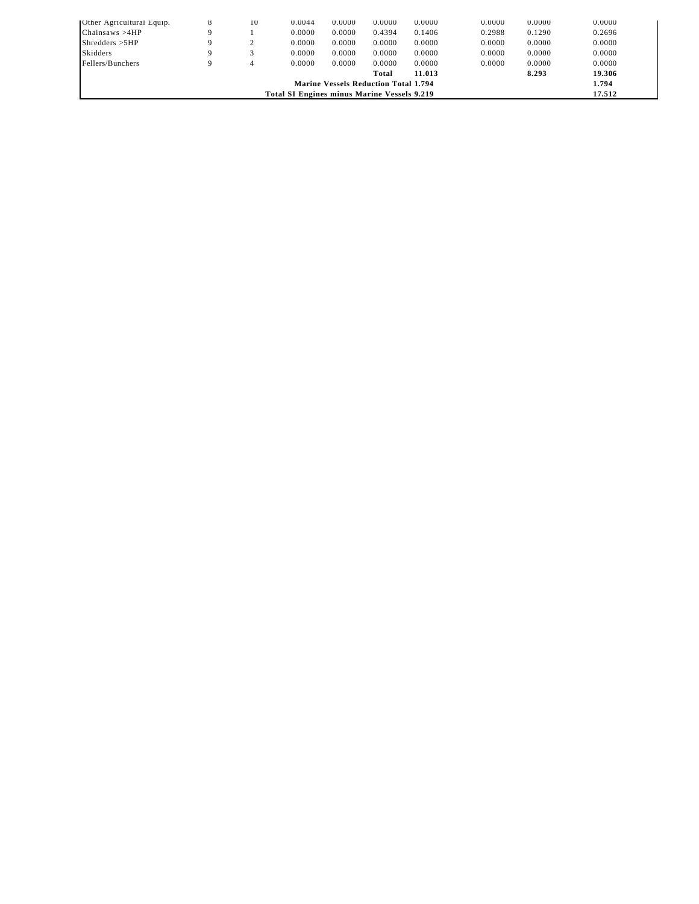| | | | | | | | | | |
|---|---|---|---|---|---|---|---|---|---|
| Other Agricultural Equip. | 8 | 10 | 0.0044 | 0.0000 | 0.0000 | 0.0000 | 0.0000 | 0.0000 | 0.0000 |
| Chainsaws >4HP | 9 | 1 | 0.0000 | 0.0000 | 0.4394 | 0.1406 | 0.2988 | 0.1290 | 0.2696 |
| Shredders >5HP | 9 | 2 | 0.0000 | 0.0000 | 0.0000 | 0.0000 | 0.0000 | 0.0000 | 0.0000 |
| Skidders | 9 | 3 | 0.0000 | 0.0000 | 0.0000 | 0.0000 | 0.0000 | 0.0000 | 0.0000 |
| Fellers/Bunchers | 9 | 4 | 0.0000 | 0.0000 | 0.0000 | 0.0000 | 0.0000 | 0.0000 | 0.0000 |
| | | | | | **Total** | **11.013** | | **8.293** | **19.306** |
| **Marine Vessels Reduction Total 1.794** | | | | | | | | | **1.794** |
| **Total SI Engines minus Marine Vessels 9.219** | | | | | | | | | **17.512** |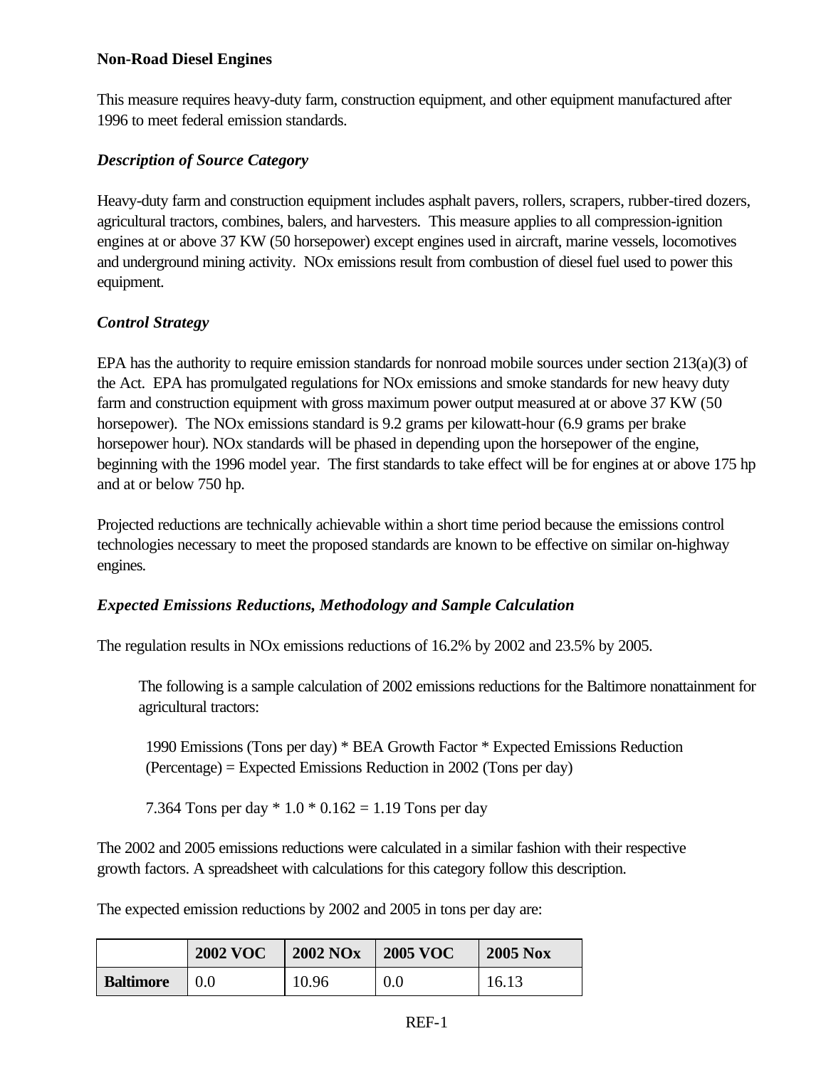**Non-Road Diesel Engines**

This measure requires heavy-duty farm, construction equipment, and other equipment manufactured after 1996 to meet federal emission standards.

***Description of Source Category***

Heavy-duty farm and construction equipment includes asphalt pavers, rollers, scrapers, rubber-tired dozers, agricultural tractors, combines, balers, and harvesters. This measure applies to all compression-ignition engines at or above 37 KW (50 horsepower) except engines used in aircraft, marine vessels, locomotives and underground mining activity. NOx emissions result from combustion of diesel fuel used to power this equipment.

***Control Strategy***

EPA has the authority to require emission standards for nonroad mobile sources under section 213(a)(3) of the Act. EPA has promulgated regulations for NOx emissions and smoke standards for new heavy duty farm and construction equipment with gross maximum power output measured at or above 37 KW (50 horsepower). The NOx emissions standard is 9.2 grams per kilowatt-hour (6.9 grams per brake horsepower hour). NOx standards will be phased in depending upon the horsepower of the engine, beginning with the 1996 model year. The first standards to take effect will be for engines at or above 175 hp and at or below 750 hp.

Projected reductions are technically achievable within a short time period because the emissions control technologies necessary to meet the proposed standards are known to be effective on similar on-highway engines.

***Expected Emissions Reductions, Methodology and Sample Calculation***

The regulation results in NOx emissions reductions of 16.2% by 2002 and 23.5% by 2005.

The following is a sample calculation of 2002 emissions reductions for the Baltimore nonattainment for agricultural tractors:

1990 Emissions (Tons per day) * BEA Growth Factor * Expected Emissions Reduction (Percentage) = Expected Emissions Reduction in 2002 (Tons per day)

7.364 Tons per day * 1.0 * 0.162 = 1.19 Tons per day

The 2002 and 2005 emissions reductions were calculated in a similar fashion with their respective growth factors. A spreadsheet with calculations for this category follow this description.

The expected emission reductions by 2002 and 2005 in tons per day are:

| | 2002 VOC | 2002 NOx | 2005 VOC | 2005 Nox |
|---|---|---|---|---|
| **Baltimore** | 0.0 | 10.96 | 0.0 | 16.13 |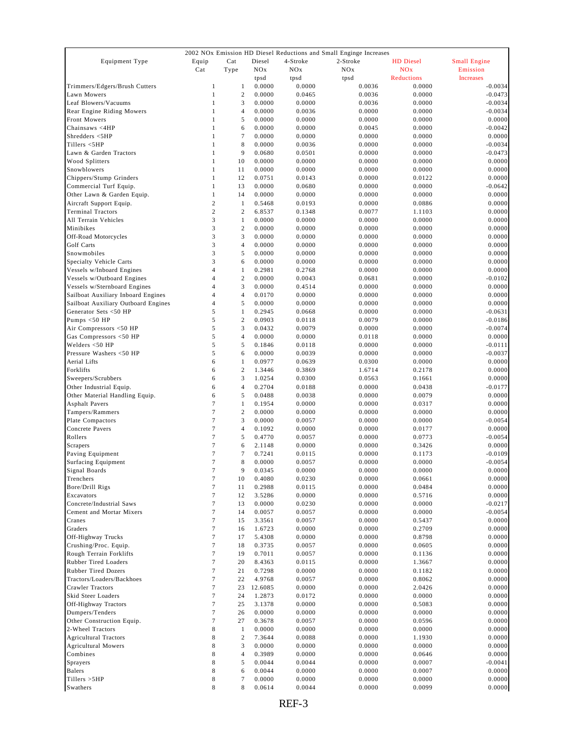| 2002 NOx Emission HD Diesel Reductions and Small Enginge Increases | | | | | | | |
|---|---|---|---|---|---|---|---|
| Equipment Type | Equip Cat | Cat Type | Diesel NOx tpsd | 4-Stroke NOx tpsd | 2-Stroke NOx tpsd | HD Diesel NOx Reductions | Small Engine Emission Increases |
| Trimmers/Edgers/Brush Cutters | 1 | 1 | 0.0000 | 0.0000 | 0.0036 | 0.0000 | -0.0034 |
| Lawn Mowers | 1 | 2 | 0.0000 | 0.0465 | 0.0036 | 0.0000 | -0.0473 |
| Leaf Blowers/Vacuums | 1 | 3 | 0.0000 | 0.0000 | 0.0036 | 0.0000 | -0.0034 |
| Rear Engine Riding Mowers | 1 | 4 | 0.0000 | 0.0036 | 0.0000 | 0.0000 | -0.0034 |
| Front Mowers | 1 | 5 | 0.0000 | 0.0000 | 0.0000 | 0.0000 | 0.0000 |
| Chainsaws <4HP | 1 | 6 | 0.0000 | 0.0000 | 0.0045 | 0.0000 | -0.0042 |
| Shredders <5HP | 1 | 7 | 0.0000 | 0.0000 | 0.0000 | 0.0000 | 0.0000 |
| Tillers <5HP | 1 | 8 | 0.0000 | 0.0036 | 0.0000 | 0.0000 | -0.0034 |
| Lawn & Garden Tractors | 1 | 9 | 0.0680 | 0.0501 | 0.0000 | 0.0000 | -0.0473 |
| Wood Splitters | 1 | 10 | 0.0000 | 0.0000 | 0.0000 | 0.0000 | 0.0000 |
| Snowblowers | 1 | 11 | 0.0000 | 0.0000 | 0.0000 | 0.0000 | 0.0000 |
| Chippers/Stump Grinders | 1 | 12 | 0.0751 | 0.0143 | 0.0000 | 0.0122 | 0.0000 |
| Commercial Turf Equip. | 1 | 13 | 0.0000 | 0.0680 | 0.0000 | 0.0000 | -0.0642 |
| Other Lawn & Garden Equip. | 1 | 14 | 0.0000 | 0.0000 | 0.0000 | 0.0000 | 0.0000 |
| Aircraft Support Equip. | 2 | 1 | 0.5468 | 0.0193 | 0.0000 | 0.0886 | 0.0000 |
| Terminal Tractors | 2 | 2 | 6.8537 | 0.1348 | 0.0077 | 1.1103 | 0.0000 |
| All Terrain Vehicles | 3 | 1 | 0.0000 | 0.0000 | 0.0000 | 0.0000 | 0.0000 |
| Minibikes | 3 | 2 | 0.0000 | 0.0000 | 0.0000 | 0.0000 | 0.0000 |
| Off-Road Motorcycles | 3 | 3 | 0.0000 | 0.0000 | 0.0000 | 0.0000 | 0.0000 |
| Golf Carts | 3 | 4 | 0.0000 | 0.0000 | 0.0000 | 0.0000 | 0.0000 |
| Snowmobiles | 3 | 5 | 0.0000 | 0.0000 | 0.0000 | 0.0000 | 0.0000 |
| Specialty Vehicle Carts | 3 | 6 | 0.0000 | 0.0000 | 0.0000 | 0.0000 | 0.0000 |
| Vessels w/Inboard Engines | 4 | 1 | 0.2981 | 0.2768 | 0.0000 | 0.0000 | 0.0000 |
| Vessels w/Outboard Engines | 4 | 2 | 0.0000 | 0.0043 | 0.0681 | 0.0000 | -0.0102 |
| Vessels w/Sternboard Engines | 4 | 3 | 0.0000 | 0.4514 | 0.0000 | 0.0000 | 0.0000 |
| Sailboat Auxiliary Inboard Engines | 4 | 4 | 0.0170 | 0.0000 | 0.0000 | 0.0000 | 0.0000 |
| Sailboat Auxiliary Outboard Engines | 4 | 5 | 0.0000 | 0.0000 | 0.0000 | 0.0000 | 0.0000 |
| Generator Sets <50 HP | 5 | 1 | 0.2945 | 0.0668 | 0.0000 | 0.0000 | -0.0631 |
| Pumps <50 HP | 5 | 2 | 0.0903 | 0.0118 | 0.0079 | 0.0000 | -0.0186 |
| Air Compressors <50 HP | 5 | 3 | 0.0432 | 0.0079 | 0.0000 | 0.0000 | -0.0074 |
| Gas Compressors <50 HP | 5 | 4 | 0.0000 | 0.0000 | 0.0118 | 0.0000 | 0.0000 |
| Welders <50 HP | 5 | 5 | 0.1846 | 0.0118 | 0.0000 | 0.0000 | -0.0111 |
| Pressure Washers <50 HP | 5 | 6 | 0.0000 | 0.0039 | 0.0000 | 0.0000 | -0.0037 |
| Aerial Lifts | 6 | 1 | 0.0977 | 0.0639 | 0.0300 | 0.0000 | 0.0000 |
| Forklifts | 6 | 2 | 1.3446 | 0.3869 | 1.6714 | 0.2178 | 0.0000 |
| Sweepers/Scrubbers | 6 | 3 | 1.0254 | 0.0300 | 0.0563 | 0.1661 | 0.0000 |
| Other Industrial Equip. | 6 | 4 | 0.2704 | 0.0188 | 0.0000 | 0.0438 | -0.0177 |
| Other Material Handling Equip. | 6 | 5 | 0.0488 | 0.0038 | 0.0000 | 0.0079 | 0.0000 |
| Asphalt Pavers | 7 | 1 | 0.1954 | 0.0000 | 0.0000 | 0.0317 | 0.0000 |
| Tampers/Rammers | 7 | 2 | 0.0000 | 0.0000 | 0.0000 | 0.0000 | 0.0000 |
| Plate Compactors | 7 | 3 | 0.0000 | 0.0057 | 0.0000 | 0.0000 | -0.0054 |
| Concrete Pavers | 7 | 4 | 0.1092 | 0.0000 | 0.0000 | 0.0177 | 0.0000 |
| Rollers | 7 | 5 | 0.4770 | 0.0057 | 0.0000 | 0.0773 | -0.0054 |
| Scrapers | 7 | 6 | 2.1148 | 0.0000 | 0.0000 | 0.3426 | 0.0000 |
| Paving Equipment | 7 | 7 | 0.7241 | 0.0115 | 0.0000 | 0.1173 | -0.0109 |
| Surfacing Equipment | 7 | 8 | 0.0000 | 0.0057 | 0.0000 | 0.0000 | -0.0054 |
| Signal Boards | 7 | 9 | 0.0345 | 0.0000 | 0.0000 | 0.0000 | 0.0000 |
| Trenchers | 7 | 10 | 0.4080 | 0.0230 | 0.0000 | 0.0661 | 0.0000 |
| Bore/Drill Rigs | 7 | 11 | 0.2988 | 0.0115 | 0.0000 | 0.0484 | 0.0000 |
| Excavators | 7 | 12 | 3.5286 | 0.0000 | 0.0000 | 0.5716 | 0.0000 |
| Concrete/Industrial Saws | 7 | 13 | 0.0000 | 0.0230 | 0.0000 | 0.0000 | -0.0217 |
| Cement and Mortar Mixers | 7 | 14 | 0.0057 | 0.0057 | 0.0000 | 0.0000 | -0.0054 |
| Cranes | 7 | 15 | 3.3561 | 0.0057 | 0.0000 | 0.5437 | 0.0000 |
| Graders | 7 | 16 | 1.6723 | 0.0000 | 0.0000 | 0.2709 | 0.0000 |
| Off-Highway Trucks | 7 | 17 | 5.4308 | 0.0000 | 0.0000 | 0.8798 | 0.0000 |
| Crushing/Proc. Equip. | 7 | 18 | 0.3735 | 0.0057 | 0.0000 | 0.0605 | 0.0000 |
| Rough Terrain Forklifts | 7 | 19 | 0.7011 | 0.0057 | 0.0000 | 0.1136 | 0.0000 |
| Rubber Tired Loaders | 7 | 20 | 8.4363 | 0.0115 | 0.0000 | 1.3667 | 0.0000 |
| Rubber Tired Dozers | 7 | 21 | 0.7298 | 0.0000 | 0.0000 | 0.1182 | 0.0000 |
| Tractors/Loaders/Backhoes | 7 | 22 | 4.9768 | 0.0057 | 0.0000 | 0.8062 | 0.0000 |
| Crawler Tractors | 7 | 23 | 12.6085 | 0.0000 | 0.0000 | 2.0426 | 0.0000 |
| Skid Steer Loaders | 7 | 24 | 1.2873 | 0.0172 | 0.0000 | 0.0000 | 0.0000 |
| Off-Highway Tractors | 7 | 25 | 3.1378 | 0.0000 | 0.0000 | 0.5083 | 0.0000 |
| Dumpers/Tenders | 7 | 26 | 0.0000 | 0.0000 | 0.0000 | 0.0000 | 0.0000 |
| Other Construction Equip. | 7 | 27 | 0.3678 | 0.0057 | 0.0000 | 0.0596 | 0.0000 |
| 2-Wheel Tractors | 8 | 1 | 0.0000 | 0.0000 | 0.0000 | 0.0000 | 0.0000 |
| Agricultural Tractors | 8 | 2 | 7.3644 | 0.0088 | 0.0000 | 1.1930 | 0.0000 |
| Agricultural Mowers | 8 | 3 | 0.0000 | 0.0000 | 0.0000 | 0.0000 | 0.0000 |
| Combines | 8 | 4 | 0.3989 | 0.0000 | 0.0000 | 0.0646 | 0.0000 |
| Sprayers | 8 | 5 | 0.0044 | 0.0044 | 0.0000 | 0.0007 | -0.0041 |
| Balers | 8 | 6 | 0.0044 | 0.0000 | 0.0000 | 0.0007 | 0.0000 |
| Tillers >5HP | 8 | 7 | 0.0000 | 0.0000 | 0.0000 | 0.0000 | 0.0000 |
| Swathers | 8 | 8 | 0.0614 | 0.0044 | 0.0000 | 0.0099 | 0.0000 |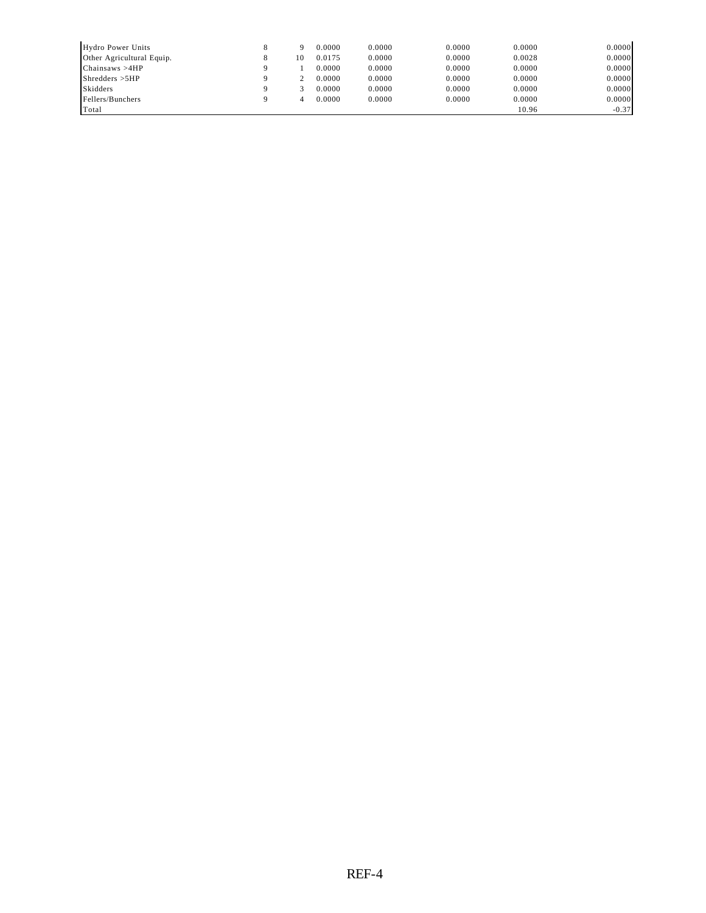| | | | | | | | |
|---|---|---|---|---|---|---|---|
| Hydro Power Units | 8 | 9 | 0.0000 | 0.0000 | 0.0000 | 0.0000 | 0.0000 |
| Other Agricultural Equip. | 8 | 10 | 0.0175 | 0.0000 | 0.0000 | 0.0028 | 0.0000 |
| Chainsaws >4HP | 9 | 1 | 0.0000 | 0.0000 | 0.0000 | 0.0000 | 0.0000 |
| Shredders >5HP | 9 | 2 | 0.0000 | 0.0000 | 0.0000 | 0.0000 | 0.0000 |
| Skidders | 9 | 3 | 0.0000 | 0.0000 | 0.0000 | 0.0000 | 0.0000 |
| Fellers/Bunchers | 9 | 4 | 0.0000 | 0.0000 | 0.0000 | 0.0000 | 0.0000 |
| Total | | | | | | 10.96 | -0.37 |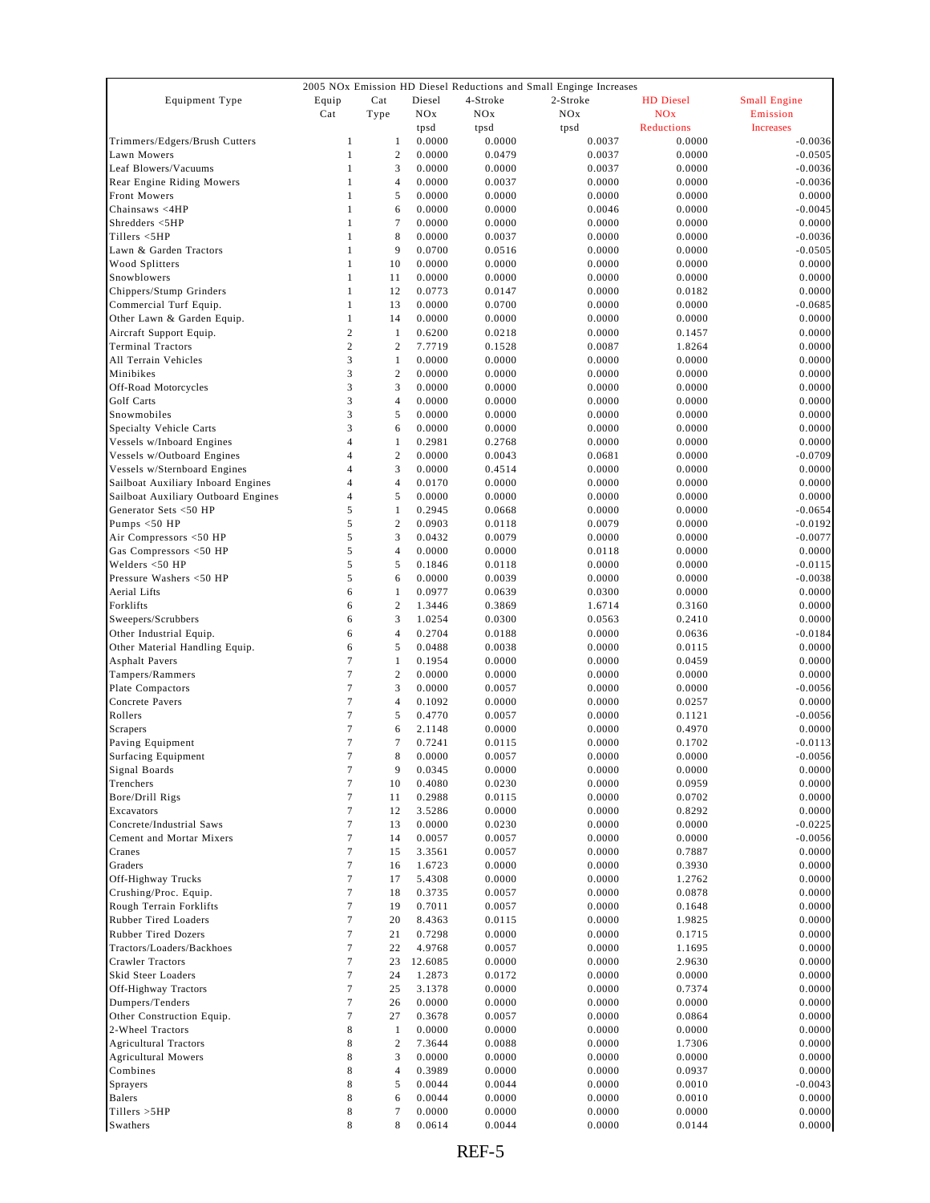| Equipment Type | Equip Cat | Cat Type | Diesel NOx tpsd | 4-Stroke NOx tpsd | 2-Stroke NOx tpsd | HD Diesel NOx Reductions | Small Engine Emission Increases |
|---|---|---|---|---|---|---|---|
| 2005 NOx Emission HD Diesel Reductions and Small Enginge Increases | | | | | | | |
| Trimmers/Edgers/Brush Cutters | 1 | 1 | 0.0000 | 0.0000 | 0.0037 | 0.0000 | -0.0036 |
| Lawn Mowers | 1 | 2 | 0.0000 | 0.0479 | 0.0037 | 0.0000 | -0.0505 |
| Leaf Blowers/Vacuums | 1 | 3 | 0.0000 | 0.0000 | 0.0037 | 0.0000 | -0.0036 |
| Rear Engine Riding Mowers | 1 | 4 | 0.0000 | 0.0037 | 0.0000 | 0.0000 | -0.0036 |
| Front Mowers | 1 | 5 | 0.0000 | 0.0000 | 0.0000 | 0.0000 | 0.0000 |
| Chainsaws <4HP | 1 | 6 | 0.0000 | 0.0000 | 0.0046 | 0.0000 | -0.0045 |
| Shredders <5HP | 1 | 7 | 0.0000 | 0.0000 | 0.0000 | 0.0000 | 0.0000 |
| Tillers <5HP | 1 | 8 | 0.0000 | 0.0037 | 0.0000 | 0.0000 | -0.0036 |
| Lawn & Garden Tractors | 1 | 9 | 0.0700 | 0.0516 | 0.0000 | 0.0000 | -0.0505 |
| Wood Splitters | 1 | 10 | 0.0000 | 0.0000 | 0.0000 | 0.0000 | 0.0000 |
| Snowblowers | 1 | 11 | 0.0000 | 0.0000 | 0.0000 | 0.0000 | 0.0000 |
| Chippers/Stump Grinders | 1 | 12 | 0.0773 | 0.0147 | 0.0000 | 0.0182 | 0.0000 |
| Commercial Turf Equip. | 1 | 13 | 0.0000 | 0.0700 | 0.0000 | 0.0000 | -0.0685 |
| Other Lawn & Garden Equip. | 1 | 14 | 0.0000 | 0.0000 | 0.0000 | 0.0000 | 0.0000 |
| Aircraft Support Equip. | 2 | 1 | 0.6200 | 0.0218 | 0.0000 | 0.1457 | 0.0000 |
| Terminal Tractors | 2 | 2 | 7.7719 | 0.1528 | 0.0087 | 1.8264 | 0.0000 |
| All Terrain Vehicles | 3 | 1 | 0.0000 | 0.0000 | 0.0000 | 0.0000 | 0.0000 |
| Minibikes | 3 | 2 | 0.0000 | 0.0000 | 0.0000 | 0.0000 | 0.0000 |
| Off-Road Motorcycles | 3 | 3 | 0.0000 | 0.0000 | 0.0000 | 0.0000 | 0.0000 |
| Golf Carts | 3 | 4 | 0.0000 | 0.0000 | 0.0000 | 0.0000 | 0.0000 |
| Snowmobiles | 3 | 5 | 0.0000 | 0.0000 | 0.0000 | 0.0000 | 0.0000 |
| Specialty Vehicle Carts | 3 | 6 | 0.0000 | 0.0000 | 0.0000 | 0.0000 | 0.0000 |
| Vessels w/Inboard Engines | 4 | 1 | 0.2981 | 0.2768 | 0.0000 | 0.0000 | 0.0000 |
| Vessels w/Outboard Engines | 4 | 2 | 0.0000 | 0.0043 | 0.0681 | 0.0000 | -0.0709 |
| Vessels w/Sternboard Engines | 4 | 3 | 0.0000 | 0.4514 | 0.0000 | 0.0000 | 0.0000 |
| Sailboat Auxiliary Inboard Engines | 4 | 4 | 0.0170 | 0.0000 | 0.0000 | 0.0000 | 0.0000 |
| Sailboat Auxiliary Outboard Engines | 4 | 5 | 0.0000 | 0.0000 | 0.0000 | 0.0000 | 0.0000 |
| Generator Sets <50 HP | 5 | 1 | 0.2945 | 0.0668 | 0.0000 | 0.0000 | -0.0654 |
| Pumps <50 HP | 5 | 2 | 0.0903 | 0.0118 | 0.0079 | 0.0000 | -0.0192 |
| Air Compressors <50 HP | 5 | 3 | 0.0432 | 0.0079 | 0.0000 | 0.0000 | -0.0077 |
| Gas Compressors <50 HP | 5 | 4 | 0.0000 | 0.0000 | 0.0118 | 0.0000 | 0.0000 |
| Welders <50 HP | 5 | 5 | 0.1846 | 0.0118 | 0.0000 | 0.0000 | -0.0115 |
| Pressure Washers <50 HP | 5 | 6 | 0.0000 | 0.0039 | 0.0000 | 0.0000 | -0.0038 |
| Aerial Lifts | 6 | 1 | 0.0977 | 0.0639 | 0.0300 | 0.0000 | 0.0000 |
| Forklifts | 6 | 2 | 1.3446 | 0.3869 | 1.6714 | 0.3160 | 0.0000 |
| Sweepers/Scrubbers | 6 | 3 | 1.0254 | 0.0300 | 0.0563 | 0.2410 | 0.0000 |
| Other Industrial Equip. | 6 | 4 | 0.2704 | 0.0188 | 0.0000 | 0.0636 | -0.0184 |
| Other Material Handling Equip. | 6 | 5 | 0.0488 | 0.0038 | 0.0000 | 0.0115 | 0.0000 |
| Asphalt Pavers | 7 | 1 | 0.1954 | 0.0000 | 0.0000 | 0.0459 | 0.0000 |
| Tampers/Rammers | 7 | 2 | 0.0000 | 0.0000 | 0.0000 | 0.0000 | 0.0000 |
| Plate Compactors | 7 | 3 | 0.0000 | 0.0057 | 0.0000 | 0.0000 | -0.0056 |
| Concrete Pavers | 7 | 4 | 0.1092 | 0.0000 | 0.0000 | 0.0257 | 0.0000 |
| Rollers | 7 | 5 | 0.4770 | 0.0057 | 0.0000 | 0.1121 | -0.0056 |
| Scrapers | 7 | 6 | 2.1148 | 0.0000 | 0.0000 | 0.4970 | 0.0000 |
| Paving Equipment | 7 | 7 | 0.7241 | 0.0115 | 0.0000 | 0.1702 | -0.0113 |
| Surfacing Equipment | 7 | 8 | 0.0000 | 0.0057 | 0.0000 | 0.0000 | -0.0056 |
| Signal Boards | 7 | 9 | 0.0345 | 0.0000 | 0.0000 | 0.0000 | 0.0000 |
| Trenchers | 7 | 10 | 0.4080 | 0.0230 | 0.0000 | 0.0959 | 0.0000 |
| Bore/Drill Rigs | 7 | 11 | 0.2988 | 0.0115 | 0.0000 | 0.0702 | 0.0000 |
| Excavators | 7 | 12 | 3.5286 | 0.0000 | 0.0000 | 0.8292 | 0.0000 |
| Concrete/Industrial Saws | 7 | 13 | 0.0000 | 0.0230 | 0.0000 | 0.0000 | -0.0225 |
| Cement and Mortar Mixers | 7 | 14 | 0.0057 | 0.0057 | 0.0000 | 0.0000 | -0.0056 |
| Cranes | 7 | 15 | 3.3561 | 0.0057 | 0.0000 | 0.7887 | 0.0000 |
| Graders | 7 | 16 | 1.6723 | 0.0000 | 0.0000 | 0.3930 | 0.0000 |
| Off-Highway Trucks | 7 | 17 | 5.4308 | 0.0000 | 0.0000 | 1.2762 | 0.0000 |
| Crushing/Proc. Equip. | 7 | 18 | 0.3735 | 0.0057 | 0.0000 | 0.0878 | 0.0000 |
| Rough Terrain Forklifts | 7 | 19 | 0.7011 | 0.0057 | 0.0000 | 0.1648 | 0.0000 |
| Rubber Tired Loaders | 7 | 20 | 8.4363 | 0.0115 | 0.0000 | 1.9825 | 0.0000 |
| Rubber Tired Dozers | 7 | 21 | 0.7298 | 0.0000 | 0.0000 | 0.1715 | 0.0000 |
| Tractors/Loaders/Backhoes | 7 | 22 | 4.9768 | 0.0057 | 0.0000 | 1.1695 | 0.0000 |
| Crawler Tractors | 7 | 23 | 12.6085 | 0.0000 | 0.0000 | 2.9630 | 0.0000 |
| Skid Steer Loaders | 7 | 24 | 1.2873 | 0.0172 | 0.0000 | 0.0000 | 0.0000 |
| Off-Highway Tractors | 7 | 25 | 3.1378 | 0.0000 | 0.0000 | 0.7374 | 0.0000 |
| Dumpers/Tenders | 7 | 26 | 0.0000 | 0.0000 | 0.0000 | 0.0000 | 0.0000 |
| Other Construction Equip. | 7 | 27 | 0.3678 | 0.0057 | 0.0000 | 0.0864 | 0.0000 |
| 2-Wheel Tractors | 8 | 1 | 0.0000 | 0.0000 | 0.0000 | 0.0000 | 0.0000 |
| Agricultural Tractors | 8 | 2 | 7.3644 | 0.0088 | 0.0000 | 1.7306 | 0.0000 |
| Agricultural Mowers | 8 | 3 | 0.0000 | 0.0000 | 0.0000 | 0.0000 | 0.0000 |
| Combines | 8 | 4 | 0.3989 | 0.0000 | 0.0000 | 0.0937 | 0.0000 |
| Sprayers | 8 | 5 | 0.0044 | 0.0044 | 0.0000 | 0.0010 | -0.0043 |
| Balers | 8 | 6 | 0.0044 | 0.0000 | 0.0000 | 0.0010 | 0.0000 |
| Tillers >5HP | 8 | 7 | 0.0000 | 0.0000 | 0.0000 | 0.0000 | 0.0000 |
| Swathers | 8 | 8 | 0.0614 | 0.0044 | 0.0000 | 0.0144 | 0.0000 |

REF-5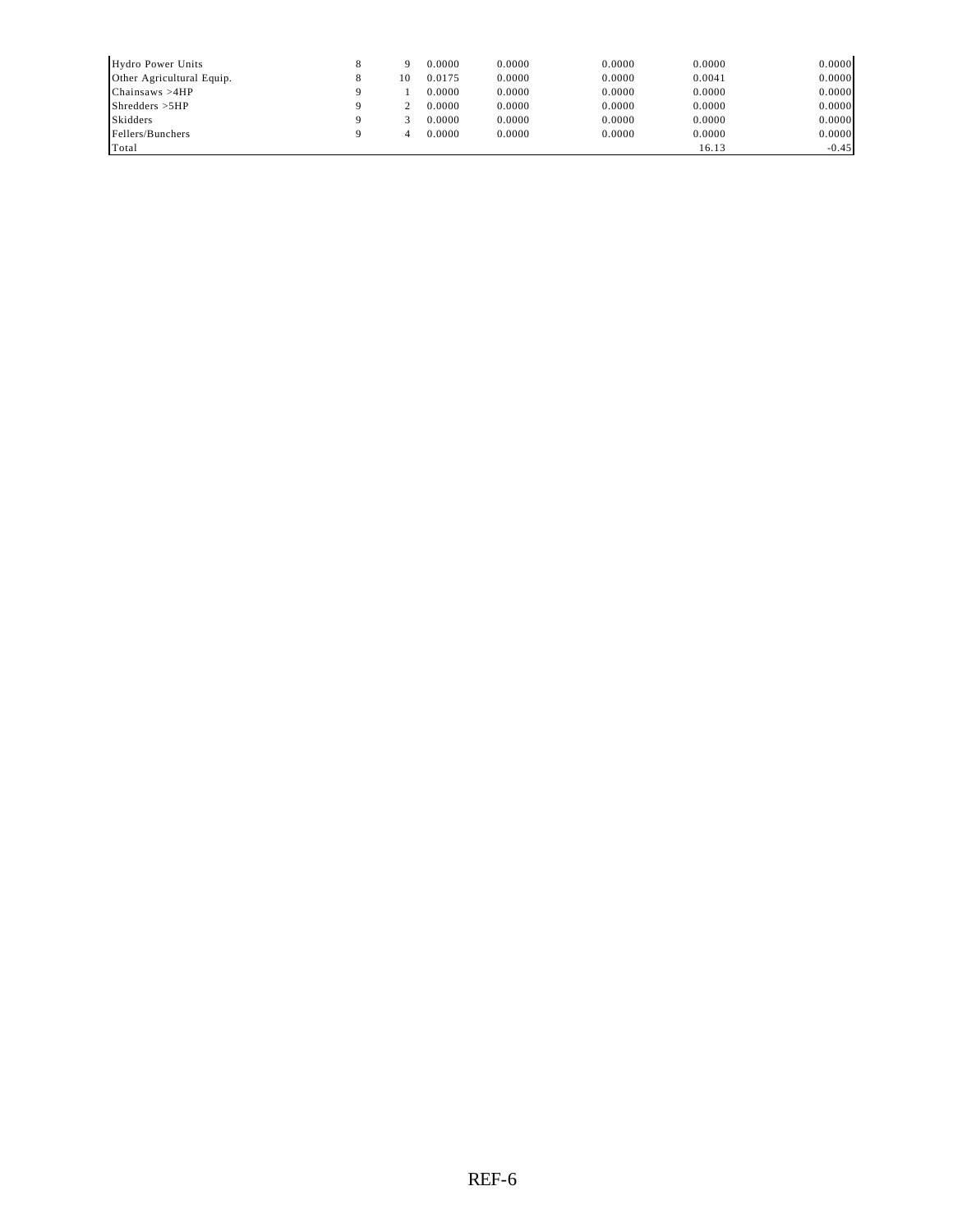| | | | | | | | |
|---|---|---|---|---|---|---|---|
| Hydro Power Units | 8 | 9 | 0.0000 | 0.0000 | 0.0000 | 0.0000 | 0.0000 |
| Other Agricultural Equip. | 8 | 10 | 0.0175 | 0.0000 | 0.0000 | 0.0041 | 0.0000 |
| Chainsaws >4HP | 9 | 1 | 0.0000 | 0.0000 | 0.0000 | 0.0000 | 0.0000 |
| Shredders >5HP | 9 | 2 | 0.0000 | 0.0000 | 0.0000 | 0.0000 | 0.0000 |
| Skidders | 9 | 3 | 0.0000 | 0.0000 | 0.0000 | 0.0000 | 0.0000 |
| Fellers/Bunchers | 9 | 4 | 0.0000 | 0.0000 | 0.0000 | 0.0000 | 0.0000 |
| Total | | | | | | 16.13 | -0.45 |

REF-6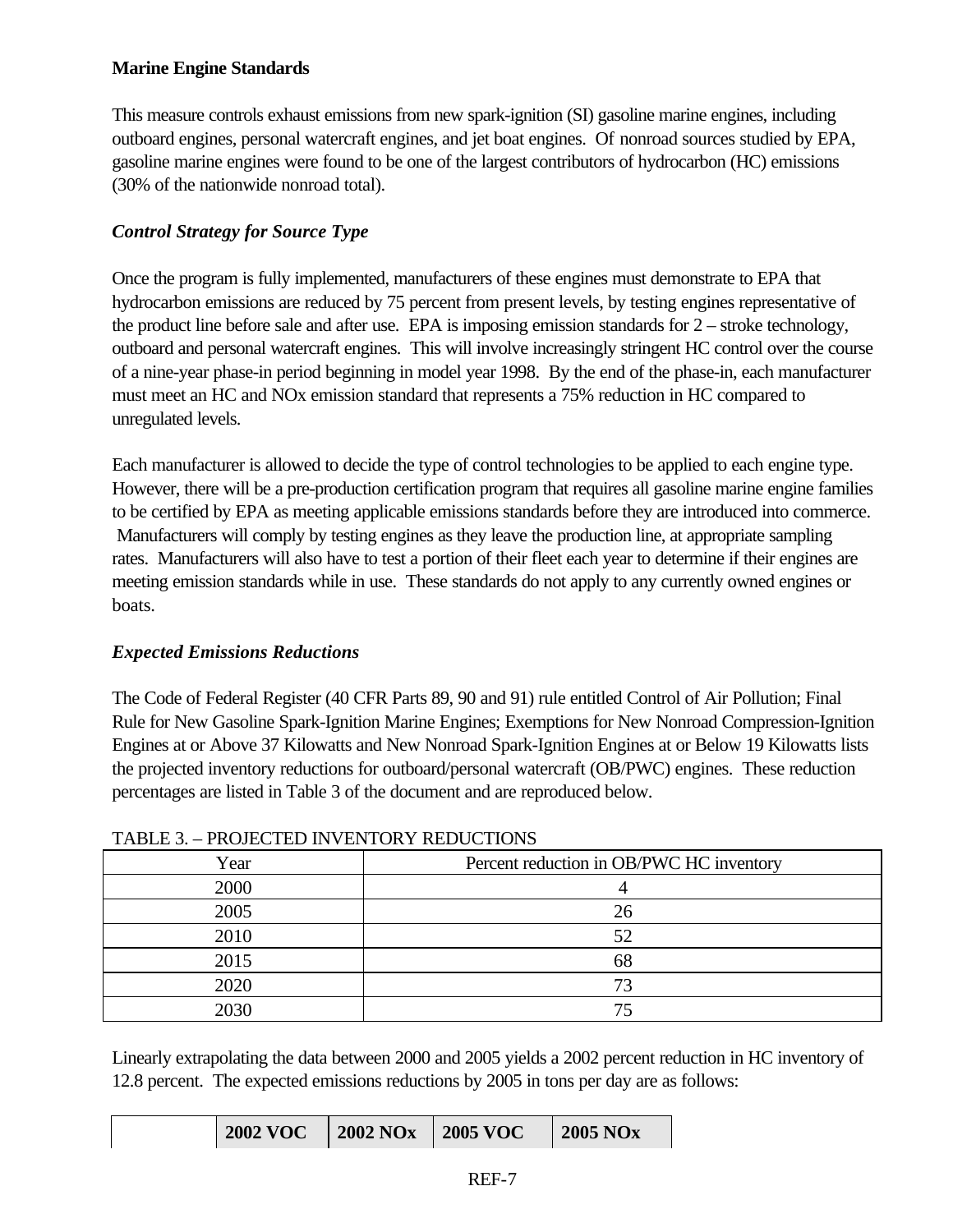**Marine Engine Standards**

This measure controls exhaust emissions from new spark-ignition (SI) gasoline marine engines, including outboard engines, personal watercraft engines, and jet boat engines. Of nonroad sources studied by EPA, gasoline marine engines were found to be one of the largest contributors of hydrocarbon (HC) emissions (30% of the nationwide nonroad total).

***Control Strategy for Source Type***

Once the program is fully implemented, manufacturers of these engines must demonstrate to EPA that hydrocarbon emissions are reduced by 75 percent from present levels, by testing engines representative of the product line before sale and after use. EPA is imposing emission standards for 2 – stroke technology, outboard and personal watercraft engines. This will involve increasingly stringent HC control over the course of a nine-year phase-in period beginning in model year 1998. By the end of the phase-in, each manufacturer must meet an HC and NOx emission standard that represents a 75% reduction in HC compared to unregulated levels.

Each manufacturer is allowed to decide the type of control technologies to be applied to each engine type. However, there will be a pre-production certification program that requires all gasoline marine engine families to be certified by EPA as meeting applicable emissions standards before they are introduced into commerce. Manufacturers will comply by testing engines as they leave the production line, at appropriate sampling rates. Manufacturers will also have to test a portion of their fleet each year to determine if their engines are meeting emission standards while in use. These standards do not apply to any currently owned engines or boats.

***Expected Emissions Reductions***

The Code of Federal Register (40 CFR Parts 89, 90 and 91) rule entitled Control of Air Pollution; Final Rule for New Gasoline Spark-Ignition Marine Engines; Exemptions for New Nonroad Compression-Ignition Engines at or Above 37 Kilowatts and New Nonroad Spark-Ignition Engines at or Below 19 Kilowatts lists the projected inventory reductions for outboard/personal watercraft (OB/PWC) engines. These reduction percentages are listed in Table 3 of the document and are reproduced below.

TABLE 3. – PROJECTED INVENTORY REDUCTIONS

| Year | Percent reduction in OB/PWC HC inventory |
|---|---|
| 2000 | 4 |
| 2005 | 26 |
| 2010 | 52 |
| 2015 | 68 |
| 2020 | 73 |
| 2030 | 75 |

Linearly extrapolating the data between 2000 and 2005 yields a 2002 percent reduction in HC inventory of 12.8 percent. The expected emissions reductions by 2005 in tons per day are as follows:

| | 2002 VOC | 2002 NOx | 2005 VOC | 2005 NOx |
|---|---|---|---|---|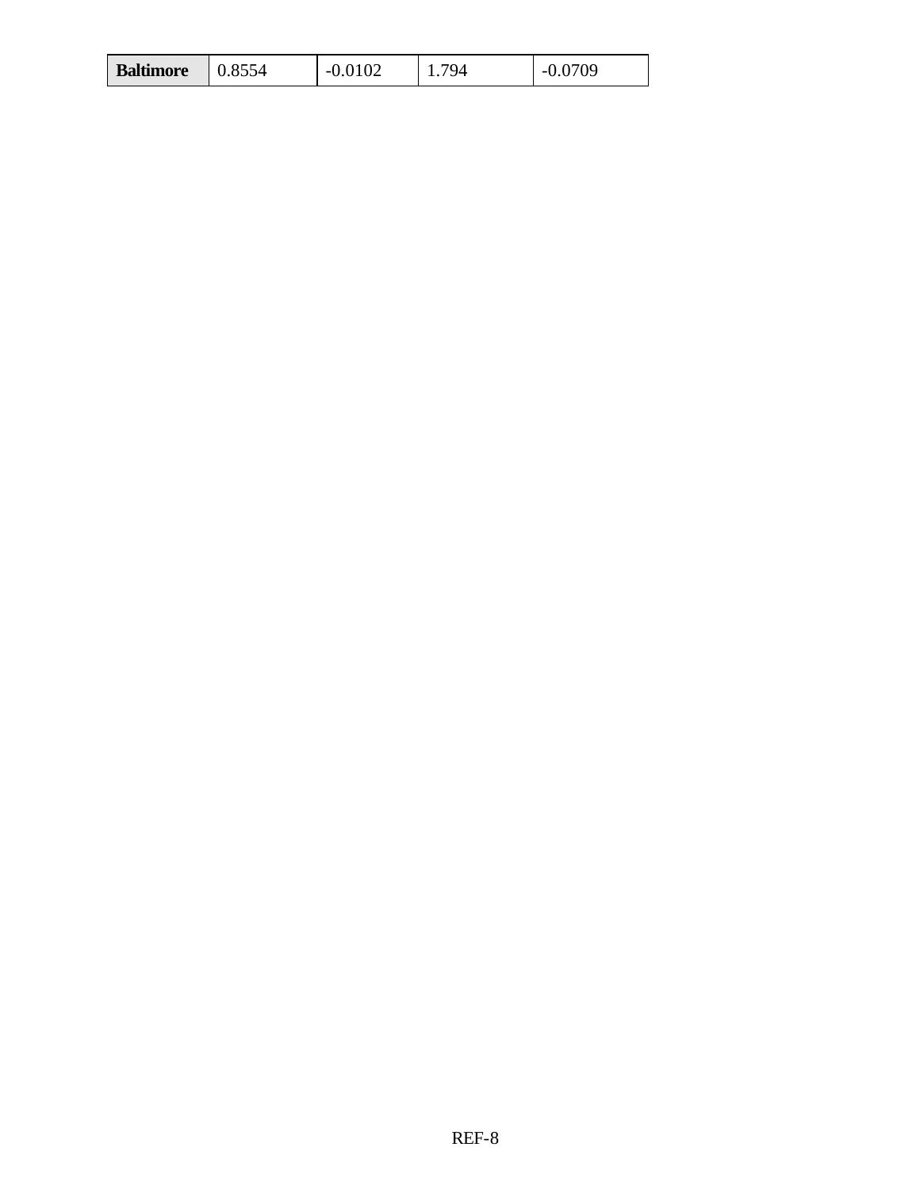| | | | | |
|---|---|---|---|---|
| **Baltimore** | 0.8554 | -0.0102 | 1.794 | -0.0709 |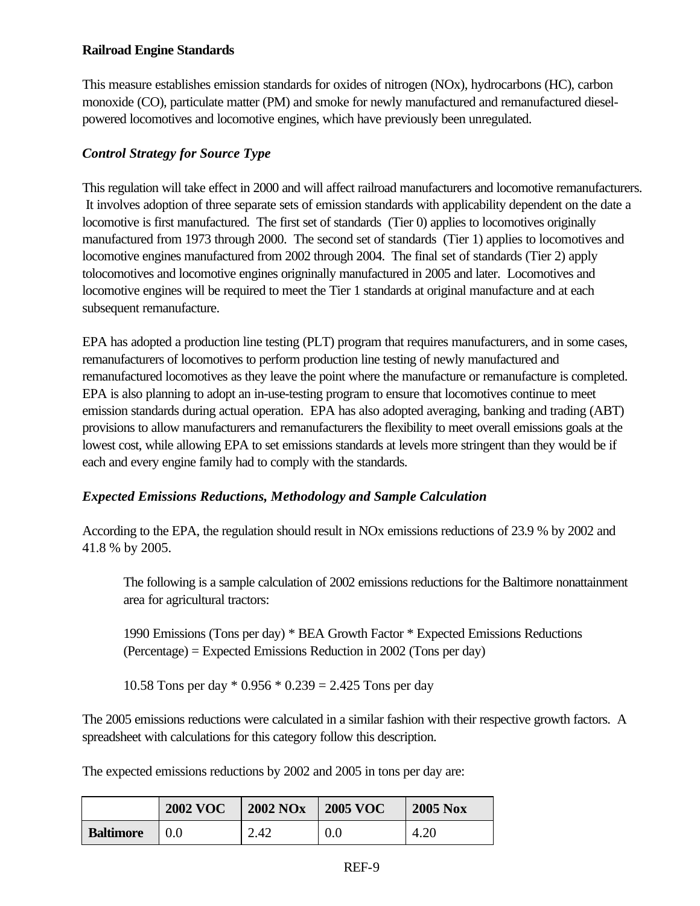**Railroad Engine Standards**

This measure establishes emission standards for oxides of nitrogen (NOx), hydrocarbons (HC), carbon monoxide (CO), particulate matter (PM) and smoke for newly manufactured and remanufactured diesel-powered locomotives and locomotive engines, which have previously been unregulated.

***Control Strategy for Source Type***

This regulation will take effect in 2000 and will affect railroad manufacturers and locomotive remanufacturers. It involves adoption of three separate sets of emission standards with applicability dependent on the date a locomotive is first manufactured. The first set of standards (Tier 0) applies to locomotives originally manufactured from 1973 through 2000. The second set of standards (Tier 1) applies to locomotives and locomotive engines manufactured from 2002 through 2004. The final set of standards (Tier 2) apply tolocomotives and locomotive engines origninally manufactured in 2005 and later. Locomotives and locomotive engines will be required to meet the Tier 1 standards at original manufacture and at each subsequent remanufacture.

EPA has adopted a production line testing (PLT) program that requires manufacturers, and in some cases, remanufacturers of locomotives to perform production line testing of newly manufactured and remanufactured locomotives as they leave the point where the manufacture or remanufacture is completed. EPA is also planning to adopt an in-use-testing program to ensure that locomotives continue to meet emission standards during actual operation. EPA has also adopted averaging, banking and trading (ABT) provisions to allow manufacturers and remanufacturers the flexibility to meet overall emissions goals at the lowest cost, while allowing EPA to set emissions standards at levels more stringent than they would be if each and every engine family had to comply with the standards.

***Expected Emissions Reductions, Methodology and Sample Calculation***

According to the EPA, the regulation should result in NOx emissions reductions of 23.9 % by 2002 and 41.8 % by 2005.

The following is a sample calculation of 2002 emissions reductions for the Baltimore nonattainment area for agricultural tractors:

1990 Emissions (Tons per day) * BEA Growth Factor * Expected Emissions Reductions (Percentage) = Expected Emissions Reduction in 2002 (Tons per day)

10.58 Tons per day * 0.956 * 0.239 = 2.425 Tons per day

The 2005 emissions reductions were calculated in a similar fashion with their respective growth factors. A spreadsheet with calculations for this category follow this description.

The expected emissions reductions by 2002 and 2005 in tons per day are:

| | 2002 VOC | 2002 NOx | 2005 VOC | 2005 Nox |
|---|---|---|---|---|
| **Baltimore** | 0.0 | 2.42 | 0.0 | 4.20 |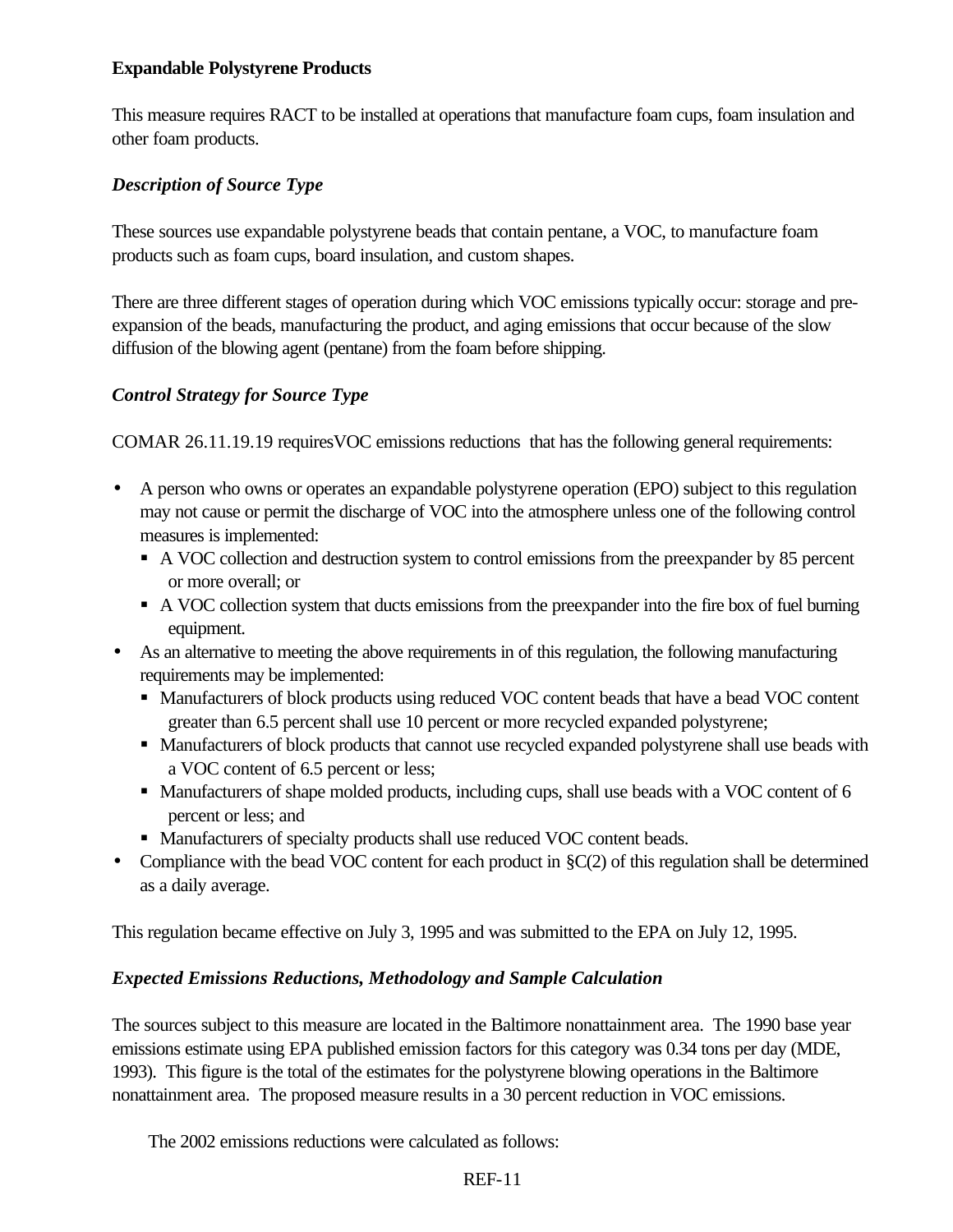**Expandable Polystyrene Products**

This measure requires RACT to be installed at operations that manufacture foam cups, foam insulation and other foam products.

***Description of Source Type***

These sources use expandable polystyrene beads that contain pentane, a VOC, to manufacture foam products such as foam cups, board insulation, and custom shapes.

There are three different stages of operation during which VOC emissions typically occur: storage and pre-expansion of the beads, manufacturing the product, and aging emissions that occur because of the slow diffusion of the blowing agent (pentane) from the foam before shipping.

***Control Strategy for Source Type***

COMAR 26.11.19.19 requiresVOC emissions reductions that has the following general requirements:

- A person who owns or operates an expandable polystyrene operation (EPO) subject to this regulation may not cause or permit the discharge of VOC into the atmosphere unless one of the following control measures is implemented:
  - A VOC collection and destruction system to control emissions from the preexpander by 85 percent or more overall; or
  - A VOC collection system that ducts emissions from the preexpander into the fire box of fuel burning equipment.
- As an alternative to meeting the above requirements in of this regulation, the following manufacturing requirements may be implemented:
  - Manufacturers of block products using reduced VOC content beads that have a bead VOC content greater than 6.5 percent shall use 10 percent or more recycled expanded polystyrene;
  - Manufacturers of block products that cannot use recycled expanded polystyrene shall use beads with a VOC content of 6.5 percent or less;
  - Manufacturers of shape molded products, including cups, shall use beads with a VOC content of 6 percent or less; and
  - Manufacturers of specialty products shall use reduced VOC content beads.
- Compliance with the bead VOC content for each product in §C(2) of this regulation shall be determined as a daily average.

This regulation became effective on July 3, 1995 and was submitted to the EPA on July 12, 1995.

***Expected Emissions Reductions, Methodology and Sample Calculation***

The sources subject to this measure are located in the Baltimore nonattainment area. The 1990 base year emissions estimate using EPA published emission factors for this category was 0.34 tons per day (MDE, 1993). This figure is the total of the estimates for the polystyrene blowing operations in the Baltimore nonattainment area. The proposed measure results in a 30 percent reduction in VOC emissions.

The 2002 emissions reductions were calculated as follows: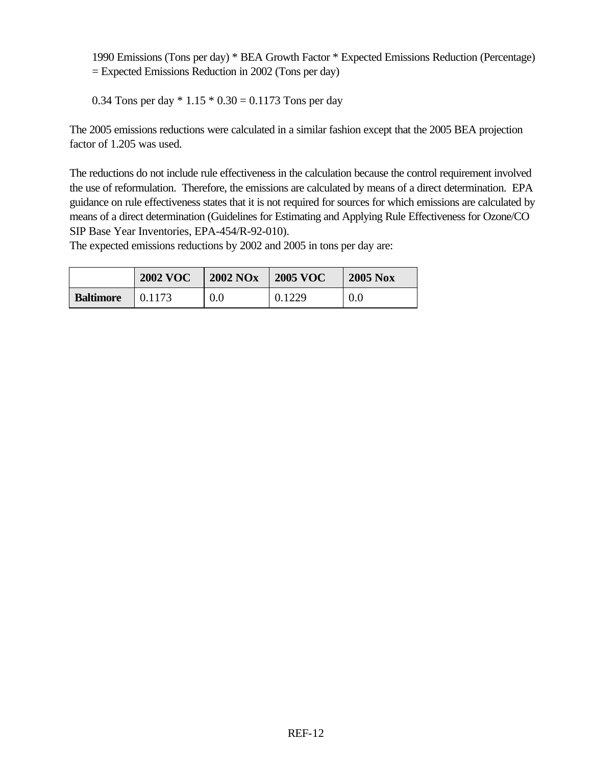1990 Emissions (Tons per day) * BEA Growth Factor * Expected Emissions Reduction (Percentage) = Expected Emissions Reduction in 2002 (Tons per day)

0.34 Tons per day * 1.15 * 0.30 = 0.1173 Tons per day

The 2005 emissions reductions were calculated in a similar fashion except that the 2005 BEA projection factor of 1.205 was used.

The reductions do not include rule effectiveness in the calculation because the control requirement involved the use of reformulation. Therefore, the emissions are calculated by means of a direct determination. EPA guidance on rule effectiveness states that it is not required for sources for which emissions are calculated by means of a direct determination (Guidelines for Estimating and Applying Rule Effectiveness for Ozone/CO SIP Base Year Inventories, EPA-454/R-92-010).

The expected emissions reductions by 2002 and 2005 in tons per day are:

| | 2002 VOC | 2002 NOx | 2005 VOC | 2005 Nox |
|---|---|---|---|---|
| **Baltimore** | 0.1173 | 0.0 | 0.1229 | 0.0 |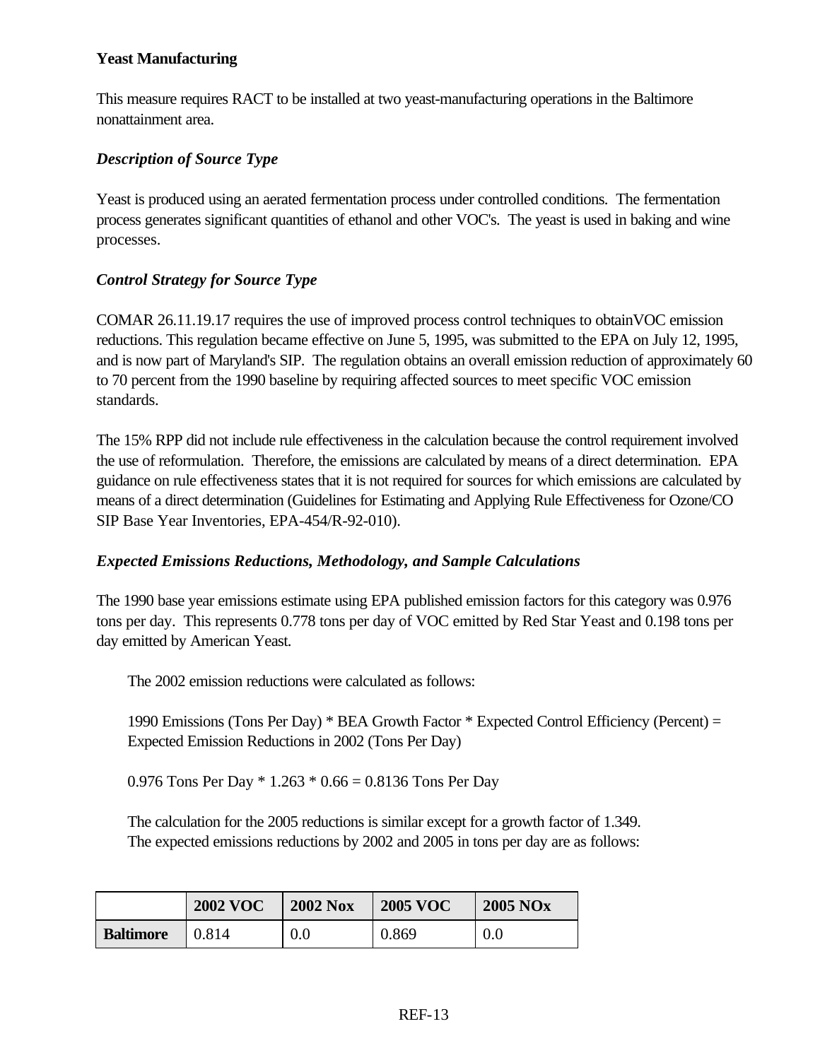**Yeast Manufacturing**

This measure requires RACT to be installed at two yeast-manufacturing operations in the Baltimore nonattainment area.

***Description of Source Type***

Yeast is produced using an aerated fermentation process under controlled conditions. The fermentation process generates significant quantities of ethanol and other VOC's. The yeast is used in baking and wine processes.

***Control Strategy for Source Type***

COMAR 26.11.19.17 requires the use of improved process control techniques to obtainVOC emission reductions. This regulation became effective on June 5, 1995, was submitted to the EPA on July 12, 1995, and is now part of Maryland's SIP. The regulation obtains an overall emission reduction of approximately 60 to 70 percent from the 1990 baseline by requiring affected sources to meet specific VOC emission standards.

The 15% RPP did not include rule effectiveness in the calculation because the control requirement involved the use of reformulation. Therefore, the emissions are calculated by means of a direct determination. EPA guidance on rule effectiveness states that it is not required for sources for which emissions are calculated by means of a direct determination (Guidelines for Estimating and Applying Rule Effectiveness for Ozone/CO SIP Base Year Inventories, EPA-454/R-92-010).

***Expected Emissions Reductions, Methodology, and Sample Calculations***

The 1990 base year emissions estimate using EPA published emission factors for this category was 0.976 tons per day. This represents 0.778 tons per day of VOC emitted by Red Star Yeast and 0.198 tons per day emitted by American Yeast.

The 2002 emission reductions were calculated as follows:

1990 Emissions (Tons Per Day) * BEA Growth Factor * Expected Control Efficiency (Percent) = Expected Emission Reductions in 2002 (Tons Per Day)

0.976 Tons Per Day * 1.263 * 0.66 = 0.8136 Tons Per Day

The calculation for the 2005 reductions is similar except for a growth factor of 1.349. The expected emissions reductions by 2002 and 2005 in tons per day are as follows:

| | 2002 VOC | 2002 Nox | 2005 VOC | 2005 NOx |
|---|---|---|---|---|
| **Baltimore** | 0.814 | 0.0 | 0.869 | 0.0 |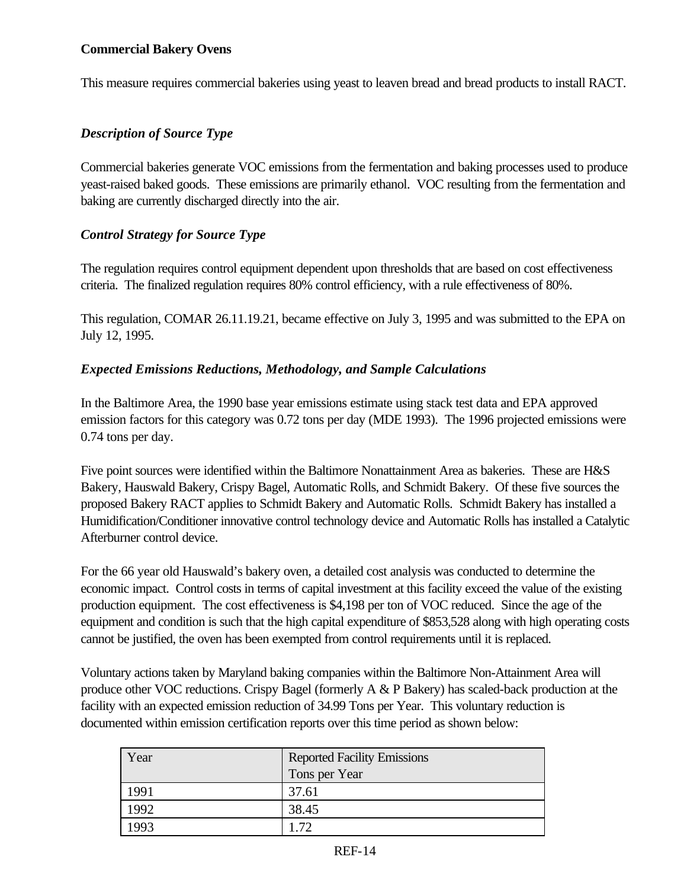**Commercial Bakery Ovens**

This measure requires commercial bakeries using yeast to leaven bread and bread products to install RACT.

### *Description of Source Type*

Commercial bakeries generate VOC emissions from the fermentation and baking processes used to produce yeast-raised baked goods. These emissions are primarily ethanol. VOC resulting from the fermentation and baking are currently discharged directly into the air.

### *Control Strategy for Source Type*

The regulation requires control equipment dependent upon thresholds that are based on cost effectiveness criteria. The finalized regulation requires 80% control efficiency, with a rule effectiveness of 80%.

This regulation, COMAR 26.11.19.21, became effective on July 3, 1995 and was submitted to the EPA on July 12, 1995.

### *Expected Emissions Reductions, Methodology, and Sample Calculations*

In the Baltimore Area, the 1990 base year emissions estimate using stack test data and EPA approved emission factors for this category was 0.72 tons per day (MDE 1993). The 1996 projected emissions were 0.74 tons per day.

Five point sources were identified within the Baltimore Nonattainment Area as bakeries. These are H&S Bakery, Hauswald Bakery, Crispy Bagel, Automatic Rolls, and Schmidt Bakery. Of these five sources the proposed Bakery RACT applies to Schmidt Bakery and Automatic Rolls. Schmidt Bakery has installed a Humidification/Conditioner innovative control technology device and Automatic Rolls has installed a Catalytic Afterburner control device.

For the 66 year old Hauswald's bakery oven, a detailed cost analysis was conducted to determine the economic impact. Control costs in terms of capital investment at this facility exceed the value of the existing production equipment. The cost effectiveness is $4,198 per ton of VOC reduced. Since the age of the equipment and condition is such that the high capital expenditure of $853,528 along with high operating costs cannot be justified, the oven has been exempted from control requirements until it is replaced.

Voluntary actions taken by Maryland baking companies within the Baltimore Non-Attainment Area will produce other VOC reductions. Crispy Bagel (formerly A & P Bakery) has scaled-back production at the facility with an expected emission reduction of 34.99 Tons per Year. This voluntary reduction is documented within emission certification reports over this time period as shown below:

| Year | Reported Facility Emissions Tons per Year |
|---|---|
| 1991 | 37.61 |
| 1992 | 38.45 |
| 1993 | 1.72 |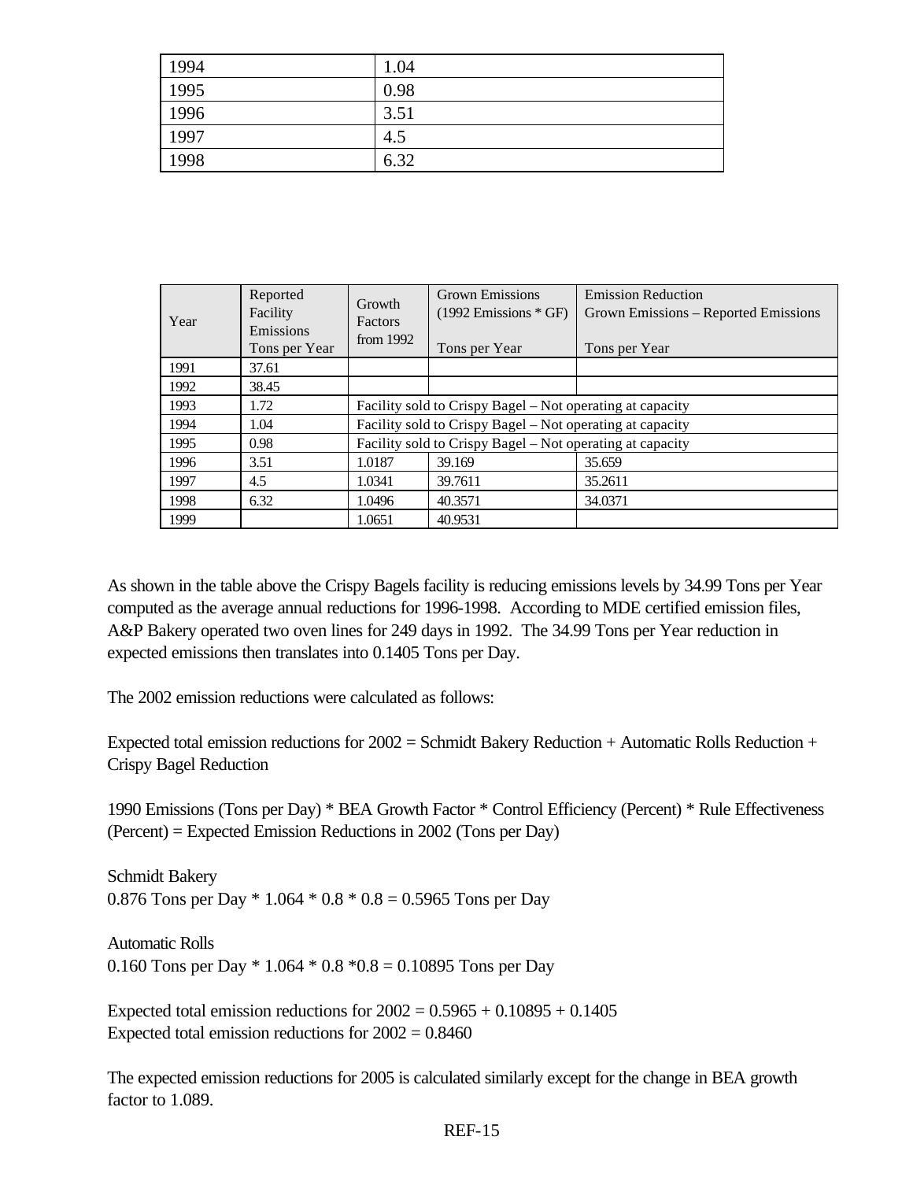| | |
|---|---|
| 1994 | 1.04 |
| 1995 | 0.98 |
| 1996 | 3.51 |
| 1997 | 4.5 |
| 1998 | 6.32 |

| Year | Reported Facility Emissions Tons per Year | Growth Factors from 1992 | Grown Emissions (1992 Emissions * GF) Tons per Year | Emission Reduction Grown Emissions – Reported Emissions Tons per Year |
|---|---|---|---|---|
| 1991 | 37.61 | | | |
| 1992 | 38.45 | | | |
| 1993 | 1.72 | Facility sold to Crispy Bagel – Not operating at capacity | | |
| 1994 | 1.04 | Facility sold to Crispy Bagel – Not operating at capacity | | |
| 1995 | 0.98 | Facility sold to Crispy Bagel – Not operating at capacity | | |
| 1996 | 3.51 | 1.0187 | 39.169 | 35.659 |
| 1997 | 4.5 | 1.0341 | 39.7611 | 35.2611 |
| 1998 | 6.32 | 1.0496 | 40.3571 | 34.0371 |
| 1999 | | 1.0651 | 40.9531 | |

As shown in the table above the Crispy Bagels facility is reducing emissions levels by 34.99 Tons per Year computed as the average annual reductions for 1996-1998. According to MDE certified emission files, A&P Bakery operated two oven lines for 249 days in 1992. The 34.99 Tons per Year reduction in expected emissions then translates into 0.1405 Tons per Day.

The 2002 emission reductions were calculated as follows:

Expected total emission reductions for 2002 = Schmidt Bakery Reduction + Automatic Rolls Reduction + Crispy Bagel Reduction

1990 Emissions (Tons per Day) * BEA Growth Factor * Control Efficiency (Percent) * Rule Effectiveness (Percent) = Expected Emission Reductions in 2002 (Tons per Day)

Schmidt Bakery
0.876 Tons per Day * 1.064 * 0.8 * 0.8 = 0.5965 Tons per Day

Automatic Rolls
0.160 Tons per Day * 1.064 * 0.8 *0.8 = 0.10895 Tons per Day

Expected total emission reductions for 2002 = 0.5965 + 0.10895 + 0.1405
Expected total emission reductions for 2002 = 0.8460

The expected emission reductions for 2005 is calculated similarly except for the change in BEA growth factor to 1.089.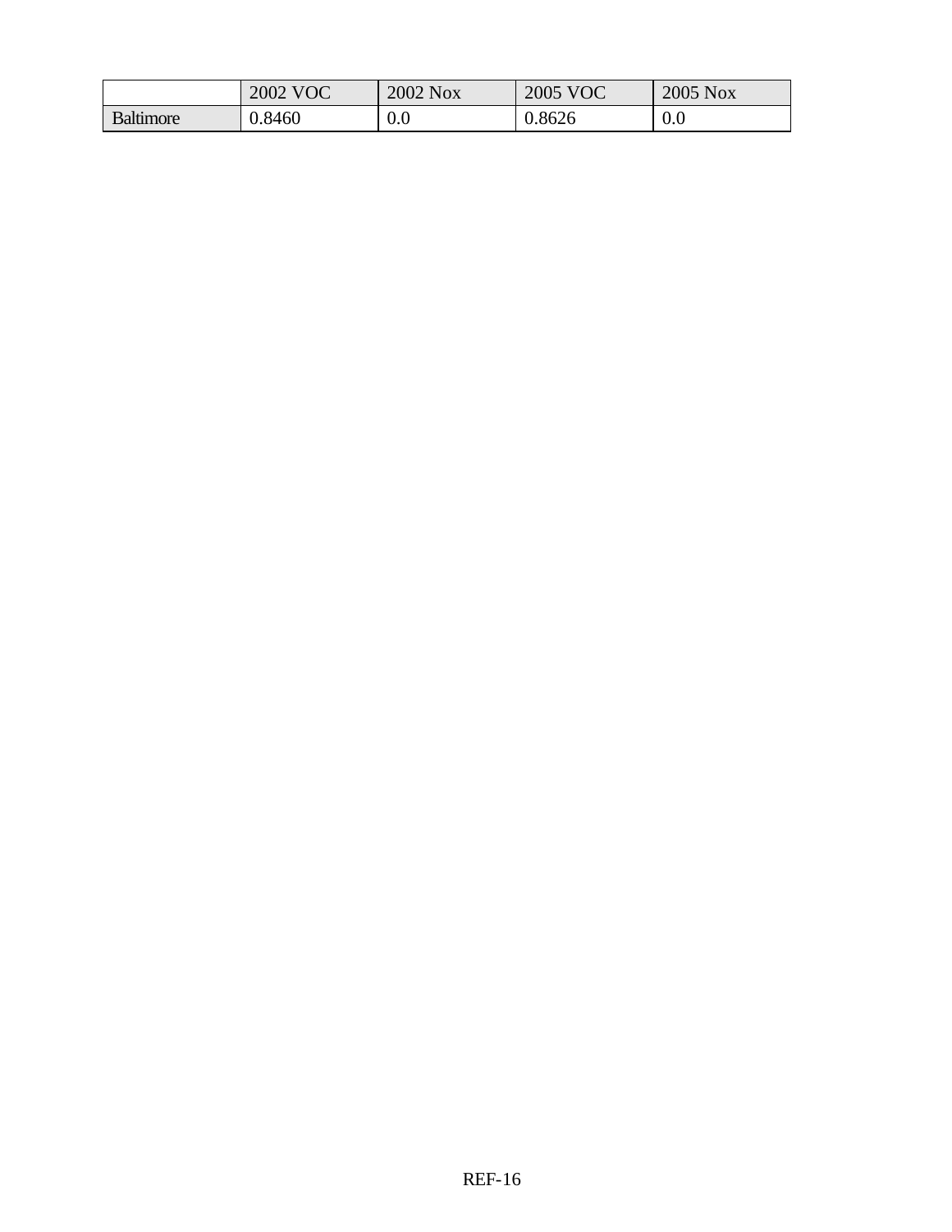| | 2002 VOC | 2002 Nox | 2005 VOC | 2005 Nox |
|---|---|---|---|---|
| Baltimore | 0.8460 | 0.0 | 0.8626 | 0.0 |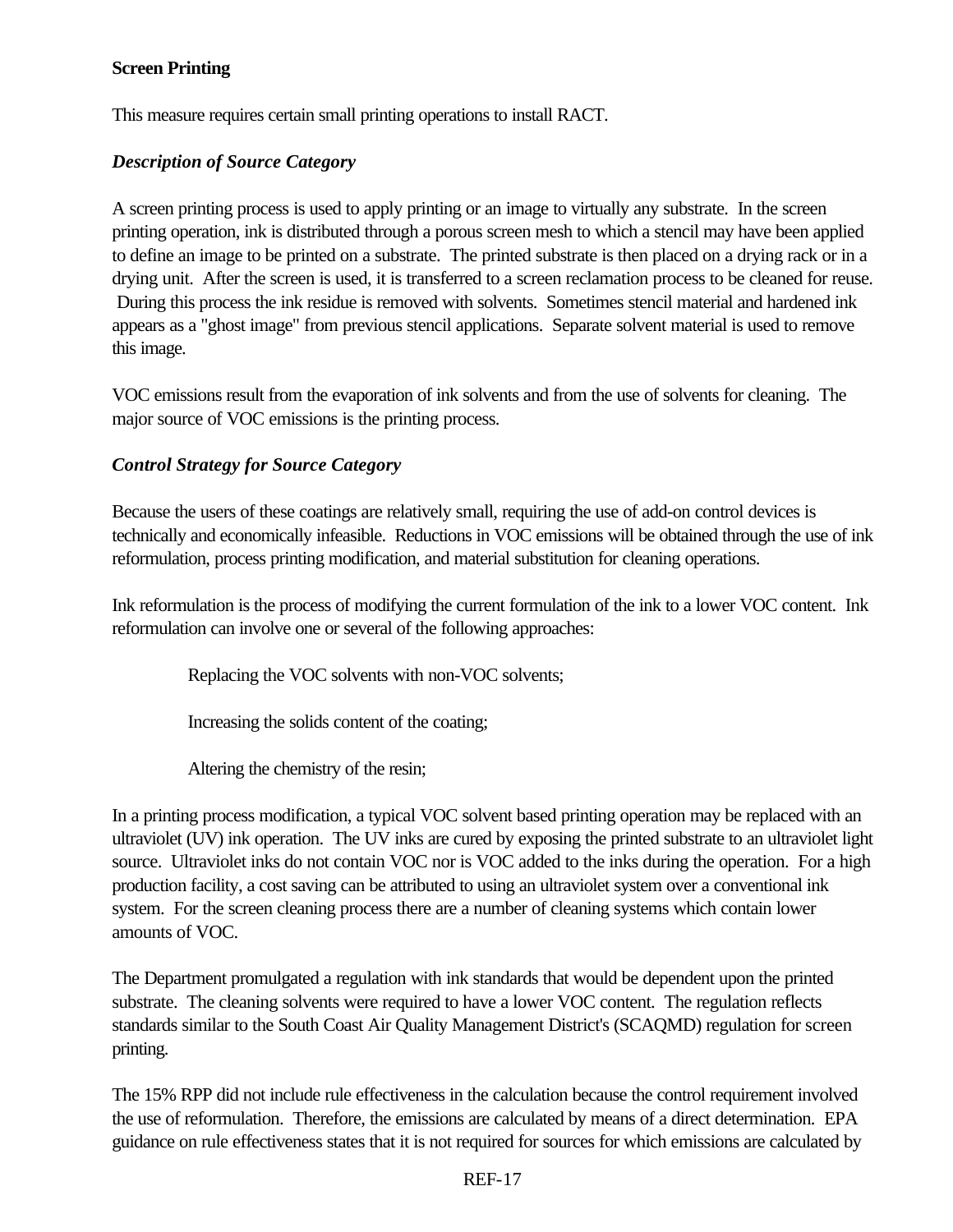**Screen Printing**

This measure requires certain small printing operations to install RACT.

***Description of Source Category***

A screen printing process is used to apply printing or an image to virtually any substrate. In the screen printing operation, ink is distributed through a porous screen mesh to which a stencil may have been applied to define an image to be printed on a substrate. The printed substrate is then placed on a drying rack or in a drying unit. After the screen is used, it is transferred to a screen reclamation process to be cleaned for reuse. During this process the ink residue is removed with solvents. Sometimes stencil material and hardened ink appears as a "ghost image" from previous stencil applications. Separate solvent material is used to remove this image.

VOC emissions result from the evaporation of ink solvents and from the use of solvents for cleaning. The major source of VOC emissions is the printing process.

***Control Strategy for Source Category***

Because the users of these coatings are relatively small, requiring the use of add-on control devices is technically and economically infeasible. Reductions in VOC emissions will be obtained through the use of ink reformulation, process printing modification, and material substitution for cleaning operations.

Ink reformulation is the process of modifying the current formulation of the ink to a lower VOC content. Ink reformulation can involve one or several of the following approaches:

Replacing the VOC solvents with non-VOC solvents;

Increasing the solids content of the coating;

Altering the chemistry of the resin;

In a printing process modification, a typical VOC solvent based printing operation may be replaced with an ultraviolet (UV) ink operation. The UV inks are cured by exposing the printed substrate to an ultraviolet light source. Ultraviolet inks do not contain VOC nor is VOC added to the inks during the operation. For a high production facility, a cost saving can be attributed to using an ultraviolet system over a conventional ink system. For the screen cleaning process there are a number of cleaning systems which contain lower amounts of VOC.

The Department promulgated a regulation with ink standards that would be dependent upon the printed substrate. The cleaning solvents were required to have a lower VOC content. The regulation reflects standards similar to the South Coast Air Quality Management District's (SCAQMD) regulation for screen printing.

The 15% RPP did not include rule effectiveness in the calculation because the control requirement involved the use of reformulation. Therefore, the emissions are calculated by means of a direct determination. EPA guidance on rule effectiveness states that it is not required for sources for which emissions are calculated by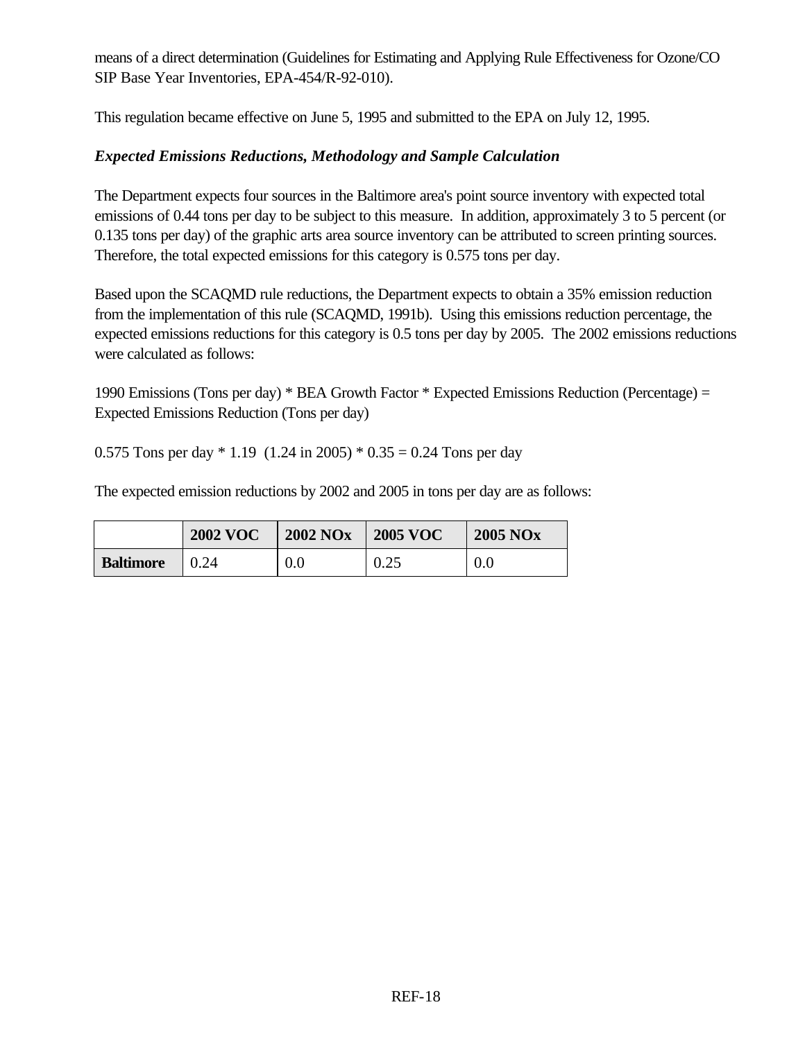means of a direct determination (Guidelines for Estimating and Applying Rule Effectiveness for Ozone/CO SIP Base Year Inventories, EPA-454/R-92-010).

This regulation became effective on June 5, 1995 and submitted to the EPA on July 12, 1995.

***Expected Emissions Reductions, Methodology and Sample Calculation***

The Department expects four sources in the Baltimore area's point source inventory with expected total emissions of 0.44 tons per day to be subject to this measure. In addition, approximately 3 to 5 percent (or 0.135 tons per day) of the graphic arts area source inventory can be attributed to screen printing sources. Therefore, the total expected emissions for this category is 0.575 tons per day.

Based upon the SCAQMD rule reductions, the Department expects to obtain a 35% emission reduction from the implementation of this rule (SCAQMD, 1991b). Using this emissions reduction percentage, the expected emissions reductions for this category is 0.5 tons per day by 2005. The 2002 emissions reductions were calculated as follows:

1990 Emissions (Tons per day) * BEA Growth Factor * Expected Emissions Reduction (Percentage) = Expected Emissions Reduction (Tons per day)

0.575 Tons per day * 1.19 (1.24 in 2005) * 0.35 = 0.24 Tons per day

The expected emission reductions by 2002 and 2005 in tons per day are as follows:

| | 2002 VOC | 2002 NOx | 2005 VOC | 2005 NOx |
|---|---|---|---|---|
| **Baltimore** | 0.24 | 0.0 | 0.25 | 0.0 |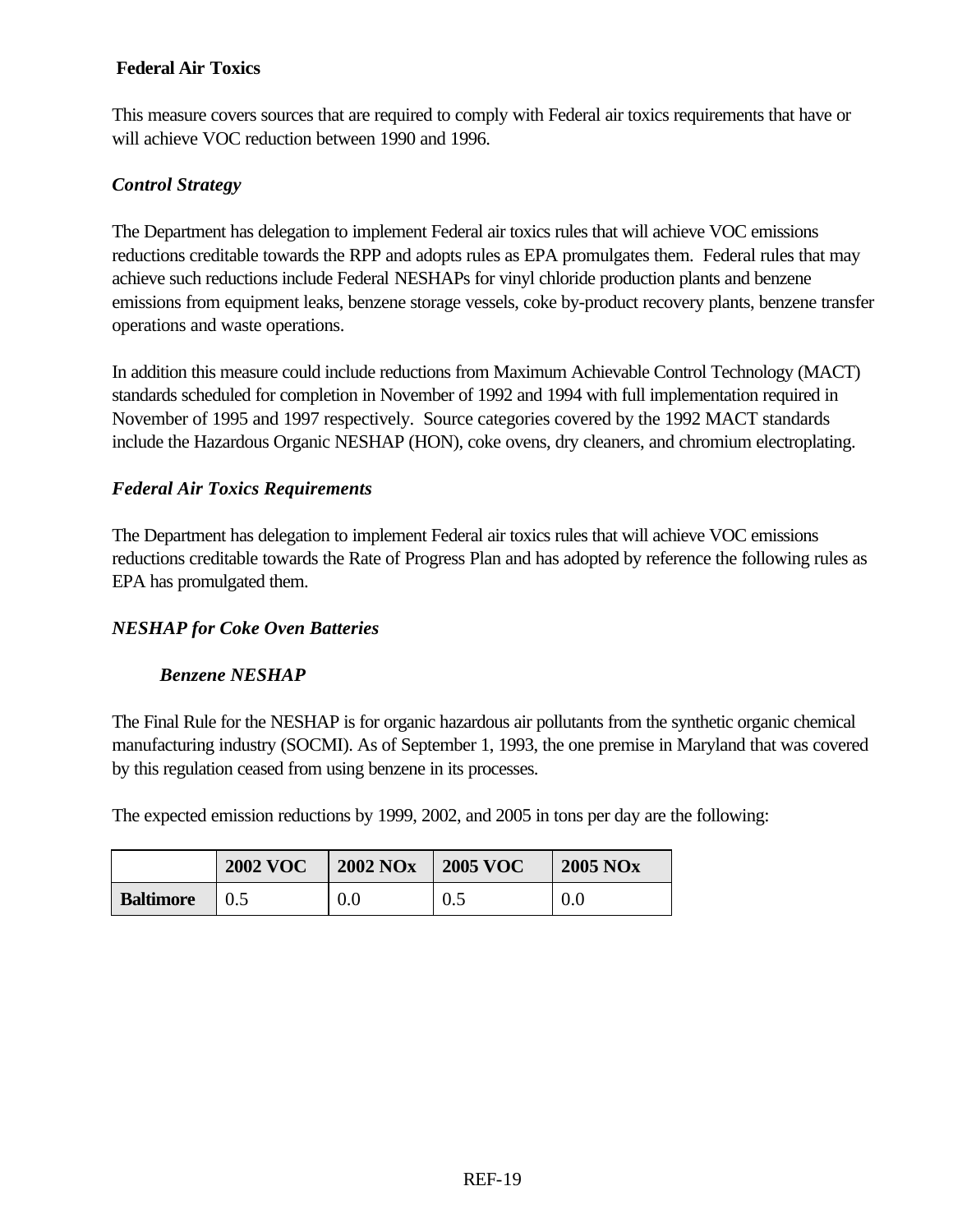**Federal Air Toxics**

This measure covers sources that are required to comply with Federal air toxics requirements that have or will achieve VOC reduction between 1990 and 1996.

***Control Strategy***

The Department has delegation to implement Federal air toxics rules that will achieve VOC emissions reductions creditable towards the RPP and adopts rules as EPA promulgates them. Federal rules that may achieve such reductions include Federal NESHAPs for vinyl chloride production plants and benzene emissions from equipment leaks, benzene storage vessels, coke by-product recovery plants, benzene transfer operations and waste operations.

In addition this measure could include reductions from Maximum Achievable Control Technology (MACT) standards scheduled for completion in November of 1992 and 1994 with full implementation required in November of 1995 and 1997 respectively. Source categories covered by the 1992 MACT standards include the Hazardous Organic NESHAP (HON), coke ovens, dry cleaners, and chromium electroplating.

***Federal Air Toxics Requirements***

The Department has delegation to implement Federal air toxics rules that will achieve VOC emissions reductions creditable towards the Rate of Progress Plan and has adopted by reference the following rules as EPA has promulgated them.

***NESHAP for Coke Oven Batteries***

***Benzene NESHAP***

The Final Rule for the NESHAP is for organic hazardous air pollutants from the synthetic organic chemical manufacturing industry (SOCMI). As of September 1, 1993, the one premise in Maryland that was covered by this regulation ceased from using benzene in its processes.

The expected emission reductions by 1999, 2002, and 2005 in tons per day are the following:

| | **2002 VOC** | **2002 NOx** | **2005 VOC** | **2005 NOx** |
|---|---|---|---|---|
| **Baltimore** | 0.5 | 0.0 | 0.5 | 0.0 |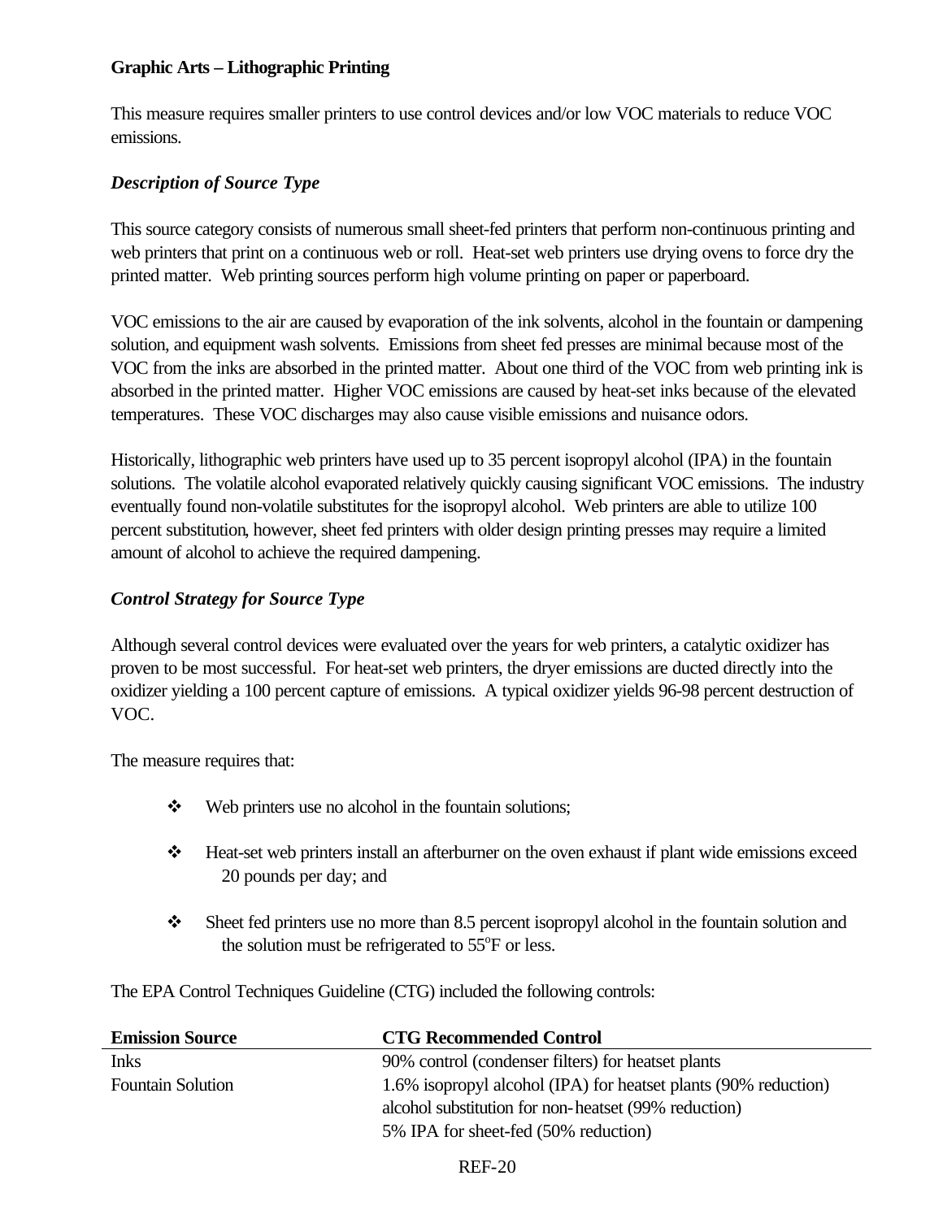**Graphic Arts – Lithographic Printing**

This measure requires smaller printers to use control devices and/or low VOC materials to reduce VOC emissions.

### *Description of Source Type*

This source category consists of numerous small sheet-fed printers that perform non-continuous printing and web printers that print on a continuous web or roll. Heat-set web printers use drying ovens to force dry the printed matter. Web printing sources perform high volume printing on paper or paperboard.

VOC emissions to the air are caused by evaporation of the ink solvents, alcohol in the fountain or dampening solution, and equipment wash solvents. Emissions from sheet fed presses are minimal because most of the VOC from the inks are absorbed in the printed matter. About one third of the VOC from web printing ink is absorbed in the printed matter. Higher VOC emissions are caused by heat-set inks because of the elevated temperatures. These VOC discharges may also cause visible emissions and nuisance odors.

Historically, lithographic web printers have used up to 35 percent isopropyl alcohol (IPA) in the fountain solutions. The volatile alcohol evaporated relatively quickly causing significant VOC emissions. The industry eventually found non-volatile substitutes for the isopropyl alcohol. Web printers are able to utilize 100 percent substitution, however, sheet fed printers with older design printing presses may require a limited amount of alcohol to achieve the required dampening.

### *Control Strategy for Source Type*

Although several control devices were evaluated over the years for web printers, a catalytic oxidizer has proven to be most successful. For heat-set web printers, the dryer emissions are ducted directly into the oxidizer yielding a 100 percent capture of emissions. A typical oxidizer yields 96-98 percent destruction of VOC.

The measure requires that:

- Web printers use no alcohol in the fountain solutions;
- Heat-set web printers install an afterburner on the oven exhaust if plant wide emissions exceed 20 pounds per day; and
- Sheet fed printers use no more than 8.5 percent isopropyl alcohol in the fountain solution and the solution must be refrigerated to 55°F or less.

The EPA Control Techniques Guideline (CTG) included the following controls:

| Emission Source | CTG Recommended Control |
|---|---|
| Inks | 90% control (condenser filters) for heatset plants |
| Fountain Solution | 1.6% isopropyl alcohol (IPA) for heatset plants (90% reduction) |
| | alcohol substitution for non-heatset (99% reduction) |
| | 5% IPA for sheet-fed (50% reduction) |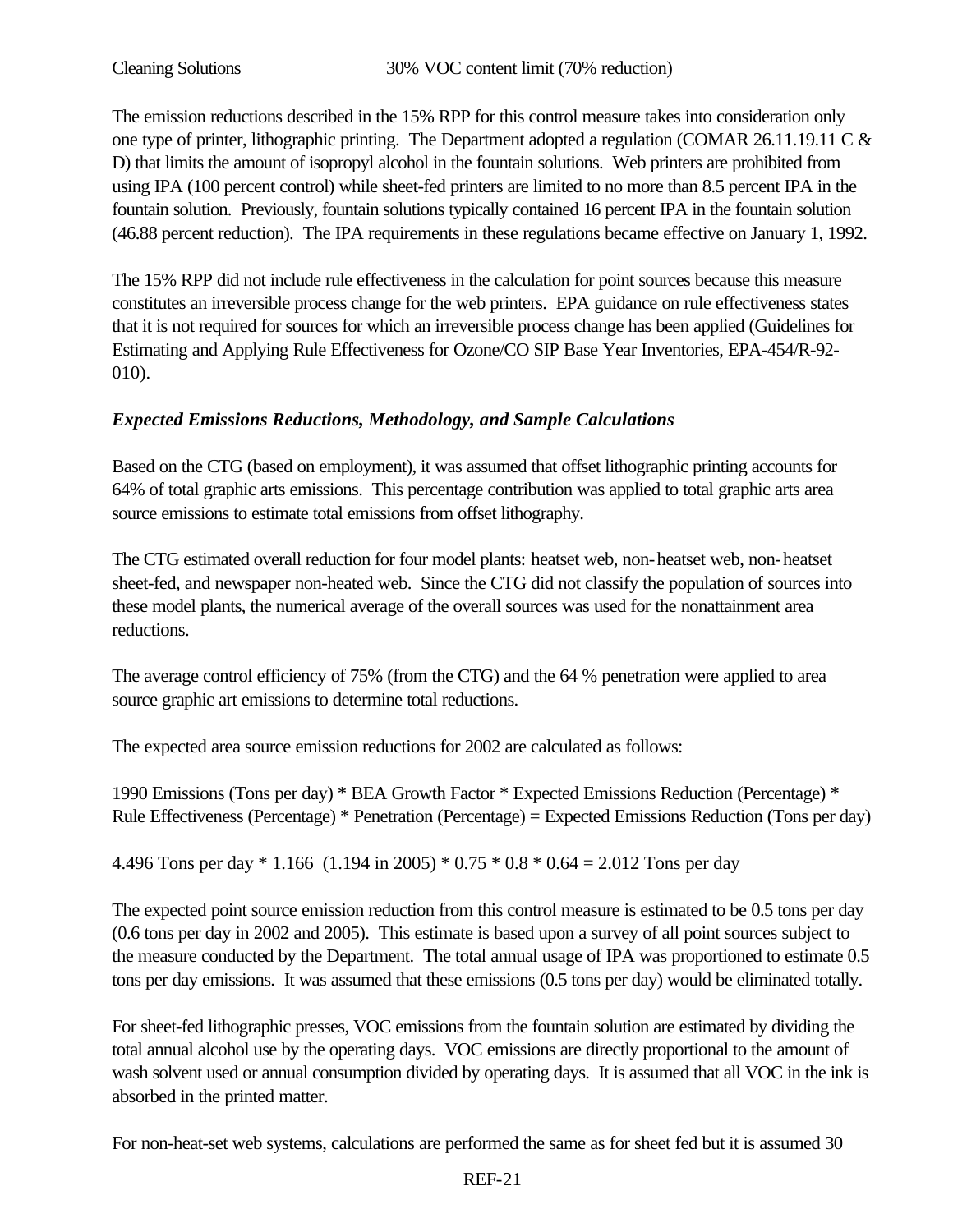| | |
|---|---|
| Cleaning Solutions | 30% VOC content limit (70% reduction) |

The emission reductions described in the 15% RPP for this control measure takes into consideration only one type of printer, lithographic printing. The Department adopted a regulation (COMAR 26.11.19.11 C & D) that limits the amount of isopropyl alcohol in the fountain solutions. Web printers are prohibited from using IPA (100 percent control) while sheet-fed printers are limited to no more than 8.5 percent IPA in the fountain solution. Previously, fountain solutions typically contained 16 percent IPA in the fountain solution (46.88 percent reduction). The IPA requirements in these regulations became effective on January 1, 1992.

The 15% RPP did not include rule effectiveness in the calculation for point sources because this measure constitutes an irreversible process change for the web printers. EPA guidance on rule effectiveness states that it is not required for sources for which an irreversible process change has been applied (Guidelines for Estimating and Applying Rule Effectiveness for Ozone/CO SIP Base Year Inventories, EPA-454/R-92-010).

***Expected Emissions Reductions, Methodology, and Sample Calculations***

Based on the CTG (based on employment), it was assumed that offset lithographic printing accounts for 64% of total graphic arts emissions. This percentage contribution was applied to total graphic arts area source emissions to estimate total emissions from offset lithography.

The CTG estimated overall reduction for four model plants: heatset web, non-heatset web, non-heatset sheet-fed, and newspaper non-heated web. Since the CTG did not classify the population of sources into these model plants, the numerical average of the overall sources was used for the nonattainment area reductions.

The average control efficiency of 75% (from the CTG) and the 64 % penetration were applied to area source graphic art emissions to determine total reductions.

The expected area source emission reductions for 2002 are calculated as follows:

1990 Emissions (Tons per day) * BEA Growth Factor * Expected Emissions Reduction (Percentage) * Rule Effectiveness (Percentage) * Penetration (Percentage) = Expected Emissions Reduction (Tons per day)

4.496 Tons per day * 1.166 (1.194 in 2005) * 0.75 * 0.8 * 0.64 = 2.012 Tons per day

The expected point source emission reduction from this control measure is estimated to be 0.5 tons per day (0.6 tons per day in 2002 and 2005). This estimate is based upon a survey of all point sources subject to the measure conducted by the Department. The total annual usage of IPA was proportioned to estimate 0.5 tons per day emissions. It was assumed that these emissions (0.5 tons per day) would be eliminated totally.

For sheet-fed lithographic presses, VOC emissions from the fountain solution are estimated by dividing the total annual alcohol use by the operating days. VOC emissions are directly proportional to the amount of wash solvent used or annual consumption divided by operating days. It is assumed that all VOC in the ink is absorbed in the printed matter.

For non-heat-set web systems, calculations are performed the same as for sheet fed but it is assumed 30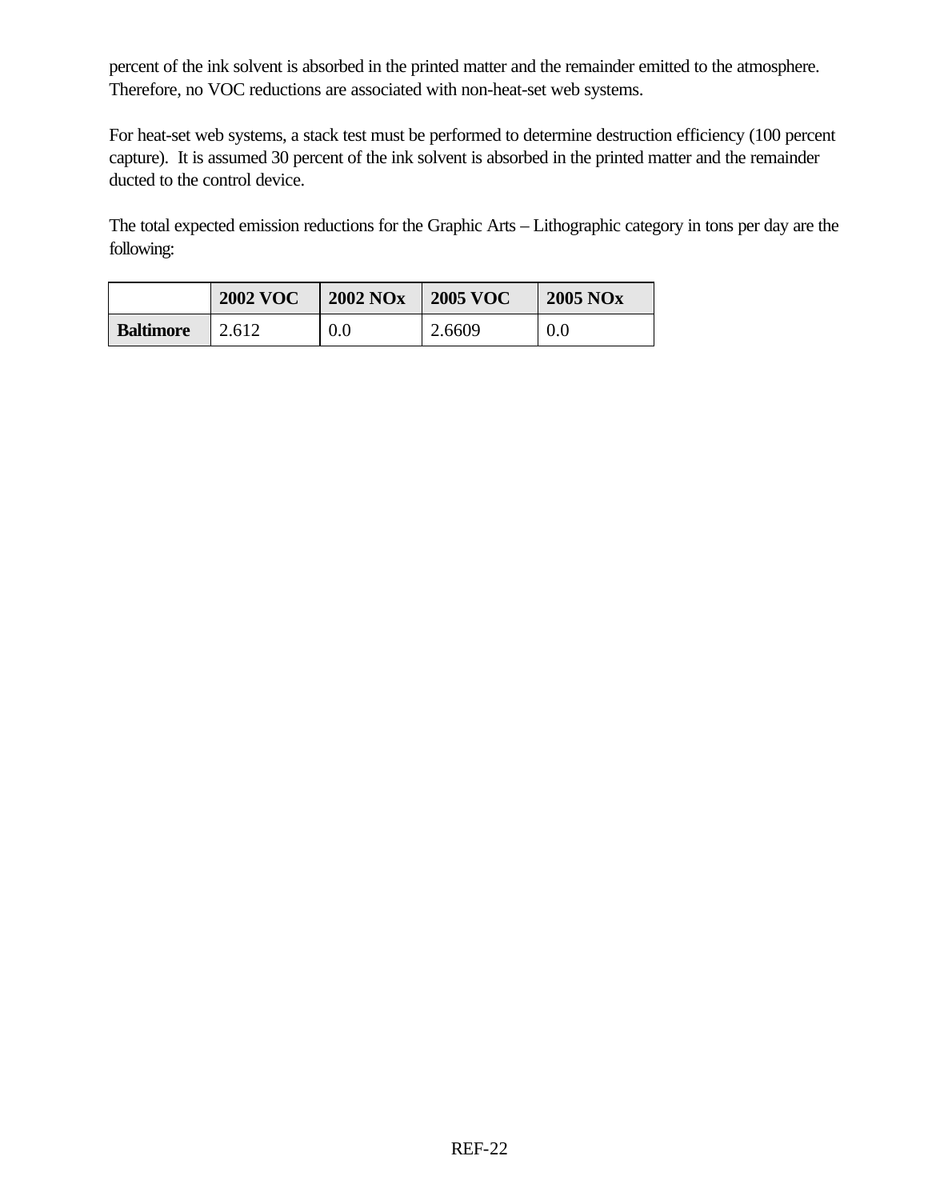percent of the ink solvent is absorbed in the printed matter and the remainder emitted to the atmosphere. Therefore, no VOC reductions are associated with non-heat-set web systems.

For heat-set web systems, a stack test must be performed to determine destruction efficiency (100 percent capture). It is assumed 30 percent of the ink solvent is absorbed in the printed matter and the remainder ducted to the control device.

The total expected emission reductions for the Graphic Arts – Lithographic category in tons per day are the following:

| | 2002 VOC | 2002 NOx | 2005 VOC | 2005 NOx |
|---|---|---|---|---|
| **Baltimore** | 2.612 | 0.0 | 2.6609 | 0.0 |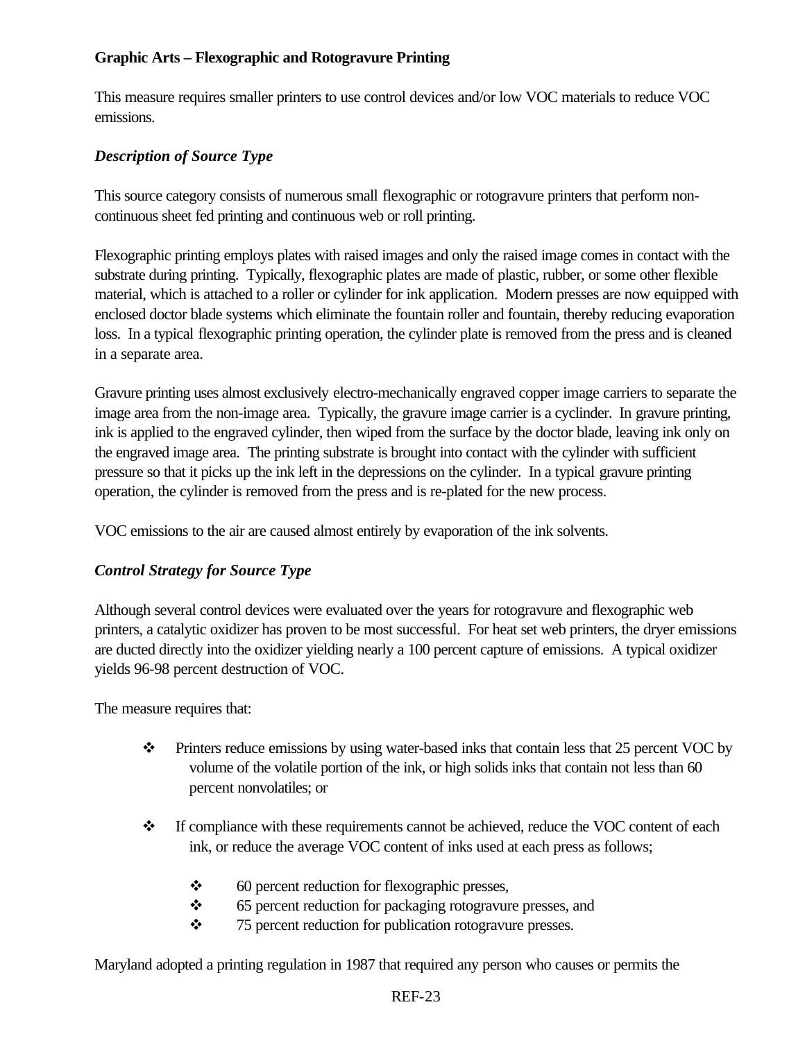**Graphic Arts – Flexographic and Rotogravure Printing**

This measure requires smaller printers to use control devices and/or low VOC materials to reduce VOC emissions.

### *Description of Source Type*

This source category consists of numerous small flexographic or rotogravure printers that perform non-continuous sheet fed printing and continuous web or roll printing.

Flexographic printing employs plates with raised images and only the raised image comes in contact with the substrate during printing. Typically, flexographic plates are made of plastic, rubber, or some other flexible material, which is attached to a roller or cylinder for ink application. Modern presses are now equipped with enclosed doctor blade systems which eliminate the fountain roller and fountain, thereby reducing evaporation loss. In a typical flexographic printing operation, the cylinder plate is removed from the press and is cleaned in a separate area.

Gravure printing uses almost exclusively electro-mechanically engraved copper image carriers to separate the image area from the non-image area. Typically, the gravure image carrier is a cyclinder. In gravure printing, ink is applied to the engraved cylinder, then wiped from the surface by the doctor blade, leaving ink only on the engraved image area. The printing substrate is brought into contact with the cylinder with sufficient pressure so that it picks up the ink left in the depressions on the cylinder. In a typical gravure printing operation, the cylinder is removed from the press and is re-plated for the new process.

VOC emissions to the air are caused almost entirely by evaporation of the ink solvents.

### *Control Strategy for Source Type*

Although several control devices were evaluated over the years for rotogravure and flexographic web printers, a catalytic oxidizer has proven to be most successful. For heat set web printers, the dryer emissions are ducted directly into the oxidizer yielding nearly a 100 percent capture of emissions. A typical oxidizer yields 96-98 percent destruction of VOC.

The measure requires that:

- Printers reduce emissions by using water-based inks that contain less that 25 percent VOC by volume of the volatile portion of the ink, or high solids inks that contain not less than 60 percent nonvolatiles; or
- If compliance with these requirements cannot be achieved, reduce the VOC content of each ink, or reduce the average VOC content of inks used at each press as follows;
  - 60 percent reduction for flexographic presses,
  - 65 percent reduction for packaging rotogravure presses, and
  - 75 percent reduction for publication rotogravure presses.

Maryland adopted a printing regulation in 1987 that required any person who causes or permits the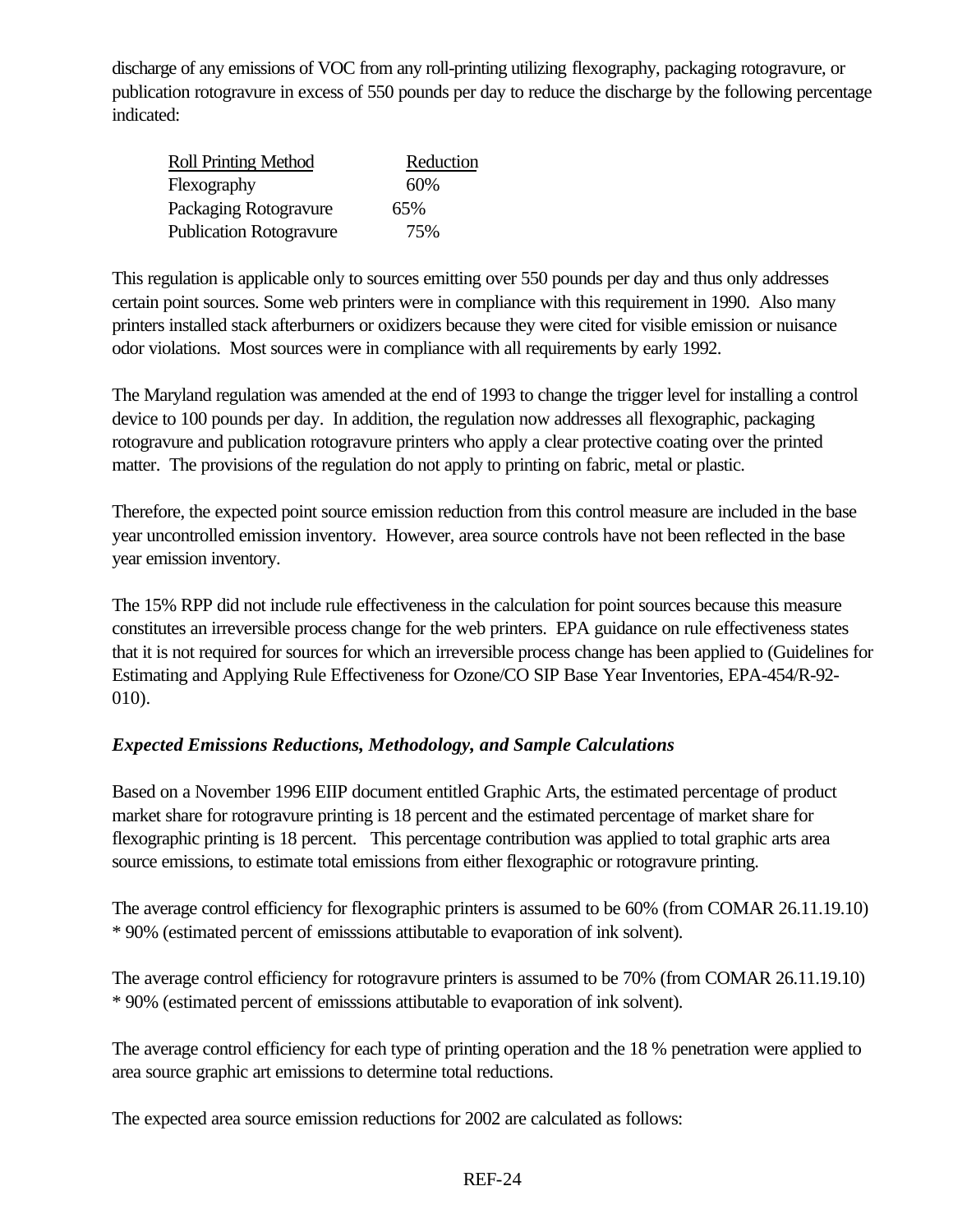discharge of any emissions of VOC from any roll-printing utilizing flexography, packaging rotogravure, or publication rotogravure in excess of 550 pounds per day to reduce the discharge by the following percentage indicated:

| Roll Printing Method | Reduction |
|---|---|
| Flexography | 60% |
| Packaging Rotogravure | 65% |
| Publication Rotogravure | 75% |

This regulation is applicable only to sources emitting over 550 pounds per day and thus only addresses certain point sources. Some web printers were in compliance with this requirement in 1990. Also many printers installed stack afterburners or oxidizers because they were cited for visible emission or nuisance odor violations. Most sources were in compliance with all requirements by early 1992.

The Maryland regulation was amended at the end of 1993 to change the trigger level for installing a control device to 100 pounds per day. In addition, the regulation now addresses all flexographic, packaging rotogravure and publication rotogravure printers who apply a clear protective coating over the printed matter. The provisions of the regulation do not apply to printing on fabric, metal or plastic.

Therefore, the expected point source emission reduction from this control measure are included in the base year uncontrolled emission inventory. However, area source controls have not been reflected in the base year emission inventory.

The 15% RPP did not include rule effectiveness in the calculation for point sources because this measure constitutes an irreversible process change for the web printers. EPA guidance on rule effectiveness states that it is not required for sources for which an irreversible process change has been applied to (Guidelines for Estimating and Applying Rule Effectiveness for Ozone/CO SIP Base Year Inventories, EPA-454/R-92-010).

### *Expected Emissions Reductions, Methodology, and Sample Calculations*

Based on a November 1996 EIIP document entitled Graphic Arts, the estimated percentage of product market share for rotogravure printing is 18 percent and the estimated percentage of market share for flexographic printing is 18 percent. This percentage contribution was applied to total graphic arts area source emissions, to estimate total emissions from either flexographic or rotogravure printing.

The average control efficiency for flexographic printers is assumed to be 60% (from COMAR 26.11.19.10) * 90% (estimated percent of emisssions attibutable to evaporation of ink solvent).

The average control efficiency for rotogravure printers is assumed to be 70% (from COMAR 26.11.19.10) * 90% (estimated percent of emisssions attibutable to evaporation of ink solvent).

The average control efficiency for each type of printing operation and the 18 % penetration were applied to area source graphic art emissions to determine total reductions.

The expected area source emission reductions for 2002 are calculated as follows: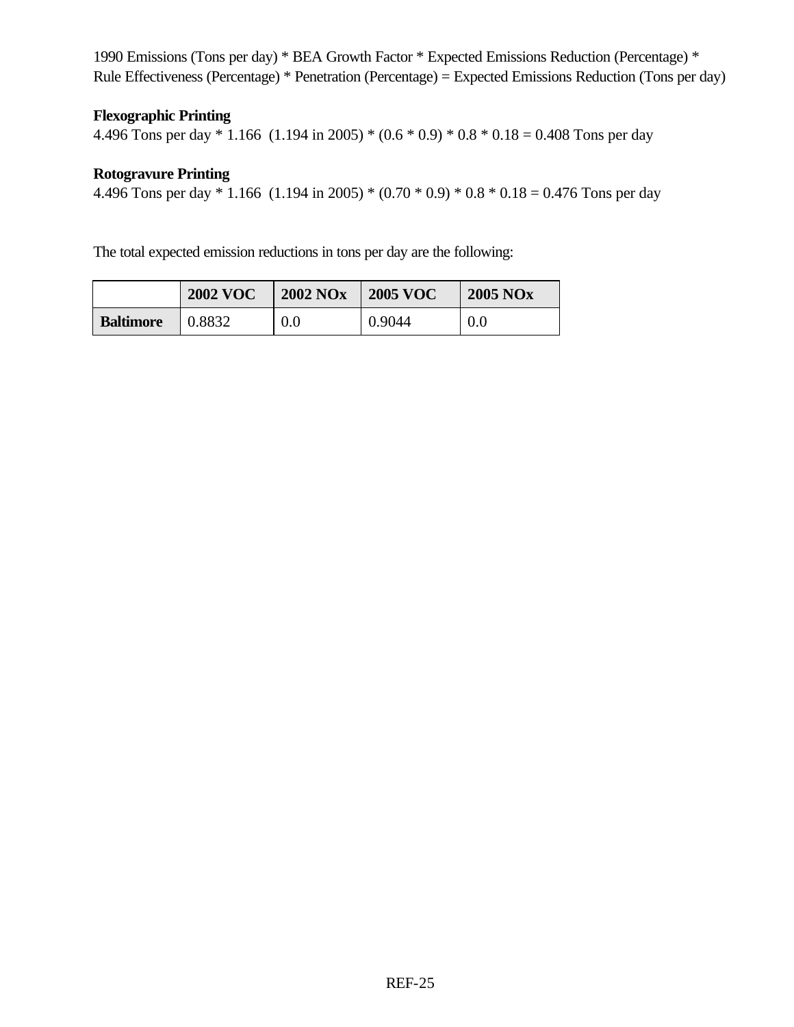1990 Emissions (Tons per day) * BEA Growth Factor * Expected Emissions Reduction (Percentage) * Rule Effectiveness (Percentage) * Penetration (Percentage) = Expected Emissions Reduction (Tons per day)

**Flexographic Printing**
4.496 Tons per day * 1.166 (1.194 in 2005) * (0.6 * 0.9) * 0.8 * 0.18 = 0.408 Tons per day

**Rotogravure Printing**
4.496 Tons per day * 1.166 (1.194 in 2005) * (0.70 * 0.9) * 0.8 * 0.18 = 0.476 Tons per day

The total expected emission reductions in tons per day are the following:

| | 2002 VOC | 2002 NOx | 2005 VOC | 2005 NOx |
|---|---|---|---|---|
| **Baltimore** | 0.8832 | 0.0 | 0.9044 | 0.0 |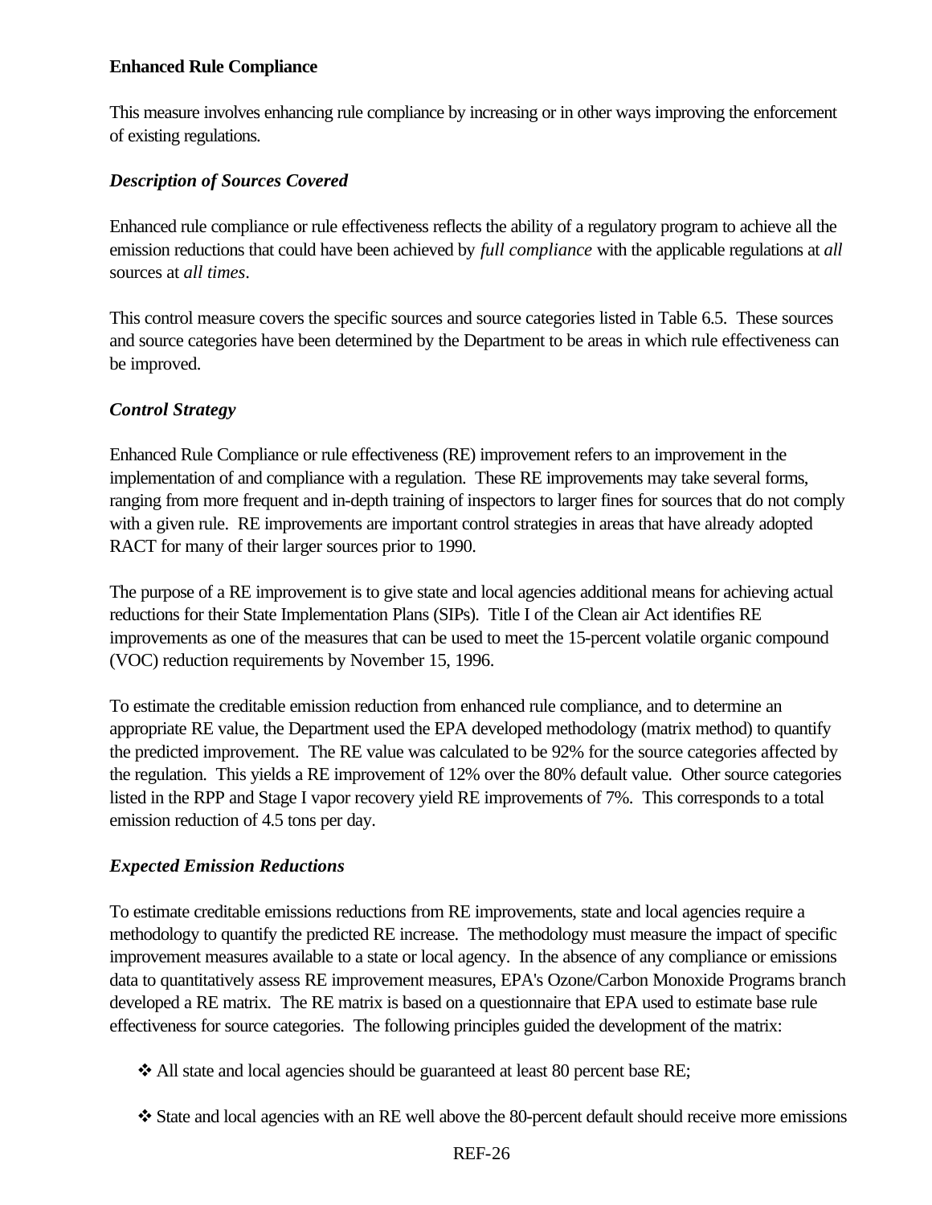**Enhanced Rule Compliance**

This measure involves enhancing rule compliance by increasing or in other ways improving the enforcement of existing regulations.

### *Description of Sources Covered*

Enhanced rule compliance or rule effectiveness reflects the ability of a regulatory program to achieve all the emission reductions that could have been achieved by *full compliance* with the applicable regulations at *all* sources at *all times*.

This control measure covers the specific sources and source categories listed in Table 6.5. These sources and source categories have been determined by the Department to be areas in which rule effectiveness can be improved.

### *Control Strategy*

Enhanced Rule Compliance or rule effectiveness (RE) improvement refers to an improvement in the implementation of and compliance with a regulation. These RE improvements may take several forms, ranging from more frequent and in-depth training of inspectors to larger fines for sources that do not comply with a given rule. RE improvements are important control strategies in areas that have already adopted RACT for many of their larger sources prior to 1990.

The purpose of a RE improvement is to give state and local agencies additional means for achieving actual reductions for their State Implementation Plans (SIPs). Title I of the Clean air Act identifies RE improvements as one of the measures that can be used to meet the 15-percent volatile organic compound (VOC) reduction requirements by November 15, 1996.

To estimate the creditable emission reduction from enhanced rule compliance, and to determine an appropriate RE value, the Department used the EPA developed methodology (matrix method) to quantify the predicted improvement. The RE value was calculated to be 92% for the source categories affected by the regulation. This yields a RE improvement of 12% over the 80% default value. Other source categories listed in the RPP and Stage I vapor recovery yield RE improvements of 7%. This corresponds to a total emission reduction of 4.5 tons per day.

### *Expected Emission Reductions*

To estimate creditable emissions reductions from RE improvements, state and local agencies require a methodology to quantify the predicted RE increase. The methodology must measure the impact of specific improvement measures available to a state or local agency. In the absence of any compliance or emissions data to quantitatively assess RE improvement measures, EPA's Ozone/Carbon Monoxide Programs branch developed a RE matrix. The RE matrix is based on a questionnaire that EPA used to estimate base rule effectiveness for source categories. The following principles guided the development of the matrix:

- All state and local agencies should be guaranteed at least 80 percent base RE;
- State and local agencies with an RE well above the 80-percent default should receive more emissions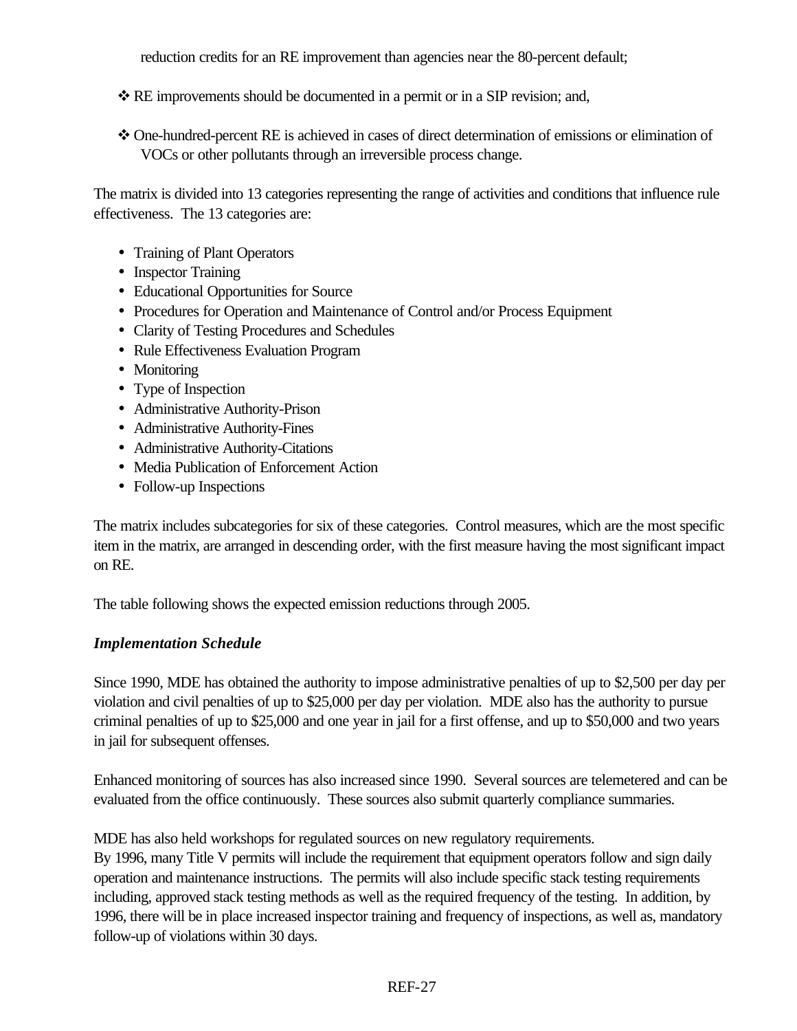reduction credits for an RE improvement than agencies near the 80-percent default;

- RE improvements should be documented in a permit or in a SIP revision; and,
- One-hundred-percent RE is achieved in cases of direct determination of emissions or elimination of VOCs or other pollutants through an irreversible process change.

The matrix is divided into 13 categories representing the range of activities and conditions that influence rule effectiveness. The 13 categories are:

- Training of Plant Operators
- Inspector Training
- Educational Opportunities for Source
- Procedures for Operation and Maintenance of Control and/or Process Equipment
- Clarity of Testing Procedures and Schedules
- Rule Effectiveness Evaluation Program
- Monitoring
- Type of Inspection
- Administrative Authority-Prison
- Administrative Authority-Fines
- Administrative Authority-Citations
- Media Publication of Enforcement Action
- Follow-up Inspections

The matrix includes subcategories for six of these categories. Control measures, which are the most specific item in the matrix, are arranged in descending order, with the first measure having the most significant impact on RE.

The table following shows the expected emission reductions through 2005.

***Implementation Schedule***

Since 1990, MDE has obtained the authority to impose administrative penalties of up to $2,500 per day per violation and civil penalties of up to $25,000 per day per violation. MDE also has the authority to pursue criminal penalties of up to $25,000 and one year in jail for a first offense, and up to $50,000 and two years in jail for subsequent offenses.

Enhanced monitoring of sources has also increased since 1990. Several sources are telemetered and can be evaluated from the office continuously. These sources also submit quarterly compliance summaries.

MDE has also held workshops for regulated sources on new regulatory requirements.
By 1996, many Title V permits will include the requirement that equipment operators follow and sign daily operation and maintenance instructions. The permits will also include specific stack testing requirements including, approved stack testing methods as well as the required frequency of the testing. In addition, by 1996, there will be in place increased inspector training and frequency of inspections, as well as, mandatory follow-up of violations within 30 days.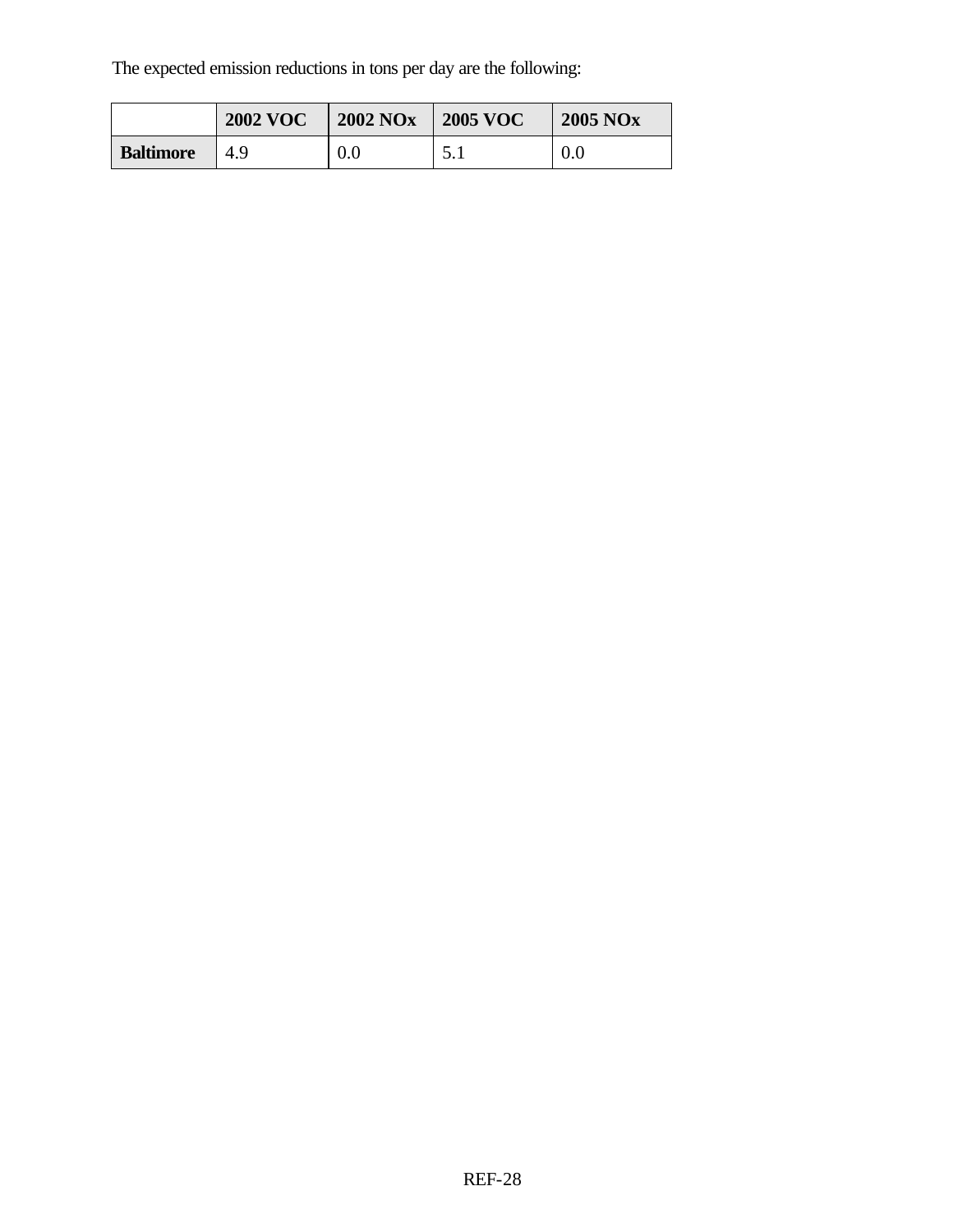The expected emission reductions in tons per day are the following:

| | 2002 VOC | 2002 NOx | 2005 VOC | 2005 NOx |
|---|---|---|---|---|
| **Baltimore** | 4.9 | 0.0 | 5.1 | 0.0 |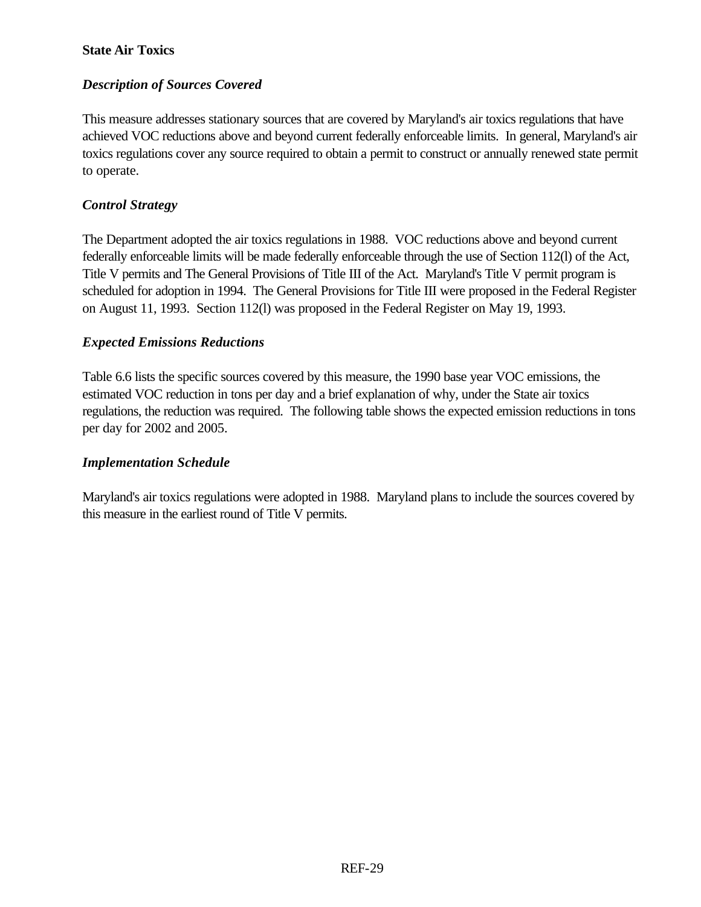**State Air Toxics**

***Description of Sources Covered***

This measure addresses stationary sources that are covered by Maryland's air toxics regulations that have achieved VOC reductions above and beyond current federally enforceable limits. In general, Maryland's air toxics regulations cover any source required to obtain a permit to construct or annually renewed state permit to operate.

***Control Strategy***

The Department adopted the air toxics regulations in 1988. VOC reductions above and beyond current federally enforceable limits will be made federally enforceable through the use of Section 112(l) of the Act, Title V permits and The General Provisions of Title III of the Act. Maryland's Title V permit program is scheduled for adoption in 1994. The General Provisions for Title III were proposed in the Federal Register on August 11, 1993. Section 112(l) was proposed in the Federal Register on May 19, 1993.

***Expected Emissions Reductions***

Table 6.6 lists the specific sources covered by this measure, the 1990 base year VOC emissions, the estimated VOC reduction in tons per day and a brief explanation of why, under the State air toxics regulations, the reduction was required. The following table shows the expected emission reductions in tons per day for 2002 and 2005.

***Implementation Schedule***

Maryland's air toxics regulations were adopted in 1988. Maryland plans to include the sources covered by this measure in the earliest round of Title V permits.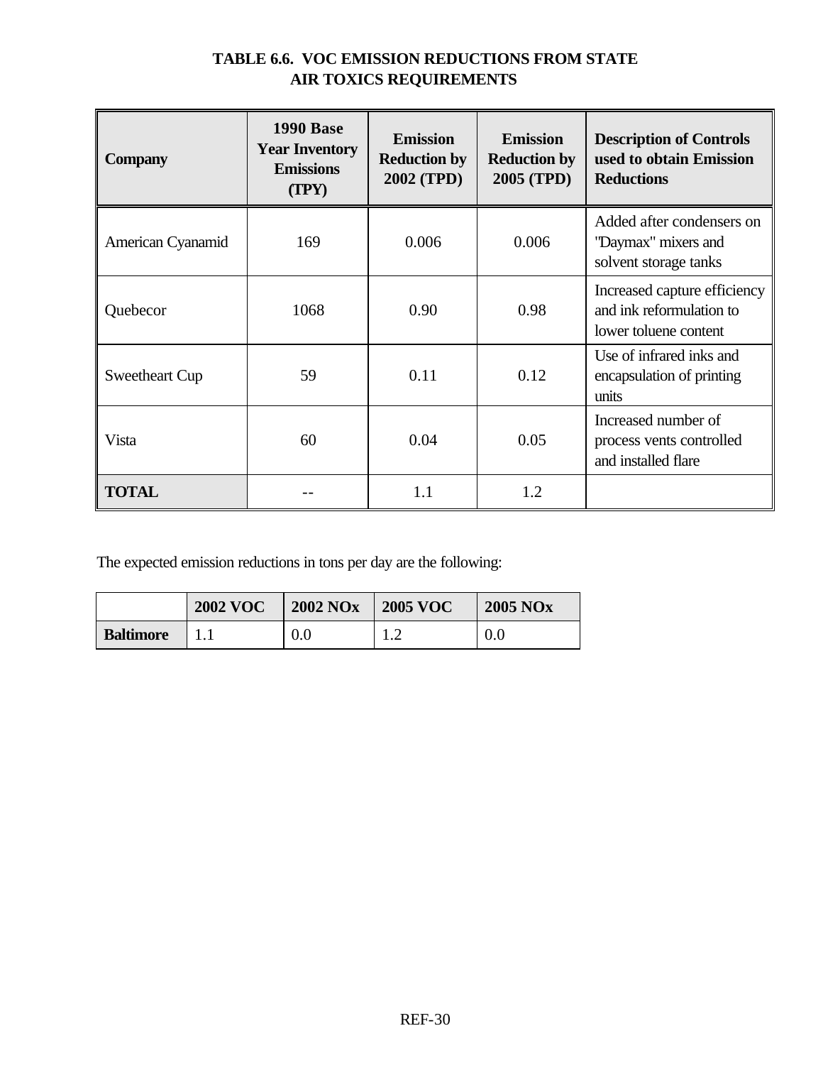# TABLE 6.6. VOC EMISSION REDUCTIONS FROM STATE AIR TOXICS REQUIREMENTS

| Company | 1990 Base Year Inventory Emissions (TPY) | Emission Reduction by 2002 (TPD) | Emission Reduction by 2005 (TPD) | Description of Controls used to obtain Emission Reductions |
|---|---|---|---|---|
| American Cyanamid | 169 | 0.006 | 0.006 | Added after condensers on "Daymax" mixers and solvent storage tanks |
| Quebecor | 1068 | 0.90 | 0.98 | Increased capture efficiency and ink reformulation to lower toluene content |
| Sweetheart Cup | 59 | 0.11 | 0.12 | Use of infrared inks and encapsulation of printing units |
| Vista | 60 | 0.04 | 0.05 | Increased number of process vents controlled and installed flare |
| **TOTAL** | -- | 1.1 | 1.2 | |

The expected emission reductions in tons per day are the following:

| | 2002 VOC | 2002 NOx | 2005 VOC | 2005 NOx |
|---|---|---|---|---|
| **Baltimore** | 1.1 | 0.0 | 1.2 | 0.0 |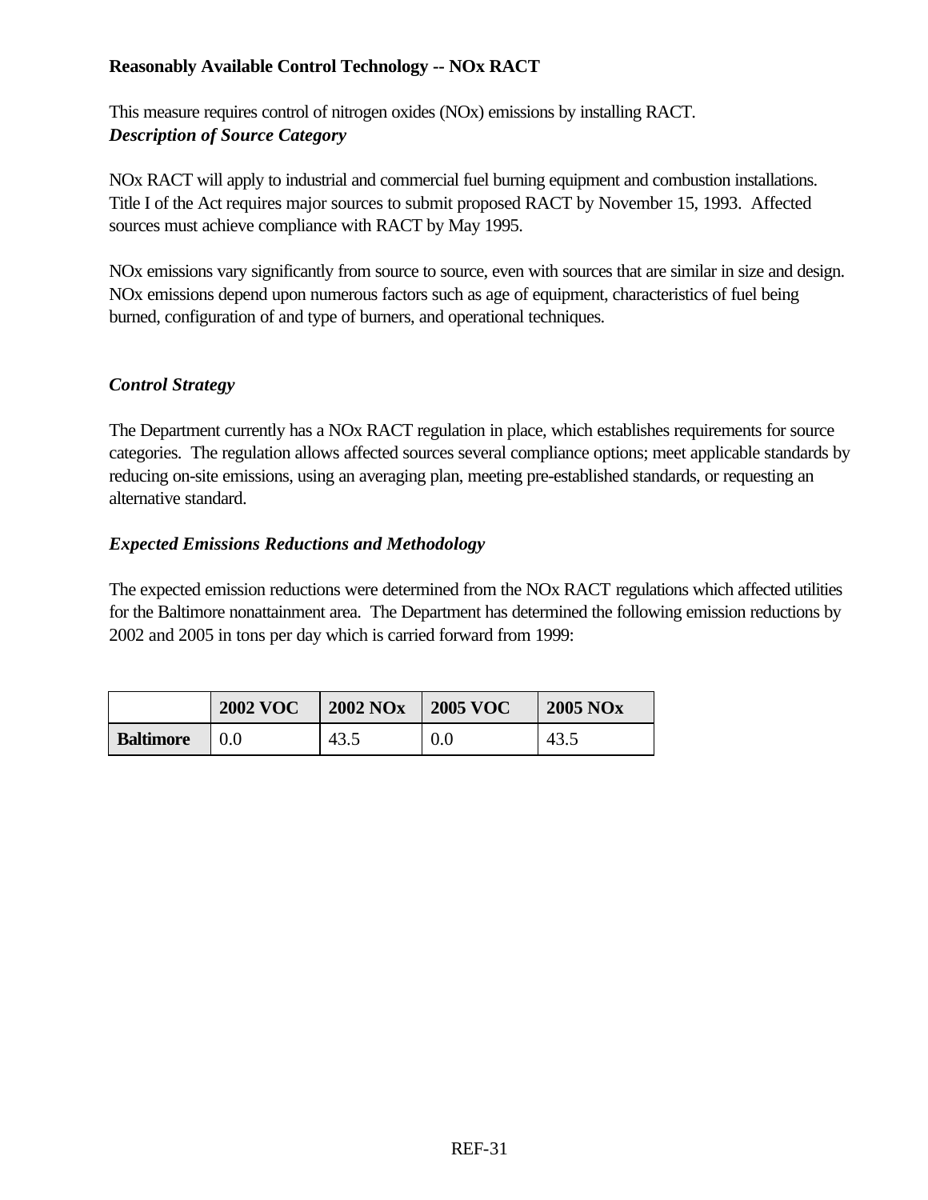**Reasonably Available Control Technology -- NOx RACT**

This measure requires control of nitrogen oxides (NOx) emissions by installing RACT.
***Description of Source Category***

NOx RACT will apply to industrial and commercial fuel burning equipment and combustion installations. Title I of the Act requires major sources to submit proposed RACT by November 15, 1993. Affected sources must achieve compliance with RACT by May 1995.

NOx emissions vary significantly from source to source, even with sources that are similar in size and design. NOx emissions depend upon numerous factors such as age of equipment, characteristics of fuel being burned, configuration of and type of burners, and operational techniques.

***Control Strategy***

The Department currently has a NOx RACT regulation in place, which establishes requirements for source categories. The regulation allows affected sources several compliance options; meet applicable standards by reducing on-site emissions, using an averaging plan, meeting pre-established standards, or requesting an alternative standard.

***Expected Emissions Reductions and Methodology***

The expected emission reductions were determined from the NOx RACT regulations which affected utilities for the Baltimore nonattainment area. The Department has determined the following emission reductions by 2002 and 2005 in tons per day which is carried forward from 1999:

| | **2002 VOC** | **2002 NOx** | **2005 VOC** | **2005 NOx** |
|---|---|---|---|---|
| **Baltimore** | 0.0 | 43.5 | 0.0 | 43.5 |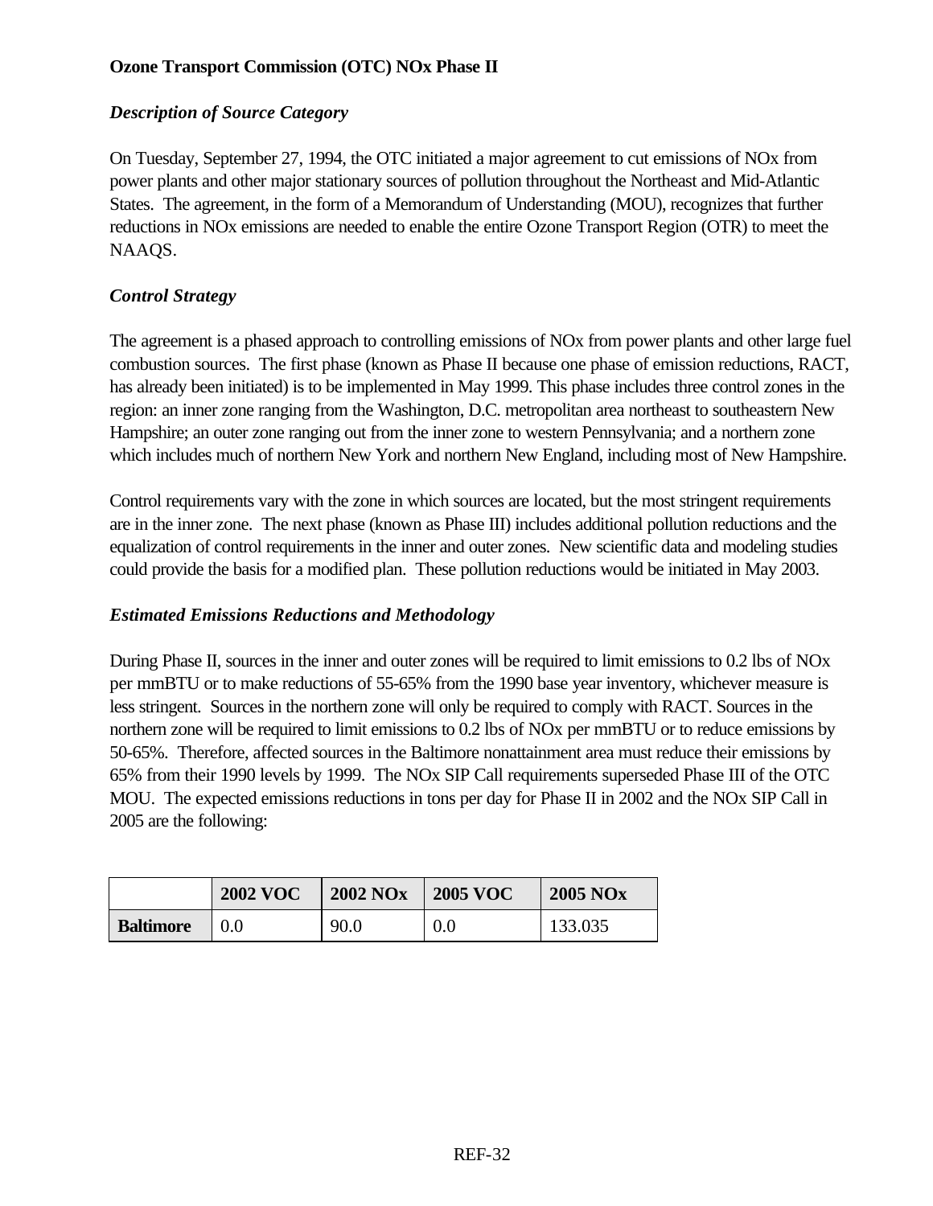**Ozone Transport Commission (OTC) NOx Phase II**

***Description of Source Category***

On Tuesday, September 27, 1994, the OTC initiated a major agreement to cut emissions of NOx from power plants and other major stationary sources of pollution throughout the Northeast and Mid-Atlantic States. The agreement, in the form of a Memorandum of Understanding (MOU), recognizes that further reductions in NOx emissions are needed to enable the entire Ozone Transport Region (OTR) to meet the NAAQS.

***Control Strategy***

The agreement is a phased approach to controlling emissions of NOx from power plants and other large fuel combustion sources. The first phase (known as Phase II because one phase of emission reductions, RACT, has already been initiated) is to be implemented in May 1999. This phase includes three control zones in the region: an inner zone ranging from the Washington, D.C. metropolitan area northeast to southeastern New Hampshire; an outer zone ranging out from the inner zone to western Pennsylvania; and a northern zone which includes much of northern New York and northern New England, including most of New Hampshire.

Control requirements vary with the zone in which sources are located, but the most stringent requirements are in the inner zone. The next phase (known as Phase III) includes additional pollution reductions and the equalization of control requirements in the inner and outer zones. New scientific data and modeling studies could provide the basis for a modified plan. These pollution reductions would be initiated in May 2003.

***Estimated Emissions Reductions and Methodology***

During Phase II, sources in the inner and outer zones will be required to limit emissions to 0.2 lbs of NOx per mmBTU or to make reductions of 55-65% from the 1990 base year inventory, whichever measure is less stringent. Sources in the northern zone will only be required to comply with RACT. Sources in the northern zone will be required to limit emissions to 0.2 lbs of NOx per mmBTU or to reduce emissions by 50-65%. Therefore, affected sources in the Baltimore nonattainment area must reduce their emissions by 65% from their 1990 levels by 1999. The NOx SIP Call requirements superseded Phase III of the OTC MOU. The expected emissions reductions in tons per day for Phase II in 2002 and the NOx SIP Call in 2005 are the following:

| | 2002 VOC | 2002 NOx | 2005 VOC | 2005 NOx |
|---|---|---|---|---|
| **Baltimore** | 0.0 | 90.0 | 0.0 | 133.035 |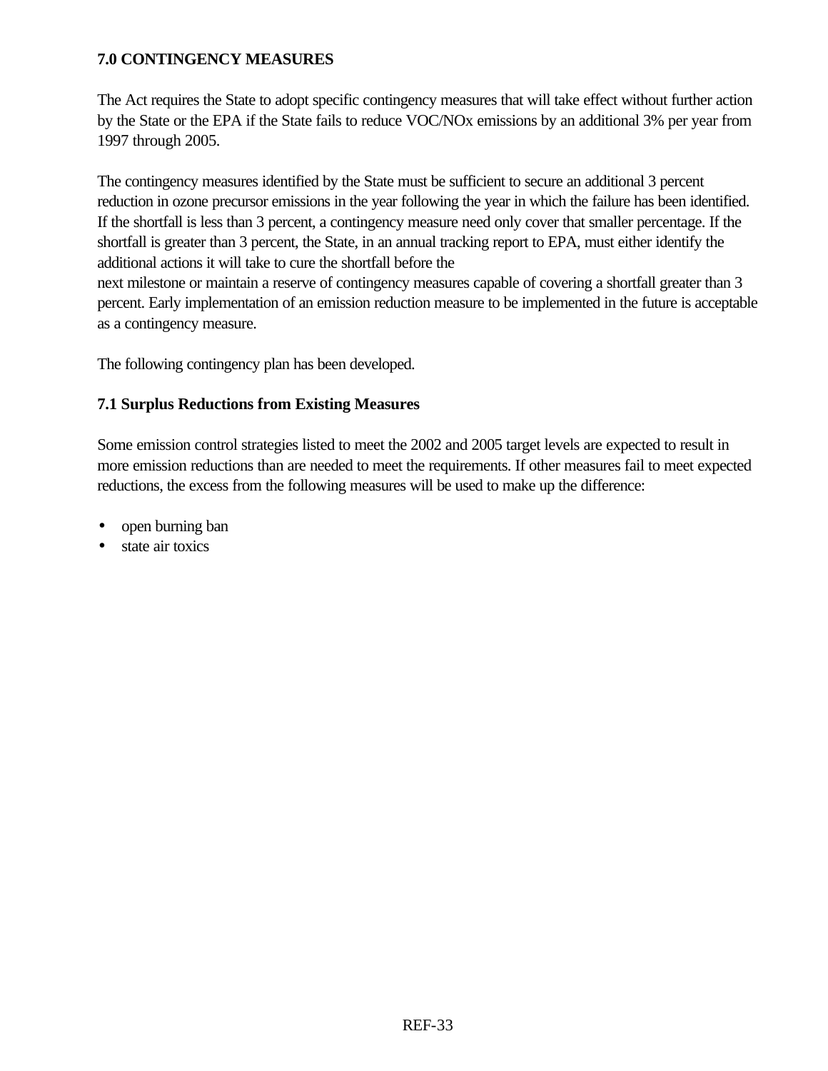## 7.0 CONTINGENCY MEASURES

The Act requires the State to adopt specific contingency measures that will take effect without further action by the State or the EPA if the State fails to reduce VOC/NOx emissions by an additional 3% per year from 1997 through 2005.

The contingency measures identified by the State must be sufficient to secure an additional 3 percent reduction in ozone precursor emissions in the year following the year in which the failure has been identified. If the shortfall is less than 3 percent, a contingency measure need only cover that smaller percentage. If the shortfall is greater than 3 percent, the State, in an annual tracking report to EPA, must either identify the additional actions it will take to cure the shortfall before the next milestone or maintain a reserve of contingency measures capable of covering a shortfall greater than 3 percent. Early implementation of an emission reduction measure to be implemented in the future is acceptable as a contingency measure.

The following contingency plan has been developed.

### 7.1 Surplus Reductions from Existing Measures

Some emission control strategies listed to meet the 2002 and 2005 target levels are expected to result in more emission reductions than are needed to meet the requirements. If other measures fail to meet expected reductions, the excess from the following measures will be used to make up the difference:

- open burning ban
- state air toxics